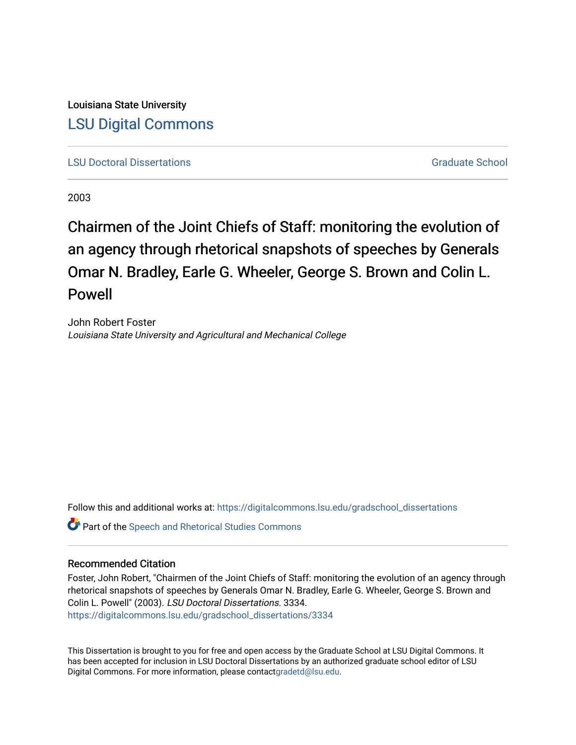Louisiana State University

# LSU Digital Commons

LSU Doctoral Dissertations | Graduate School

2003

# Chairmen of the Joint Chiefs of Staff: monitoring the evolution of an agency through rhetorical snapshots of speeches by Generals Omar N. Bradley, Earle G. Wheeler, George S. Brown and Colin L. Powell

John Robert Foster
*Louisiana State University and Agricultural and Mechanical College*

Follow this and additional works at: https://digitalcommons.lsu.edu/gradschool_dissertations

Part of the Speech and Rhetorical Studies Commons

## Recommended Citation

Foster, John Robert, "Chairmen of the Joint Chiefs of Staff: monitoring the evolution of an agency through rhetorical snapshots of speeches by Generals Omar N. Bradley, Earle G. Wheeler, George S. Brown and Colin L. Powell" (2003). *LSU Doctoral Dissertations*. 3334.
https://digitalcommons.lsu.edu/gradschool_dissertations/3334

This Dissertation is brought to you for free and open access by the Graduate School at LSU Digital Commons. It has been accepted for inclusion in LSU Doctoral Dissertations by an authorized graduate school editor of LSU Digital Commons. For more information, please contactgradetd@lsu.edu.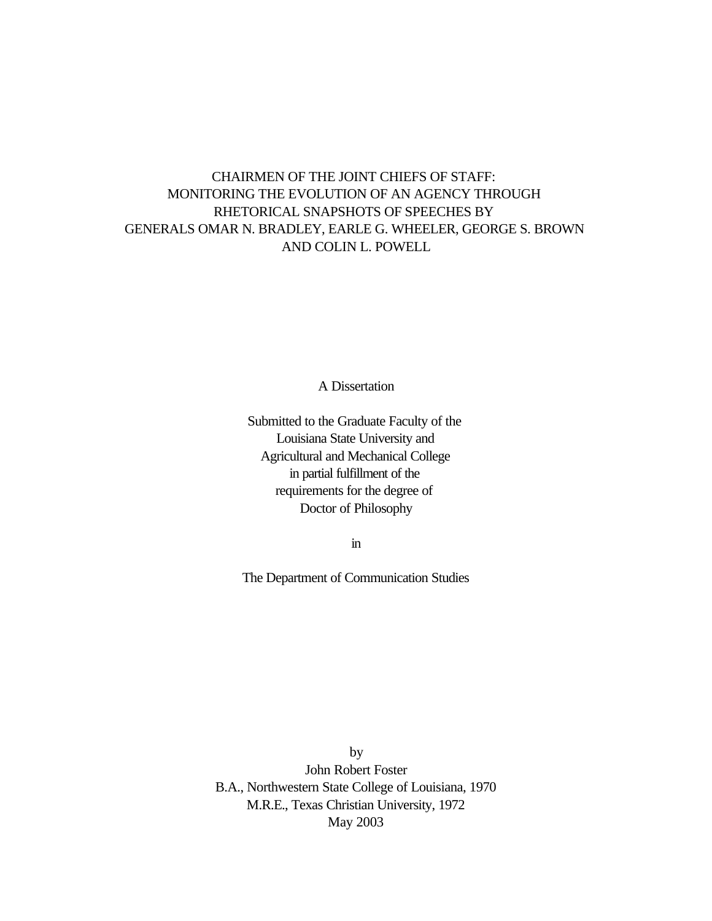# CHAIRMEN OF THE JOINT CHIEFS OF STAFF: MONITORING THE EVOLUTION OF AN AGENCY THROUGH RHETORICAL SNAPSHOTS OF SPEECHES BY GENERALS OMAR N. BRADLEY, EARLE G. WHEELER, GEORGE S. BROWN AND COLIN L. POWELL

A Dissertation

Submitted to the Graduate Faculty of the
Louisiana State University and
Agricultural and Mechanical College
in partial fulfillment of the
requirements for the degree of
Doctor of Philosophy

in

The Department of Communication Studies

by
John Robert Foster
B.A., Northwestern State College of Louisiana, 1970
M.R.E., Texas Christian University, 1972
May 2003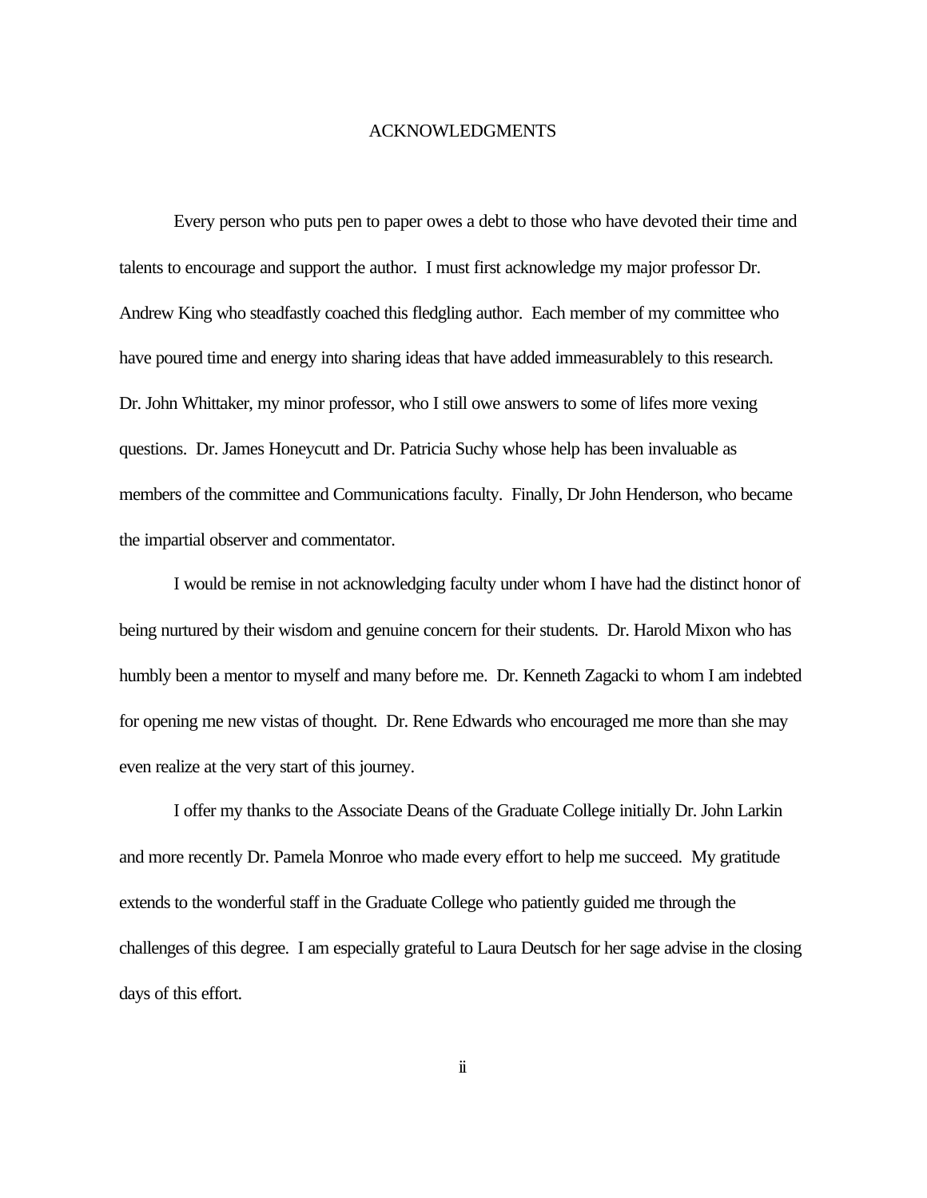# ACKNOWLEDGMENTS

Every person who puts pen to paper owes a debt to those who have devoted their time and talents to encourage and support the author. I must first acknowledge my major professor Dr. Andrew King who steadfastly coached this fledgling author. Each member of my committee who have poured time and energy into sharing ideas that have added immeasurablely to this research. Dr. John Whittaker, my minor professor, who I still owe answers to some of lifes more vexing questions. Dr. James Honeycutt and Dr. Patricia Suchy whose help has been invaluable as members of the committee and Communications faculty. Finally, Dr John Henderson, who became the impartial observer and commentator.

I would be remise in not acknowledging faculty under whom I have had the distinct honor of being nurtured by their wisdom and genuine concern for their students. Dr. Harold Mixon who has humbly been a mentor to myself and many before me. Dr. Kenneth Zagacki to whom I am indebted for opening me new vistas of thought. Dr. Rene Edwards who encouraged me more than she may even realize at the very start of this journey.

I offer my thanks to the Associate Deans of the Graduate College initially Dr. John Larkin and more recently Dr. Pamela Monroe who made every effort to help me succeed. My gratitude extends to the wonderful staff in the Graduate College who patiently guided me through the challenges of this degree. I am especially grateful to Laura Deutsch for her sage advise in the closing days of this effort.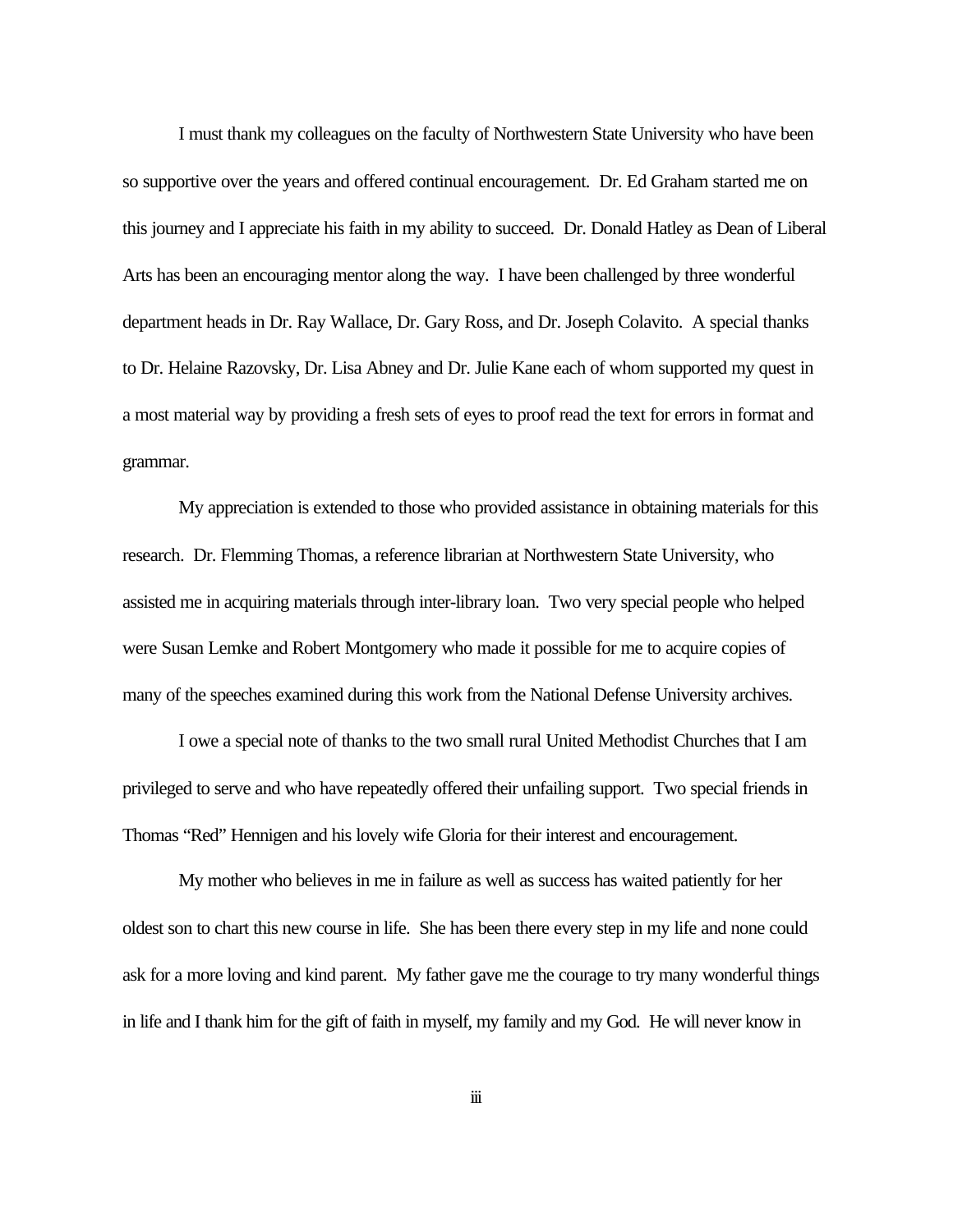I must thank my colleagues on the faculty of Northwestern State University who have been so supportive over the years and offered continual encouragement. Dr. Ed Graham started me on this journey and I appreciate his faith in my ability to succeed. Dr. Donald Hatley as Dean of Liberal Arts has been an encouraging mentor along the way. I have been challenged by three wonderful department heads in Dr. Ray Wallace, Dr. Gary Ross, and Dr. Joseph Colavito. A special thanks to Dr. Helaine Razovsky, Dr. Lisa Abney and Dr. Julie Kane each of whom supported my quest in a most material way by providing a fresh sets of eyes to proof read the text for errors in format and grammar.

My appreciation is extended to those who provided assistance in obtaining materials for this research. Dr. Flemming Thomas, a reference librarian at Northwestern State University, who assisted me in acquiring materials through inter-library loan. Two very special people who helped were Susan Lemke and Robert Montgomery who made it possible for me to acquire copies of many of the speeches examined during this work from the National Defense University archives.

I owe a special note of thanks to the two small rural United Methodist Churches that I am privileged to serve and who have repeatedly offered their unfailing support. Two special friends in Thomas "Red" Hennigen and his lovely wife Gloria for their interest and encouragement.

My mother who believes in me in failure as well as success has waited patiently for her oldest son to chart this new course in life. She has been there every step in my life and none could ask for a more loving and kind parent. My father gave me the courage to try many wonderful things in life and I thank him for the gift of faith in myself, my family and my God. He will never know in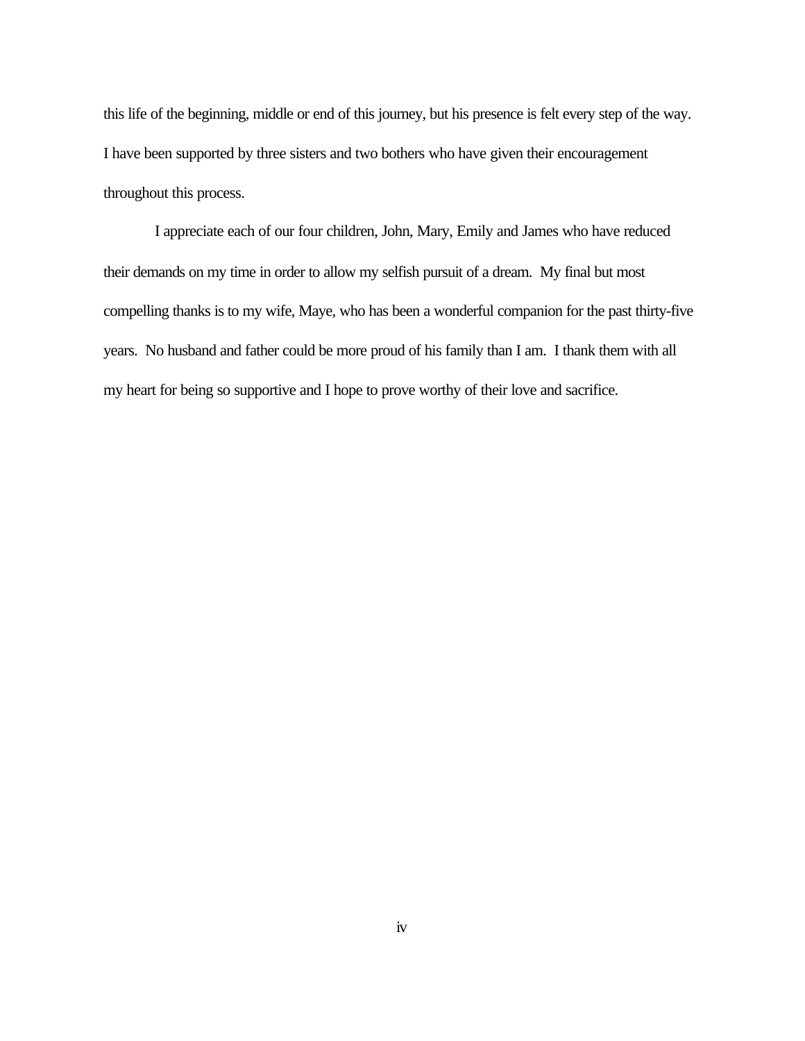this life of the beginning, middle or end of this journey, but his presence is felt every step of the way. I have been supported by three sisters and two bothers who have given their encouragement throughout this process.

I appreciate each of our four children, John, Mary, Emily and James who have reduced their demands on my time in order to allow my selfish pursuit of a dream. My final but most compelling thanks is to my wife, Maye, who has been a wonderful companion for the past thirty-five years. No husband and father could be more proud of his family than I am. I thank them with all my heart for being so supportive and I hope to prove worthy of their love and sacrifice.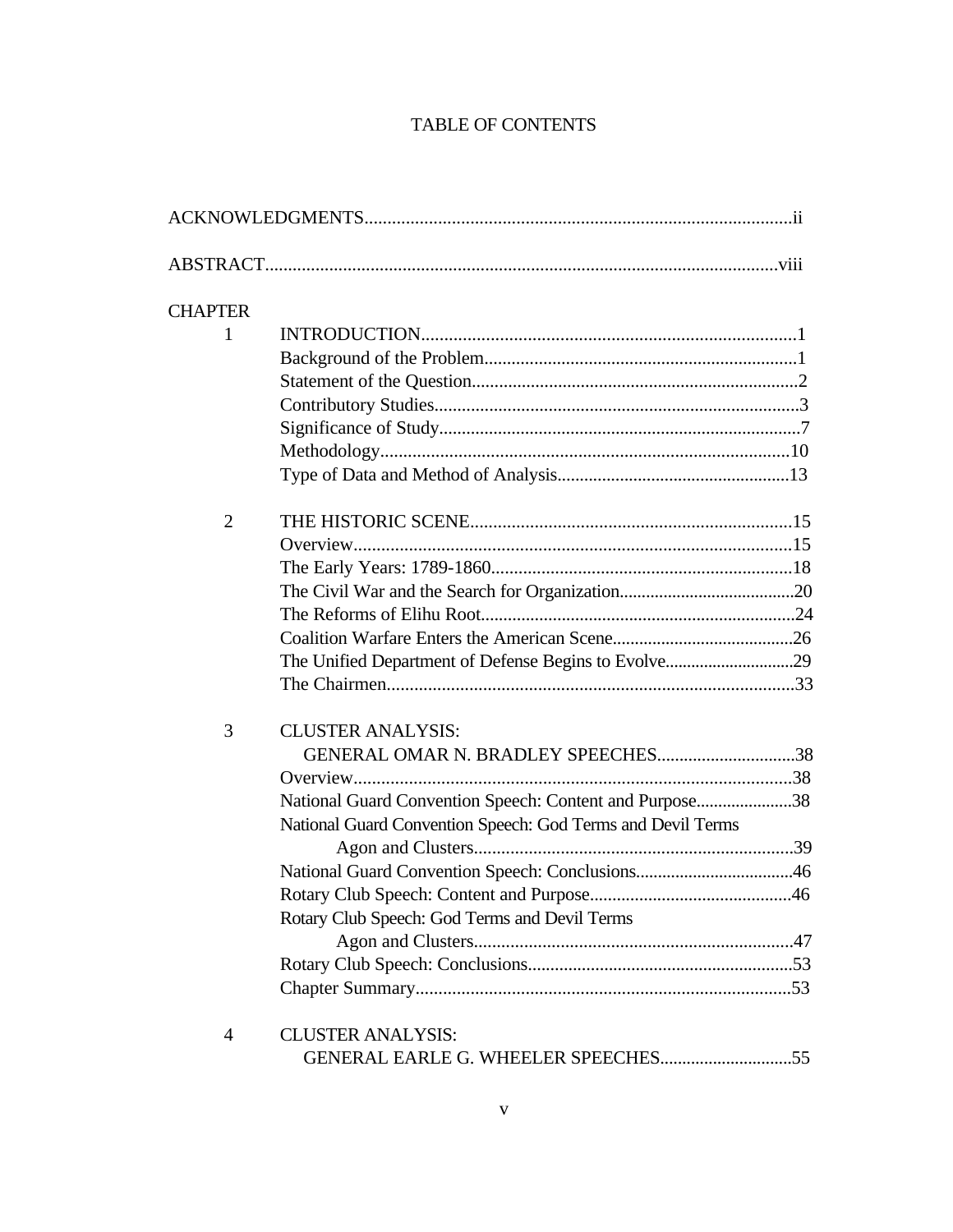# TABLE OF CONTENTS

ACKNOWLEDGMENTS.............................................................................................ii

ABSTRACT...............................................................................................................viii

CHAPTER

1 INTRODUCTION.................................................................................1
   - Background of the Problem....................................................................1
   - Statement of the Question......................................................................2
   - Contributory Studies...............................................................................3
   - Significance of Study...............................................................................7
   - Methodology.........................................................................................10
   - Type of Data and Method of Analysis...................................................13

2 THE HISTORIC SCENE......................................................................15
   - Overview...............................................................................................15
   - The Early Years: 1789-1860..................................................................18
   - The Civil War and the Search for Organization.......................................20
   - The Reforms of Elihu Root.....................................................................24
   - Coalition Warfare Enters the American Scene........................................26
   - The Unified Department of Defense Begins to Evolve.............................29
   - The Chairmen.........................................................................................33

3 CLUSTER ANALYSIS: GENERAL OMAR N. BRADLEY SPEECHES...............................38
   - Overview...............................................................................................38
   - National Guard Convention Speech: Content and Purpose......................38
   - National Guard Convention Speech: God Terms and Devil Terms Agon and Clusters......................................................................39
   - National Guard Convention Speech: Conclusions...................................46
   - Rotary Club Speech: Content and Purpose............................................46
   - Rotary Club Speech: God Terms and Devil Terms Agon and Clusters......................................................................47
   - Rotary Club Speech: Conclusions..........................................................53
   - Chapter Summary..................................................................................53

4 CLUSTER ANALYSIS: GENERAL EARLE G. WHEELER SPEECHES.............................55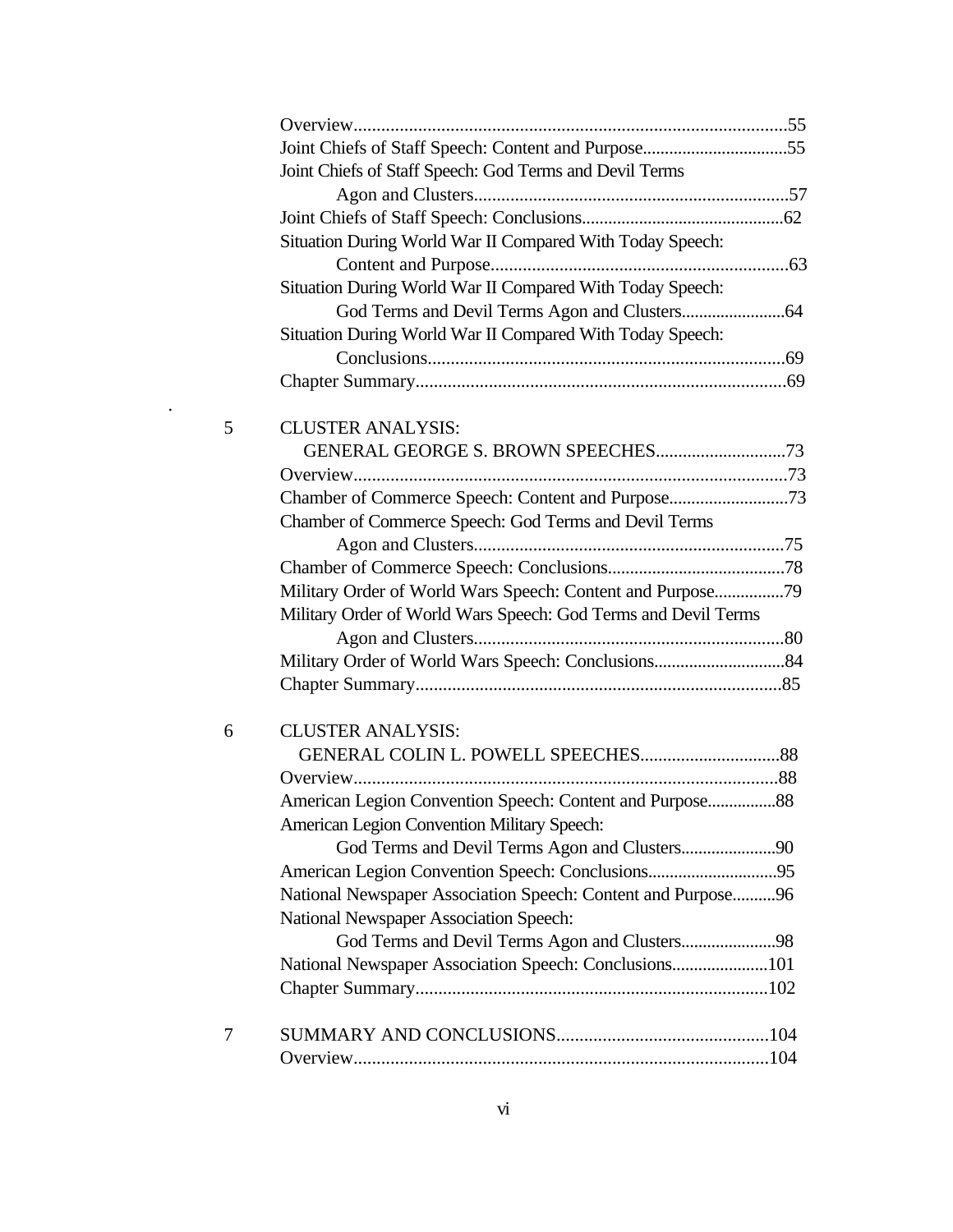Overview....................................................................................55
Joint Chiefs of Staff Speech: Content and Purpose.................................55
Joint Chiefs of Staff Speech: God Terms and Devil Terms
    Agon and Clusters.....................................................................57
Joint Chiefs of Staff Speech: Conclusions.............................................62
Situation During World War II Compared With Today Speech:
    Content and Purpose.................................................................63
Situation During World War II Compared With Today Speech:
    God Terms and Devil Terms Agon and Clusters........................64
Situation During World War II Compared With Today Speech:
    Conclusions..............................................................................69
Chapter Summary.................................................................................69

5 CLUSTER ANALYSIS:
    GENERAL GEORGE S. BROWN SPEECHES.............................73
Overview....................................................................................73
Chamber of Commerce Speech: Content and Purpose...........................73
Chamber of Commerce Speech: God Terms and Devil Terms
    Agon and Clusters....................................................................75
Chamber of Commerce Speech: Conclusions........................................78
Military Order of World Wars Speech: Content and Purpose................79
Military Order of World Wars Speech: God Terms and Devil Terms
    Agon and Clusters....................................................................80
Military Order of World Wars Speech: Conclusions.............................84
Chapter Summary.................................................................................85

6 CLUSTER ANALYSIS:
    GENERAL COLIN L. POWELL SPEECHES...............................88
Overview....................................................................................88
American Legion Convention Speech: Content and Purpose................88
American Legion Convention Military Speech:
    God Terms and Devil Terms Agon and Clusters......................90
American Legion Convention Speech: Conclusions.............................95
National Newspaper Association Speech: Content and Purpose..........96
National Newspaper Association Speech:
    God Terms and Devil Terms Agon and Clusters......................98
National Newspaper Association Speech: Conclusions......................101
Chapter Summary.............................................................................102

7 SUMMARY AND CONCLUSIONS...............................................104
Overview...........................................................................................104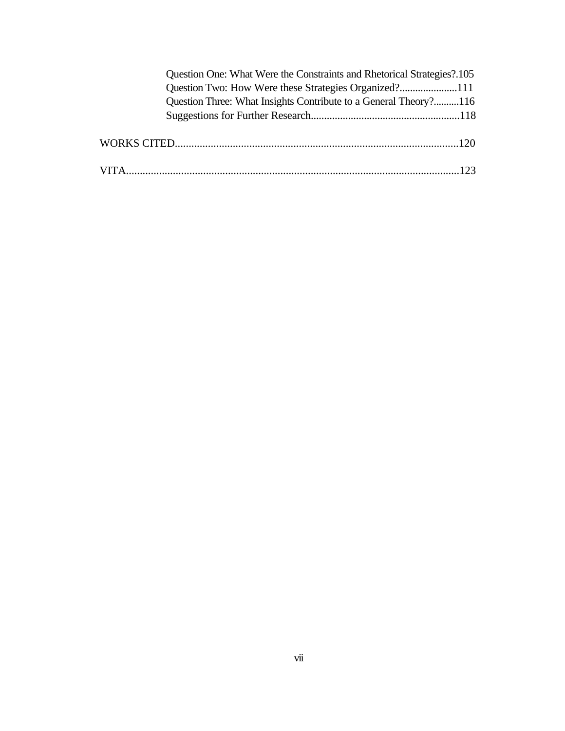Question One: What Were the Constraints and Rhetorical Strategies?.105
Question Two: How Were these Strategies Organized?......................111
Question Three: What Insights Contribute to a General Theory?..........116
Suggestions for Further Research........................................................118

WORKS CITED........................................................................................................120

VITA........................................................................................................................123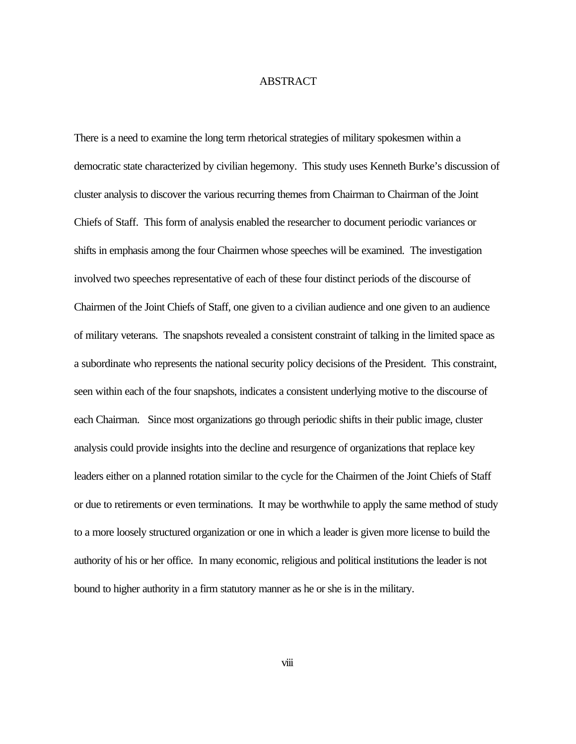# ABSTRACT

There is a need to examine the long term rhetorical strategies of military spokesmen within a democratic state characterized by civilian hegemony. This study uses Kenneth Burke's discussion of cluster analysis to discover the various recurring themes from Chairman to Chairman of the Joint Chiefs of Staff. This form of analysis enabled the researcher to document periodic variances or shifts in emphasis among the four Chairmen whose speeches will be examined. The investigation involved two speeches representative of each of these four distinct periods of the discourse of Chairmen of the Joint Chiefs of Staff, one given to a civilian audience and one given to an audience of military veterans. The snapshots revealed a consistent constraint of talking in the limited space as a subordinate who represents the national security policy decisions of the President. This constraint, seen within each of the four snapshots, indicates a consistent underlying motive to the discourse of each Chairman. Since most organizations go through periodic shifts in their public image, cluster analysis could provide insights into the decline and resurgence of organizations that replace key leaders either on a planned rotation similar to the cycle for the Chairmen of the Joint Chiefs of Staff or due to retirements or even terminations. It may be worthwhile to apply the same method of study to a more loosely structured organization or one in which a leader is given more license to build the authority of his or her office. In many economic, religious and political institutions the leader is not bound to higher authority in a firm statutory manner as he or she is in the military.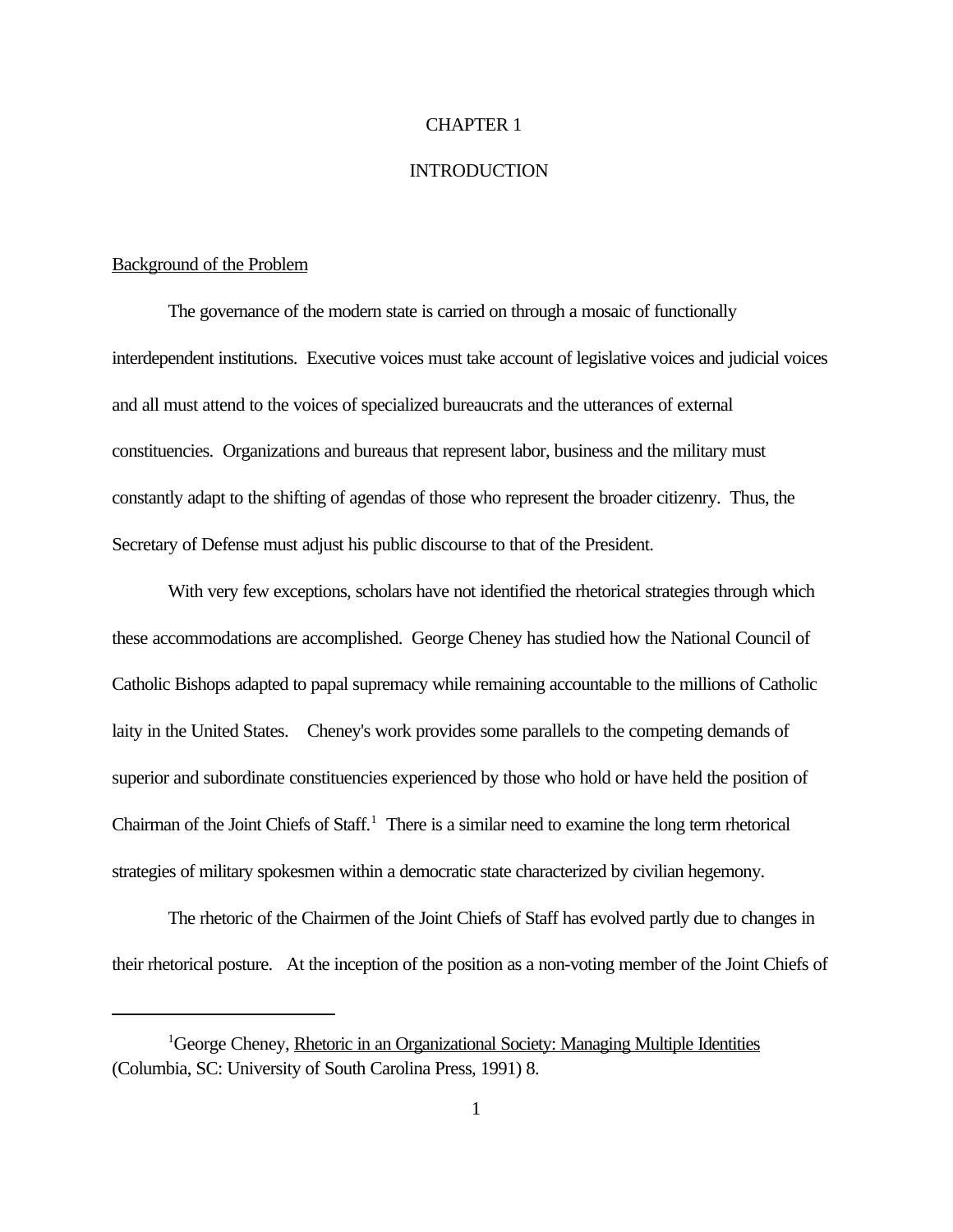# CHAPTER 1

# INTRODUCTION

## Background of the Problem

The governance of the modern state is carried on through a mosaic of functionally interdependent institutions. Executive voices must take account of legislative voices and judicial voices and all must attend to the voices of specialized bureaucrats and the utterances of external constituencies. Organizations and bureaus that represent labor, business and the military must constantly adapt to the shifting of agendas of those who represent the broader citizenry. Thus, the Secretary of Defense must adjust his public discourse to that of the President.

With very few exceptions, scholars have not identified the rhetorical strategies through which these accommodations are accomplished. George Cheney has studied how the National Council of Catholic Bishops adapted to papal supremacy while remaining accountable to the millions of Catholic laity in the United States. Cheney's work provides some parallels to the competing demands of superior and subordinate constituencies experienced by those who hold or have held the position of Chairman of the Joint Chiefs of Staff.[1] There is a similar need to examine the long term rhetorical strategies of military spokesmen within a democratic state characterized by civilian hegemony.

The rhetoric of the Chairmen of the Joint Chiefs of Staff has evolved partly due to changes in their rhetorical posture. At the inception of the position as a non-voting member of the Joint Chiefs of

---

[1] George Cheney, Rhetoric in an Organizational Society: Managing Multiple Identities (Columbia, SC: University of South Carolina Press, 1991) 8.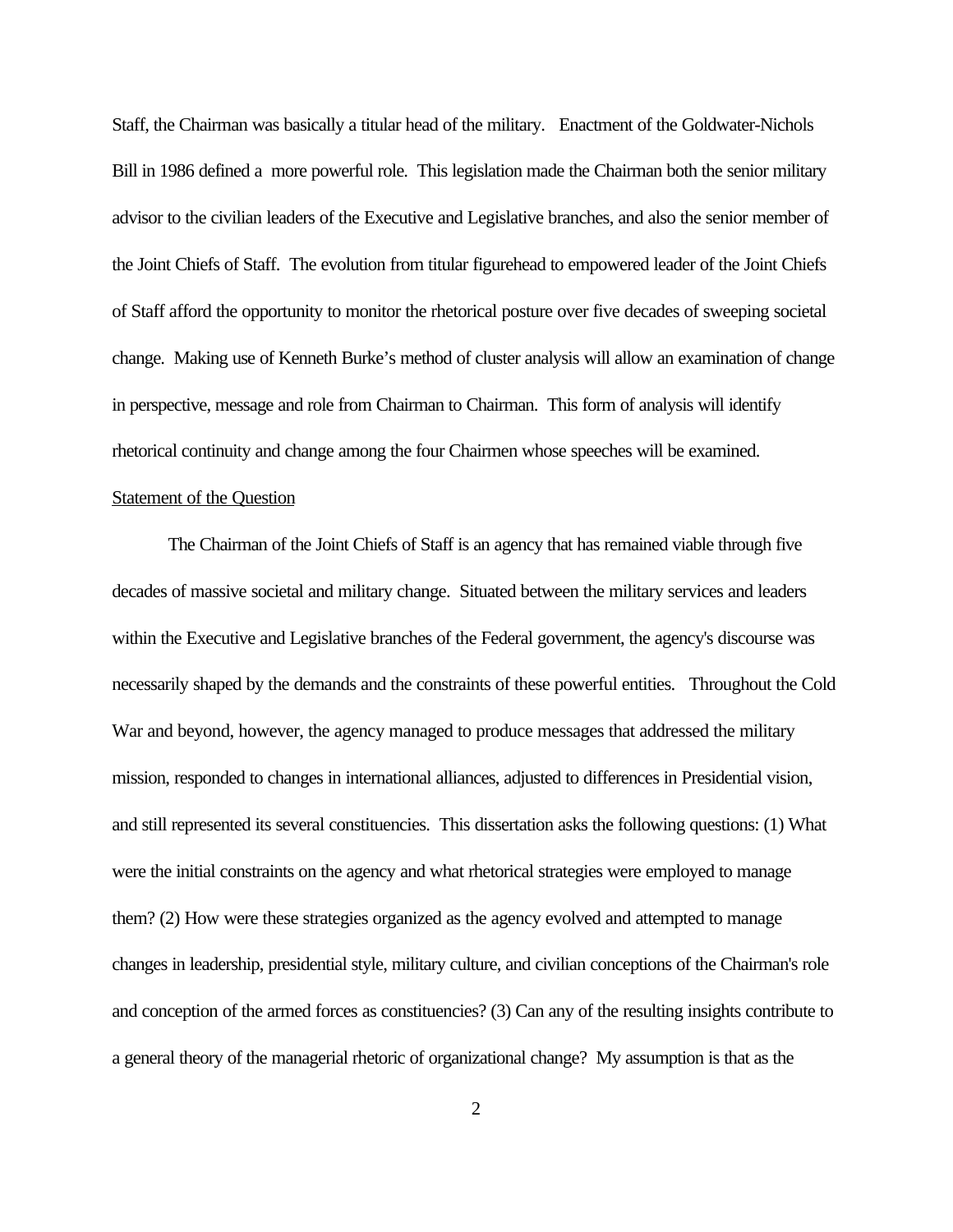Staff, the Chairman was basically a titular head of the military. Enactment of the Goldwater-Nichols Bill in 1986 defined a more powerful role. This legislation made the Chairman both the senior military advisor to the civilian leaders of the Executive and Legislative branches, and also the senior member of the Joint Chiefs of Staff. The evolution from titular figurehead to empowered leader of the Joint Chiefs of Staff afford the opportunity to monitor the rhetorical posture over five decades of sweeping societal change. Making use of Kenneth Burke's method of cluster analysis will allow an examination of change in perspective, message and role from Chairman to Chairman. This form of analysis will identify rhetorical continuity and change among the four Chairmen whose speeches will be examined.

Statement of the Question

The Chairman of the Joint Chiefs of Staff is an agency that has remained viable through five decades of massive societal and military change. Situated between the military services and leaders within the Executive and Legislative branches of the Federal government, the agency's discourse was necessarily shaped by the demands and the constraints of these powerful entities. Throughout the Cold War and beyond, however, the agency managed to produce messages that addressed the military mission, responded to changes in international alliances, adjusted to differences in Presidential vision, and still represented its several constituencies. This dissertation asks the following questions: (1) What were the initial constraints on the agency and what rhetorical strategies were employed to manage them? (2) How were these strategies organized as the agency evolved and attempted to manage changes in leadership, presidential style, military culture, and civilian conceptions of the Chairman's role and conception of the armed forces as constituencies? (3) Can any of the resulting insights contribute to a general theory of the managerial rhetoric of organizational change? My assumption is that as the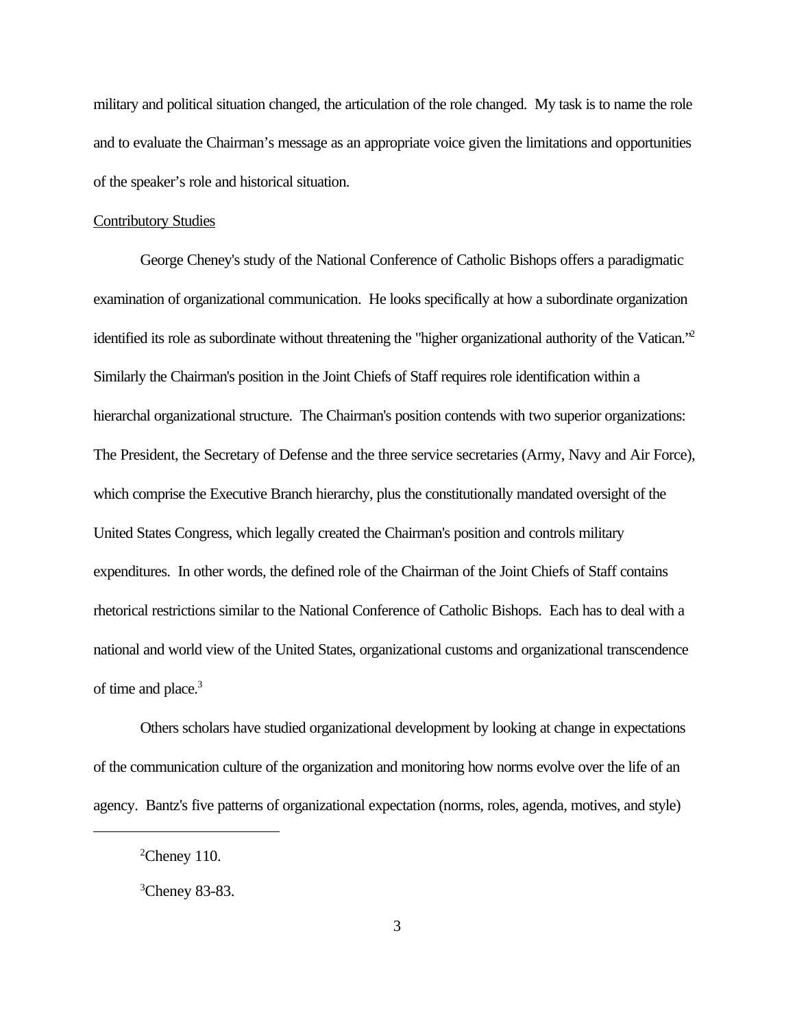military and political situation changed, the articulation of the role changed. My task is to name the role and to evaluate the Chairman's message as an appropriate voice given the limitations and opportunities of the speaker's role and historical situation.

Contributory Studies

George Cheney's study of the National Conference of Catholic Bishops offers a paradigmatic examination of organizational communication. He looks specifically at how a subordinate organization identified its role as subordinate without threatening the "higher organizational authority of the Vatican."[2] Similarly the Chairman's position in the Joint Chiefs of Staff requires role identification within a hierarchal organizational structure. The Chairman's position contends with two superior organizations: The President, the Secretary of Defense and the three service secretaries (Army, Navy and Air Force), which comprise the Executive Branch hierarchy, plus the constitutionally mandated oversight of the United States Congress, which legally created the Chairman's position and controls military expenditures. In other words, the defined role of the Chairman of the Joint Chiefs of Staff contains rhetorical restrictions similar to the National Conference of Catholic Bishops. Each has to deal with a national and world view of the United States, organizational customs and organizational transcendence of time and place.[3]

Others scholars have studied organizational development by looking at change in expectations of the communication culture of the organization and monitoring how norms evolve over the life of an agency. Bantz's five patterns of organizational expectation (norms, roles, agenda, motives, and style)

---

[2]Cheney 110.

[3]Cheney 83-83.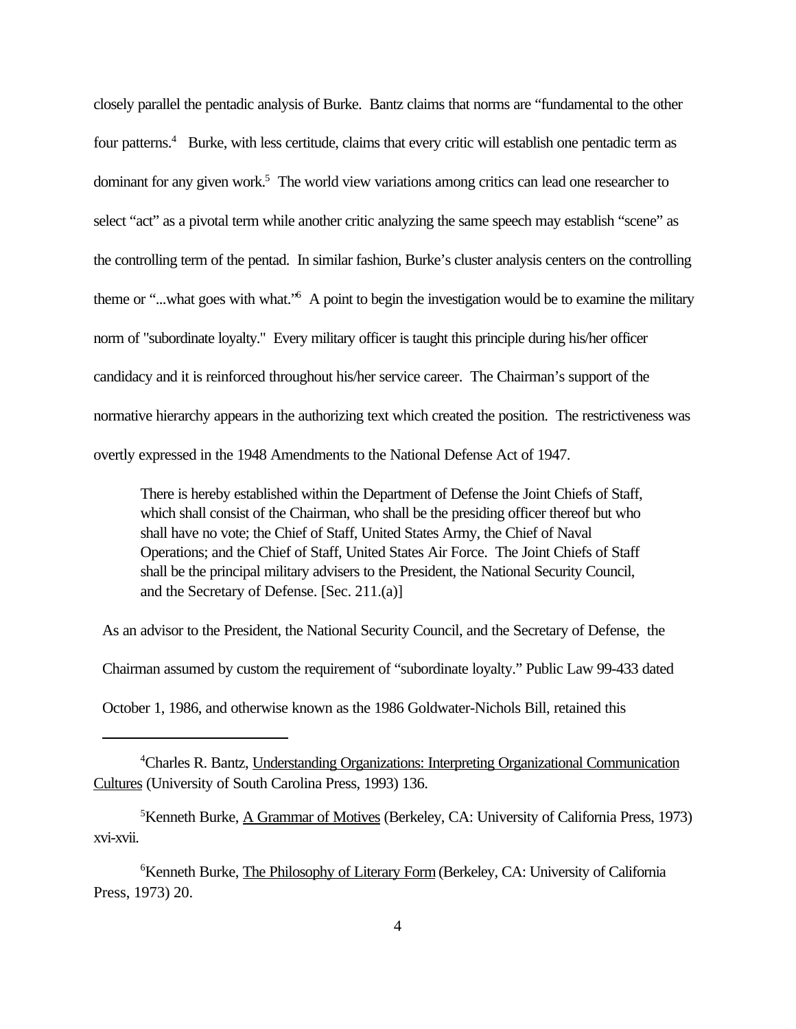closely parallel the pentadic analysis of Burke. Bantz claims that norms are "fundamental to the other four patterns.[4] Burke, with less certitude, claims that every critic will establish one pentadic term as dominant for any given work.[5] The world view variations among critics can lead one researcher to select "act" as a pivotal term while another critic analyzing the same speech may establish "scene" as the controlling term of the pentad. In similar fashion, Burke's cluster analysis centers on the controlling theme or "...what goes with what."[6] A point to begin the investigation would be to examine the military norm of "subordinate loyalty." Every military officer is taught this principle during his/her officer candidacy and it is reinforced throughout his/her service career. The Chairman's support of the normative hierarchy appears in the authorizing text which created the position. The restrictiveness was overtly expressed in the 1948 Amendments to the National Defense Act of 1947.

> There is hereby established within the Department of Defense the Joint Chiefs of Staff, which shall consist of the Chairman, who shall be the presiding officer thereof but who shall have no vote; the Chief of Staff, United States Army, the Chief of Naval Operations; and the Chief of Staff, United States Air Force. The Joint Chiefs of Staff shall be the principal military advisers to the President, the National Security Council, and the Secretary of Defense. [Sec. 211.(a)]

As an advisor to the President, the National Security Council, and the Secretary of Defense, the Chairman assumed by custom the requirement of "subordinate loyalty." Public Law 99-433 dated October 1, 1986, and otherwise known as the 1986 Goldwater-Nichols Bill, retained this

---

[4] Charles R. Bantz, Understanding Organizations: Interpreting Organizational Communication Cultures (University of South Carolina Press, 1993) 136.

[5] Kenneth Burke, A Grammar of Motives (Berkeley, CA: University of California Press, 1973) xvi-xvii.

[6] Kenneth Burke, The Philosophy of Literary Form (Berkeley, CA: University of California Press, 1973) 20.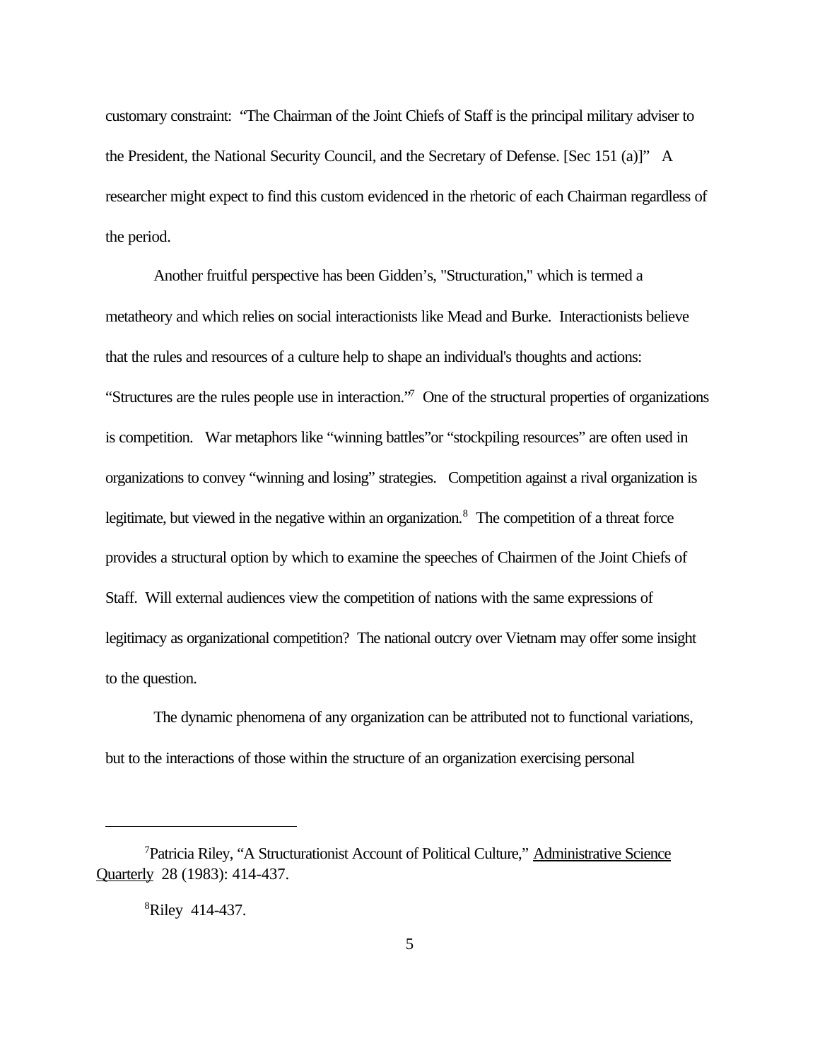customary constraint: "The Chairman of the Joint Chiefs of Staff is the principal military adviser to the President, the National Security Council, and the Secretary of Defense. [Sec 151 (a)]" A researcher might expect to find this custom evidenced in the rhetoric of each Chairman regardless of the period.

Another fruitful perspective has been Gidden's, "Structuration," which is termed a metatheory and which relies on social interactionists like Mead and Burke. Interactionists believe that the rules and resources of a culture help to shape an individual's thoughts and actions: "Structures are the rules people use in interaction."[7] One of the structural properties of organizations is competition. War metaphors like "winning battles"or "stockpiling resources" are often used in organizations to convey "winning and losing" strategies. Competition against a rival organization is legitimate, but viewed in the negative within an organization.[8] The competition of a threat force provides a structural option by which to examine the speeches of Chairmen of the Joint Chiefs of Staff. Will external audiences view the competition of nations with the same expressions of legitimacy as organizational competition? The national outcry over Vietnam may offer some insight to the question.

The dynamic phenomena of any organization can be attributed not to functional variations, but to the interactions of those within the structure of an organization exercising personal

---

[7]Patricia Riley, "A Structurationist Account of Political Culture," Administrative Science Quarterly 28 (1983): 414-437.

[8]Riley 414-437.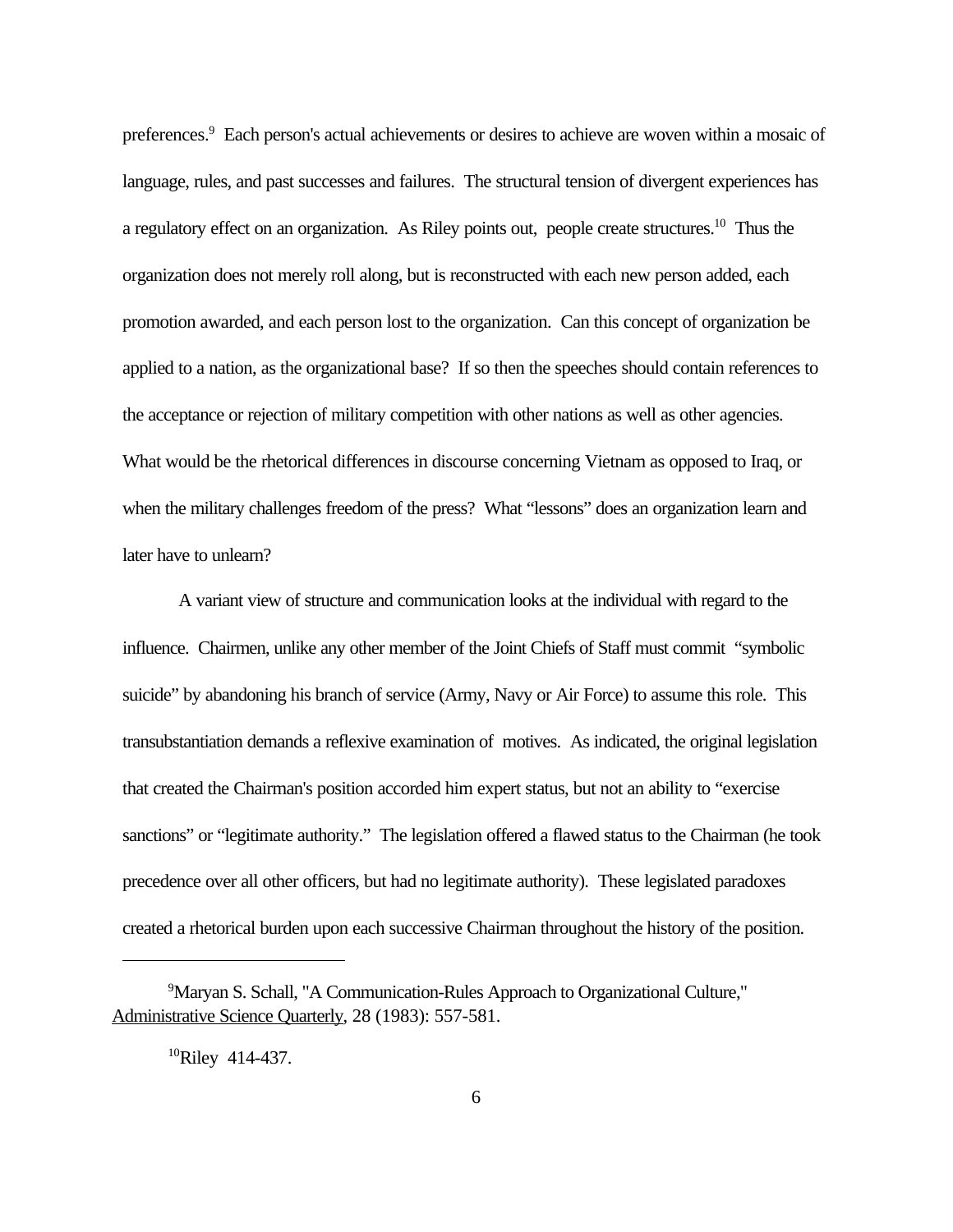preferences.[9] Each person's actual achievements or desires to achieve are woven within a mosaic of language, rules, and past successes and failures. The structural tension of divergent experiences has a regulatory effect on an organization. As Riley points out, people create structures.[10] Thus the organization does not merely roll along, but is reconstructed with each new person added, each promotion awarded, and each person lost to the organization. Can this concept of organization be applied to a nation, as the organizational base? If so then the speeches should contain references to the acceptance or rejection of military competition with other nations as well as other agencies. What would be the rhetorical differences in discourse concerning Vietnam as opposed to Iraq, or when the military challenges freedom of the press? What "lessons" does an organization learn and later have to unlearn?

A variant view of structure and communication looks at the individual with regard to the influence. Chairmen, unlike any other member of the Joint Chiefs of Staff must commit "symbolic suicide" by abandoning his branch of service (Army, Navy or Air Force) to assume this role. This transubstantiation demands a reflexive examination of motives. As indicated, the original legislation that created the Chairman's position accorded him expert status, but not an ability to "exercise sanctions" or "legitimate authority." The legislation offered a flawed status to the Chairman (he took precedence over all other officers, but had no legitimate authority). These legislated paradoxes created a rhetorical burden upon each successive Chairman throughout the history of the position.

---

[9]Maryan S. Schall, "A Communication-Rules Approach to Organizational Culture," Administrative Science Quarterly, 28 (1983): 557-581.

[10]Riley 414-437.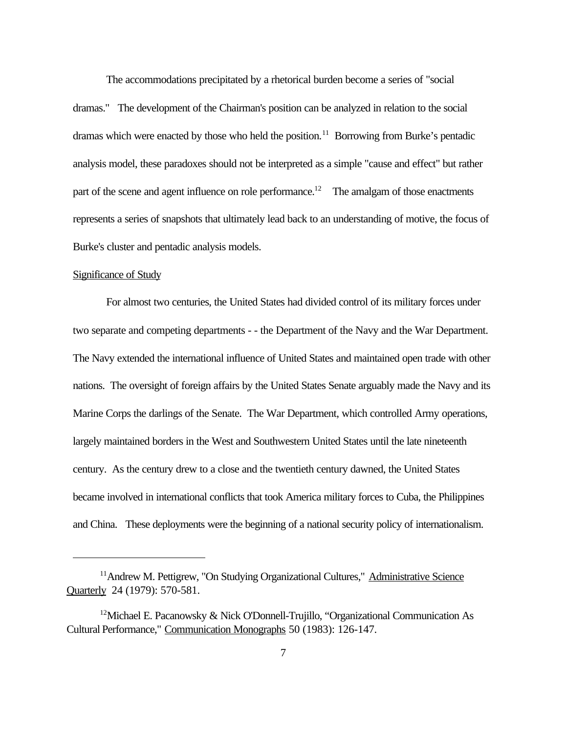The accommodations precipitated by a rhetorical burden become a series of "social dramas." The development of the Chairman's position can be analyzed in relation to the social dramas which were enacted by those who held the position.[11] Borrowing from Burke's pentadic analysis model, these paradoxes should not be interpreted as a simple "cause and effect" but rather part of the scene and agent influence on role performance.[12] The amalgam of those enactments represents a series of snapshots that ultimately lead back to an understanding of motive, the focus of Burke's cluster and pentadic analysis models.

Significance of Study

For almost two centuries, the United States had divided control of its military forces under two separate and competing departments - - the Department of the Navy and the War Department. The Navy extended the international influence of United States and maintained open trade with other nations. The oversight of foreign affairs by the United States Senate arguably made the Navy and its Marine Corps the darlings of the Senate. The War Department, which controlled Army operations, largely maintained borders in the West and Southwestern United States until the late nineteenth century. As the century drew to a close and the twentieth century dawned, the United States became involved in international conflicts that took America military forces to Cuba, the Philippines and China. These deployments were the beginning of a national security policy of internationalism.

---

[11] Andrew M. Pettigrew, "On Studying Organizational Cultures," Administrative Science Quarterly 24 (1979): 570-581.

[12] Michael E. Pacanowsky & Nick O'Donnell-Trujillo, "Organizational Communication As Cultural Performance," Communication Monographs 50 (1983): 126-147.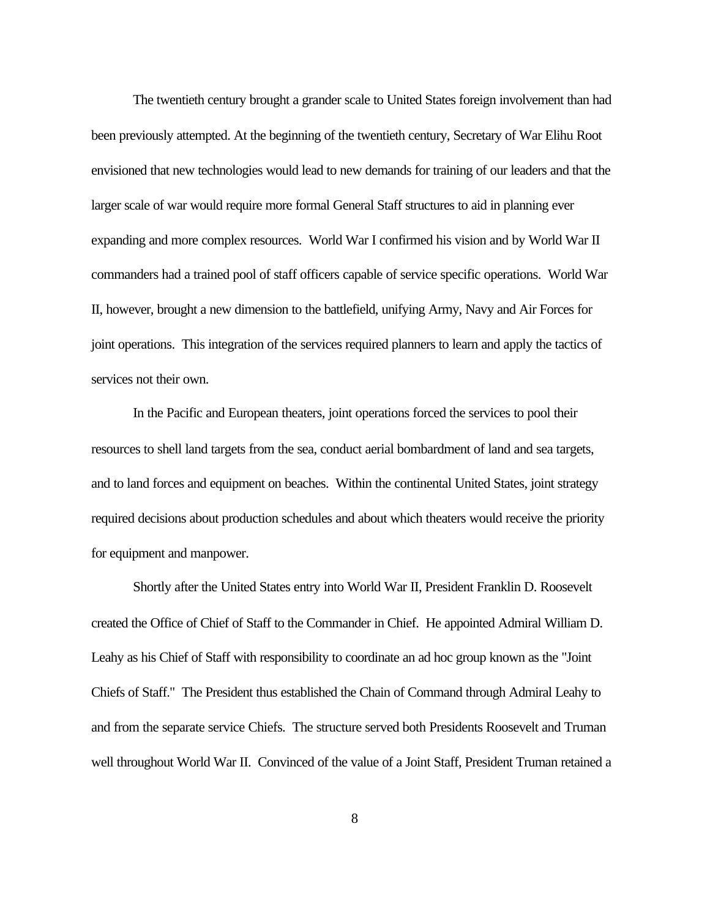The twentieth century brought a grander scale to United States foreign involvement than had been previously attempted. At the beginning of the twentieth century, Secretary of War Elihu Root envisioned that new technologies would lead to new demands for training of our leaders and that the larger scale of war would require more formal General Staff structures to aid in planning ever expanding and more complex resources. World War I confirmed his vision and by World War II commanders had a trained pool of staff officers capable of service specific operations. World War II, however, brought a new dimension to the battlefield, unifying Army, Navy and Air Forces for joint operations. This integration of the services required planners to learn and apply the tactics of services not their own.

In the Pacific and European theaters, joint operations forced the services to pool their resources to shell land targets from the sea, conduct aerial bombardment of land and sea targets, and to land forces and equipment on beaches. Within the continental United States, joint strategy required decisions about production schedules and about which theaters would receive the priority for equipment and manpower.

Shortly after the United States entry into World War II, President Franklin D. Roosevelt created the Office of Chief of Staff to the Commander in Chief. He appointed Admiral William D. Leahy as his Chief of Staff with responsibility to coordinate an ad hoc group known as the "Joint Chiefs of Staff." The President thus established the Chain of Command through Admiral Leahy to and from the separate service Chiefs. The structure served both Presidents Roosevelt and Truman well throughout World War II. Convinced of the value of a Joint Staff, President Truman retained a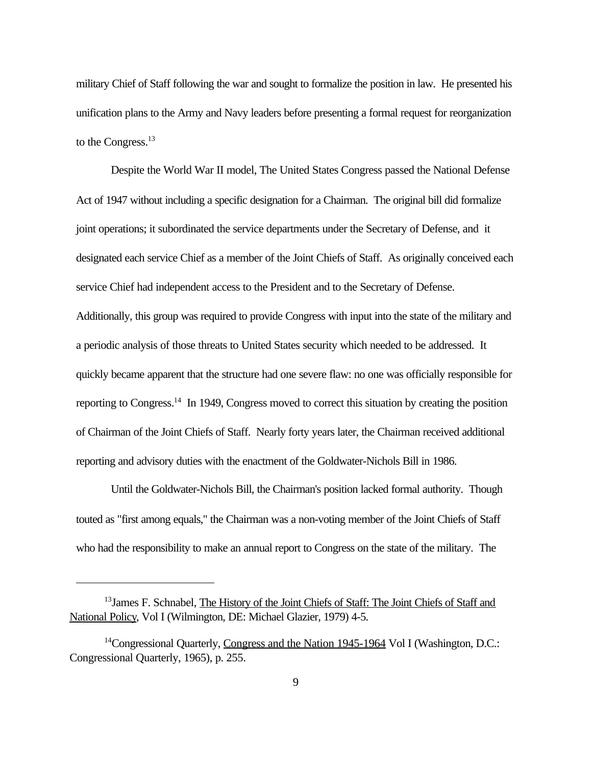military Chief of Staff following the war and sought to formalize the position in law. He presented his unification plans to the Army and Navy leaders before presenting a formal request for reorganization to the Congress.[13]

Despite the World War II model, The United States Congress passed the National Defense Act of 1947 without including a specific designation for a Chairman. The original bill did formalize joint operations; it subordinated the service departments under the Secretary of Defense, and it designated each service Chief as a member of the Joint Chiefs of Staff. As originally conceived each service Chief had independent access to the President and to the Secretary of Defense. Additionally, this group was required to provide Congress with input into the state of the military and a periodic analysis of those threats to United States security which needed to be addressed. It quickly became apparent that the structure had one severe flaw: no one was officially responsible for reporting to Congress.[14] In 1949, Congress moved to correct this situation by creating the position of Chairman of the Joint Chiefs of Staff. Nearly forty years later, the Chairman received additional reporting and advisory duties with the enactment of the Goldwater-Nichols Bill in 1986.

Until the Goldwater-Nichols Bill, the Chairman's position lacked formal authority. Though touted as "first among equals," the Chairman was a non-voting member of the Joint Chiefs of Staff who had the responsibility to make an annual report to Congress on the state of the military. The

---

[13] James F. Schnabel, The History of the Joint Chiefs of Staff: The Joint Chiefs of Staff and National Policy, Vol I (Wilmington, DE: Michael Glazier, 1979) 4-5.

[14] Congressional Quarterly, Congress and the Nation 1945-1964 Vol I (Washington, D.C.: Congressional Quarterly, 1965), p. 255.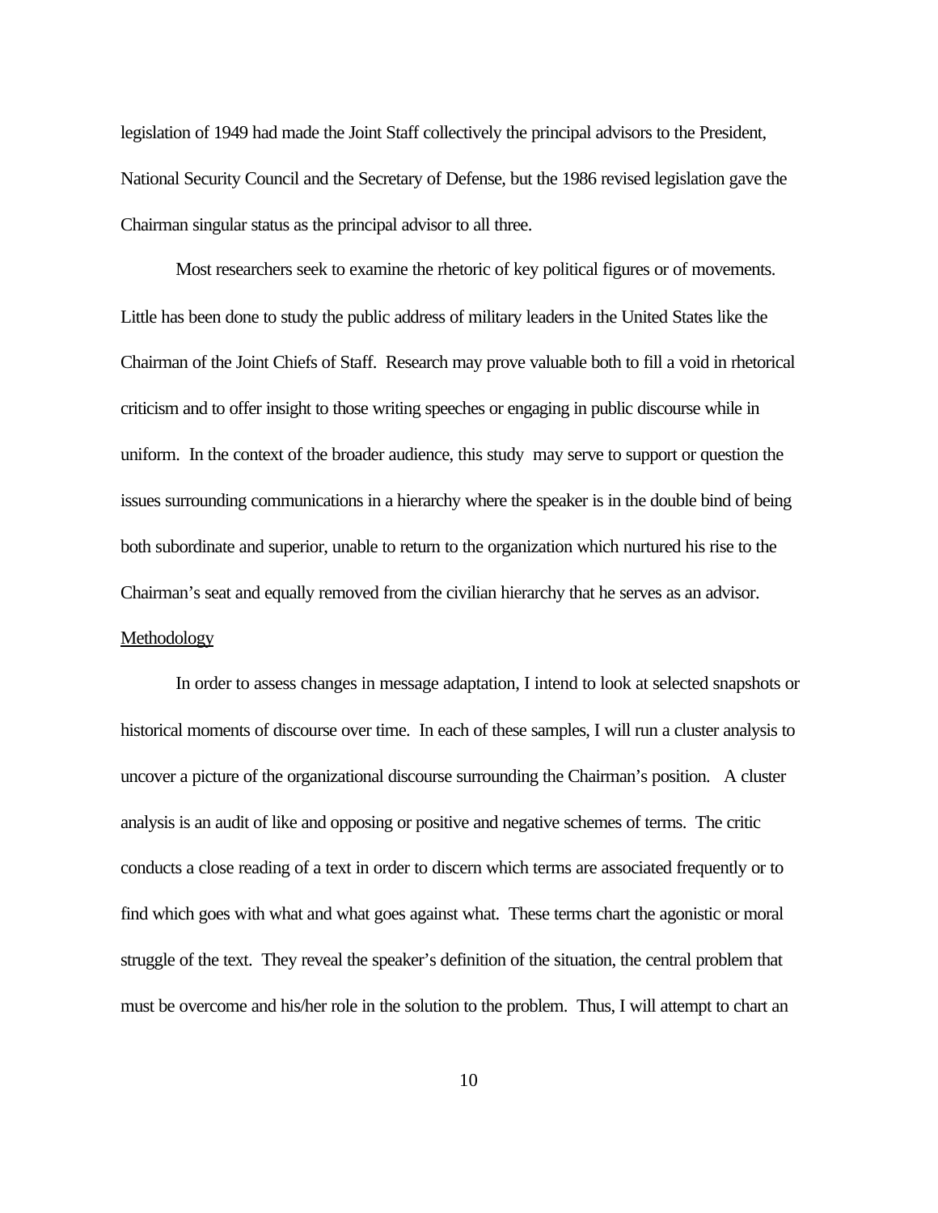legislation of 1949 had made the Joint Staff collectively the principal advisors to the President, National Security Council and the Secretary of Defense, but the 1986 revised legislation gave the Chairman singular status as the principal advisor to all three.

Most researchers seek to examine the rhetoric of key political figures or of movements. Little has been done to study the public address of military leaders in the United States like the Chairman of the Joint Chiefs of Staff. Research may prove valuable both to fill a void in rhetorical criticism and to offer insight to those writing speeches or engaging in public discourse while in uniform. In the context of the broader audience, this study may serve to support or question the issues surrounding communications in a hierarchy where the speaker is in the double bind of being both subordinate and superior, unable to return to the organization which nurtured his rise to the Chairman's seat and equally removed from the civilian hierarchy that he serves as an advisor.

## Methodology

In order to assess changes in message adaptation, I intend to look at selected snapshots or historical moments of discourse over time. In each of these samples, I will run a cluster analysis to uncover a picture of the organizational discourse surrounding the Chairman's position. A cluster analysis is an audit of like and opposing or positive and negative schemes of terms. The critic conducts a close reading of a text in order to discern which terms are associated frequently or to find which goes with what and what goes against what. These terms chart the agonistic or moral struggle of the text. They reveal the speaker's definition of the situation, the central problem that must be overcome and his/her role in the solution to the problem. Thus, I will attempt to chart an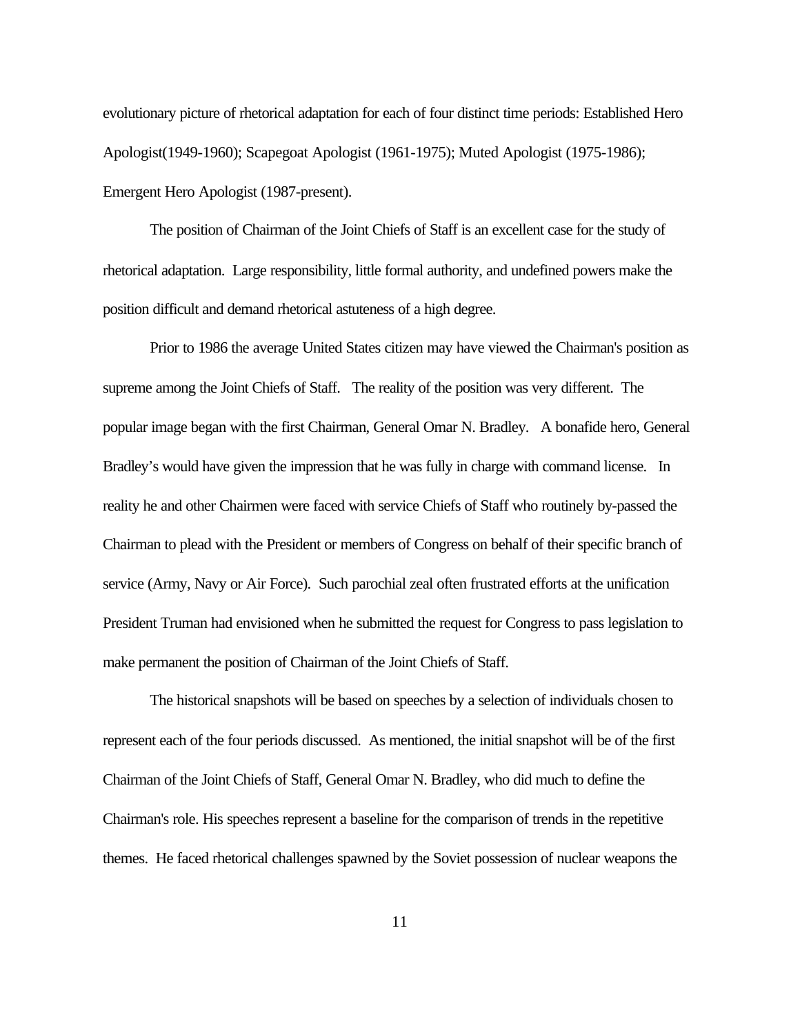evolutionary picture of rhetorical adaptation for each of four distinct time periods: Established Hero Apologist(1949-1960); Scapegoat Apologist (1961-1975); Muted Apologist (1975-1986); Emergent Hero Apologist (1987-present).

The position of Chairman of the Joint Chiefs of Staff is an excellent case for the study of rhetorical adaptation. Large responsibility, little formal authority, and undefined powers make the position difficult and demand rhetorical astuteness of a high degree.

Prior to 1986 the average United States citizen may have viewed the Chairman's position as supreme among the Joint Chiefs of Staff. The reality of the position was very different. The popular image began with the first Chairman, General Omar N. Bradley. A bonafide hero, General Bradley's would have given the impression that he was fully in charge with command license. In reality he and other Chairmen were faced with service Chiefs of Staff who routinely by-passed the Chairman to plead with the President or members of Congress on behalf of their specific branch of service (Army, Navy or Air Force). Such parochial zeal often frustrated efforts at the unification President Truman had envisioned when he submitted the request for Congress to pass legislation to make permanent the position of Chairman of the Joint Chiefs of Staff.

The historical snapshots will be based on speeches by a selection of individuals chosen to represent each of the four periods discussed. As mentioned, the initial snapshot will be of the first Chairman of the Joint Chiefs of Staff, General Omar N. Bradley, who did much to define the Chairman's role. His speeches represent a baseline for the comparison of trends in the repetitive themes. He faced rhetorical challenges spawned by the Soviet possession of nuclear weapons the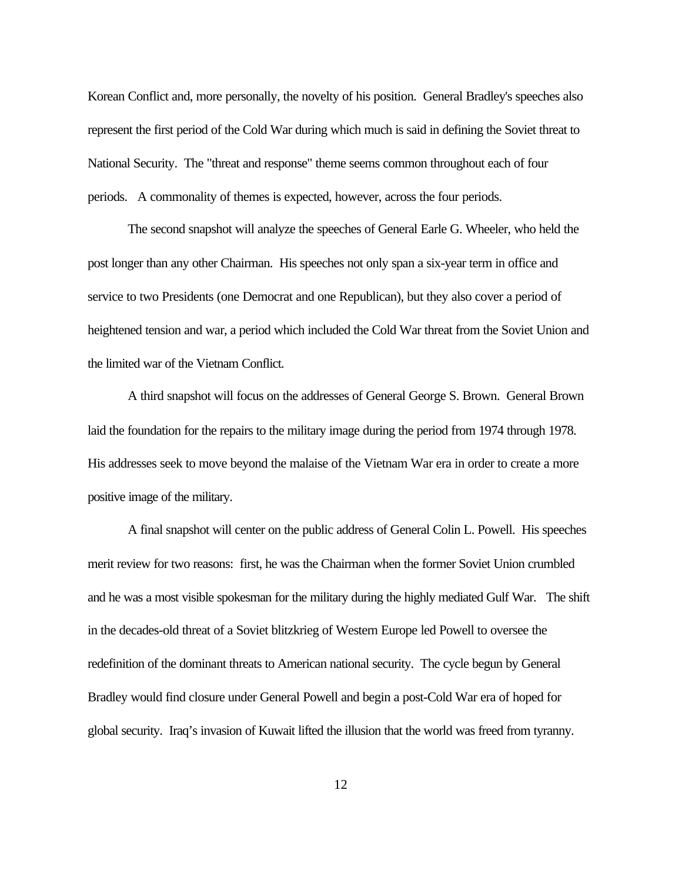Korean Conflict and, more personally, the novelty of his position. General Bradley's speeches also represent the first period of the Cold War during which much is said in defining the Soviet threat to National Security. The "threat and response" theme seems common throughout each of four periods. A commonality of themes is expected, however, across the four periods.

The second snapshot will analyze the speeches of General Earle G. Wheeler, who held the post longer than any other Chairman. His speeches not only span a six-year term in office and service to two Presidents (one Democrat and one Republican), but they also cover a period of heightened tension and war, a period which included the Cold War threat from the Soviet Union and the limited war of the Vietnam Conflict.

A third snapshot will focus on the addresses of General George S. Brown. General Brown laid the foundation for the repairs to the military image during the period from 1974 through 1978. His addresses seek to move beyond the malaise of the Vietnam War era in order to create a more positive image of the military.

A final snapshot will center on the public address of General Colin L. Powell. His speeches merit review for two reasons: first, he was the Chairman when the former Soviet Union crumbled and he was a most visible spokesman for the military during the highly mediated Gulf War. The shift in the decades-old threat of a Soviet blitzkrieg of Western Europe led Powell to oversee the redefinition of the dominant threats to American national security. The cycle begun by General Bradley would find closure under General Powell and begin a post-Cold War era of hoped for global security. Iraq's invasion of Kuwait lifted the illusion that the world was freed from tyranny.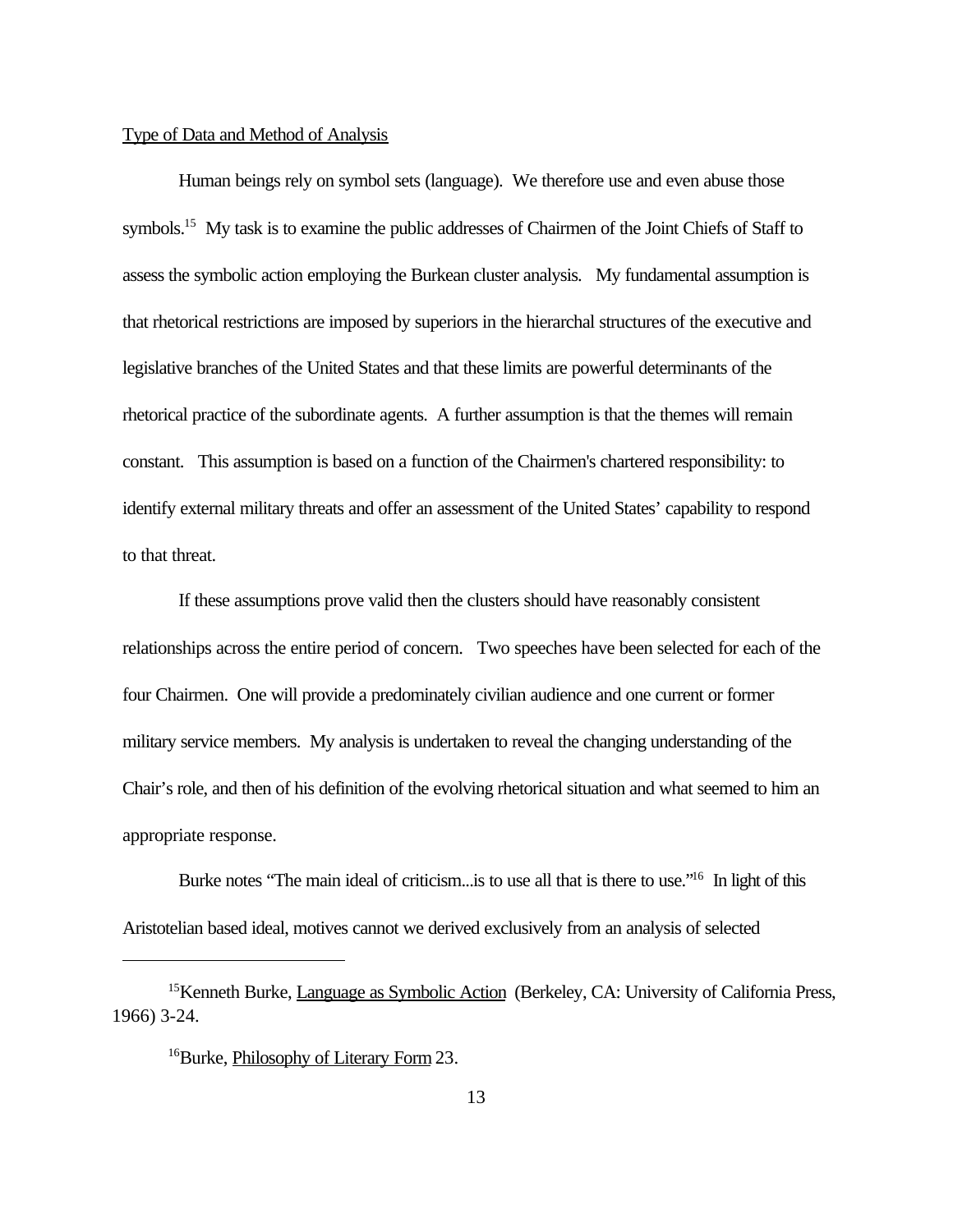Type of Data and Method of Analysis

Human beings rely on symbol sets (language). We therefore use and even abuse those symbols.[15] My task is to examine the public addresses of Chairmen of the Joint Chiefs of Staff to assess the symbolic action employing the Burkean cluster analysis. My fundamental assumption is that rhetorical restrictions are imposed by superiors in the hierarchal structures of the executive and legislative branches of the United States and that these limits are powerful determinants of the rhetorical practice of the subordinate agents. A further assumption is that the themes will remain constant. This assumption is based on a function of the Chairmen's chartered responsibility: to identify external military threats and offer an assessment of the United States' capability to respond to that threat.

If these assumptions prove valid then the clusters should have reasonably consistent relationships across the entire period of concern. Two speeches have been selected for each of the four Chairmen. One will provide a predominately civilian audience and one current or former military service members. My analysis is undertaken to reveal the changing understanding of the Chair's role, and then of his definition of the evolving rhetorical situation and what seemed to him an appropriate response.

Burke notes "The main ideal of criticism...is to use all that is there to use."[16] In light of this Aristotelian based ideal, motives cannot we derived exclusively from an analysis of selected

---

[15] Kenneth Burke, Language as Symbolic Action (Berkeley, CA: University of California Press, 1966) 3-24.

[16] Burke, Philosophy of Literary Form 23.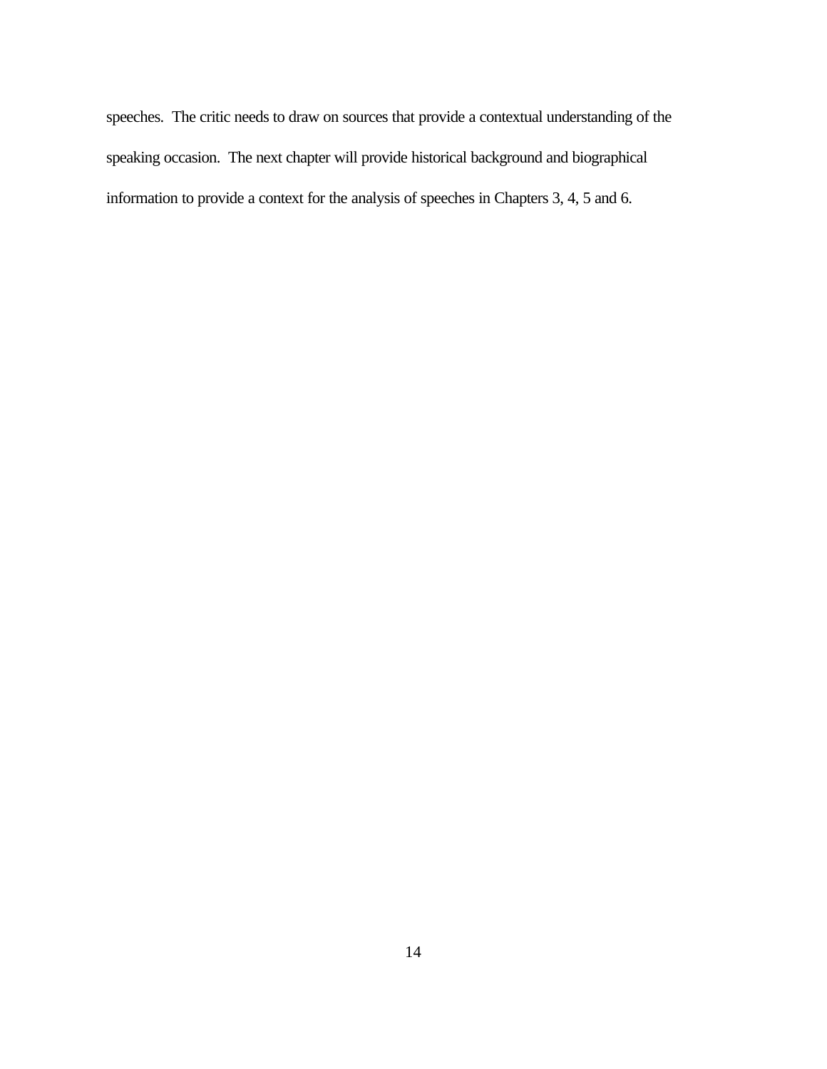speeches. The critic needs to draw on sources that provide a contextual understanding of the speaking occasion. The next chapter will provide historical background and biographical information to provide a context for the analysis of speeches in Chapters 3, 4, 5 and 6.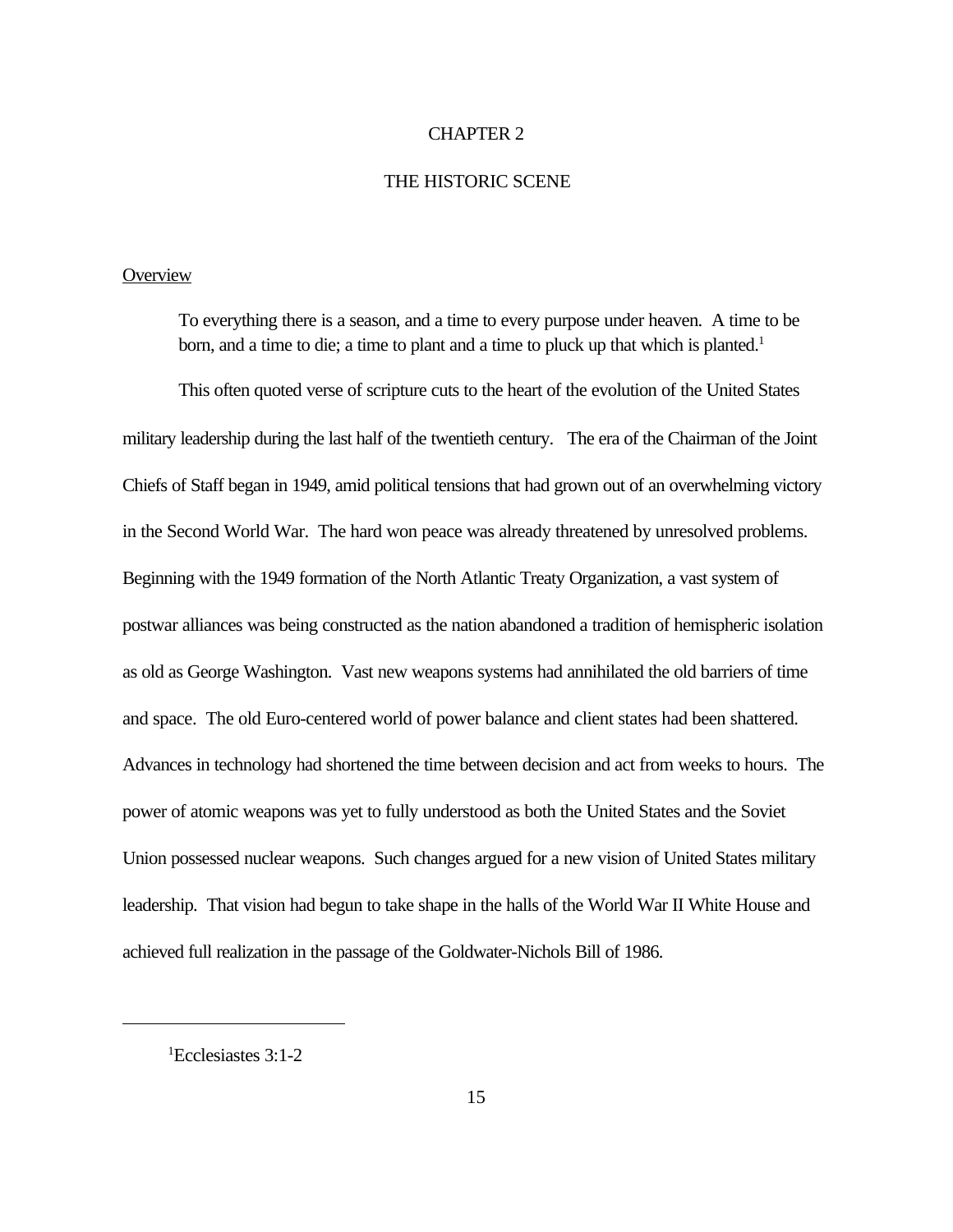# CHAPTER 2

# THE HISTORIC SCENE

## Overview

> To everything there is a season, and a time to every purpose under heaven. A time to be born, and a time to die; a time to plant and a time to pluck up that which is planted.[1]

This often quoted verse of scripture cuts to the heart of the evolution of the United States military leadership during the last half of the twentieth century. The era of the Chairman of the Joint Chiefs of Staff began in 1949, amid political tensions that had grown out of an overwhelming victory in the Second World War. The hard won peace was already threatened by unresolved problems. Beginning with the 1949 formation of the North Atlantic Treaty Organization, a vast system of postwar alliances was being constructed as the nation abandoned a tradition of hemispheric isolation as old as George Washington. Vast new weapons systems had annihilated the old barriers of time and space. The old Euro-centered world of power balance and client states had been shattered. Advances in technology had shortened the time between decision and act from weeks to hours. The power of atomic weapons was yet to fully understood as both the United States and the Soviet Union possessed nuclear weapons. Such changes argued for a new vision of United States military leadership. That vision had begun to take shape in the halls of the World War II White House and achieved full realization in the passage of the Goldwater-Nichols Bill of 1986.

---

[1]Ecclesiastes 3:1-2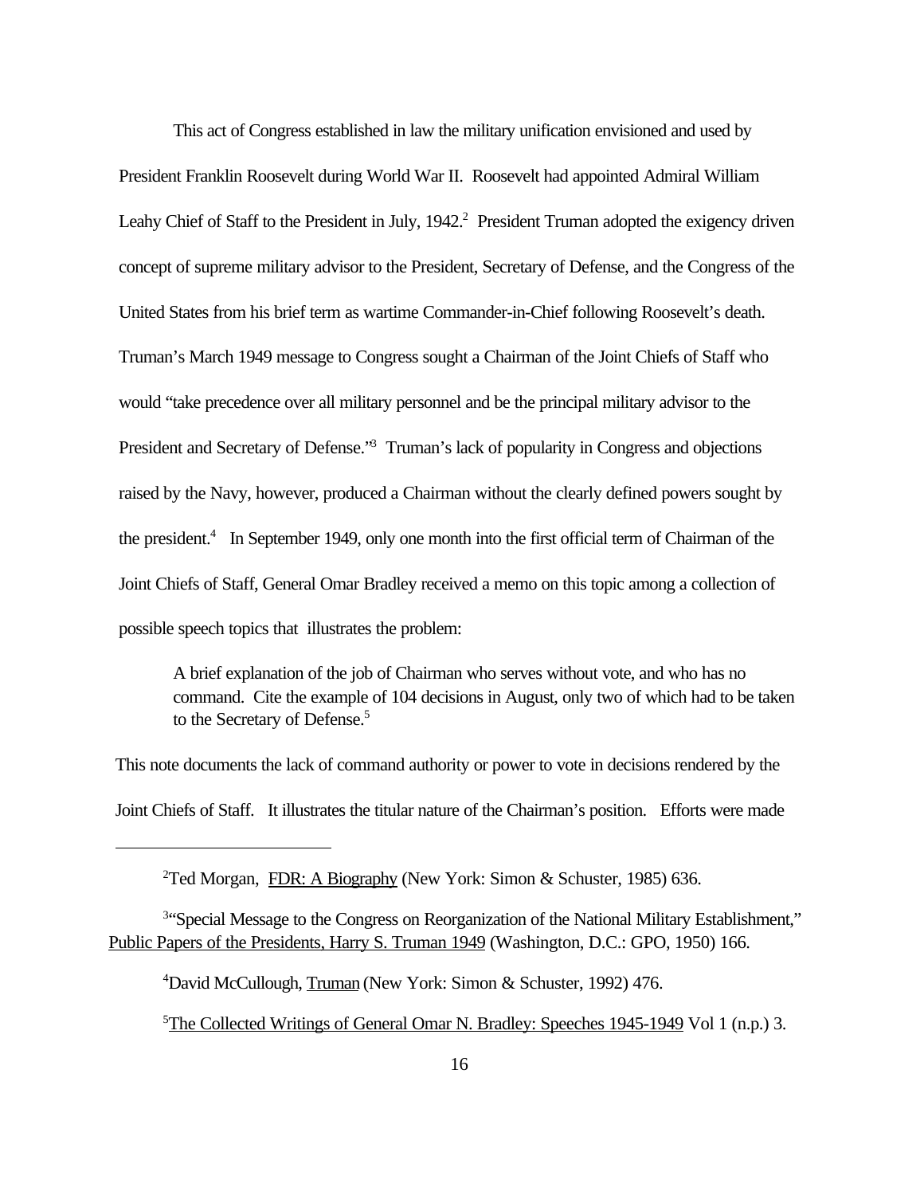This act of Congress established in law the military unification envisioned and used by President Franklin Roosevelt during World War II. Roosevelt had appointed Admiral William Leahy Chief of Staff to the President in July, 1942.[2] President Truman adopted the exigency driven concept of supreme military advisor to the President, Secretary of Defense, and the Congress of the United States from his brief term as wartime Commander-in-Chief following Roosevelt's death. Truman's March 1949 message to Congress sought a Chairman of the Joint Chiefs of Staff who would "take precedence over all military personnel and be the principal military advisor to the President and Secretary of Defense."[3] Truman's lack of popularity in Congress and objections raised by the Navy, however, produced a Chairman without the clearly defined powers sought by the president.[4] In September 1949, only one month into the first official term of Chairman of the Joint Chiefs of Staff, General Omar Bradley received a memo on this topic among a collection of possible speech topics that illustrates the problem:

> A brief explanation of the job of Chairman who serves without vote, and who has no command. Cite the example of 104 decisions in August, only two of which had to be taken to the Secretary of Defense.[5]

This note documents the lack of command authority or power to vote in decisions rendered by the Joint Chiefs of Staff. It illustrates the titular nature of the Chairman's position. Efforts were made

---

[2]Ted Morgan, FDR: A Biography (New York: Simon & Schuster, 1985) 636.

[3]"Special Message to the Congress on Reorganization of the National Military Establishment," Public Papers of the Presidents, Harry S. Truman 1949 (Washington, D.C.: GPO, 1950) 166.

[4]David McCullough, Truman (New York: Simon & Schuster, 1992) 476.

[5]The Collected Writings of General Omar N. Bradley: Speeches 1945-1949 Vol 1 (n.p.) 3.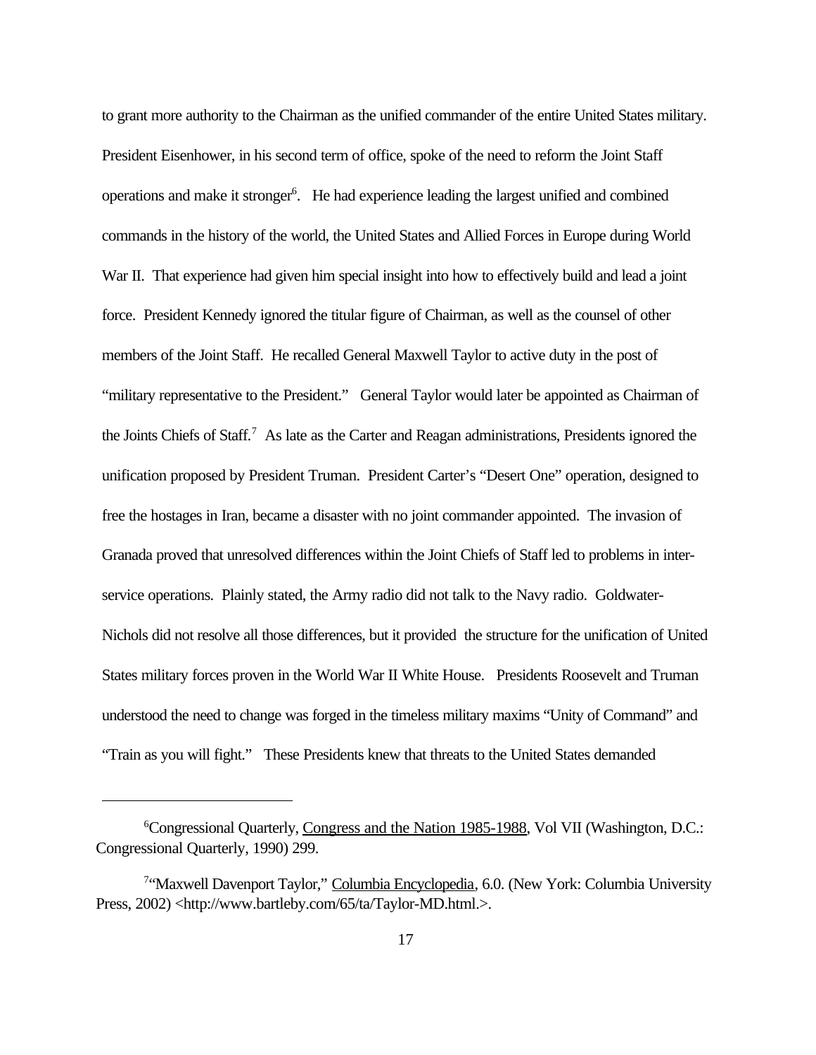to grant more authority to the Chairman as the unified commander of the entire United States military. President Eisenhower, in his second term of office, spoke of the need to reform the Joint Staff operations and make it stronger[6]. He had experience leading the largest unified and combined commands in the history of the world, the United States and Allied Forces in Europe during World War II. That experience had given him special insight into how to effectively build and lead a joint force. President Kennedy ignored the titular figure of Chairman, as well as the counsel of other members of the Joint Staff. He recalled General Maxwell Taylor to active duty in the post of "military representative to the President." General Taylor would later be appointed as Chairman of the Joints Chiefs of Staff.[7] As late as the Carter and Reagan administrations, Presidents ignored the unification proposed by President Truman. President Carter's "Desert One" operation, designed to free the hostages in Iran, became a disaster with no joint commander appointed. The invasion of Granada proved that unresolved differences within the Joint Chiefs of Staff led to problems in inter-service operations. Plainly stated, the Army radio did not talk to the Navy radio. Goldwater-Nichols did not resolve all those differences, but it provided the structure for the unification of United States military forces proven in the World War II White House. Presidents Roosevelt and Truman understood the need to change was forged in the timeless military maxims "Unity of Command" and "Train as you will fight." These Presidents knew that threats to the United States demanded

---

[6]Congressional Quarterly, Congress and the Nation 1985-1988, Vol VII (Washington, D.C.: Congressional Quarterly, 1990) 299.

[7]"Maxwell Davenport Taylor," Columbia Encyclopedia, 6.0. (New York: Columbia University Press, 2002) <http://www.bartleby.com/65/ta/Taylor-MD.html.>.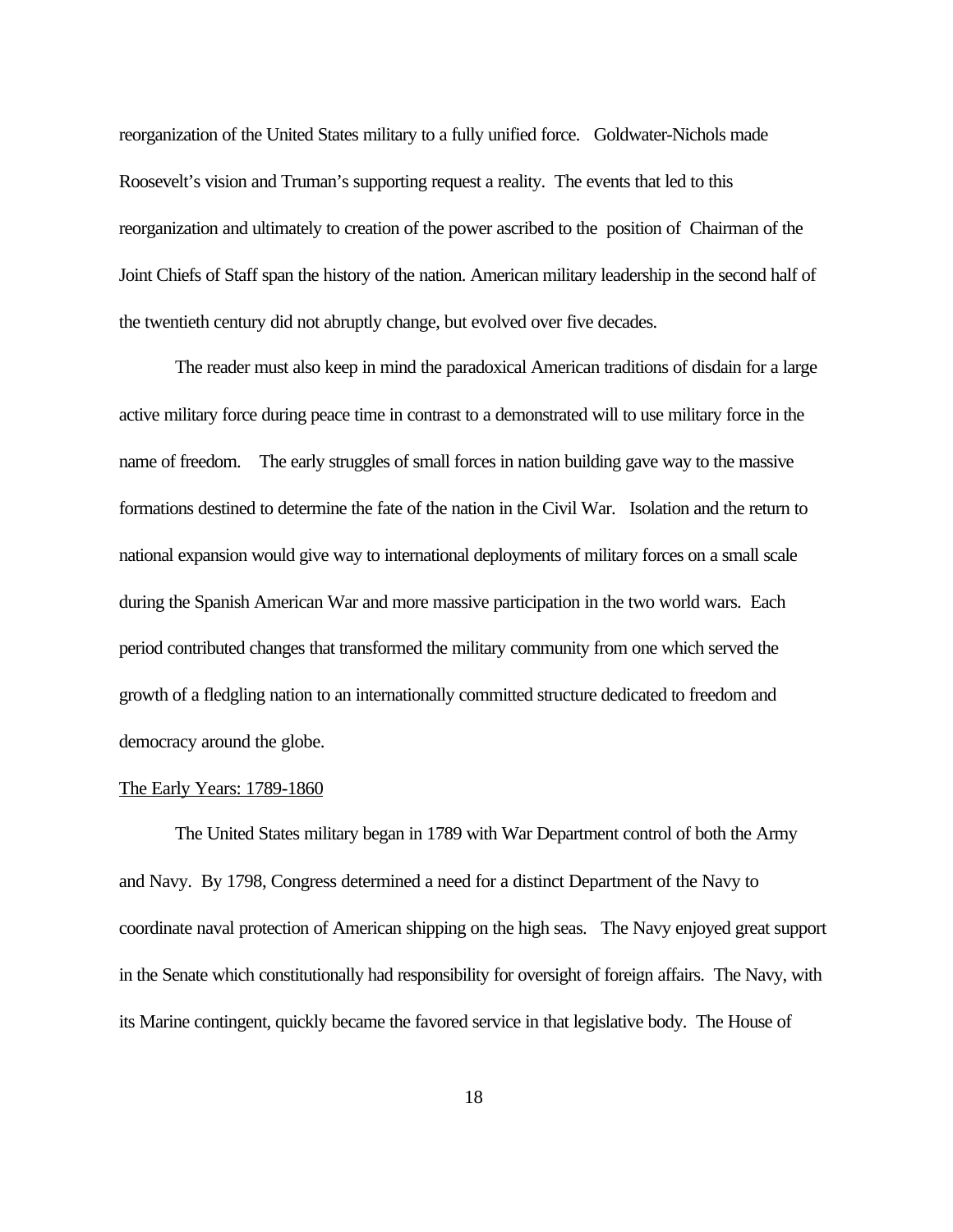reorganization of the United States military to a fully unified force. Goldwater-Nichols made Roosevelt's vision and Truman's supporting request a reality. The events that led to this reorganization and ultimately to creation of the power ascribed to the position of Chairman of the Joint Chiefs of Staff span the history of the nation. American military leadership in the second half of the twentieth century did not abruptly change, but evolved over five decades.

The reader must also keep in mind the paradoxical American traditions of disdain for a large active military force during peace time in contrast to a demonstrated will to use military force in the name of freedom. The early struggles of small forces in nation building gave way to the massive formations destined to determine the fate of the nation in the Civil War. Isolation and the return to national expansion would give way to international deployments of military forces on a small scale during the Spanish American War and more massive participation in the two world wars. Each period contributed changes that transformed the military community from one which served the growth of a fledgling nation to an internationally committed structure dedicated to freedom and democracy around the globe.

The Early Years: 1789-1860

The United States military began in 1789 with War Department control of both the Army and Navy. By 1798, Congress determined a need for a distinct Department of the Navy to coordinate naval protection of American shipping on the high seas. The Navy enjoyed great support in the Senate which constitutionally had responsibility for oversight of foreign affairs. The Navy, with its Marine contingent, quickly became the favored service in that legislative body. The House of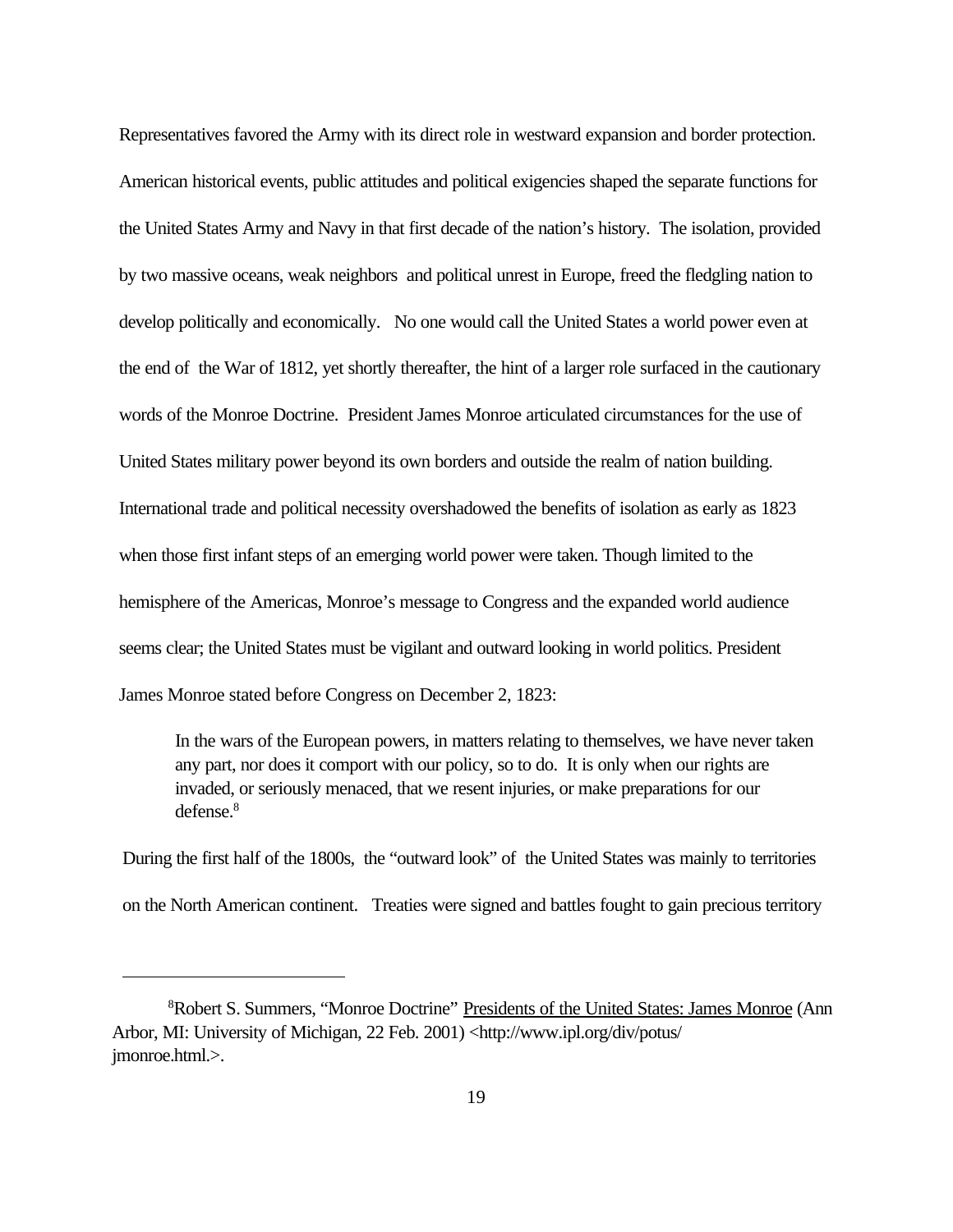Representatives favored the Army with its direct role in westward expansion and border protection. American historical events, public attitudes and political exigencies shaped the separate functions for the United States Army and Navy in that first decade of the nation's history. The isolation, provided by two massive oceans, weak neighbors and political unrest in Europe, freed the fledgling nation to develop politically and economically. No one would call the United States a world power even at the end of the War of 1812, yet shortly thereafter, the hint of a larger role surfaced in the cautionary words of the Monroe Doctrine. President James Monroe articulated circumstances for the use of United States military power beyond its own borders and outside the realm of nation building. International trade and political necessity overshadowed the benefits of isolation as early as 1823 when those first infant steps of an emerging world power were taken. Though limited to the hemisphere of the Americas, Monroe's message to Congress and the expanded world audience seems clear; the United States must be vigilant and outward looking in world politics. President James Monroe stated before Congress on December 2, 1823:

> In the wars of the European powers, in matters relating to themselves, we have never taken any part, nor does it comport with our policy, so to do. It is only when our rights are invaded, or seriously menaced, that we resent injuries, or make preparations for our defense.[8]

During the first half of the 1800s, the "outward look" of the United States was mainly to territories on the North American continent. Treaties were signed and battles fought to gain precious territory

---

[8]Robert S. Summers, "Monroe Doctrine" Presidents of the United States: James Monroe (Ann Arbor, MI: University of Michigan, 22 Feb. 2001) <http://www.ipl.org/div/potus/jmonroe.html.>.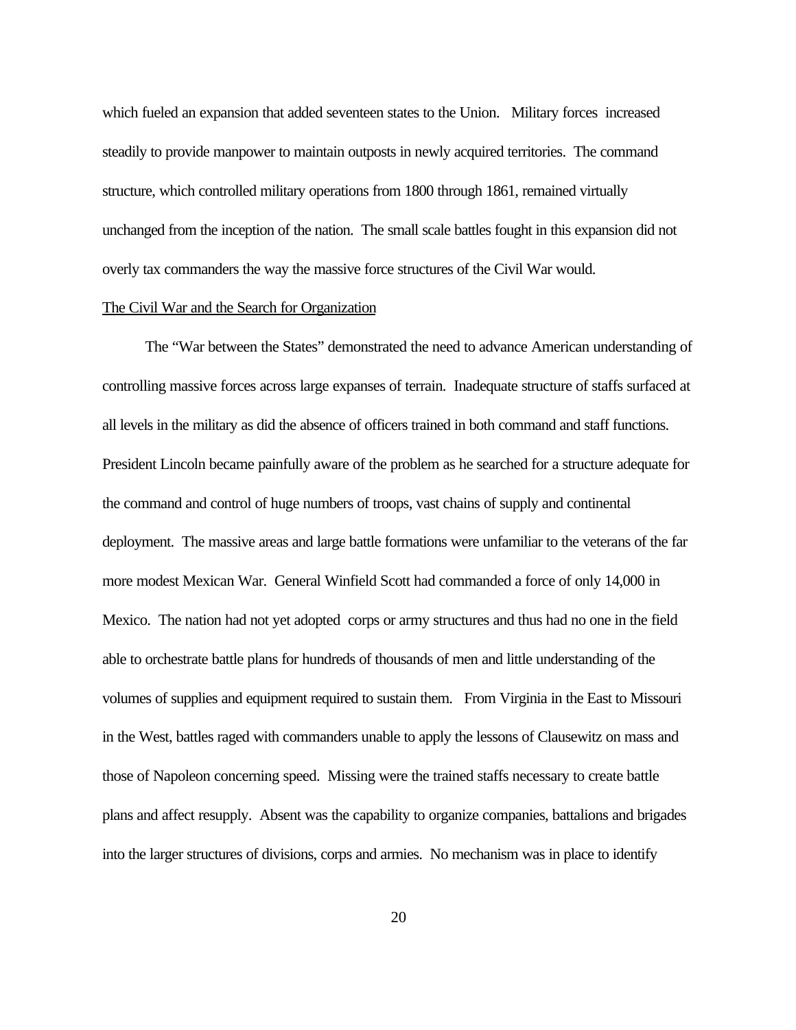which fueled an expansion that added seventeen states to the Union. Military forces increased steadily to provide manpower to maintain outposts in newly acquired territories. The command structure, which controlled military operations from 1800 through 1861, remained virtually unchanged from the inception of the nation. The small scale battles fought in this expansion did not overly tax commanders the way the massive force structures of the Civil War would.

## The Civil War and the Search for Organization

The "War between the States" demonstrated the need to advance American understanding of controlling massive forces across large expanses of terrain. Inadequate structure of staffs surfaced at all levels in the military as did the absence of officers trained in both command and staff functions. President Lincoln became painfully aware of the problem as he searched for a structure adequate for the command and control of huge numbers of troops, vast chains of supply and continental deployment. The massive areas and large battle formations were unfamiliar to the veterans of the far more modest Mexican War. General Winfield Scott had commanded a force of only 14,000 in Mexico. The nation had not yet adopted corps or army structures and thus had no one in the field able to orchestrate battle plans for hundreds of thousands of men and little understanding of the volumes of supplies and equipment required to sustain them. From Virginia in the East to Missouri in the West, battles raged with commanders unable to apply the lessons of Clausewitz on mass and those of Napoleon concerning speed. Missing were the trained staffs necessary to create battle plans and affect resupply. Absent was the capability to organize companies, battalions and brigades into the larger structures of divisions, corps and armies. No mechanism was in place to identify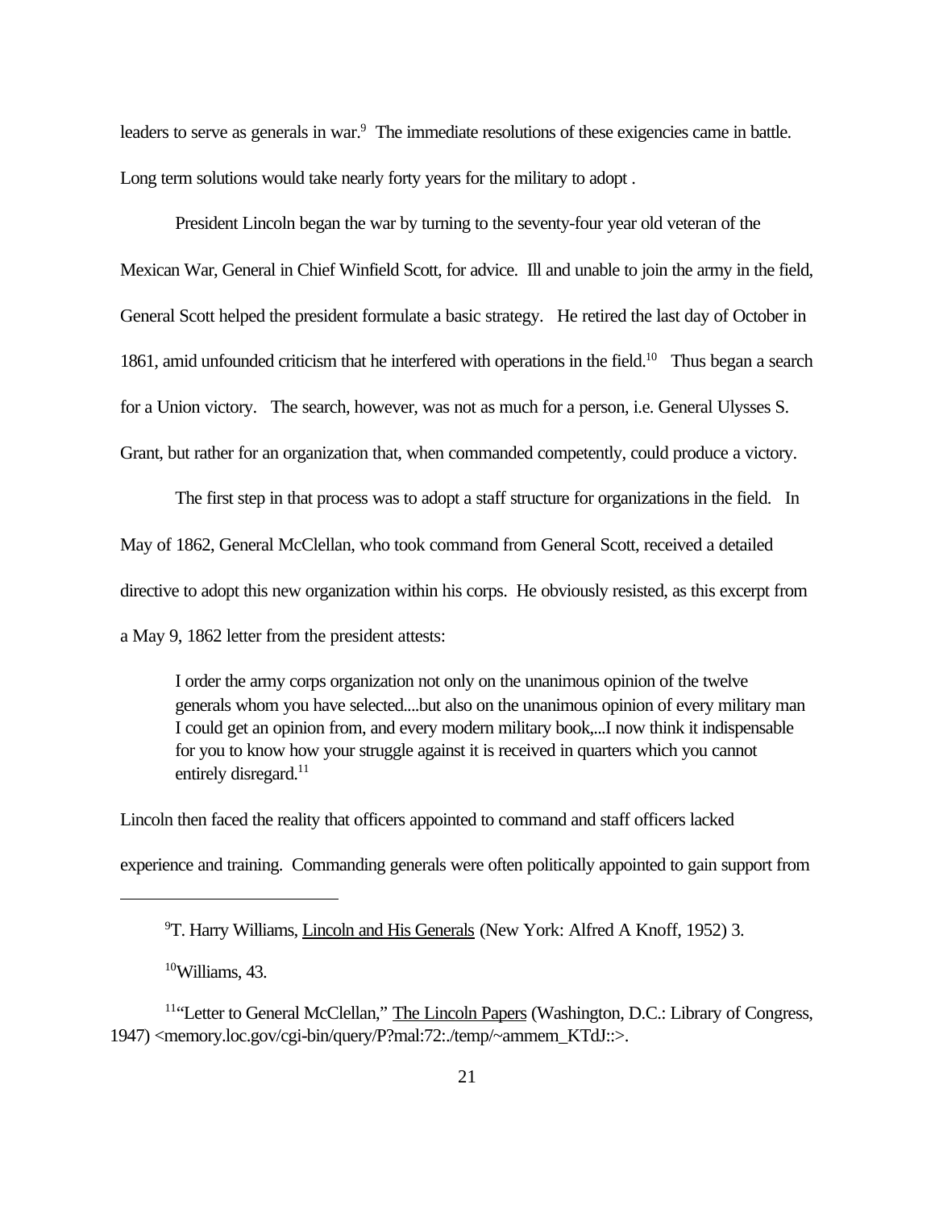leaders to serve as generals in war.[9] The immediate resolutions of these exigencies came in battle. Long term solutions would take nearly forty years for the military to adopt .

President Lincoln began the war by turning to the seventy-four year old veteran of the Mexican War, General in Chief Winfield Scott, for advice. Ill and unable to join the army in the field, General Scott helped the president formulate a basic strategy. He retired the last day of October in 1861, amid unfounded criticism that he interfered with operations in the field.[10] Thus began a search for a Union victory. The search, however, was not as much for a person, i.e. General Ulysses S. Grant, but rather for an organization that, when commanded competently, could produce a victory.

The first step in that process was to adopt a staff structure for organizations in the field. In May of 1862, General McClellan, who took command from General Scott, received a detailed directive to adopt this new organization within his corps. He obviously resisted, as this excerpt from a May 9, 1862 letter from the president attests:

> I order the army corps organization not only on the unanimous opinion of the twelve generals whom you have selected....but also on the unanimous opinion of every military man I could get an opinion from, and every modern military book,...I now think it indispensable for you to know how your struggle against it is received in quarters which you cannot entirely disregard.[11]

Lincoln then faced the reality that officers appointed to command and staff officers lacked experience and training. Commanding generals were often politically appointed to gain support from

---

[9] T. Harry Williams, Lincoln and His Generals (New York: Alfred A Knoff, 1952) 3.

[10] Williams, 43.

[11] "Letter to General McClellan," The Lincoln Papers (Washington, D.C.: Library of Congress, 1947) <memory.loc.gov/cgi-bin/query/P?mal:72:./temp/~ammem_KTdJ::>.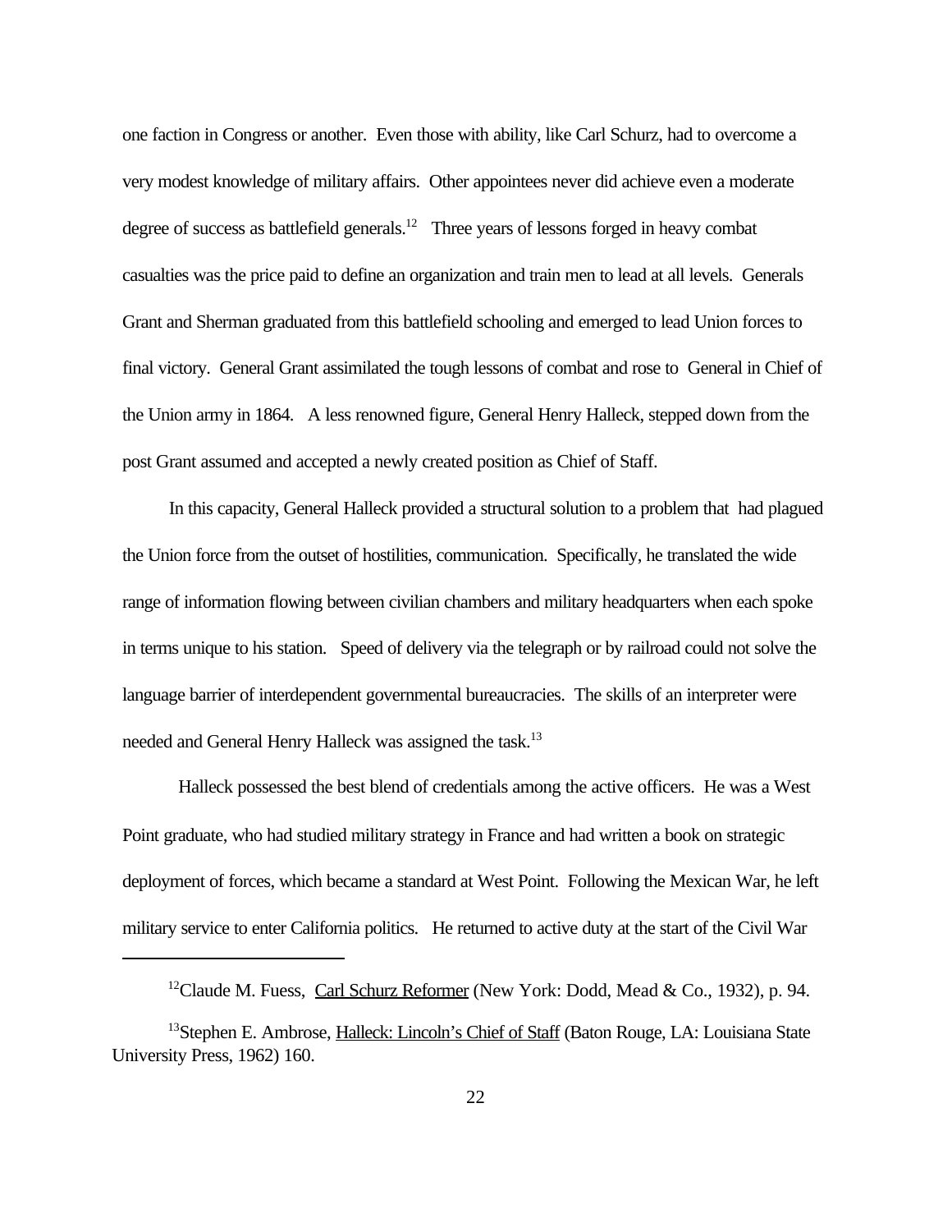one faction in Congress or another. Even those with ability, like Carl Schurz, had to overcome a very modest knowledge of military affairs. Other appointees never did achieve even a moderate degree of success as battlefield generals.[12] Three years of lessons forged in heavy combat casualties was the price paid to define an organization and train men to lead at all levels. Generals Grant and Sherman graduated from this battlefield schooling and emerged to lead Union forces to final victory. General Grant assimilated the tough lessons of combat and rose to General in Chief of the Union army in 1864. A less renowned figure, General Henry Halleck, stepped down from the post Grant assumed and accepted a newly created position as Chief of Staff.

In this capacity, General Halleck provided a structural solution to a problem that had plagued the Union force from the outset of hostilities, communication. Specifically, he translated the wide range of information flowing between civilian chambers and military headquarters when each spoke in terms unique to his station. Speed of delivery via the telegraph or by railroad could not solve the language barrier of interdependent governmental bureaucracies. The skills of an interpreter were needed and General Henry Halleck was assigned the task.[13]

Halleck possessed the best blend of credentials among the active officers. He was a West Point graduate, who had studied military strategy in France and had written a book on strategic deployment of forces, which became a standard at West Point. Following the Mexican War, he left military service to enter California politics. He returned to active duty at the start of the Civil War

---

[12] Claude M. Fuess, Carl Schurz Reformer (New York: Dodd, Mead & Co., 1932), p. 94.

[13] Stephen E. Ambrose, Halleck: Lincoln's Chief of Staff (Baton Rouge, LA: Louisiana State University Press, 1962) 160.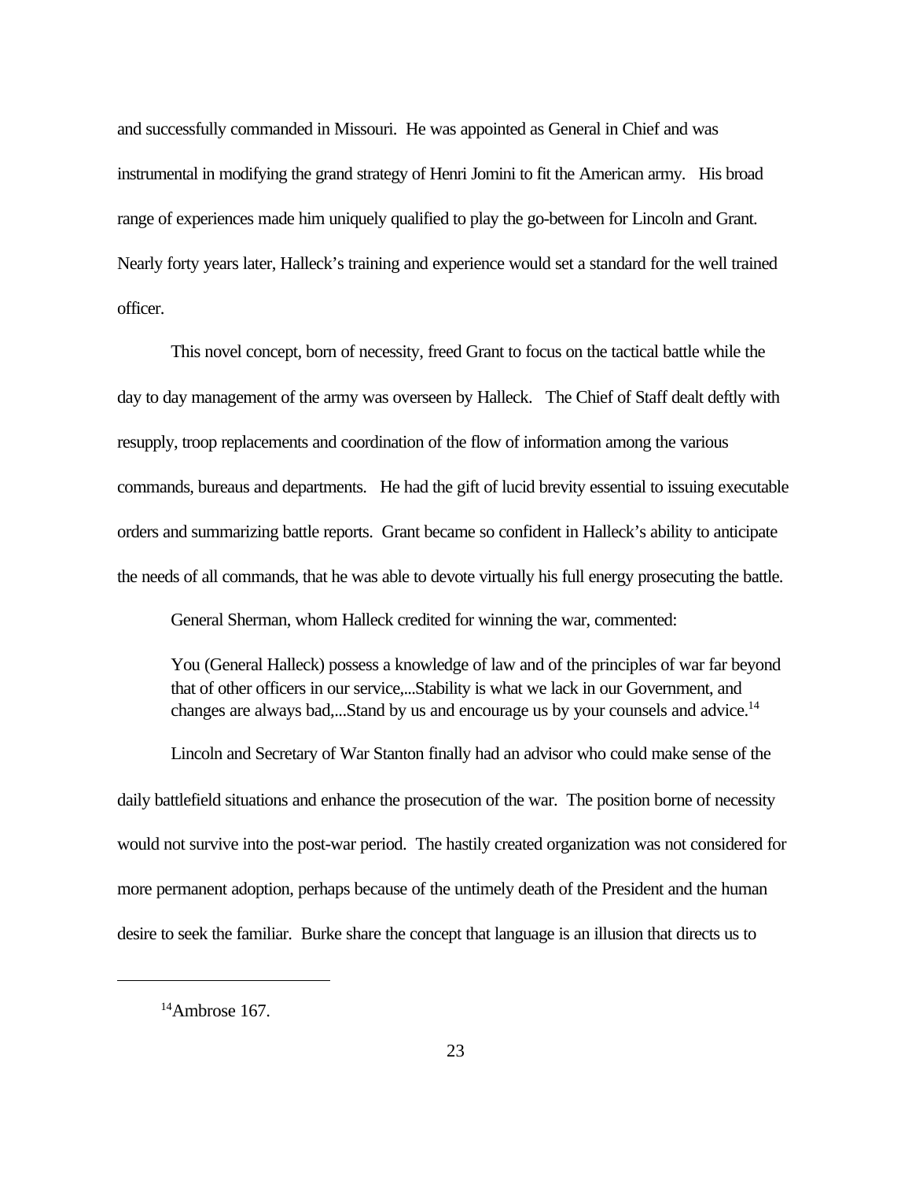and successfully commanded in Missouri. He was appointed as General in Chief and was instrumental in modifying the grand strategy of Henri Jomini to fit the American army. His broad range of experiences made him uniquely qualified to play the go-between for Lincoln and Grant. Nearly forty years later, Halleck's training and experience would set a standard for the well trained officer.

This novel concept, born of necessity, freed Grant to focus on the tactical battle while the day to day management of the army was overseen by Halleck. The Chief of Staff dealt deftly with resupply, troop replacements and coordination of the flow of information among the various commands, bureaus and departments. He had the gift of lucid brevity essential to issuing executable orders and summarizing battle reports. Grant became so confident in Halleck's ability to anticipate the needs of all commands, that he was able to devote virtually his full energy prosecuting the battle.

General Sherman, whom Halleck credited for winning the war, commented:

> You (General Halleck) possess a knowledge of law and of the principles of war far beyond that of other officers in our service,...Stability is what we lack in our Government, and changes are always bad,...Stand by us and encourage us by your counsels and advice.[14]

Lincoln and Secretary of War Stanton finally had an advisor who could make sense of the daily battlefield situations and enhance the prosecution of the war. The position borne of necessity would not survive into the post-war period. The hastily created organization was not considered for more permanent adoption, perhaps because of the untimely death of the President and the human desire to seek the familiar. Burke share the concept that language is an illusion that directs us to

[14] Ambrose 167.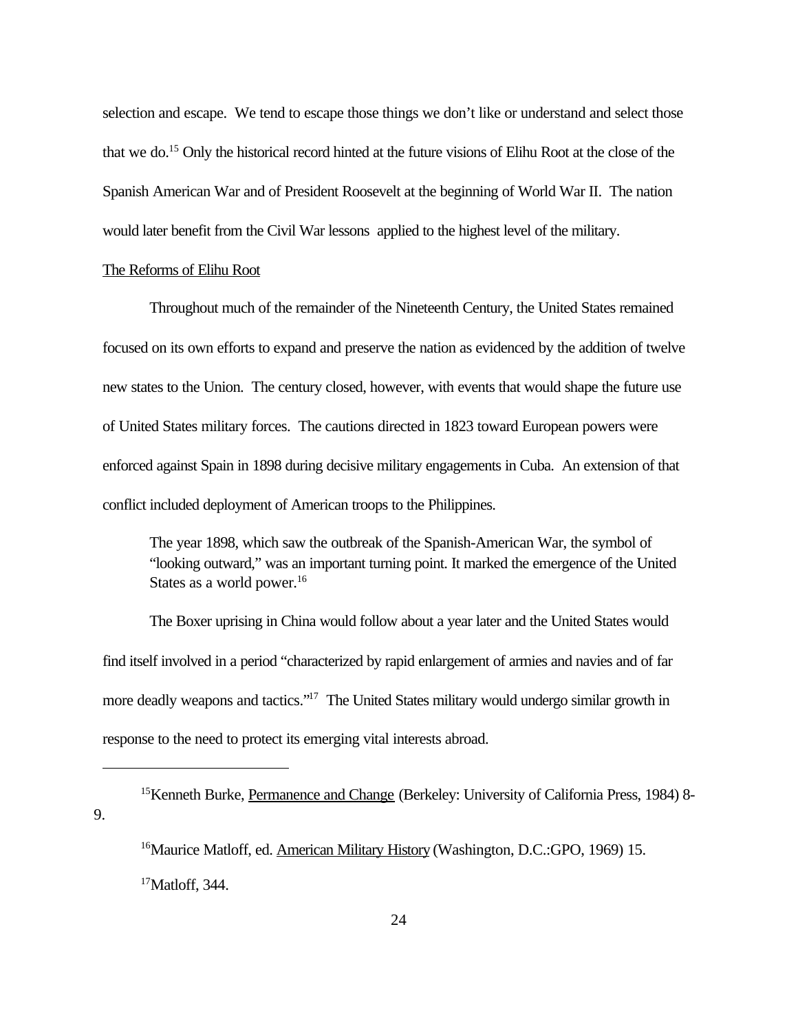selection and escape. We tend to escape those things we don't like or understand and select those that we do.[15] Only the historical record hinted at the future visions of Elihu Root at the close of the Spanish American War and of President Roosevelt at the beginning of World War II. The nation would later benefit from the Civil War lessons applied to the highest level of the military.

## The Reforms of Elihu Root

Throughout much of the remainder of the Nineteenth Century, the United States remained focused on its own efforts to expand and preserve the nation as evidenced by the addition of twelve new states to the Union. The century closed, however, with events that would shape the future use of United States military forces. The cautions directed in 1823 toward European powers were enforced against Spain in 1898 during decisive military engagements in Cuba. An extension of that conflict included deployment of American troops to the Philippines.

> The year 1898, which saw the outbreak of the Spanish-American War, the symbol of "looking outward," was an important turning point. It marked the emergence of the United States as a world power.[16]

The Boxer uprising in China would follow about a year later and the United States would find itself involved in a period "characterized by rapid enlargement of armies and navies and of far more deadly weapons and tactics."[17] The United States military would undergo similar growth in response to the need to protect its emerging vital interests abroad.

---

[15] Kenneth Burke, Permanence and Change (Berkeley: University of California Press, 1984) 8-9.

[16] Maurice Matloff, ed. American Military History (Washington, D.C.:GPO, 1969) 15.

[17] Matloff, 344.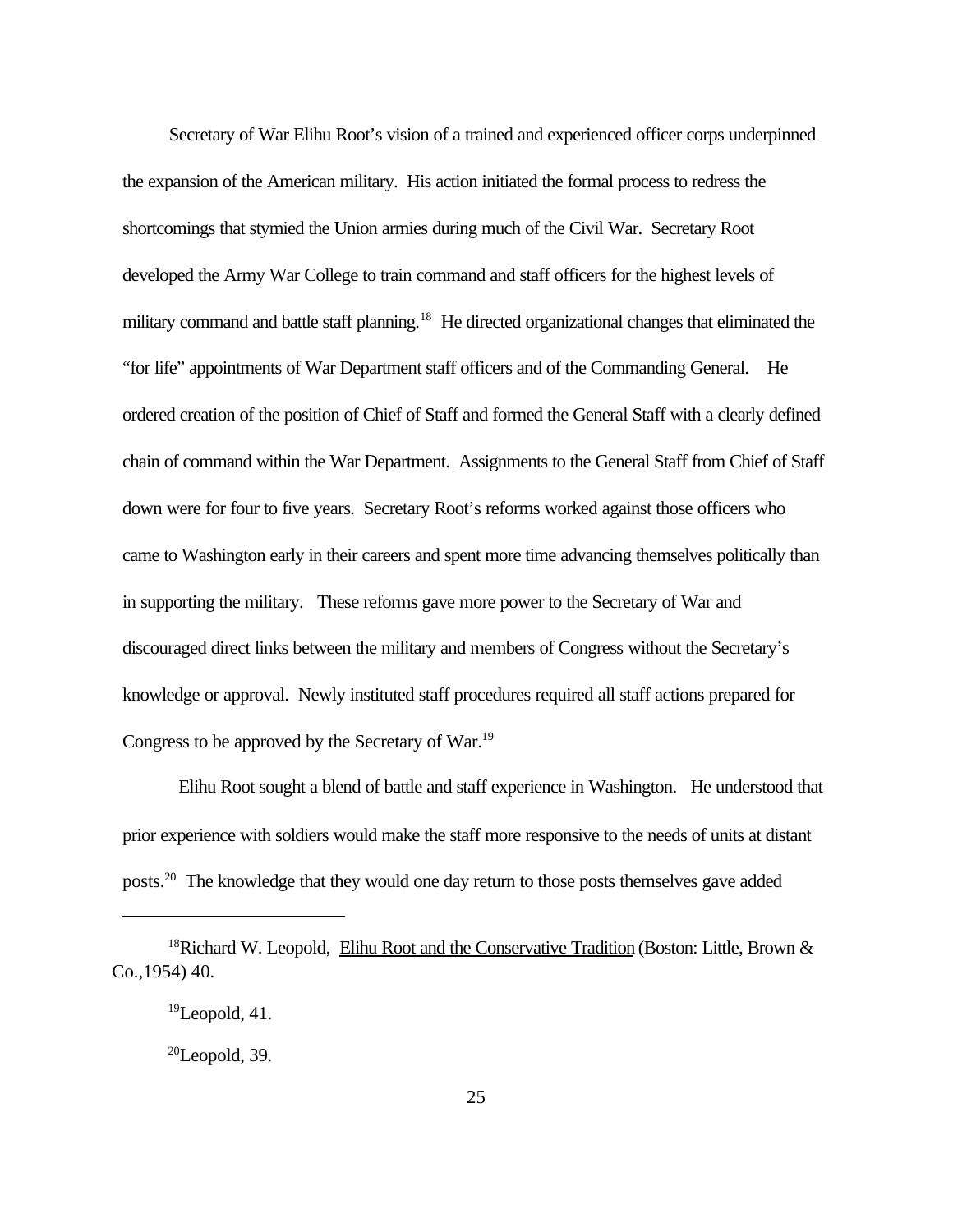Secretary of War Elihu Root's vision of a trained and experienced officer corps underpinned the expansion of the American military. His action initiated the formal process to redress the shortcomings that stymied the Union armies during much of the Civil War. Secretary Root developed the Army War College to train command and staff officers for the highest levels of military command and battle staff planning.[18] He directed organizational changes that eliminated the "for life" appointments of War Department staff officers and of the Commanding General. He ordered creation of the position of Chief of Staff and formed the General Staff with a clearly defined chain of command within the War Department. Assignments to the General Staff from Chief of Staff down were for four to five years. Secretary Root's reforms worked against those officers who came to Washington early in their careers and spent more time advancing themselves politically than in supporting the military. These reforms gave more power to the Secretary of War and discouraged direct links between the military and members of Congress without the Secretary's knowledge or approval. Newly instituted staff procedures required all staff actions prepared for Congress to be approved by the Secretary of War.[19]

Elihu Root sought a blend of battle and staff experience in Washington. He understood that prior experience with soldiers would make the staff more responsive to the needs of units at distant posts.[20] The knowledge that they would one day return to those posts themselves gave added

---

[18] Richard W. Leopold, Elihu Root and the Conservative Tradition (Boston: Little, Brown & Co.,1954) 40.

[19] Leopold, 41.

[20] Leopold, 39.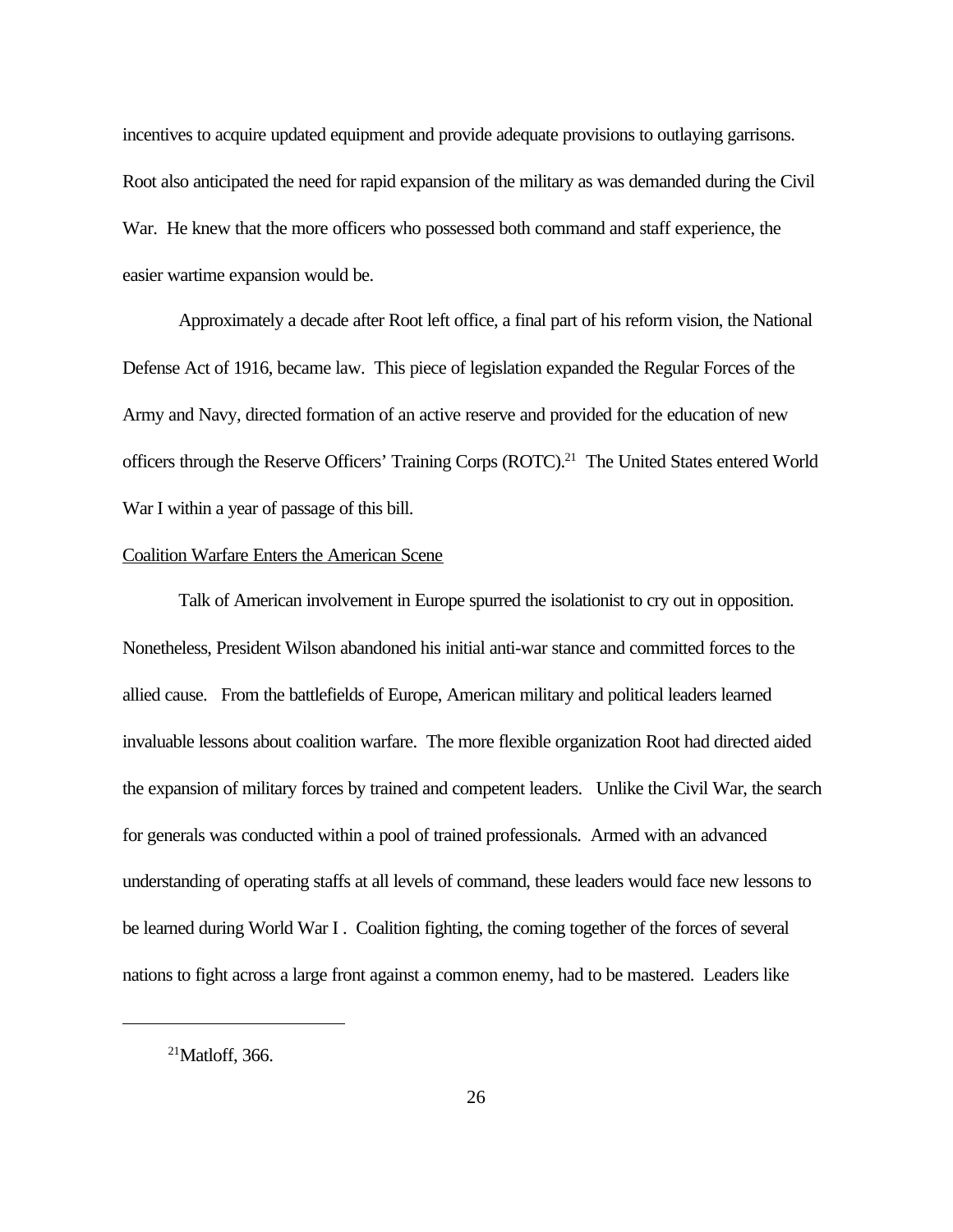incentives to acquire updated equipment and provide adequate provisions to outlaying garrisons. Root also anticipated the need for rapid expansion of the military as was demanded during the Civil War. He knew that the more officers who possessed both command and staff experience, the easier wartime expansion would be.

Approximately a decade after Root left office, a final part of his reform vision, the National Defense Act of 1916, became law. This piece of legislation expanded the Regular Forces of the Army and Navy, directed formation of an active reserve and provided for the education of new officers through the Reserve Officers' Training Corps (ROTC).[21] The United States entered World War I within a year of passage of this bill.

<u>Coalition Warfare Enters the American Scene</u>

Talk of American involvement in Europe spurred the isolationist to cry out in opposition. Nonetheless, President Wilson abandoned his initial anti-war stance and committed forces to the allied cause. From the battlefields of Europe, American military and political leaders learned invaluable lessons about coalition warfare. The more flexible organization Root had directed aided the expansion of military forces by trained and competent leaders. Unlike the Civil War, the search for generals was conducted within a pool of trained professionals. Armed with an advanced understanding of operating staffs at all levels of command, these leaders would face new lessons to be learned during World War I . Coalition fighting, the coming together of the forces of several nations to fight across a large front against a common enemy, had to be mastered. Leaders like

---

[21] Matloff, 366.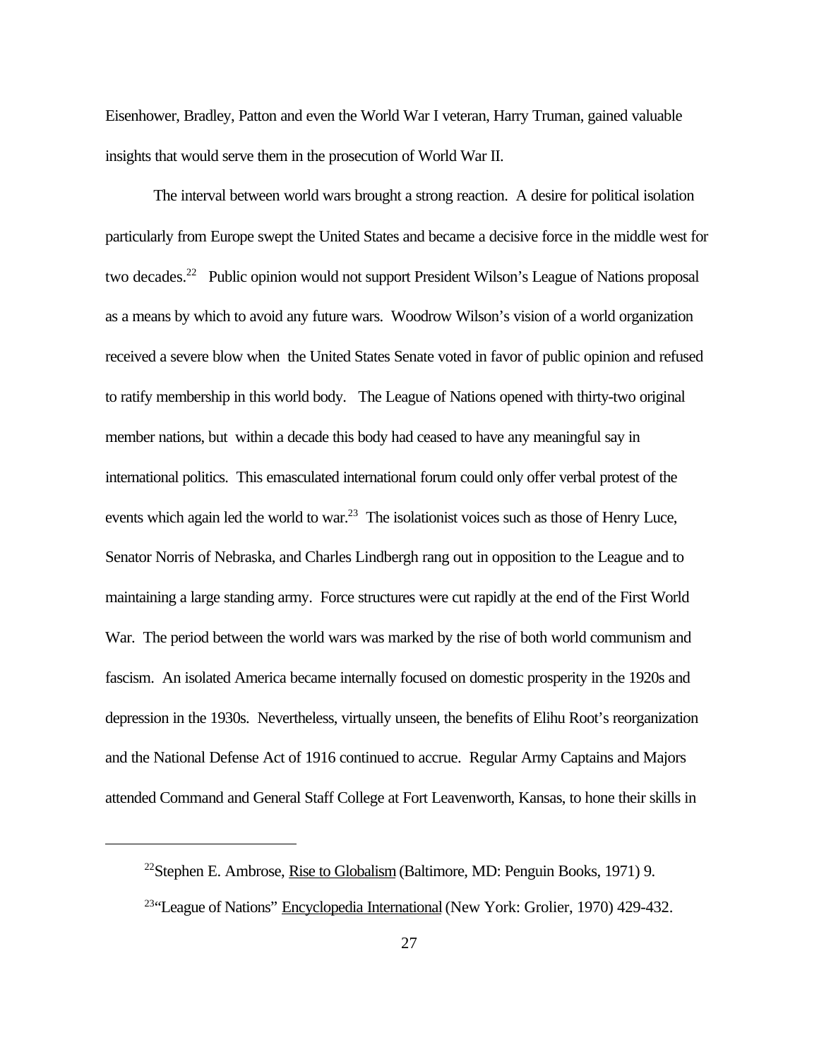Eisenhower, Bradley, Patton and even the World War I veteran, Harry Truman, gained valuable insights that would serve them in the prosecution of World War II.

The interval between world wars brought a strong reaction. A desire for political isolation particularly from Europe swept the United States and became a decisive force in the middle west for two decades.[22] Public opinion would not support President Wilson's League of Nations proposal as a means by which to avoid any future wars. Woodrow Wilson's vision of a world organization received a severe blow when the United States Senate voted in favor of public opinion and refused to ratify membership in this world body. The League of Nations opened with thirty-two original member nations, but within a decade this body had ceased to have any meaningful say in international politics. This emasculated international forum could only offer verbal protest of the events which again led the world to war.[23] The isolationist voices such as those of Henry Luce, Senator Norris of Nebraska, and Charles Lindbergh rang out in opposition to the League and to maintaining a large standing army. Force structures were cut rapidly at the end of the First World War. The period between the world wars was marked by the rise of both world communism and fascism. An isolated America became internally focused on domestic prosperity in the 1920s and depression in the 1930s. Nevertheless, virtually unseen, the benefits of Elihu Root's reorganization and the National Defense Act of 1916 continued to accrue. Regular Army Captains and Majors attended Command and General Staff College at Fort Leavenworth, Kansas, to hone their skills in

---

[22] Stephen E. Ambrose, Rise to Globalism (Baltimore, MD: Penguin Books, 1971) 9.

[23] "League of Nations" Encyclopedia International (New York: Grolier, 1970) 429-432.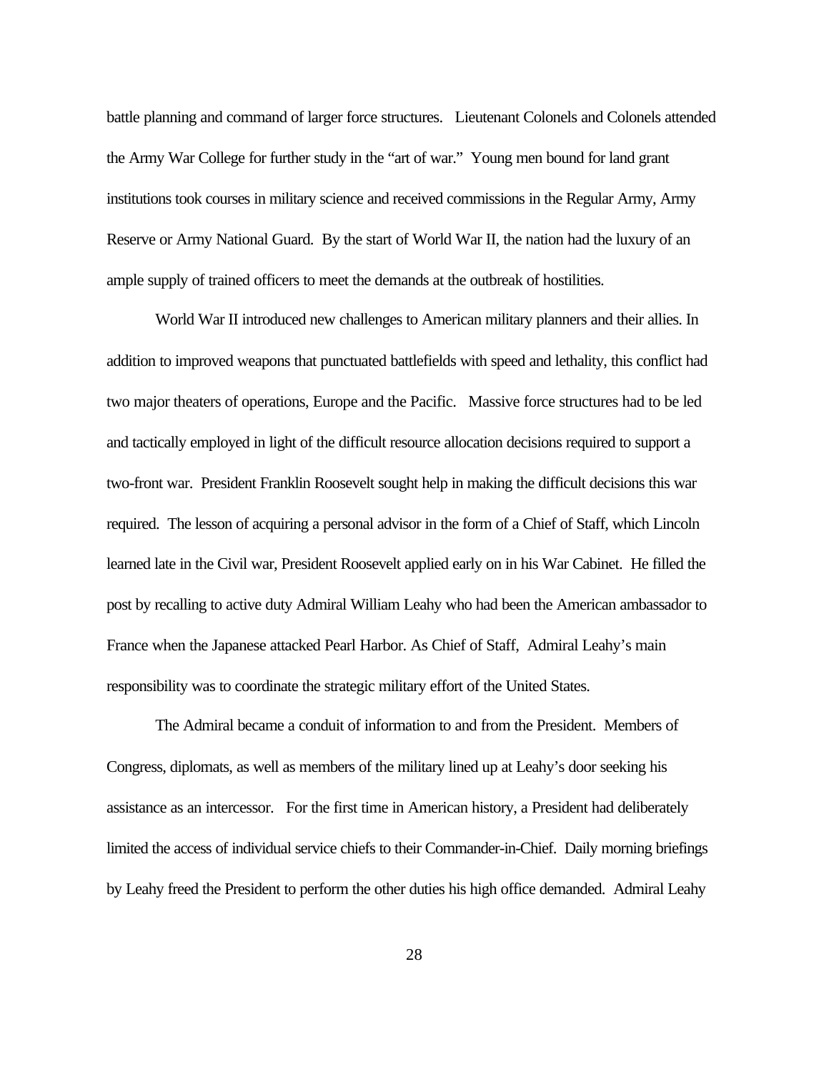battle planning and command of larger force structures. Lieutenant Colonels and Colonels attended the Army War College for further study in the "art of war." Young men bound for land grant institutions took courses in military science and received commissions in the Regular Army, Army Reserve or Army National Guard. By the start of World War II, the nation had the luxury of an ample supply of trained officers to meet the demands at the outbreak of hostilities.

World War II introduced new challenges to American military planners and their allies. In addition to improved weapons that punctuated battlefields with speed and lethality, this conflict had two major theaters of operations, Europe and the Pacific. Massive force structures had to be led and tactically employed in light of the difficult resource allocation decisions required to support a two-front war. President Franklin Roosevelt sought help in making the difficult decisions this war required. The lesson of acquiring a personal advisor in the form of a Chief of Staff, which Lincoln learned late in the Civil war, President Roosevelt applied early on in his War Cabinet. He filled the post by recalling to active duty Admiral William Leahy who had been the American ambassador to France when the Japanese attacked Pearl Harbor. As Chief of Staff, Admiral Leahy's main responsibility was to coordinate the strategic military effort of the United States.

The Admiral became a conduit of information to and from the President. Members of Congress, diplomats, as well as members of the military lined up at Leahy's door seeking his assistance as an intercessor. For the first time in American history, a President had deliberately limited the access of individual service chiefs to their Commander-in-Chief. Daily morning briefings by Leahy freed the President to perform the other duties his high office demanded. Admiral Leahy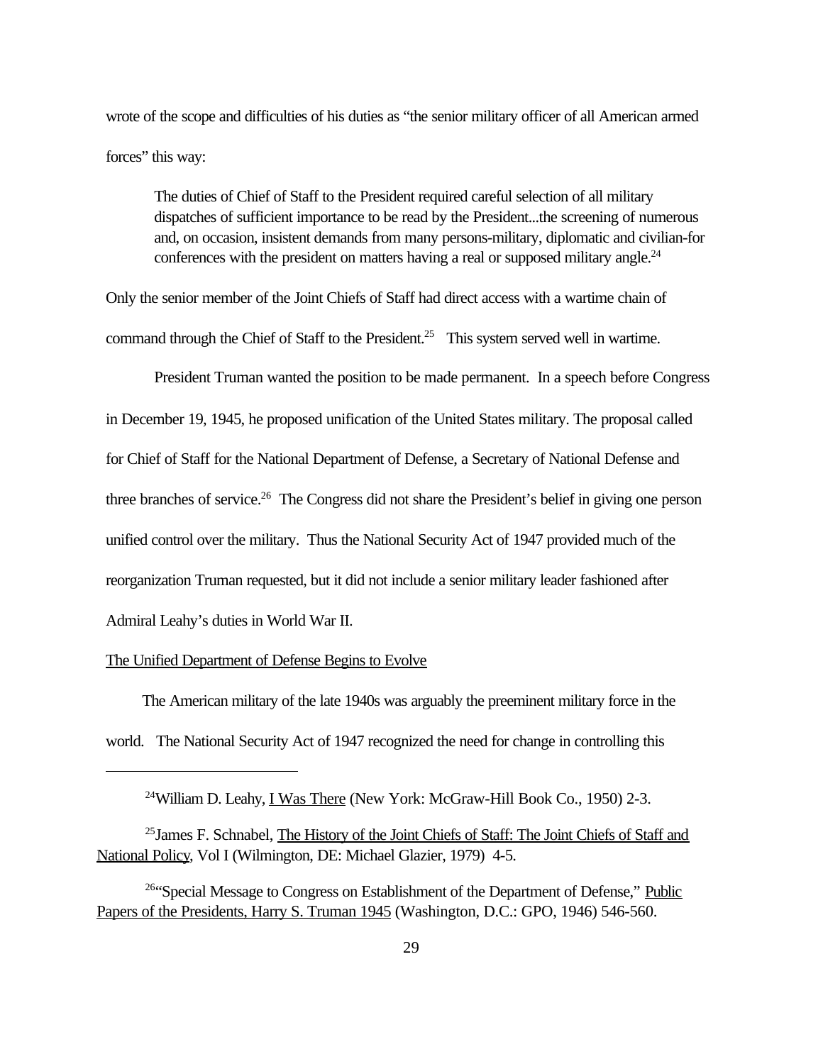wrote of the scope and difficulties of his duties as "the senior military officer of all American armed forces" this way:

> The duties of Chief of Staff to the President required careful selection of all military dispatches of sufficient importance to be read by the President...the screening of numerous and, on occasion, insistent demands from many persons-military, diplomatic and civilian-for conferences with the president on matters having a real or supposed military angle.[24]

Only the senior member of the Joint Chiefs of Staff had direct access with a wartime chain of command through the Chief of Staff to the President.[25] This system served well in wartime.

President Truman wanted the position to be made permanent. In a speech before Congress in December 19, 1945, he proposed unification of the United States military. The proposal called for Chief of Staff for the National Department of Defense, a Secretary of National Defense and three branches of service.[26] The Congress did not share the President's belief in giving one person unified control over the military. Thus the National Security Act of 1947 provided much of the reorganization Truman requested, but it did not include a senior military leader fashioned after Admiral Leahy's duties in World War II.

The Unified Department of Defense Begins to Evolve

The American military of the late 1940s was arguably the preeminent military force in the world. The National Security Act of 1947 recognized the need for change in controlling this

---

[24]William D. Leahy, I Was There (New York: McGraw-Hill Book Co., 1950) 2-3.

[25]James F. Schnabel, The History of the Joint Chiefs of Staff: The Joint Chiefs of Staff and National Policy, Vol I (Wilmington, DE: Michael Glazier, 1979) 4-5.

[26]"Special Message to Congress on Establishment of the Department of Defense," Public Papers of the Presidents, Harry S. Truman 1945 (Washington, D.C.: GPO, 1946) 546-560.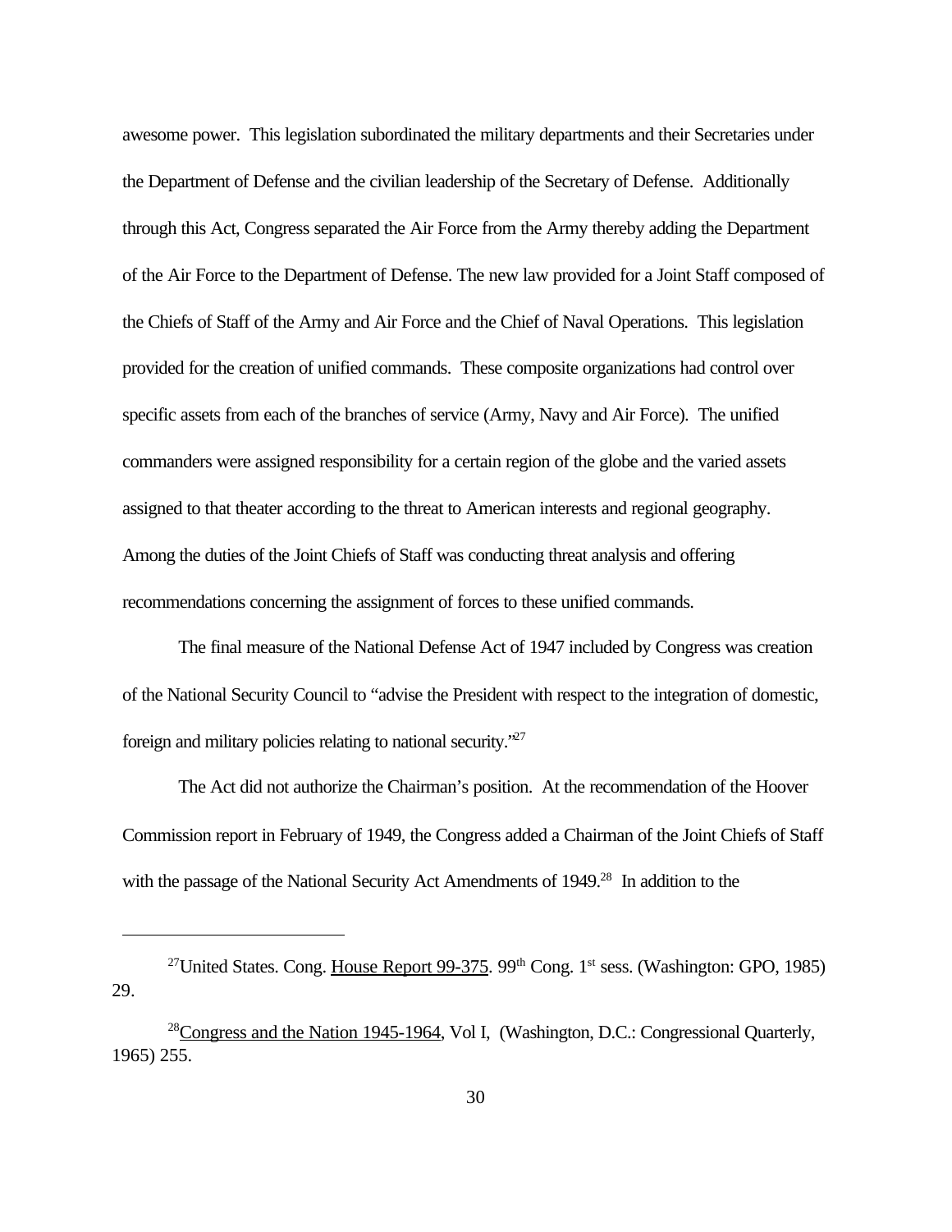awesome power. This legislation subordinated the military departments and their Secretaries under the Department of Defense and the civilian leadership of the Secretary of Defense. Additionally through this Act, Congress separated the Air Force from the Army thereby adding the Department of the Air Force to the Department of Defense. The new law provided for a Joint Staff composed of the Chiefs of Staff of the Army and Air Force and the Chief of Naval Operations. This legislation provided for the creation of unified commands. These composite organizations had control over specific assets from each of the branches of service (Army, Navy and Air Force). The unified commanders were assigned responsibility for a certain region of the globe and the varied assets assigned to that theater according to the threat to American interests and regional geography. Among the duties of the Joint Chiefs of Staff was conducting threat analysis and offering recommendations concerning the assignment of forces to these unified commands.

The final measure of the National Defense Act of 1947 included by Congress was creation of the National Security Council to "advise the President with respect to the integration of domestic, foreign and military policies relating to national security."[27]

The Act did not authorize the Chairman's position. At the recommendation of the Hoover Commission report in February of 1949, the Congress added a Chairman of the Joint Chiefs of Staff with the passage of the National Security Act Amendments of 1949.[28] In addition to the

---

[27]United States. Cong. House Report 99-375. 99th Cong. 1st sess. (Washington: GPO, 1985) 29.

[28]Congress and the Nation 1945-1964, Vol I, (Washington, D.C.: Congressional Quarterly, 1965) 255.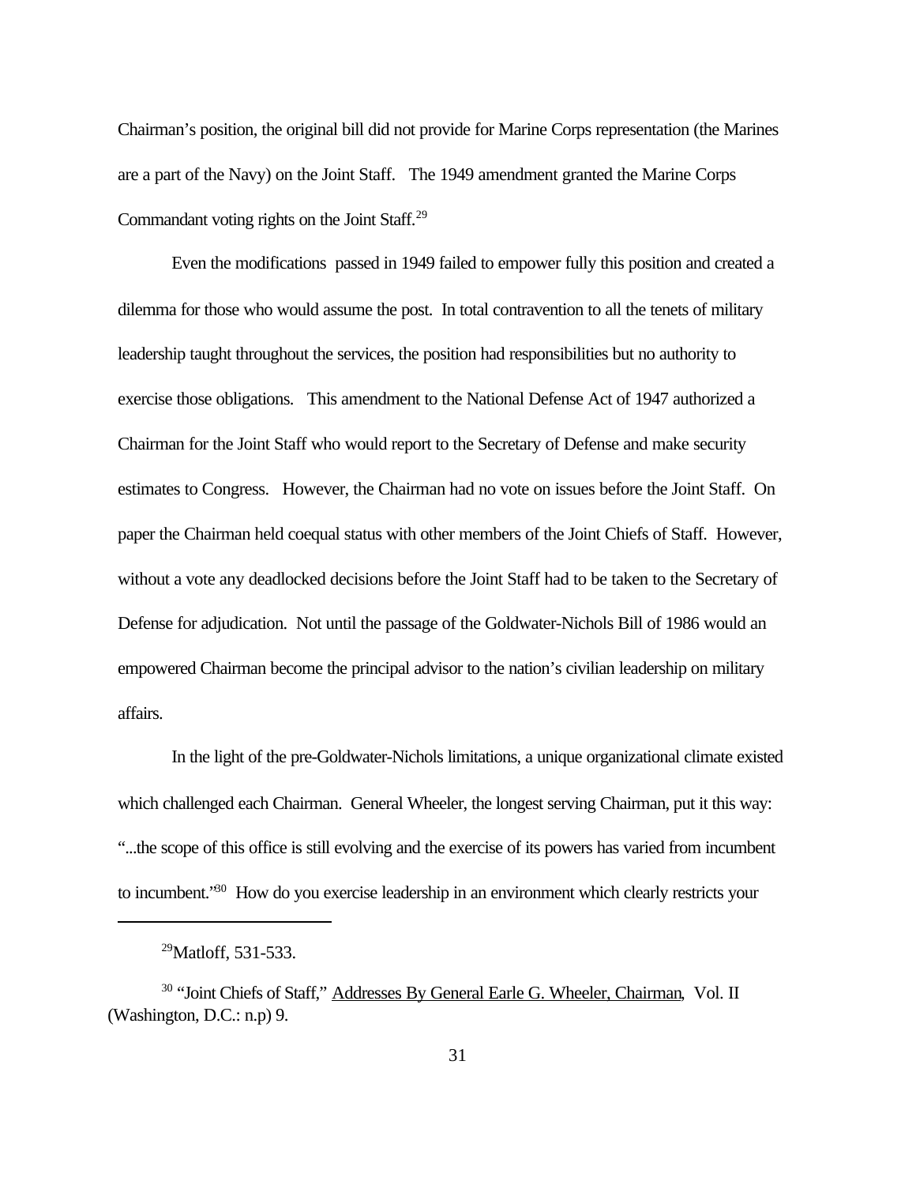Chairman's position, the original bill did not provide for Marine Corps representation (the Marines are a part of the Navy) on the Joint Staff. The 1949 amendment granted the Marine Corps Commandant voting rights on the Joint Staff.[29]

Even the modifications passed in 1949 failed to empower fully this position and created a dilemma for those who would assume the post. In total contravention to all the tenets of military leadership taught throughout the services, the position had responsibilities but no authority to exercise those obligations. This amendment to the National Defense Act of 1947 authorized a Chairman for the Joint Staff who would report to the Secretary of Defense and make security estimates to Congress. However, the Chairman had no vote on issues before the Joint Staff. On paper the Chairman held coequal status with other members of the Joint Chiefs of Staff. However, without a vote any deadlocked decisions before the Joint Staff had to be taken to the Secretary of Defense for adjudication. Not until the passage of the Goldwater-Nichols Bill of 1986 would an empowered Chairman become the principal advisor to the nation's civilian leadership on military affairs.

In the light of the pre-Goldwater-Nichols limitations, a unique organizational climate existed which challenged each Chairman. General Wheeler, the longest serving Chairman, put it this way: "...the scope of this office is still evolving and the exercise of its powers has varied from incumbent to incumbent."[30] How do you exercise leadership in an environment which clearly restricts your

---

[29] Matloff, 531-533.

[30] "Joint Chiefs of Staff," Addresses By General Earle G. Wheeler, Chairman, Vol. II (Washington, D.C.: n.p) 9.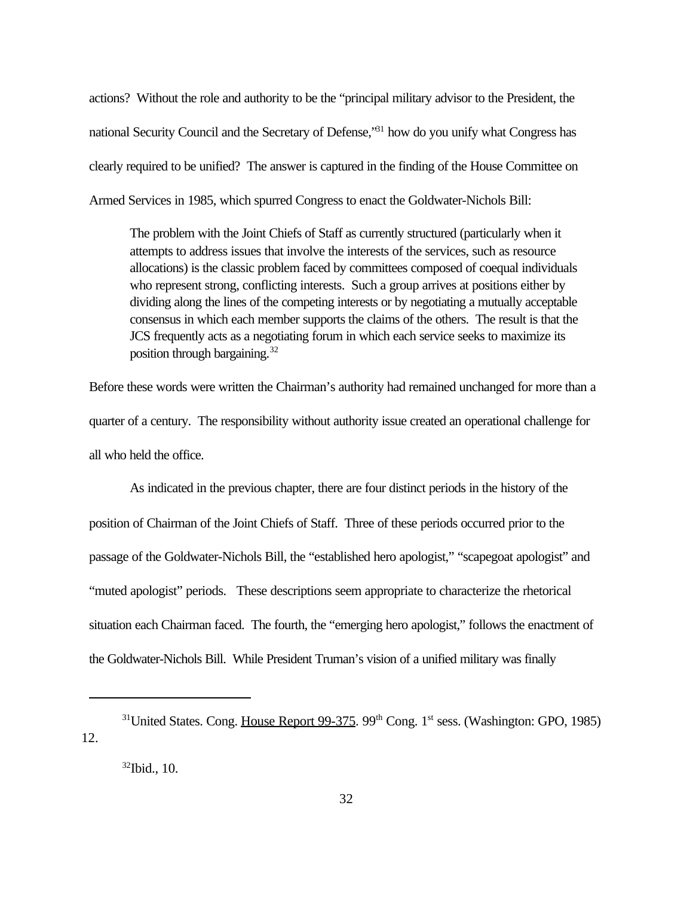actions? Without the role and authority to be the "principal military advisor to the President, the national Security Council and the Secretary of Defense,"[31] how do you unify what Congress has clearly required to be unified? The answer is captured in the finding of the House Committee on Armed Services in 1985, which spurred Congress to enact the Goldwater-Nichols Bill:

> The problem with the Joint Chiefs of Staff as currently structured (particularly when it attempts to address issues that involve the interests of the services, such as resource allocations) is the classic problem faced by committees composed of coequal individuals who represent strong, conflicting interests. Such a group arrives at positions either by dividing along the lines of the competing interests or by negotiating a mutually acceptable consensus in which each member supports the claims of the others. The result is that the JCS frequently acts as a negotiating forum in which each service seeks to maximize its position through bargaining.[32]

Before these words were written the Chairman's authority had remained unchanged for more than a quarter of a century. The responsibility without authority issue created an operational challenge for all who held the office.

As indicated in the previous chapter, there are four distinct periods in the history of the position of Chairman of the Joint Chiefs of Staff. Three of these periods occurred prior to the passage of the Goldwater-Nichols Bill, the "established hero apologist," "scapegoat apologist" and "muted apologist" periods. These descriptions seem appropriate to characterize the rhetorical situation each Chairman faced. The fourth, the "emerging hero apologist," follows the enactment of the Goldwater-Nichols Bill. While President Truman's vision of a unified military was finally

---

[31] United States. Cong. House Report 99-375. 99th Cong. 1st sess. (Washington: GPO, 1985) 12.

[32] Ibid., 10.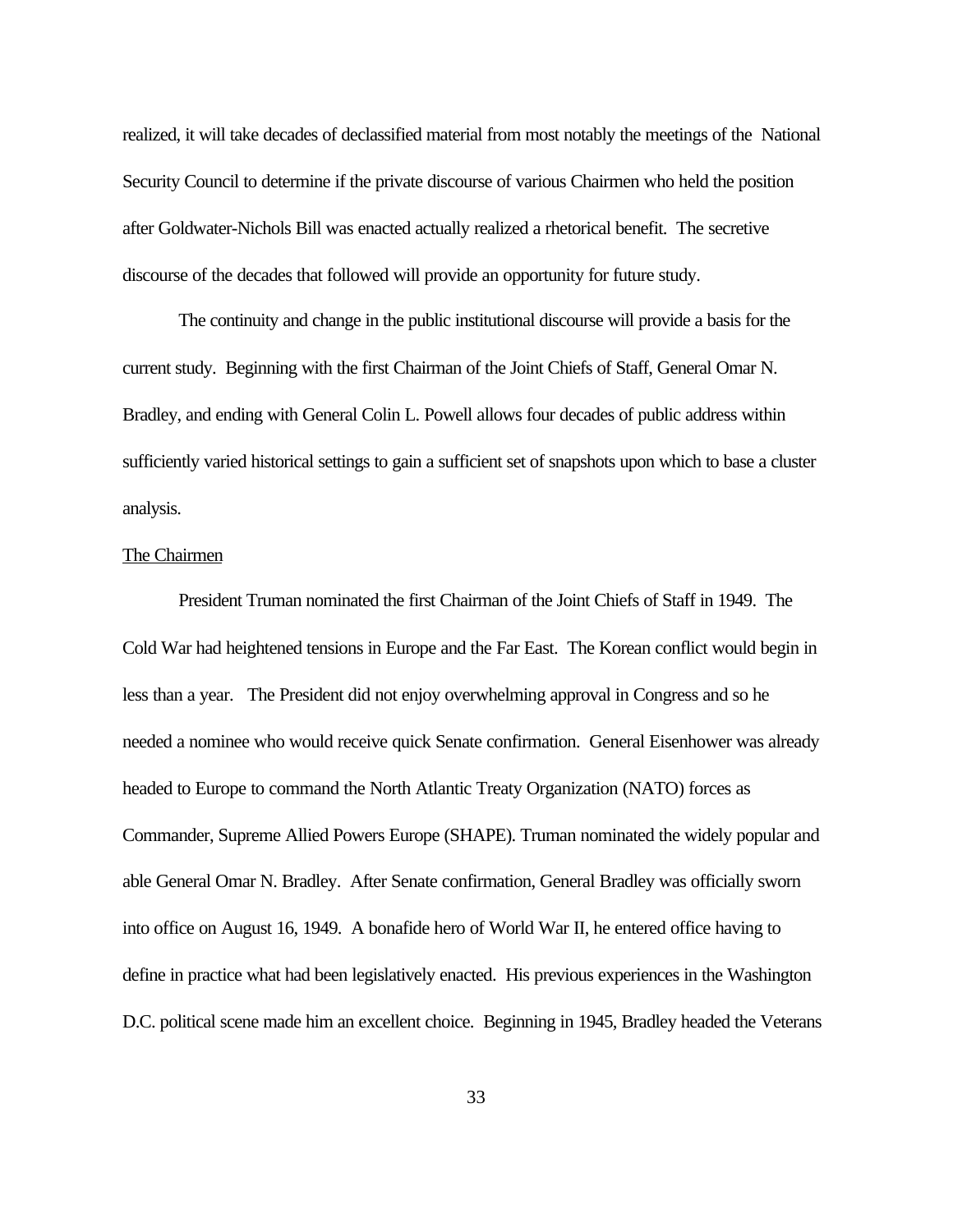realized, it will take decades of declassified material from most notably the meetings of the National Security Council to determine if the private discourse of various Chairmen who held the position after Goldwater-Nichols Bill was enacted actually realized a rhetorical benefit. The secretive discourse of the decades that followed will provide an opportunity for future study.

The continuity and change in the public institutional discourse will provide a basis for the current study. Beginning with the first Chairman of the Joint Chiefs of Staff, General Omar N. Bradley, and ending with General Colin L. Powell allows four decades of public address within sufficiently varied historical settings to gain a sufficient set of snapshots upon which to base a cluster analysis.

<u>The Chairmen</u>

President Truman nominated the first Chairman of the Joint Chiefs of Staff in 1949. The Cold War had heightened tensions in Europe and the Far East. The Korean conflict would begin in less than a year. The President did not enjoy overwhelming approval in Congress and so he needed a nominee who would receive quick Senate confirmation. General Eisenhower was already headed to Europe to command the North Atlantic Treaty Organization (NATO) forces as Commander, Supreme Allied Powers Europe (SHAPE). Truman nominated the widely popular and able General Omar N. Bradley. After Senate confirmation, General Bradley was officially sworn into office on August 16, 1949. A bonafide hero of World War II, he entered office having to define in practice what had been legislatively enacted. His previous experiences in the Washington D.C. political scene made him an excellent choice. Beginning in 1945, Bradley headed the Veterans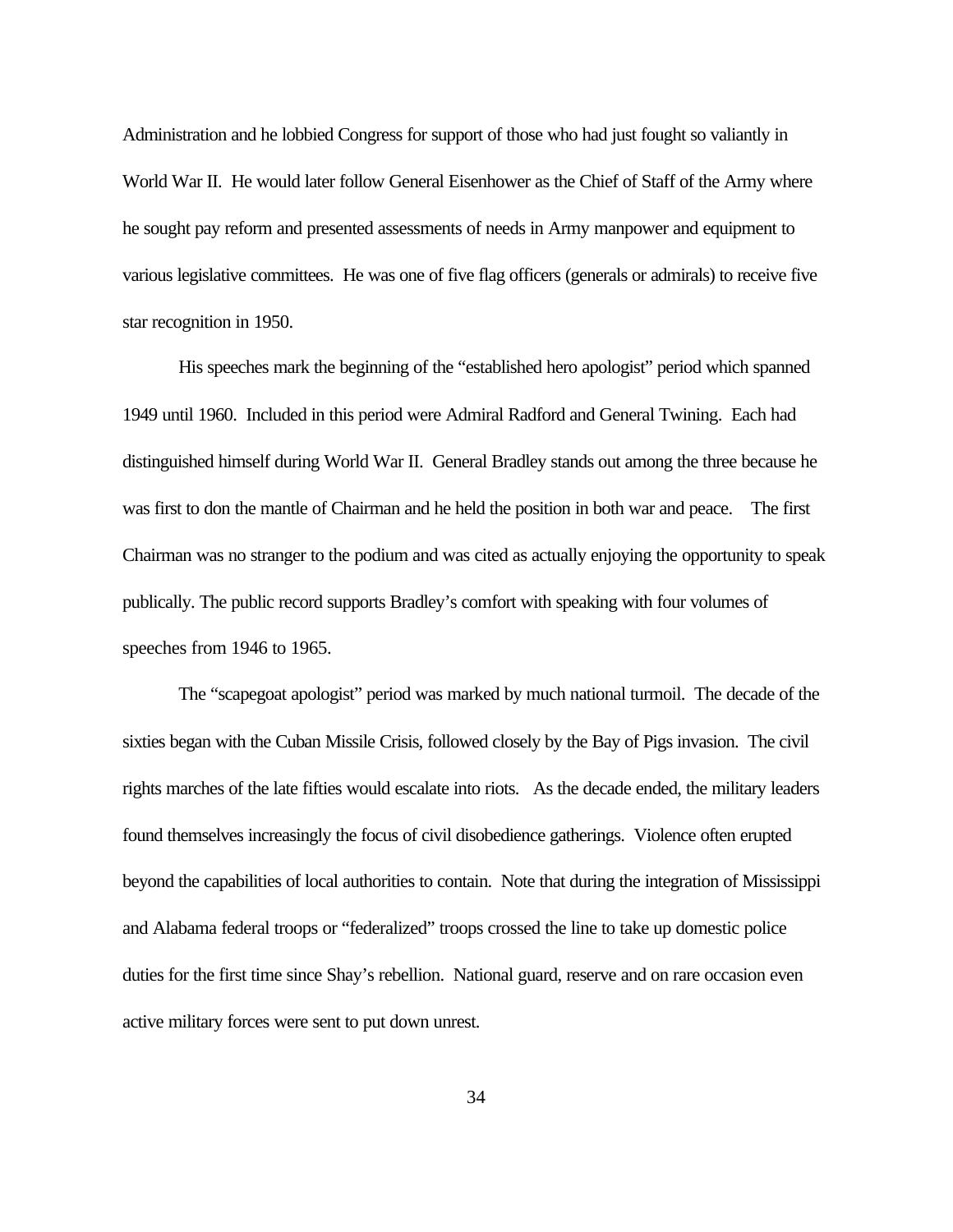Administration and he lobbied Congress for support of those who had just fought so valiantly in World War II. He would later follow General Eisenhower as the Chief of Staff of the Army where he sought pay reform and presented assessments of needs in Army manpower and equipment to various legislative committees. He was one of five flag officers (generals or admirals) to receive five star recognition in 1950.

His speeches mark the beginning of the "established hero apologist" period which spanned 1949 until 1960. Included in this period were Admiral Radford and General Twining. Each had distinguished himself during World War II. General Bradley stands out among the three because he was first to don the mantle of Chairman and he held the position in both war and peace. The first Chairman was no stranger to the podium and was cited as actually enjoying the opportunity to speak publically. The public record supports Bradley's comfort with speaking with four volumes of speeches from 1946 to 1965.

The "scapegoat apologist" period was marked by much national turmoil. The decade of the sixties began with the Cuban Missile Crisis, followed closely by the Bay of Pigs invasion. The civil rights marches of the late fifties would escalate into riots. As the decade ended, the military leaders found themselves increasingly the focus of civil disobedience gatherings. Violence often erupted beyond the capabilities of local authorities to contain. Note that during the integration of Mississippi and Alabama federal troops or "federalized" troops crossed the line to take up domestic police duties for the first time since Shay's rebellion. National guard, reserve and on rare occasion even active military forces were sent to put down unrest.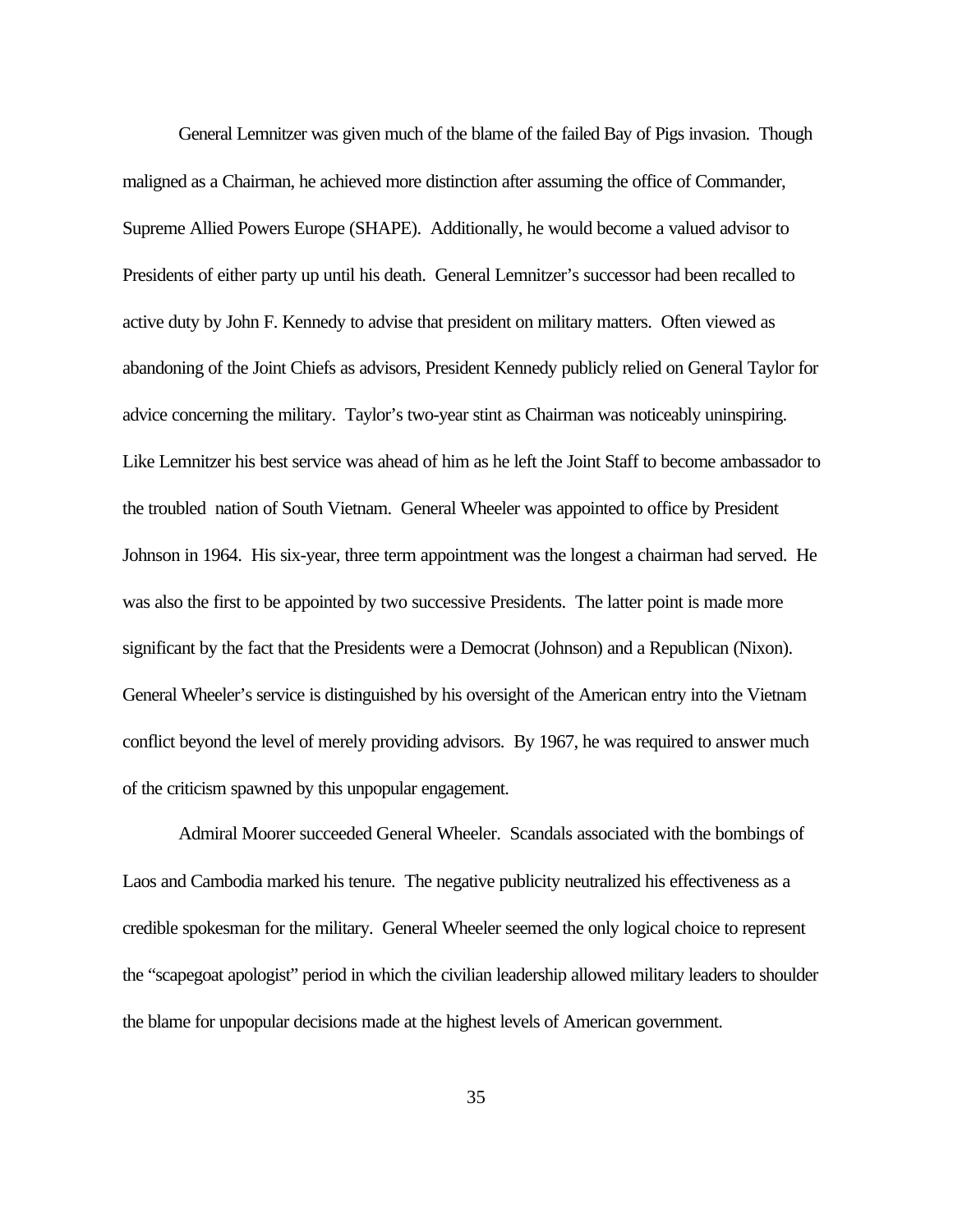General Lemnitzer was given much of the blame of the failed Bay of Pigs invasion. Though maligned as a Chairman, he achieved more distinction after assuming the office of Commander, Supreme Allied Powers Europe (SHAPE). Additionally, he would become a valued advisor to Presidents of either party up until his death. General Lemnitzer's successor had been recalled to active duty by John F. Kennedy to advise that president on military matters. Often viewed as abandoning of the Joint Chiefs as advisors, President Kennedy publicly relied on General Taylor for advice concerning the military. Taylor's two-year stint as Chairman was noticeably uninspiring. Like Lemnitzer his best service was ahead of him as he left the Joint Staff to become ambassador to the troubled nation of South Vietnam. General Wheeler was appointed to office by President Johnson in 1964. His six-year, three term appointment was the longest a chairman had served. He was also the first to be appointed by two successive Presidents. The latter point is made more significant by the fact that the Presidents were a Democrat (Johnson) and a Republican (Nixon). General Wheeler's service is distinguished by his oversight of the American entry into the Vietnam conflict beyond the level of merely providing advisors. By 1967, he was required to answer much of the criticism spawned by this unpopular engagement.

Admiral Moorer succeeded General Wheeler. Scandals associated with the bombings of Laos and Cambodia marked his tenure. The negative publicity neutralized his effectiveness as a credible spokesman for the military. General Wheeler seemed the only logical choice to represent the "scapegoat apologist" period in which the civilian leadership allowed military leaders to shoulder the blame for unpopular decisions made at the highest levels of American government.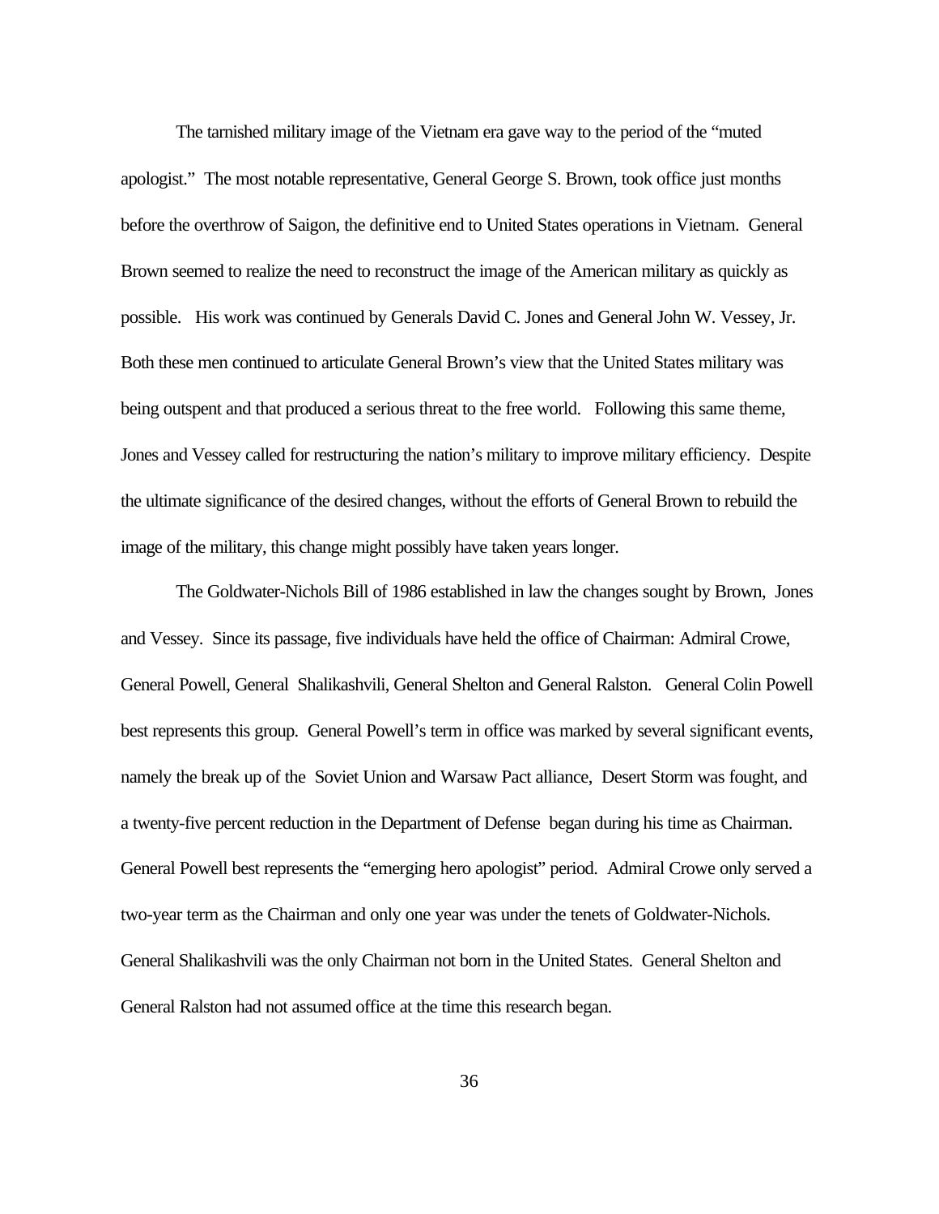The tarnished military image of the Vietnam era gave way to the period of the "muted apologist." The most notable representative, General George S. Brown, took office just months before the overthrow of Saigon, the definitive end to United States operations in Vietnam. General Brown seemed to realize the need to reconstruct the image of the American military as quickly as possible. His work was continued by Generals David C. Jones and General John W. Vessey, Jr. Both these men continued to articulate General Brown's view that the United States military was being outspent and that produced a serious threat to the free world. Following this same theme, Jones and Vessey called for restructuring the nation's military to improve military efficiency. Despite the ultimate significance of the desired changes, without the efforts of General Brown to rebuild the image of the military, this change might possibly have taken years longer.

The Goldwater-Nichols Bill of 1986 established in law the changes sought by Brown, Jones and Vessey. Since its passage, five individuals have held the office of Chairman: Admiral Crowe, General Powell, General Shalikashvili, General Shelton and General Ralston. General Colin Powell best represents this group. General Powell's term in office was marked by several significant events, namely the break up of the Soviet Union and Warsaw Pact alliance, Desert Storm was fought, and a twenty-five percent reduction in the Department of Defense began during his time as Chairman. General Powell best represents the "emerging hero apologist" period. Admiral Crowe only served a two-year term as the Chairman and only one year was under the tenets of Goldwater-Nichols. General Shalikashvili was the only Chairman not born in the United States. General Shelton and General Ralston had not assumed office at the time this research began.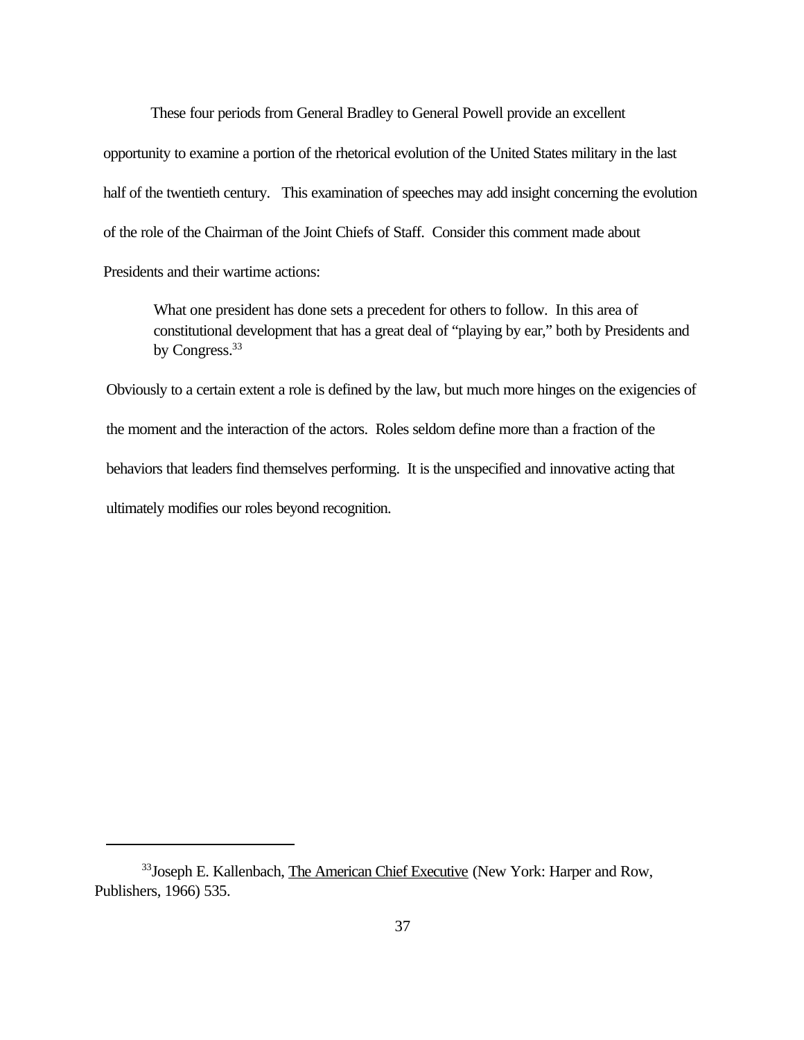These four periods from General Bradley to General Powell provide an excellent opportunity to examine a portion of the rhetorical evolution of the United States military in the last half of the twentieth century. This examination of speeches may add insight concerning the evolution of the role of the Chairman of the Joint Chiefs of Staff. Consider this comment made about Presidents and their wartime actions:

> What one president has done sets a precedent for others to follow. In this area of constitutional development that has a great deal of "playing by ear," both by Presidents and by Congress.[33]

Obviously to a certain extent a role is defined by the law, but much more hinges on the exigencies of the moment and the interaction of the actors. Roles seldom define more than a fraction of the behaviors that leaders find themselves performing. It is the unspecified and innovative acting that ultimately modifies our roles beyond recognition.

---

[33] Joseph E. Kallenbach, The American Chief Executive (New York: Harper and Row, Publishers, 1966) 535.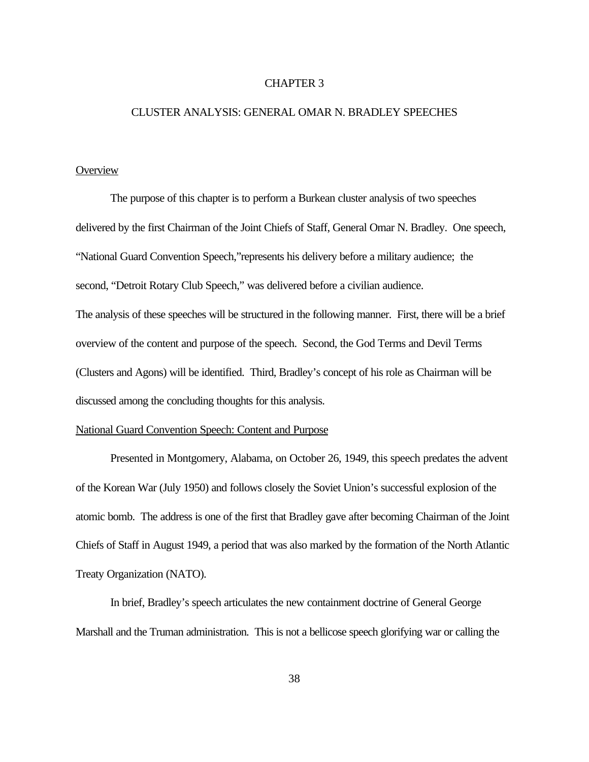# CHAPTER 3

## CLUSTER ANALYSIS: GENERAL OMAR N. BRADLEY SPEECHES

### Overview

The purpose of this chapter is to perform a Burkean cluster analysis of two speeches delivered by the first Chairman of the Joint Chiefs of Staff, General Omar N. Bradley. One speech, "National Guard Convention Speech,"represents his delivery before a military audience; the second, "Detroit Rotary Club Speech," was delivered before a civilian audience.

The analysis of these speeches will be structured in the following manner. First, there will be a brief overview of the content and purpose of the speech. Second, the God Terms and Devil Terms (Clusters and Agons) will be identified. Third, Bradley's concept of his role as Chairman will be discussed among the concluding thoughts for this analysis.

### National Guard Convention Speech: Content and Purpose

Presented in Montgomery, Alabama, on October 26, 1949, this speech predates the advent of the Korean War (July 1950) and follows closely the Soviet Union's successful explosion of the atomic bomb. The address is one of the first that Bradley gave after becoming Chairman of the Joint Chiefs of Staff in August 1949, a period that was also marked by the formation of the North Atlantic Treaty Organization (NATO).

In brief, Bradley's speech articulates the new containment doctrine of General George Marshall and the Truman administration. This is not a bellicose speech glorifying war or calling the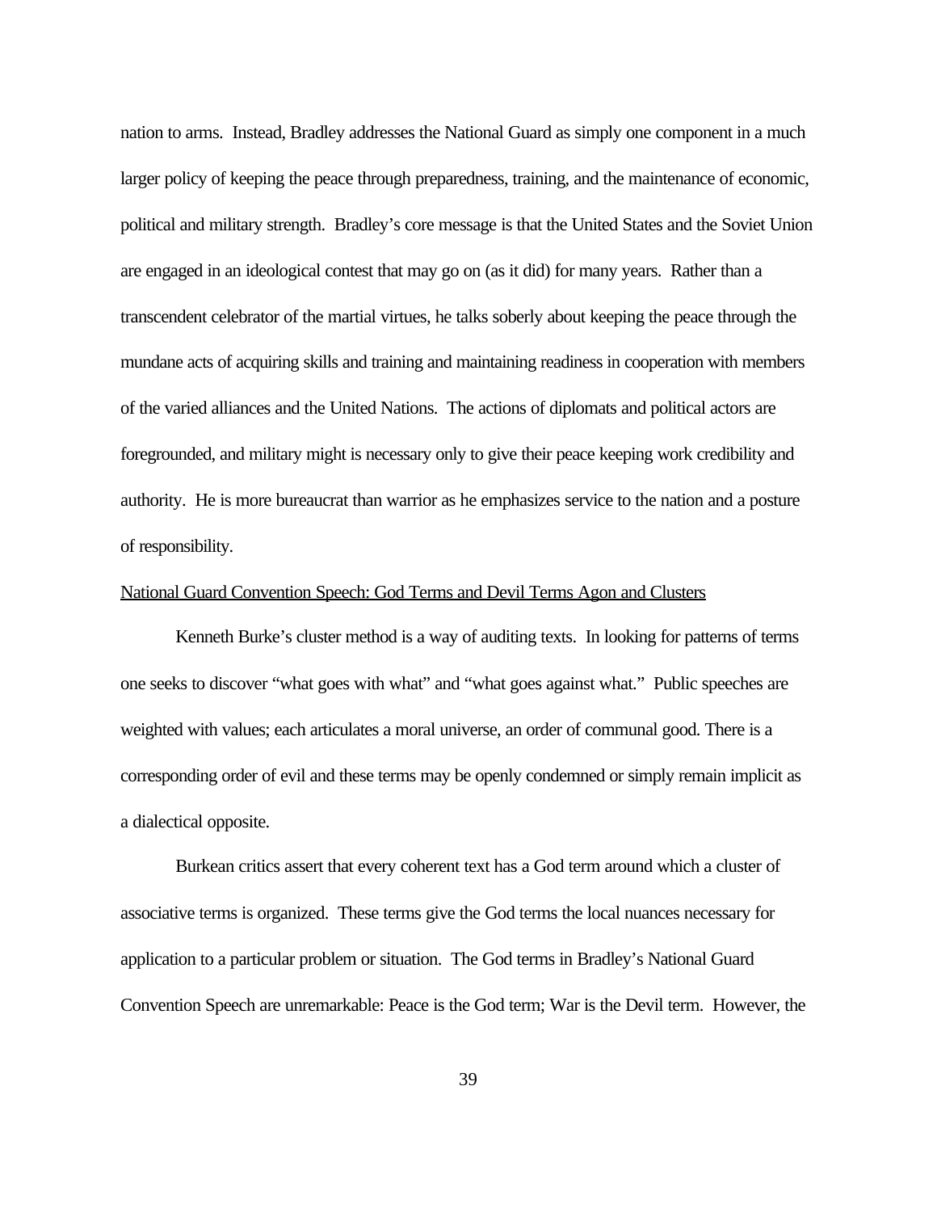nation to arms. Instead, Bradley addresses the National Guard as simply one component in a much larger policy of keeping the peace through preparedness, training, and the maintenance of economic, political and military strength. Bradley's core message is that the United States and the Soviet Union are engaged in an ideological contest that may go on (as it did) for many years. Rather than a transcendent celebrator of the martial virtues, he talks soberly about keeping the peace through the mundane acts of acquiring skills and training and maintaining readiness in cooperation with members of the varied alliances and the United Nations. The actions of diplomats and political actors are foregrounded, and military might is necessary only to give their peace keeping work credibility and authority. He is more bureaucrat than warrior as he emphasizes service to the nation and a posture of responsibility.

<u>National Guard Convention Speech: God Terms and Devil Terms Agon and Clusters</u>

Kenneth Burke's cluster method is a way of auditing texts. In looking for patterns of terms one seeks to discover "what goes with what" and "what goes against what." Public speeches are weighted with values; each articulates a moral universe, an order of communal good. There is a corresponding order of evil and these terms may be openly condemned or simply remain implicit as a dialectical opposite.

Burkean critics assert that every coherent text has a God term around which a cluster of associative terms is organized. These terms give the God terms the local nuances necessary for application to a particular problem or situation. The God terms in Bradley's National Guard Convention Speech are unremarkable: Peace is the God term; War is the Devil term. However, the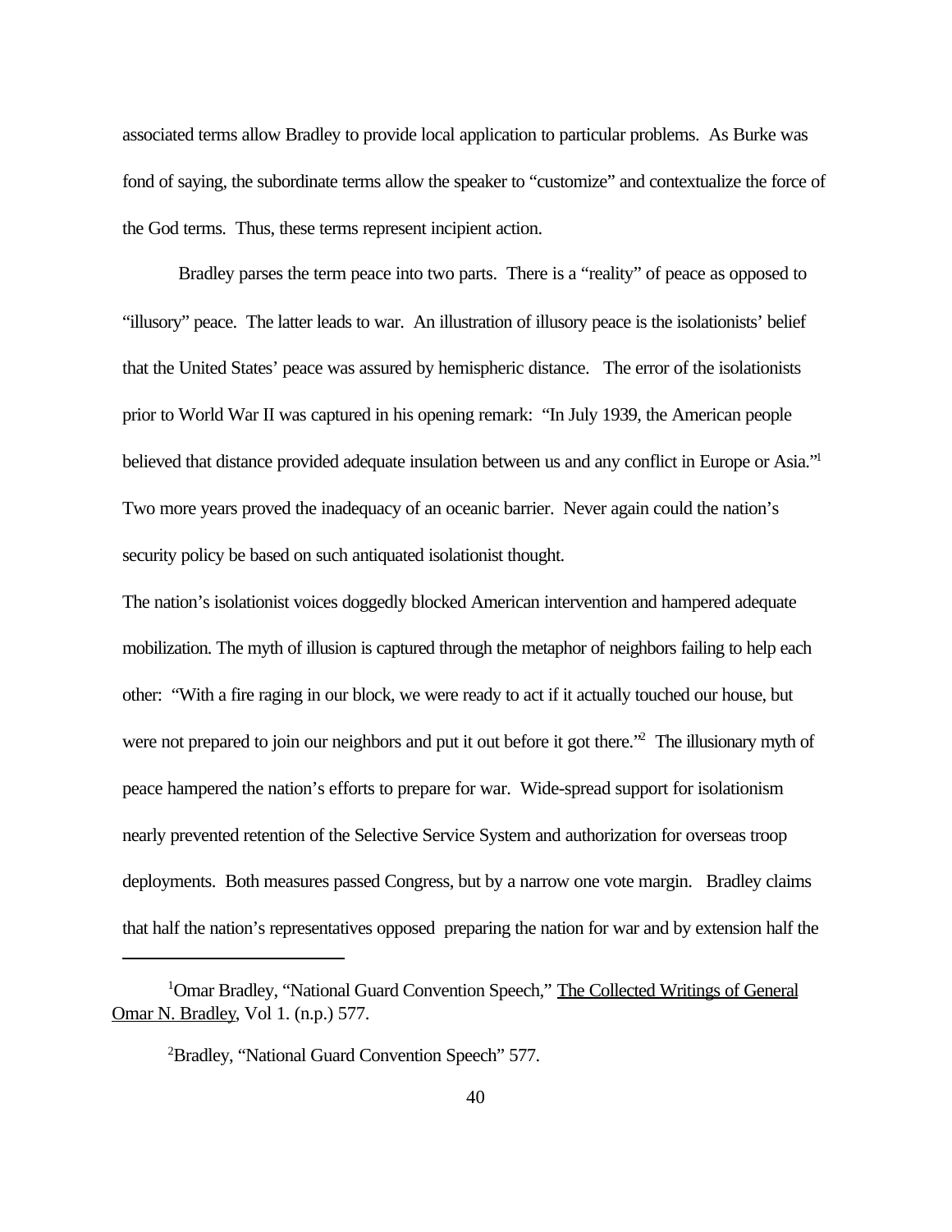associated terms allow Bradley to provide local application to particular problems. As Burke was fond of saying, the subordinate terms allow the speaker to "customize" and contextualize the force of the God terms. Thus, these terms represent incipient action.

Bradley parses the term peace into two parts. There is a "reality" of peace as opposed to "illusory" peace. The latter leads to war. An illustration of illusory peace is the isolationists' belief that the United States' peace was assured by hemispheric distance. The error of the isolationists prior to World War II was captured in his opening remark: "In July 1939, the American people believed that distance provided adequate insulation between us and any conflict in Europe or Asia."[1] Two more years proved the inadequacy of an oceanic barrier. Never again could the nation's security policy be based on such antiquated isolationist thought.

The nation's isolationist voices doggedly blocked American intervention and hampered adequate mobilization. The myth of illusion is captured through the metaphor of neighbors failing to help each other: "With a fire raging in our block, we were ready to act if it actually touched our house, but were not prepared to join our neighbors and put it out before it got there."[2] The illusionary myth of peace hampered the nation's efforts to prepare for war. Wide-spread support for isolationism nearly prevented retention of the Selective Service System and authorization for overseas troop deployments. Both measures passed Congress, but by a narrow one vote margin. Bradley claims that half the nation's representatives opposed preparing the nation for war and by extension half the

---

[1]Omar Bradley, "National Guard Convention Speech," The Collected Writings of General Omar N. Bradley, Vol 1. (n.p.) 577.

[2]Bradley, "National Guard Convention Speech" 577.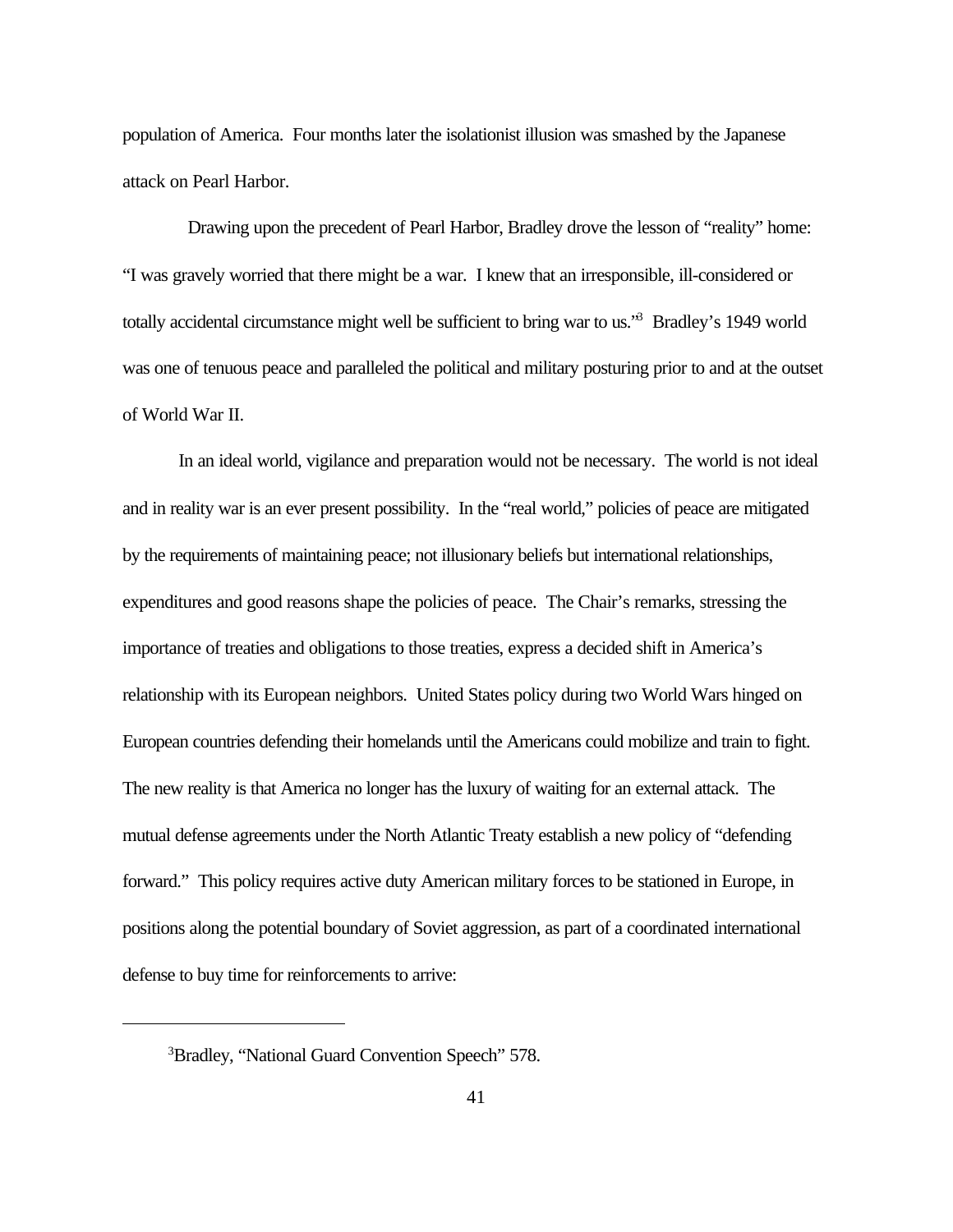population of America. Four months later the isolationist illusion was smashed by the Japanese attack on Pearl Harbor.

Drawing upon the precedent of Pearl Harbor, Bradley drove the lesson of "reality" home: "I was gravely worried that there might be a war. I knew that an irresponsible, ill-considered or totally accidental circumstance might well be sufficient to bring war to us."[3] Bradley's 1949 world was one of tenuous peace and paralleled the political and military posturing prior to and at the outset of World War II.

In an ideal world, vigilance and preparation would not be necessary. The world is not ideal and in reality war is an ever present possibility. In the "real world," policies of peace are mitigated by the requirements of maintaining peace; not illusionary beliefs but international relationships, expenditures and good reasons shape the policies of peace. The Chair's remarks, stressing the importance of treaties and obligations to those treaties, express a decided shift in America's relationship with its European neighbors. United States policy during two World Wars hinged on European countries defending their homelands until the Americans could mobilize and train to fight. The new reality is that America no longer has the luxury of waiting for an external attack. The mutual defense agreements under the North Atlantic Treaty establish a new policy of "defending forward." This policy requires active duty American military forces to be stationed in Europe, in positions along the potential boundary of Soviet aggression, as part of a coordinated international defense to buy time for reinforcements to arrive:

---

[3] Bradley, "National Guard Convention Speech" 578.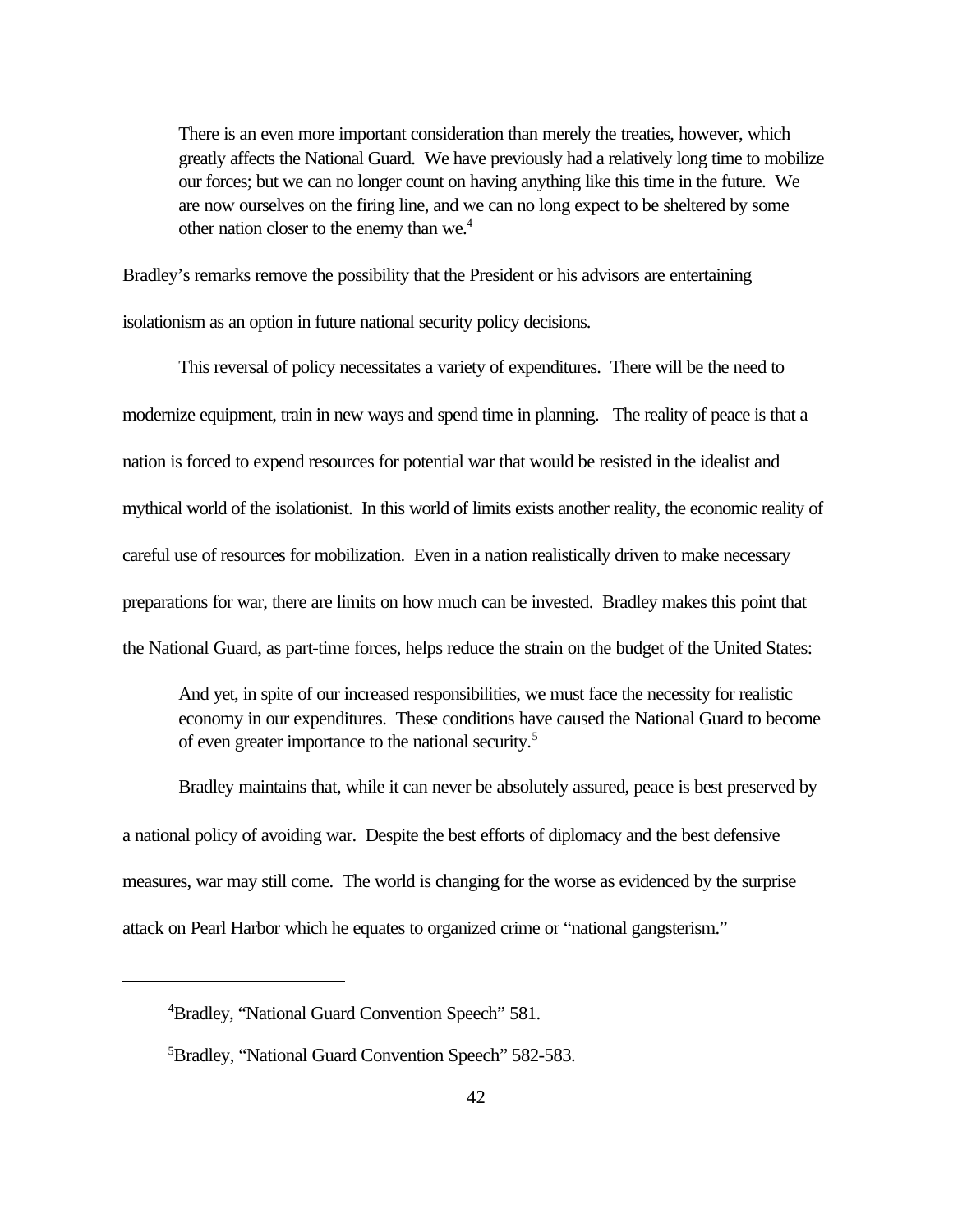> There is an even more important consideration than merely the treaties, however, which greatly affects the National Guard. We have previously had a relatively long time to mobilize our forces; but we can no longer count on having anything like this time in the future. We are now ourselves on the firing line, and we can no long expect to be sheltered by some other nation closer to the enemy than we.[4]

Bradley's remarks remove the possibility that the President or his advisors are entertaining isolationism as an option in future national security policy decisions.

This reversal of policy necessitates a variety of expenditures. There will be the need to modernize equipment, train in new ways and spend time in planning. The reality of peace is that a nation is forced to expend resources for potential war that would be resisted in the idealist and mythical world of the isolationist. In this world of limits exists another reality, the economic reality of careful use of resources for mobilization. Even in a nation realistically driven to make necessary preparations for war, there are limits on how much can be invested. Bradley makes this point that the National Guard, as part-time forces, helps reduce the strain on the budget of the United States:

> And yet, in spite of our increased responsibilities, we must face the necessity for realistic economy in our expenditures. These conditions have caused the National Guard to become of even greater importance to the national security.[5]

Bradley maintains that, while it can never be absolutely assured, peace is best preserved by a national policy of avoiding war. Despite the best efforts of diplomacy and the best defensive measures, war may still come. The world is changing for the worse as evidenced by the surprise attack on Pearl Harbor which he equates to organized crime or "national gangsterism."

---

[4]Bradley, "National Guard Convention Speech" 581.

[5]Bradley, "National Guard Convention Speech" 582-583.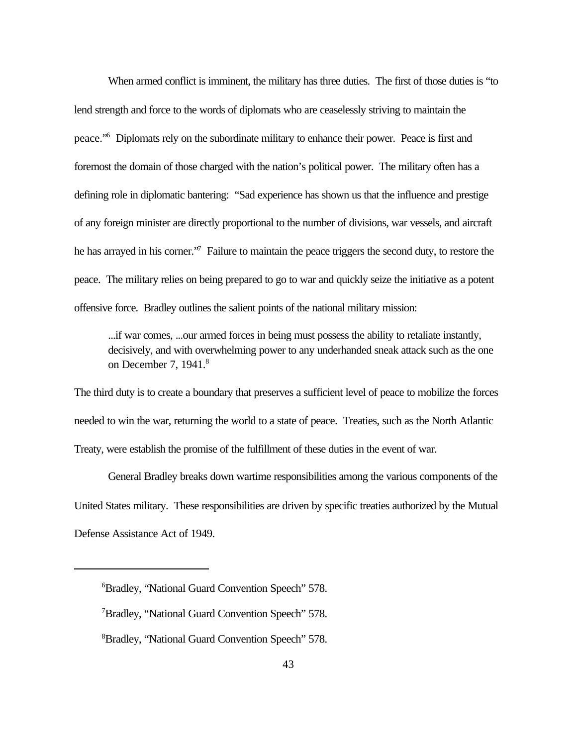When armed conflict is imminent, the military has three duties. The first of those duties is "to lend strength and force to the words of diplomats who are ceaselessly striving to maintain the peace."[6] Diplomats rely on the subordinate military to enhance their power. Peace is first and foremost the domain of those charged with the nation's political power. The military often has a defining role in diplomatic bantering: "Sad experience has shown us that the influence and prestige of any foreign minister are directly proportional to the number of divisions, war vessels, and aircraft he has arrayed in his corner."[7] Failure to maintain the peace triggers the second duty, to restore the peace. The military relies on being prepared to go to war and quickly seize the initiative as a potent offensive force. Bradley outlines the salient points of the national military mission:

> ...if war comes, ...our armed forces in being must possess the ability to retaliate instantly, decisively, and with overwhelming power to any underhanded sneak attack such as the one on December 7, 1941.[8]

The third duty is to create a boundary that preserves a sufficient level of peace to mobilize the forces needed to win the war, returning the world to a state of peace. Treaties, such as the North Atlantic Treaty, were establish the promise of the fulfillment of these duties in the event of war.

General Bradley breaks down wartime responsibilities among the various components of the United States military. These responsibilities are driven by specific treaties authorized by the Mutual Defense Assistance Act of 1949.

---

[6]Bradley, "National Guard Convention Speech" 578.

[7]Bradley, "National Guard Convention Speech" 578.

[8]Bradley, "National Guard Convention Speech" 578.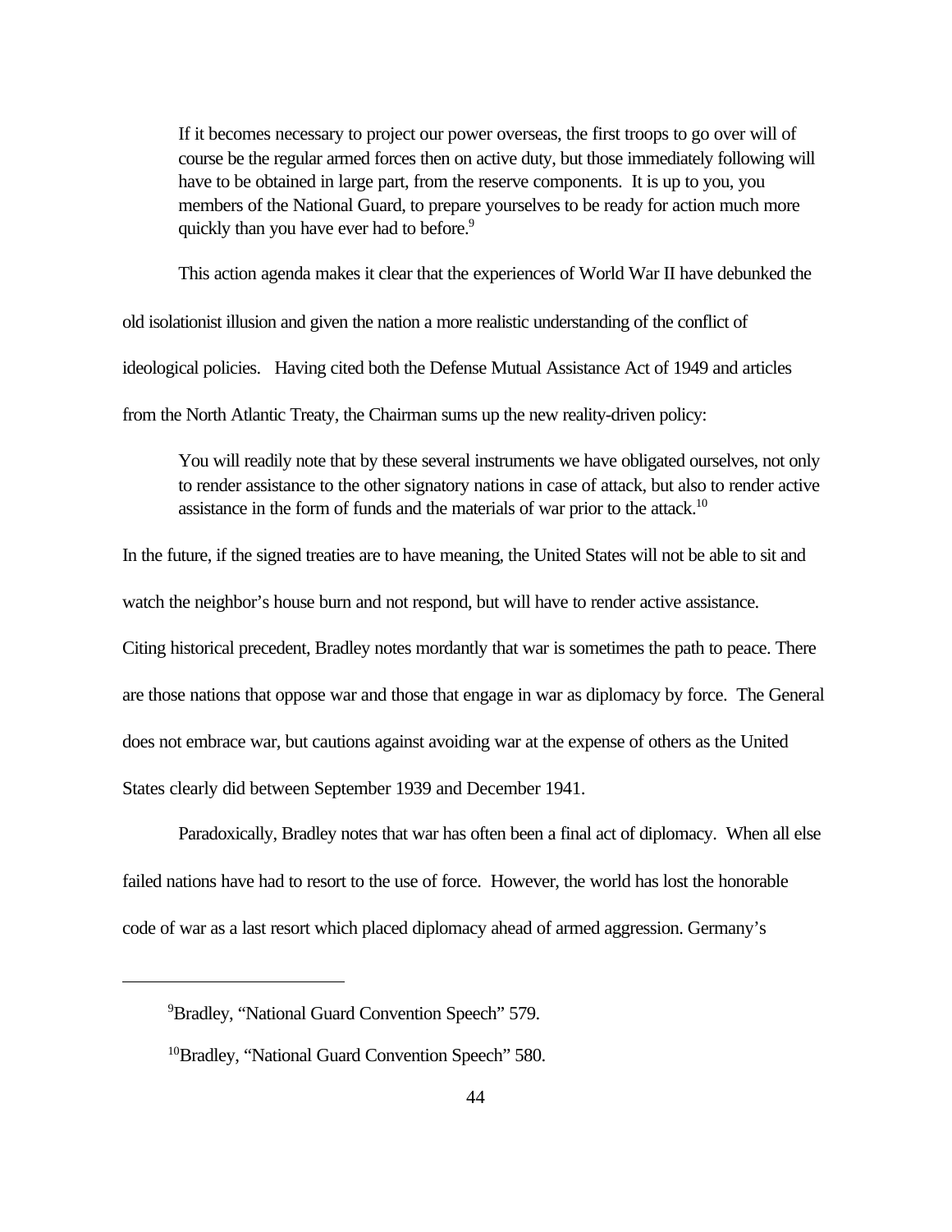> If it becomes necessary to project our power overseas, the first troops to go over will of course be the regular armed forces then on active duty, but those immediately following will have to be obtained in large part, from the reserve components. It is up to you, you members of the National Guard, to prepare yourselves to be ready for action much more quickly than you have ever had to before.[9]

This action agenda makes it clear that the experiences of World War II have debunked the old isolationist illusion and given the nation a more realistic understanding of the conflict of ideological policies. Having cited both the Defense Mutual Assistance Act of 1949 and articles from the North Atlantic Treaty, the Chairman sums up the new reality-driven policy:

> You will readily note that by these several instruments we have obligated ourselves, not only to render assistance to the other signatory nations in case of attack, but also to render active assistance in the form of funds and the materials of war prior to the attack.[10]

In the future, if the signed treaties are to have meaning, the United States will not be able to sit and watch the neighbor's house burn and not respond, but will have to render active assistance. Citing historical precedent, Bradley notes mordantly that war is sometimes the path to peace. There are those nations that oppose war and those that engage in war as diplomacy by force. The General does not embrace war, but cautions against avoiding war at the expense of others as the United States clearly did between September 1939 and December 1941.

Paradoxically, Bradley notes that war has often been a final act of diplomacy. When all else failed nations have had to resort to the use of force. However, the world has lost the honorable code of war as a last resort which placed diplomacy ahead of armed aggression. Germany's

---

[9]Bradley, "National Guard Convention Speech" 579.

[10]Bradley, "National Guard Convention Speech" 580.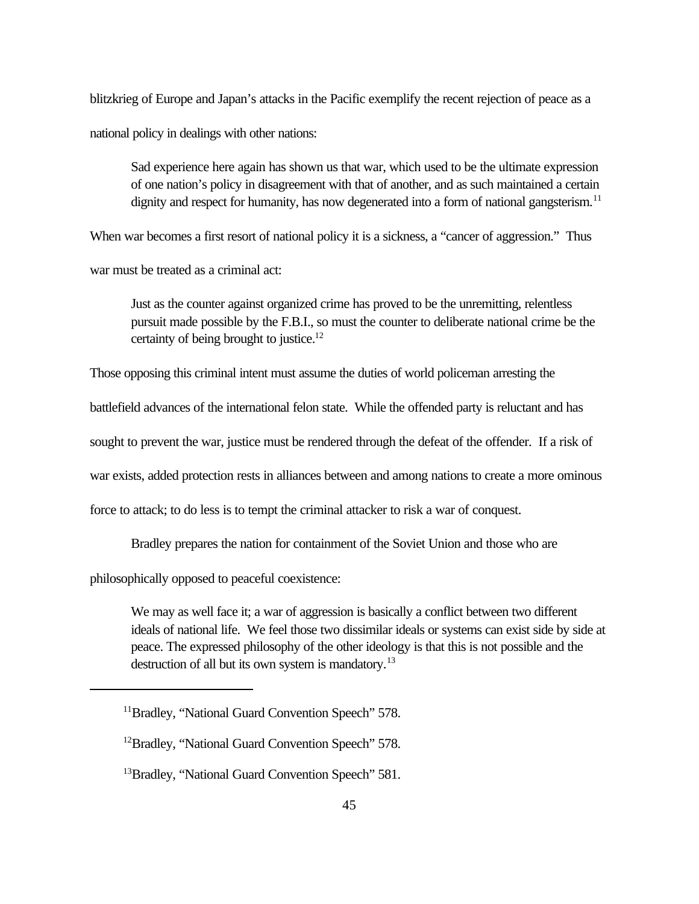blitzkrieg of Europe and Japan's attacks in the Pacific exemplify the recent rejection of peace as a national policy in dealings with other nations:

> Sad experience here again has shown us that war, which used to be the ultimate expression of one nation's policy in disagreement with that of another, and as such maintained a certain dignity and respect for humanity, has now degenerated into a form of national gangsterism.[11]

When war becomes a first resort of national policy it is a sickness, a "cancer of aggression." Thus war must be treated as a criminal act:

> Just as the counter against organized crime has proved to be the unremitting, relentless pursuit made possible by the F.B.I., so must the counter to deliberate national crime be the certainty of being brought to justice.[12]

Those opposing this criminal intent must assume the duties of world policeman arresting the battlefield advances of the international felon state. While the offended party is reluctant and has sought to prevent the war, justice must be rendered through the defeat of the offender. If a risk of war exists, added protection rests in alliances between and among nations to create a more ominous force to attack; to do less is to tempt the criminal attacker to risk a war of conquest.

Bradley prepares the nation for containment of the Soviet Union and those who are philosophically opposed to peaceful coexistence:

> We may as well face it; a war of aggression is basically a conflict between two different ideals of national life. We feel those two dissimilar ideals or systems can exist side by side at peace. The expressed philosophy of the other ideology is that this is not possible and the destruction of all but its own system is mandatory.[13]

---

[11] Bradley, "National Guard Convention Speech" 578.

[12] Bradley, "National Guard Convention Speech" 578.

[13] Bradley, "National Guard Convention Speech" 581.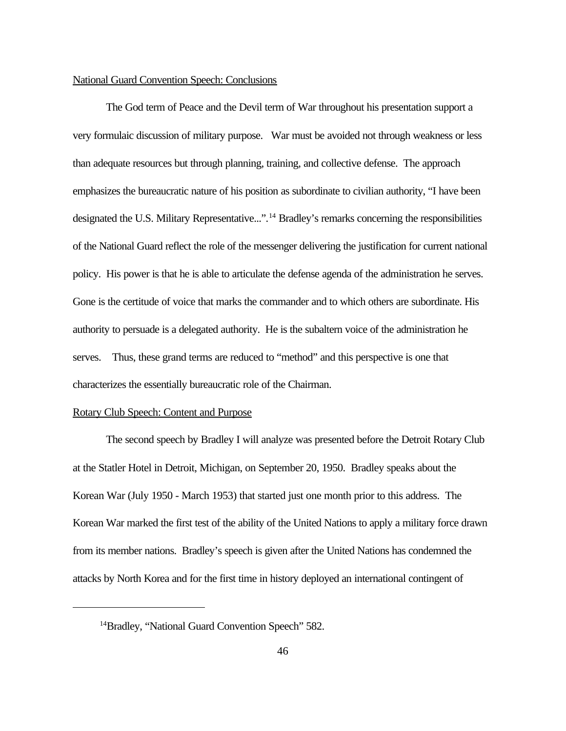National Guard Convention Speech: Conclusions

The God term of Peace and the Devil term of War throughout his presentation support a very formulaic discussion of military purpose. War must be avoided not through weakness or less than adequate resources but through planning, training, and collective defense. The approach emphasizes the bureaucratic nature of his position as subordinate to civilian authority, "I have been designated the U.S. Military Representative...".[14] Bradley's remarks concerning the responsibilities of the National Guard reflect the role of the messenger delivering the justification for current national policy. His power is that he is able to articulate the defense agenda of the administration he serves. Gone is the certitude of voice that marks the commander and to which others are subordinate. His authority to persuade is a delegated authority. He is the subaltern voice of the administration he serves. Thus, these grand terms are reduced to "method" and this perspective is one that characterizes the essentially bureaucratic role of the Chairman.

Rotary Club Speech: Content and Purpose

The second speech by Bradley I will analyze was presented before the Detroit Rotary Club at the Statler Hotel in Detroit, Michigan, on September 20, 1950. Bradley speaks about the Korean War (July 1950 - March 1953) that started just one month prior to this address. The Korean War marked the first test of the ability of the United Nations to apply a military force drawn from its member nations. Bradley's speech is given after the United Nations has condemned the attacks by North Korea and for the first time in history deployed an international contingent of

[14] Bradley, "National Guard Convention Speech" 582.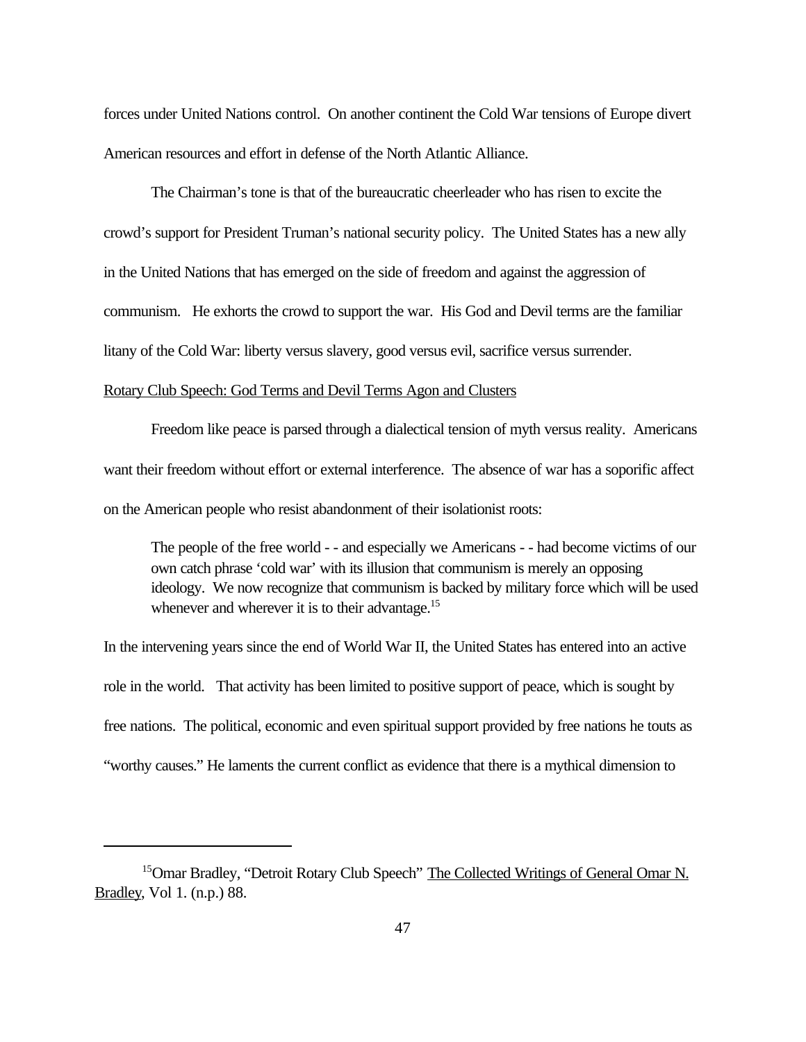forces under United Nations control. On another continent the Cold War tensions of Europe divert American resources and effort in defense of the North Atlantic Alliance.

The Chairman's tone is that of the bureaucratic cheerleader who has risen to excite the crowd's support for President Truman's national security policy. The United States has a new ally in the United Nations that has emerged on the side of freedom and against the aggression of communism. He exhorts the crowd to support the war. His God and Devil terms are the familiar litany of the Cold War: liberty versus slavery, good versus evil, sacrifice versus surrender.

<u>Rotary Club Speech: God Terms and Devil Terms Agon and Clusters</u>

Freedom like peace is parsed through a dialectical tension of myth versus reality. Americans want their freedom without effort or external interference. The absence of war has a soporific affect on the American people who resist abandonment of their isolationist roots:

> The people of the free world - - and especially we Americans - - had become victims of our own catch phrase 'cold war' with its illusion that communism is merely an opposing ideology. We now recognize that communism is backed by military force which will be used whenever and wherever it is to their advantage.[15]

In the intervening years since the end of World War II, the United States has entered into an active role in the world. That activity has been limited to positive support of peace, which is sought by free nations. The political, economic and even spiritual support provided by free nations he touts as "worthy causes." He laments the current conflict as evidence that there is a mythical dimension to

---

[15] Omar Bradley, "Detroit Rotary Club Speech" <u>The Collected Writings of General Omar N. Bradley</u>, Vol 1. (n.p.) 88.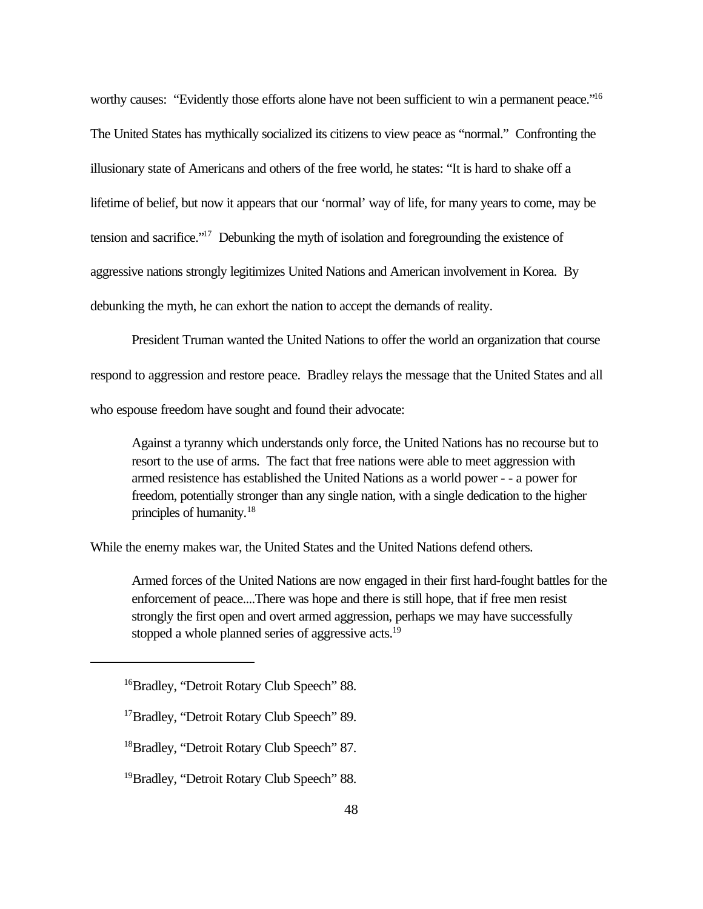worthy causes: "Evidently those efforts alone have not been sufficient to win a permanent peace."[16] The United States has mythically socialized its citizens to view peace as "normal." Confronting the illusionary state of Americans and others of the free world, he states: "It is hard to shake off a lifetime of belief, but now it appears that our 'normal' way of life, for many years to come, may be tension and sacrifice."[17] Debunking the myth of isolation and foregrounding the existence of aggressive nations strongly legitimizes United Nations and American involvement in Korea. By debunking the myth, he can exhort the nation to accept the demands of reality.

President Truman wanted the United Nations to offer the world an organization that course respond to aggression and restore peace. Bradley relays the message that the United States and all who espouse freedom have sought and found their advocate:

> Against a tyranny which understands only force, the United Nations has no recourse but to resort to the use of arms. The fact that free nations were able to meet aggression with armed resistence has established the United Nations as a world power - - a power for freedom, potentially stronger than any single nation, with a single dedication to the higher principles of humanity.[18]

While the enemy makes war, the United States and the United Nations defend others.

> Armed forces of the United Nations are now engaged in their first hard-fought battles for the enforcement of peace....There was hope and there is still hope, that if free men resist strongly the first open and overt armed aggression, perhaps we may have successfully stopped a whole planned series of aggressive acts.[19]

---

[16] Bradley, "Detroit Rotary Club Speech" 88.

[17] Bradley, "Detroit Rotary Club Speech" 89.

[18] Bradley, "Detroit Rotary Club Speech" 87.

[19] Bradley, "Detroit Rotary Club Speech" 88.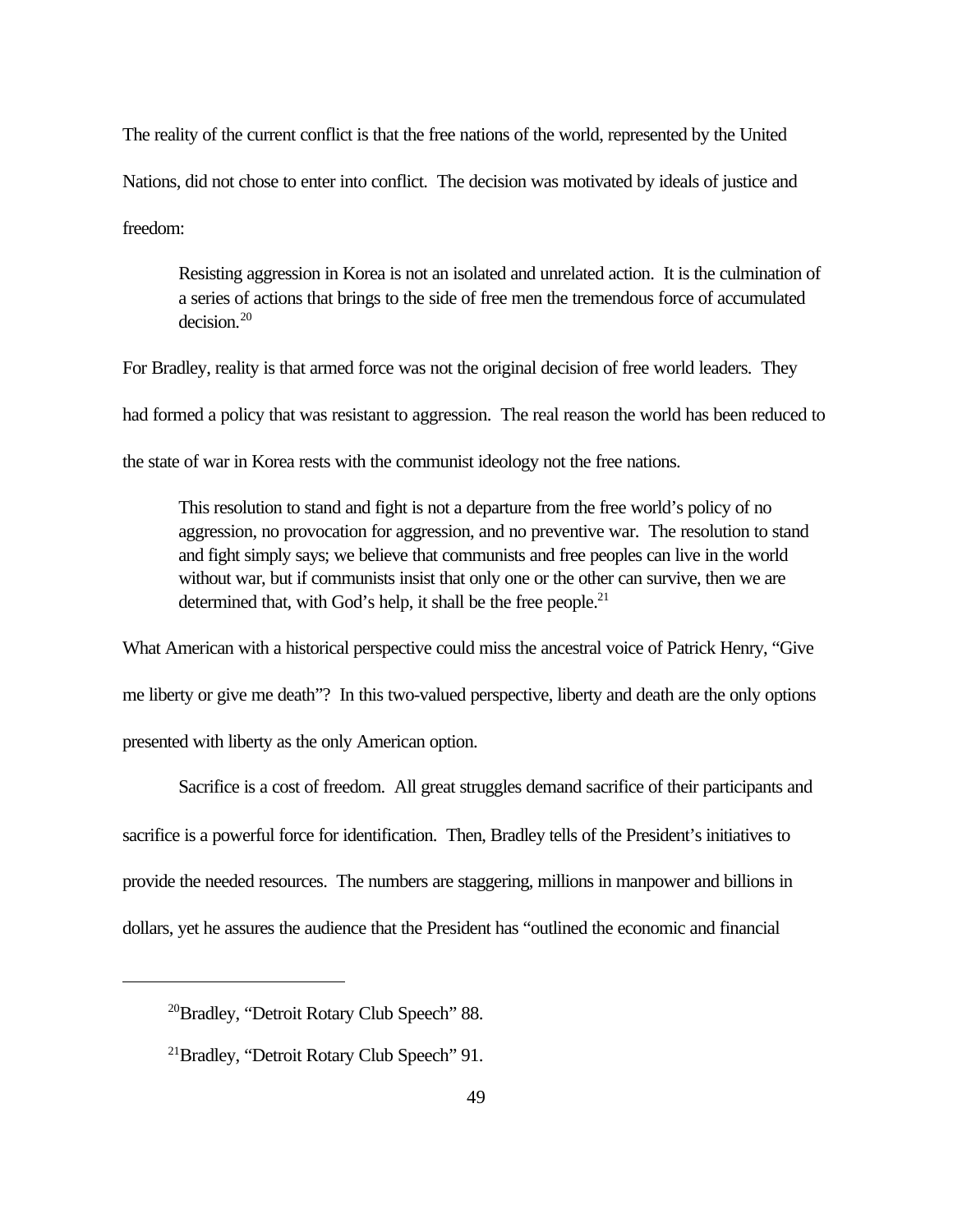The reality of the current conflict is that the free nations of the world, represented by the United Nations, did not chose to enter into conflict. The decision was motivated by ideals of justice and freedom:

> Resisting aggression in Korea is not an isolated and unrelated action. It is the culmination of a series of actions that brings to the side of free men the tremendous force of accumulated decision.[20]

For Bradley, reality is that armed force was not the original decision of free world leaders. They had formed a policy that was resistant to aggression. The real reason the world has been reduced to the state of war in Korea rests with the communist ideology not the free nations.

> This resolution to stand and fight is not a departure from the free world's policy of no aggression, no provocation for aggression, and no preventive war. The resolution to stand and fight simply says; we believe that communists and free peoples can live in the world without war, but if communists insist that only one or the other can survive, then we are determined that, with God's help, it shall be the free people.[21]

What American with a historical perspective could miss the ancestral voice of Patrick Henry, "Give me liberty or give me death"? In this two-valued perspective, liberty and death are the only options presented with liberty as the only American option.

Sacrifice is a cost of freedom. All great struggles demand sacrifice of their participants and sacrifice is a powerful force for identification. Then, Bradley tells of the President's initiatives to provide the needed resources. The numbers are staggering, millions in manpower and billions in dollars, yet he assures the audience that the President has "outlined the economic and financial

---

[20] Bradley, "Detroit Rotary Club Speech" 88.

[21] Bradley, "Detroit Rotary Club Speech" 91.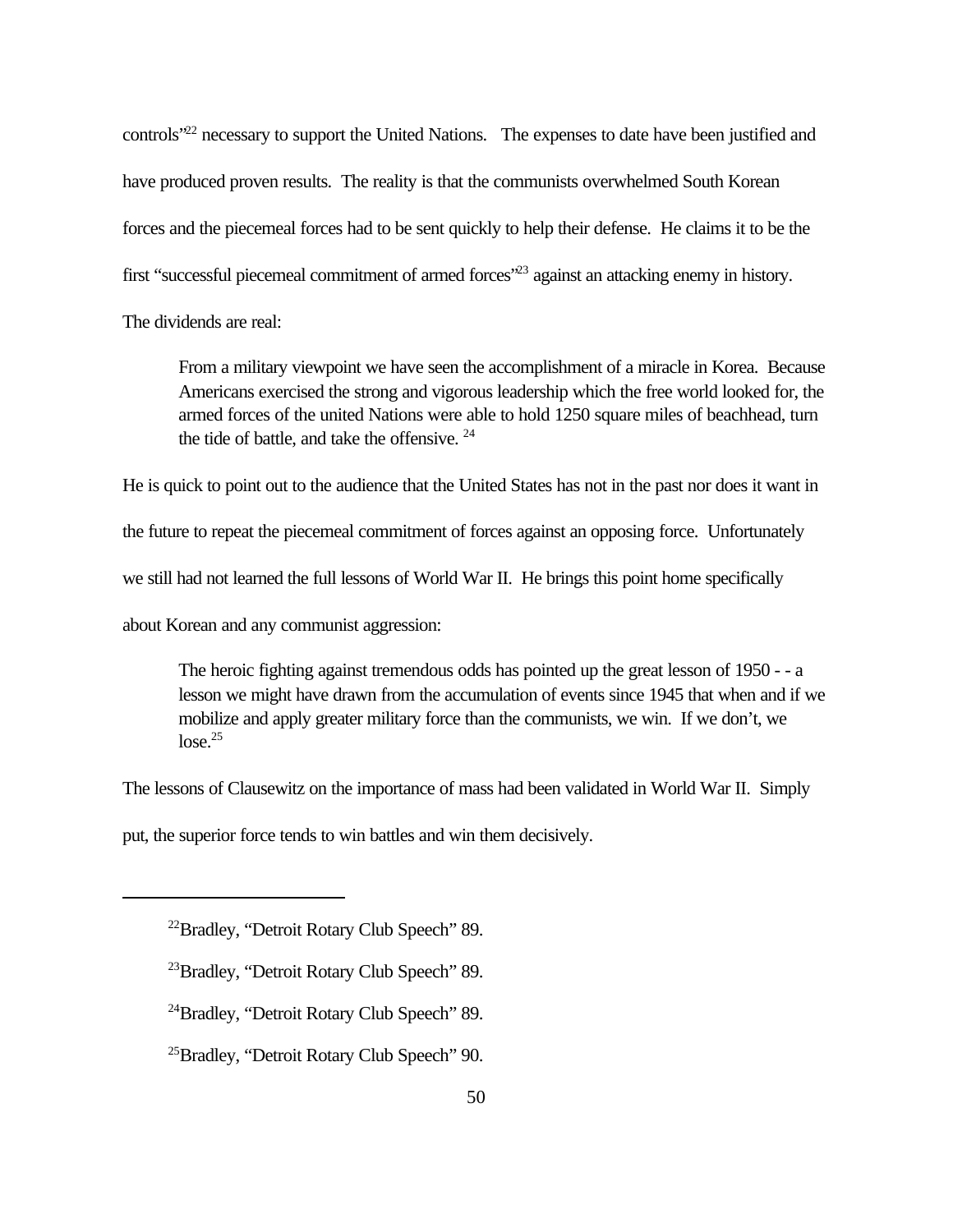controls"[22] necessary to support the United Nations. The expenses to date have been justified and have produced proven results. The reality is that the communists overwhelmed South Korean forces and the piecemeal forces had to be sent quickly to help their defense. He claims it to be the first "successful piecemeal commitment of armed forces"[23] against an attacking enemy in history. The dividends are real:

> From a military viewpoint we have seen the accomplishment of a miracle in Korea. Because Americans exercised the strong and vigorous leadership which the free world looked for, the armed forces of the united Nations were able to hold 1250 square miles of beachhead, turn the tide of battle, and take the offensive. [24]

He is quick to point out to the audience that the United States has not in the past nor does it want in the future to repeat the piecemeal commitment of forces against an opposing force. Unfortunately we still had not learned the full lessons of World War II. He brings this point home specifically about Korean and any communist aggression:

> The heroic fighting against tremendous odds has pointed up the great lesson of 1950 - - a lesson we might have drawn from the accumulation of events since 1945 that when and if we mobilize and apply greater military force than the communists, we win. If we don't, we lose.[25]

The lessons of Clausewitz on the importance of mass had been validated in World War II. Simply put, the superior force tends to win battles and win them decisively.

---

[22]Bradley, "Detroit Rotary Club Speech" 89.

[23]Bradley, "Detroit Rotary Club Speech" 89.

[24]Bradley, "Detroit Rotary Club Speech" 89.

[25]Bradley, "Detroit Rotary Club Speech" 90.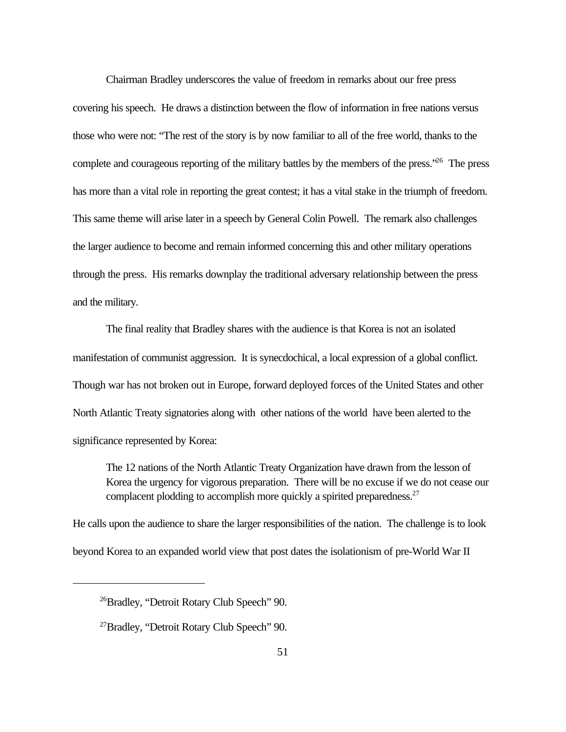Chairman Bradley underscores the value of freedom in remarks about our free press covering his speech. He draws a distinction between the flow of information in free nations versus those who were not: "The rest of the story is by now familiar to all of the free world, thanks to the complete and courageous reporting of the military battles by the members of the press."[26] The press has more than a vital role in reporting the great contest; it has a vital stake in the triumph of freedom. This same theme will arise later in a speech by General Colin Powell. The remark also challenges the larger audience to become and remain informed concerning this and other military operations through the press. His remarks downplay the traditional adversary relationship between the press and the military.

The final reality that Bradley shares with the audience is that Korea is not an isolated manifestation of communist aggression. It is synecdochical, a local expression of a global conflict. Though war has not broken out in Europe, forward deployed forces of the United States and other North Atlantic Treaty signatories along with other nations of the world have been alerted to the significance represented by Korea:

> The 12 nations of the North Atlantic Treaty Organization have drawn from the lesson of Korea the urgency for vigorous preparation. There will be no excuse if we do not cease our complacent plodding to accomplish more quickly a spirited preparedness.[27]

He calls upon the audience to share the larger responsibilities of the nation. The challenge is to look beyond Korea to an expanded world view that post dates the isolationism of pre-World War II

---

[26]Bradley, "Detroit Rotary Club Speech" 90.

[27]Bradley, "Detroit Rotary Club Speech" 90.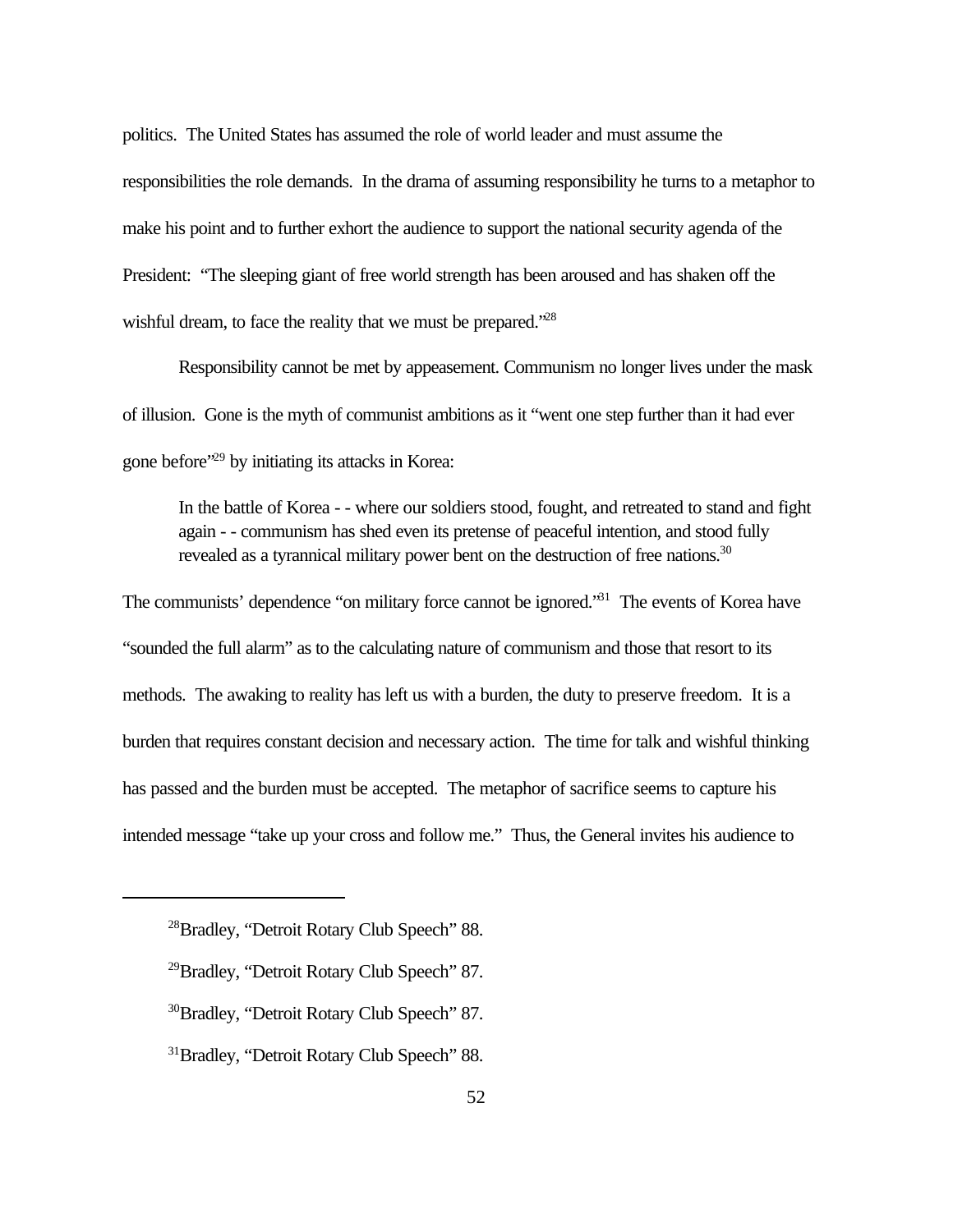politics. The United States has assumed the role of world leader and must assume the responsibilities the role demands. In the drama of assuming responsibility he turns to a metaphor to make his point and to further exhort the audience to support the national security agenda of the President: "The sleeping giant of free world strength has been aroused and has shaken off the wishful dream, to face the reality that we must be prepared."[28]

Responsibility cannot be met by appeasement. Communism no longer lives under the mask of illusion. Gone is the myth of communist ambitions as it "went one step further than it had ever gone before"[29] by initiating its attacks in Korea:

> In the battle of Korea - - where our soldiers stood, fought, and retreated to stand and fight again - - communism has shed even its pretense of peaceful intention, and stood fully revealed as a tyrannical military power bent on the destruction of free nations.[30]

The communists' dependence "on military force cannot be ignored."[31] The events of Korea have "sounded the full alarm" as to the calculating nature of communism and those that resort to its methods. The awaking to reality has left us with a burden, the duty to preserve freedom. It is a burden that requires constant decision and necessary action. The time for talk and wishful thinking has passed and the burden must be accepted. The metaphor of sacrifice seems to capture his intended message "take up your cross and follow me." Thus, the General invites his audience to

---

[28]Bradley, "Detroit Rotary Club Speech" 88.

[29]Bradley, "Detroit Rotary Club Speech" 87.

[30]Bradley, "Detroit Rotary Club Speech" 87.

[31]Bradley, "Detroit Rotary Club Speech" 88.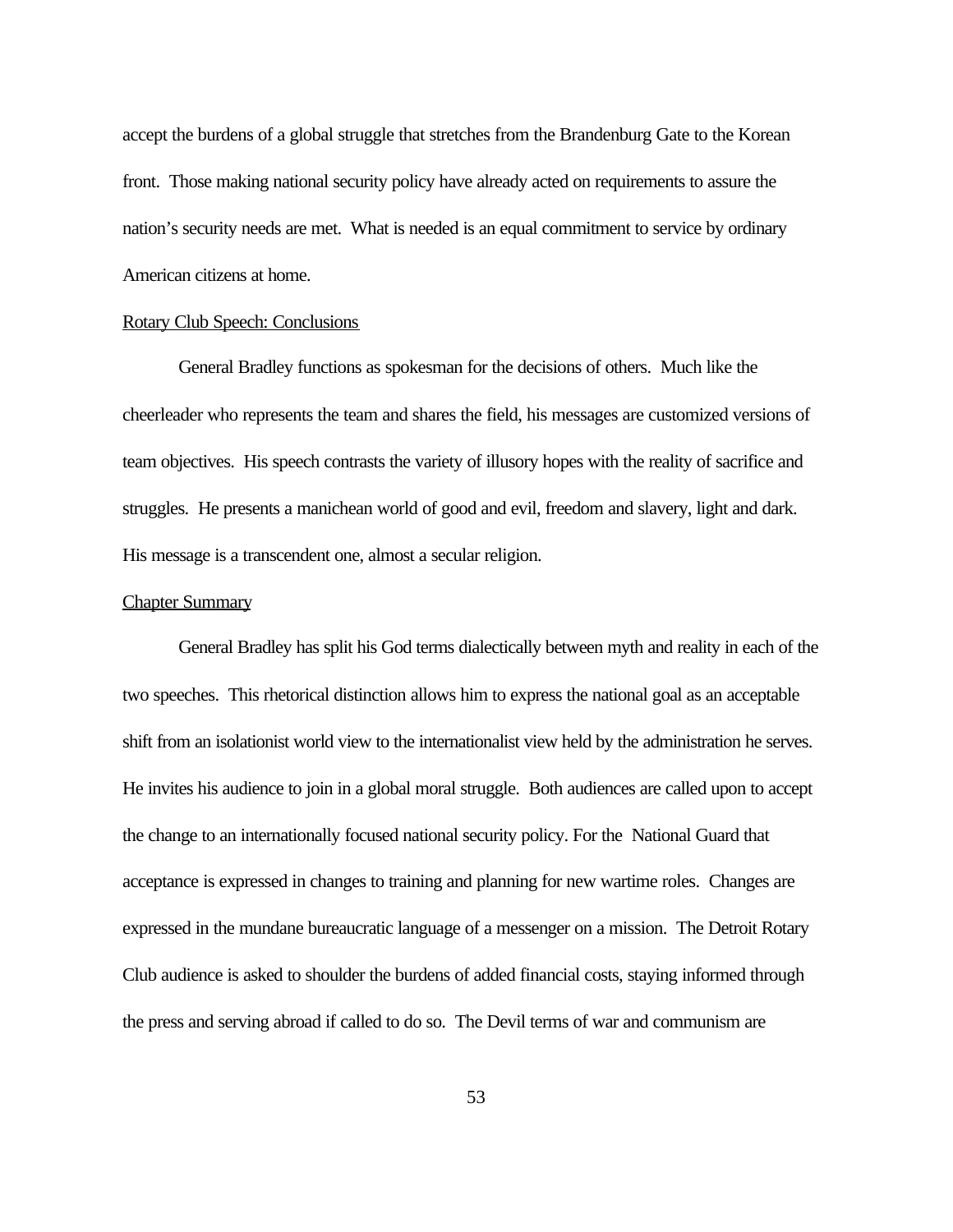accept the burdens of a global struggle that stretches from the Brandenburg Gate to the Korean front. Those making national security policy have already acted on requirements to assure the nation's security needs are met. What is needed is an equal commitment to service by ordinary American citizens at home.

### Rotary Club Speech: Conclusions

General Bradley functions as spokesman for the decisions of others. Much like the cheerleader who represents the team and shares the field, his messages are customized versions of team objectives. His speech contrasts the variety of illusory hopes with the reality of sacrifice and struggles. He presents a manichean world of good and evil, freedom and slavery, light and dark. His message is a transcendent one, almost a secular religion.

### Chapter Summary

General Bradley has split his God terms dialectically between myth and reality in each of the two speeches. This rhetorical distinction allows him to express the national goal as an acceptable shift from an isolationist world view to the internationalist view held by the administration he serves. He invites his audience to join in a global moral struggle. Both audiences are called upon to accept the change to an internationally focused national security policy. For the National Guard that acceptance is expressed in changes to training and planning for new wartime roles. Changes are expressed in the mundane bureaucratic language of a messenger on a mission. The Detroit Rotary Club audience is asked to shoulder the burdens of added financial costs, staying informed through the press and serving abroad if called to do so. The Devil terms of war and communism are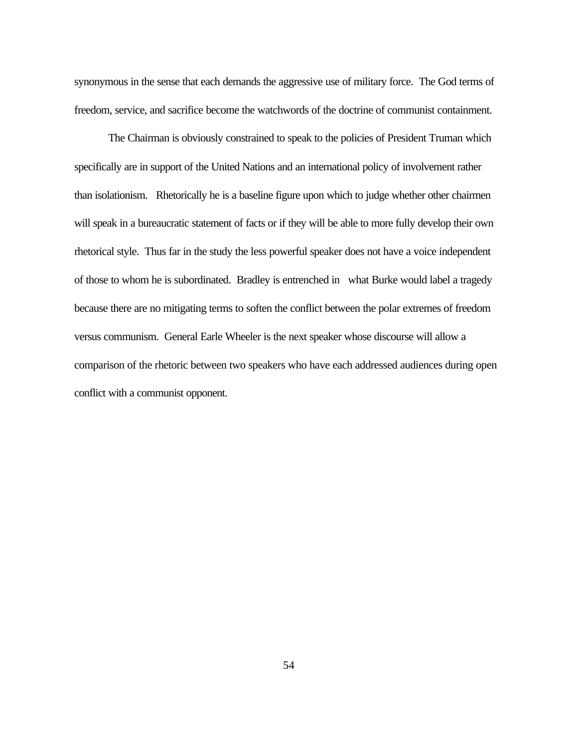synonymous in the sense that each demands the aggressive use of military force. The God terms of freedom, service, and sacrifice become the watchwords of the doctrine of communist containment.

The Chairman is obviously constrained to speak to the policies of President Truman which specifically are in support of the United Nations and an international policy of involvement rather than isolationism. Rhetorically he is a baseline figure upon which to judge whether other chairmen will speak in a bureaucratic statement of facts or if they will be able to more fully develop their own rhetorical style. Thus far in the study the less powerful speaker does not have a voice independent of those to whom he is subordinated. Bradley is entrenched in what Burke would label a tragedy because there are no mitigating terms to soften the conflict between the polar extremes of freedom versus communism. General Earle Wheeler is the next speaker whose discourse will allow a comparison of the rhetoric between two speakers who have each addressed audiences during open conflict with a communist opponent.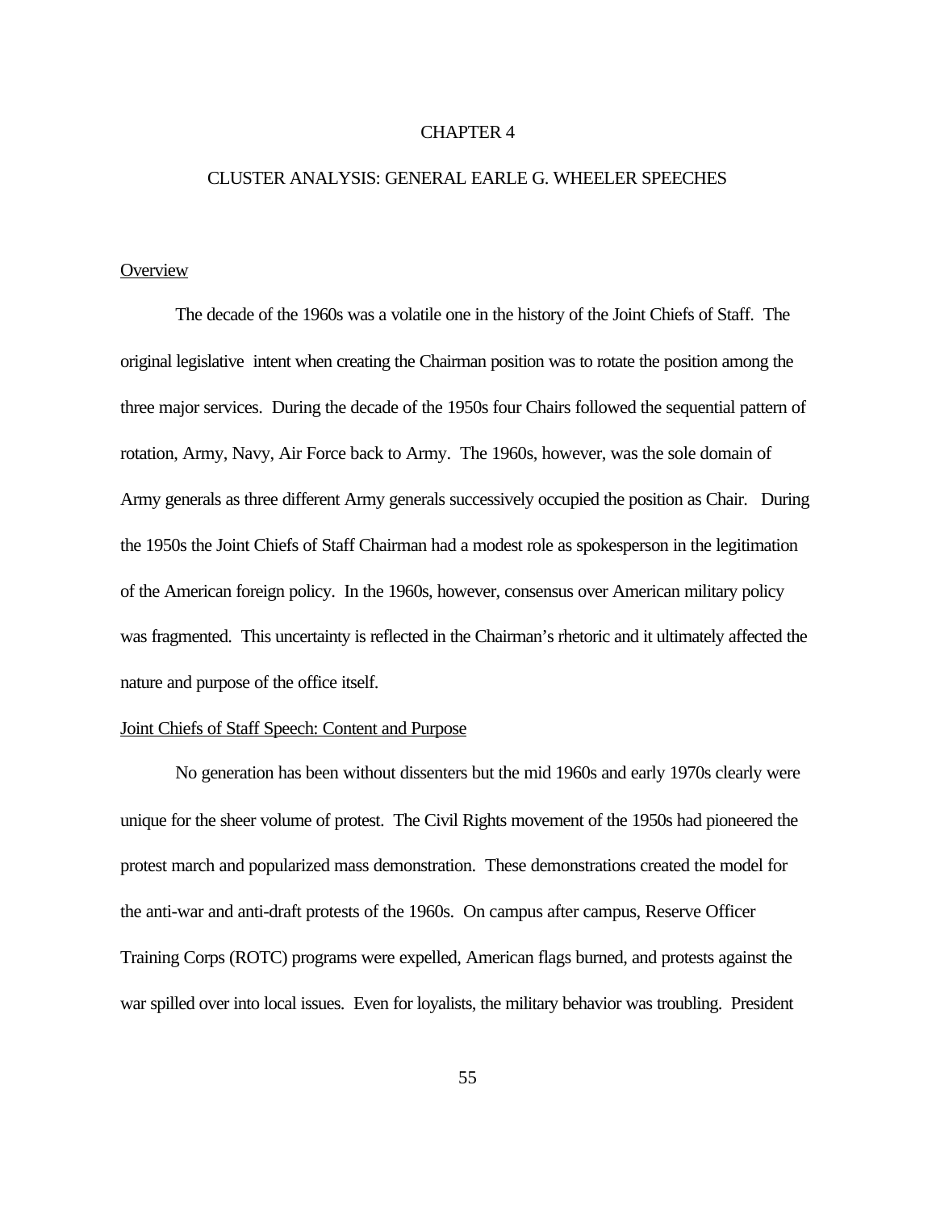# CHAPTER 4

# CLUSTER ANALYSIS: GENERAL EARLE G. WHEELER SPEECHES

## Overview

The decade of the 1960s was a volatile one in the history of the Joint Chiefs of Staff. The original legislative intent when creating the Chairman position was to rotate the position among the three major services. During the decade of the 1950s four Chairs followed the sequential pattern of rotation, Army, Navy, Air Force back to Army. The 1960s, however, was the sole domain of Army generals as three different Army generals successively occupied the position as Chair. During the 1950s the Joint Chiefs of Staff Chairman had a modest role as spokesperson in the legitimation of the American foreign policy. In the 1960s, however, consensus over American military policy was fragmented. This uncertainty is reflected in the Chairman's rhetoric and it ultimately affected the nature and purpose of the office itself.

## Joint Chiefs of Staff Speech: Content and Purpose

No generation has been without dissenters but the mid 1960s and early 1970s clearly were unique for the sheer volume of protest. The Civil Rights movement of the 1950s had pioneered the protest march and popularized mass demonstration. These demonstrations created the model for the anti-war and anti-draft protests of the 1960s. On campus after campus, Reserve Officer Training Corps (ROTC) programs were expelled, American flags burned, and protests against the war spilled over into local issues. Even for loyalists, the military behavior was troubling. President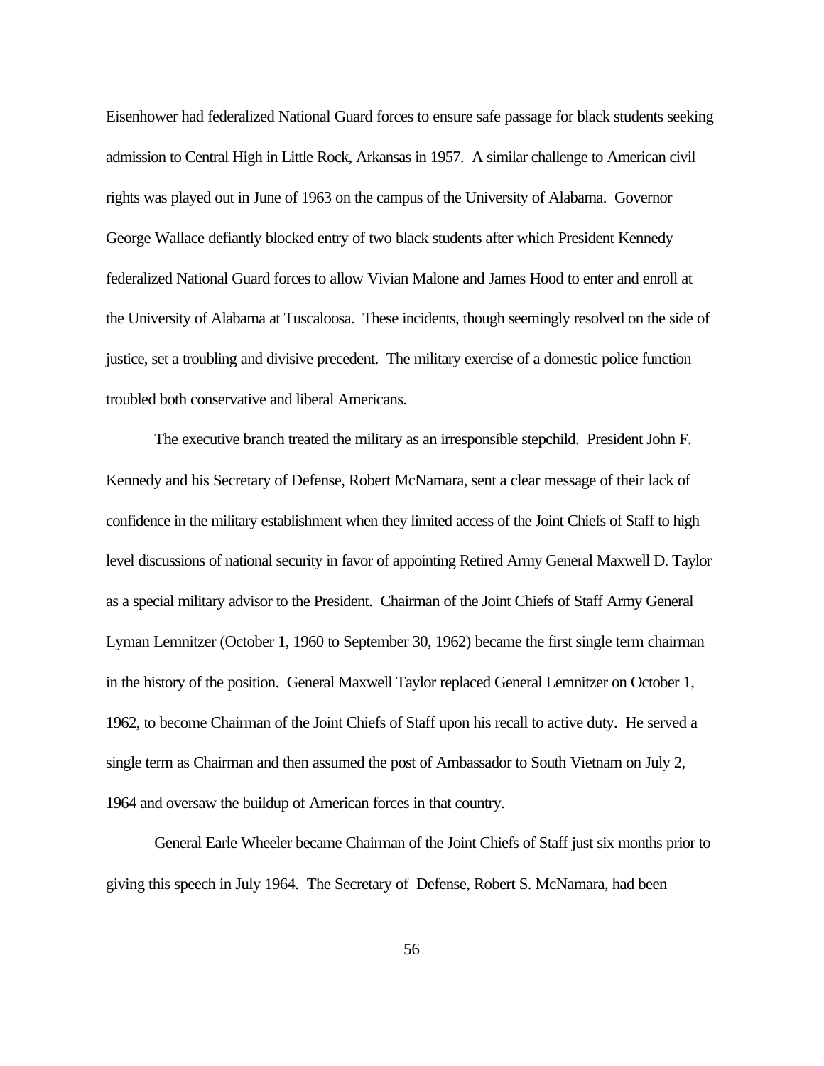Eisenhower had federalized National Guard forces to ensure safe passage for black students seeking admission to Central High in Little Rock, Arkansas in 1957. A similar challenge to American civil rights was played out in June of 1963 on the campus of the University of Alabama. Governor George Wallace defiantly blocked entry of two black students after which President Kennedy federalized National Guard forces to allow Vivian Malone and James Hood to enter and enroll at the University of Alabama at Tuscaloosa. These incidents, though seemingly resolved on the side of justice, set a troubling and divisive precedent. The military exercise of a domestic police function troubled both conservative and liberal Americans.

The executive branch treated the military as an irresponsible stepchild. President John F. Kennedy and his Secretary of Defense, Robert McNamara, sent a clear message of their lack of confidence in the military establishment when they limited access of the Joint Chiefs of Staff to high level discussions of national security in favor of appointing Retired Army General Maxwell D. Taylor as a special military advisor to the President. Chairman of the Joint Chiefs of Staff Army General Lyman Lemnitzer (October 1, 1960 to September 30, 1962) became the first single term chairman in the history of the position. General Maxwell Taylor replaced General Lemnitzer on October 1, 1962, to become Chairman of the Joint Chiefs of Staff upon his recall to active duty. He served a single term as Chairman and then assumed the post of Ambassador to South Vietnam on July 2, 1964 and oversaw the buildup of American forces in that country.

General Earle Wheeler became Chairman of the Joint Chiefs of Staff just six months prior to giving this speech in July 1964. The Secretary of Defense, Robert S. McNamara, had been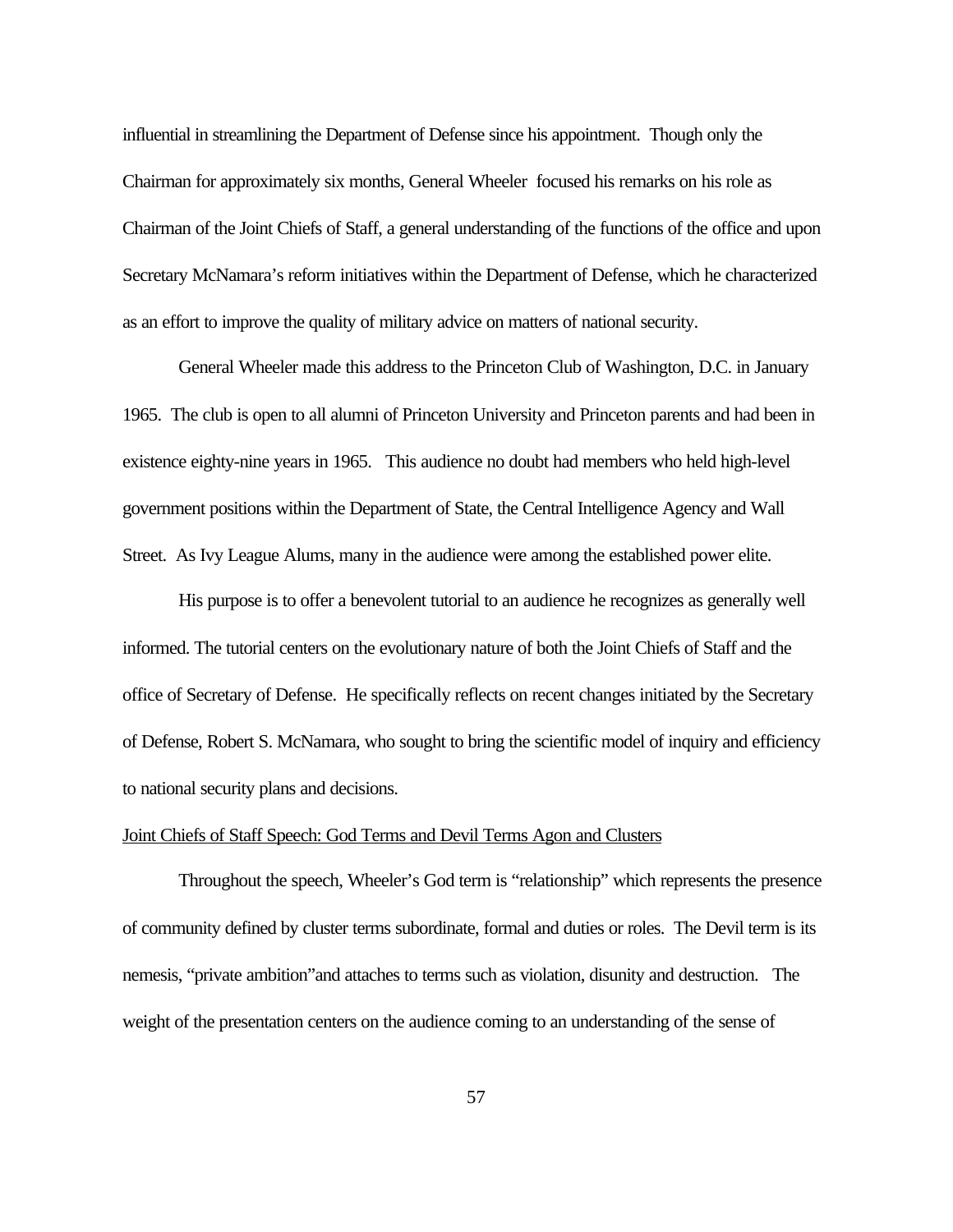influential in streamlining the Department of Defense since his appointment. Though only the Chairman for approximately six months, General Wheeler focused his remarks on his role as Chairman of the Joint Chiefs of Staff, a general understanding of the functions of the office and upon Secretary McNamara's reform initiatives within the Department of Defense, which he characterized as an effort to improve the quality of military advice on matters of national security.

General Wheeler made this address to the Princeton Club of Washington, D.C. in January 1965. The club is open to all alumni of Princeton University and Princeton parents and had been in existence eighty-nine years in 1965. This audience no doubt had members who held high-level government positions within the Department of State, the Central Intelligence Agency and Wall Street. As Ivy League Alums, many in the audience were among the established power elite.

His purpose is to offer a benevolent tutorial to an audience he recognizes as generally well informed. The tutorial centers on the evolutionary nature of both the Joint Chiefs of Staff and the office of Secretary of Defense. He specifically reflects on recent changes initiated by the Secretary of Defense, Robert S. McNamara, who sought to bring the scientific model of inquiry and efficiency to national security plans and decisions.

<u>Joint Chiefs of Staff Speech: God Terms and Devil Terms Agon and Clusters</u>

Throughout the speech, Wheeler's God term is "relationship" which represents the presence of community defined by cluster terms subordinate, formal and duties or roles. The Devil term is its nemesis, "private ambition"and attaches to terms such as violation, disunity and destruction. The weight of the presentation centers on the audience coming to an understanding of the sense of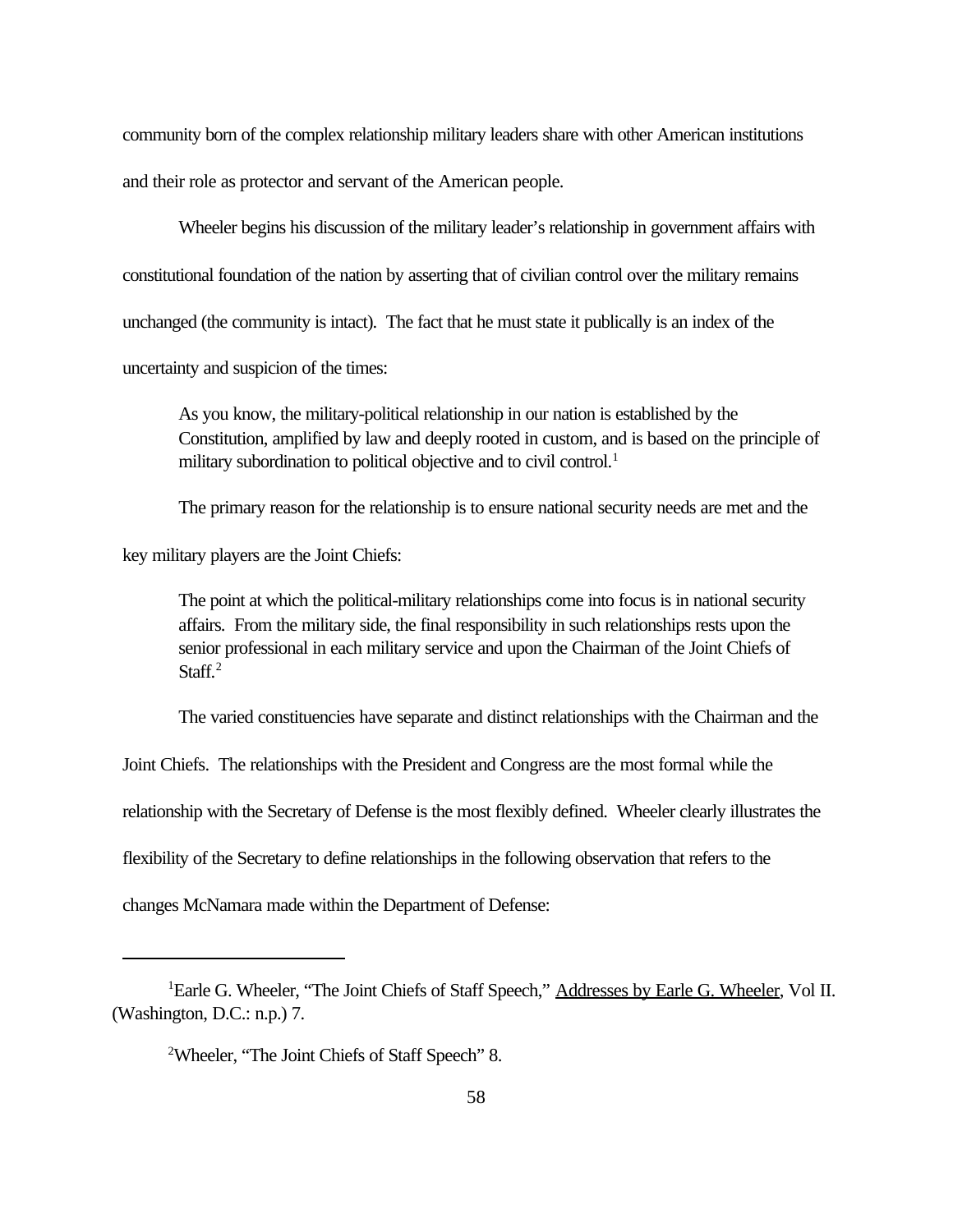community born of the complex relationship military leaders share with other American institutions and their role as protector and servant of the American people.

Wheeler begins his discussion of the military leader's relationship in government affairs with constitutional foundation of the nation by asserting that of civilian control over the military remains unchanged (the community is intact). The fact that he must state it publically is an index of the uncertainty and suspicion of the times:

> As you know, the military-political relationship in our nation is established by the Constitution, amplified by law and deeply rooted in custom, and is based on the principle of military subordination to political objective and to civil control.[1]

The primary reason for the relationship is to ensure national security needs are met and the key military players are the Joint Chiefs:

> The point at which the political-military relationships come into focus is in national security affairs. From the military side, the final responsibility in such relationships rests upon the senior professional in each military service and upon the Chairman of the Joint Chiefs of Staff.[2]

The varied constituencies have separate and distinct relationships with the Chairman and the Joint Chiefs. The relationships with the President and Congress are the most formal while the relationship with the Secretary of Defense is the most flexibly defined. Wheeler clearly illustrates the flexibility of the Secretary to define relationships in the following observation that refers to the changes McNamara made within the Department of Defense:

---

[1] Earle G. Wheeler, "The Joint Chiefs of Staff Speech," Addresses by Earle G. Wheeler, Vol II. (Washington, D.C.: n.p.) 7.

[2] Wheeler, "The Joint Chiefs of Staff Speech" 8.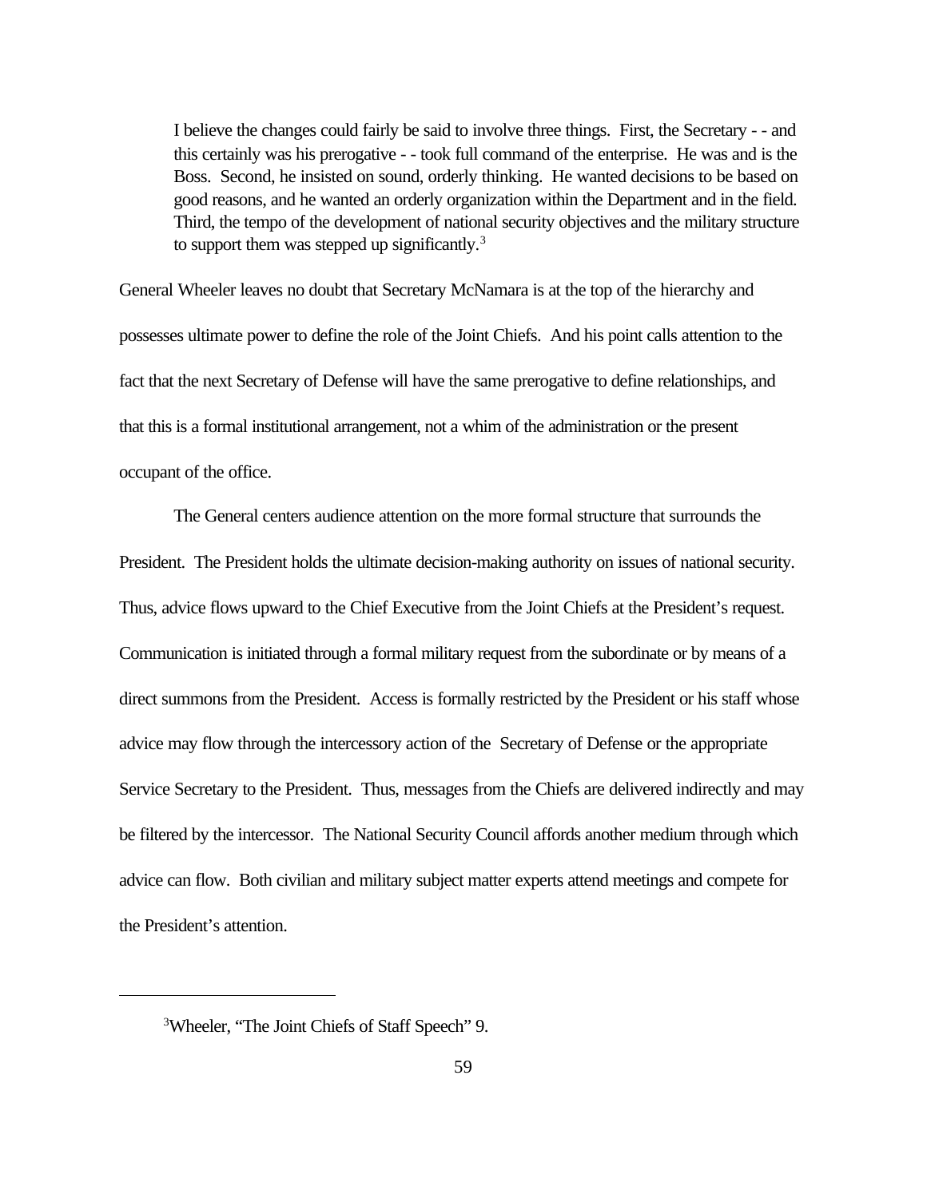> I believe the changes could fairly be said to involve three things. First, the Secretary - - and this certainly was his prerogative - - took full command of the enterprise. He was and is the Boss. Second, he insisted on sound, orderly thinking. He wanted decisions to be based on good reasons, and he wanted an orderly organization within the Department and in the field. Third, the tempo of the development of national security objectives and the military structure to support them was stepped up significantly.[3]

General Wheeler leaves no doubt that Secretary McNamara is at the top of the hierarchy and possesses ultimate power to define the role of the Joint Chiefs. And his point calls attention to the fact that the next Secretary of Defense will have the same prerogative to define relationships, and that this is a formal institutional arrangement, not a whim of the administration or the present occupant of the office.

The General centers audience attention on the more formal structure that surrounds the President. The President holds the ultimate decision-making authority on issues of national security. Thus, advice flows upward to the Chief Executive from the Joint Chiefs at the President's request. Communication is initiated through a formal military request from the subordinate or by means of a direct summons from the President. Access is formally restricted by the President or his staff whose advice may flow through the intercessory action of the Secretary of Defense or the appropriate Service Secretary to the President. Thus, messages from the Chiefs are delivered indirectly and may be filtered by the intercessor. The National Security Council affords another medium through which advice can flow. Both civilian and military subject matter experts attend meetings and compete for the President's attention.

---

[3]Wheeler, "The Joint Chiefs of Staff Speech" 9.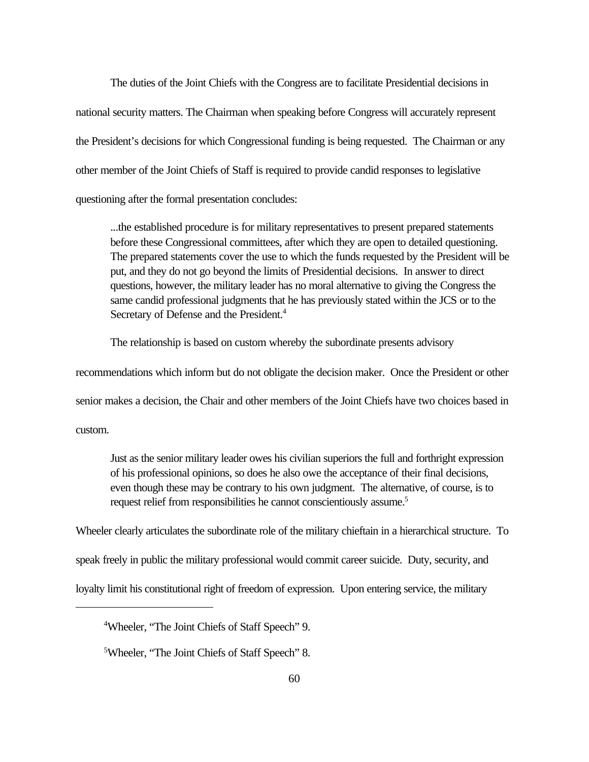The duties of the Joint Chiefs with the Congress are to facilitate Presidential decisions in national security matters. The Chairman when speaking before Congress will accurately represent the President's decisions for which Congressional funding is being requested. The Chairman or any other member of the Joint Chiefs of Staff is required to provide candid responses to legislative questioning after the formal presentation concludes:

> ...the established procedure is for military representatives to present prepared statements before these Congressional committees, after which they are open to detailed questioning. The prepared statements cover the use to which the funds requested by the President will be put, and they do not go beyond the limits of Presidential decisions. In answer to direct questions, however, the military leader has no moral alternative to giving the Congress the same candid professional judgments that he has previously stated within the JCS or to the Secretary of Defense and the President.[4]

The relationship is based on custom whereby the subordinate presents advisory recommendations which inform but do not obligate the decision maker. Once the President or other senior makes a decision, the Chair and other members of the Joint Chiefs have two choices based in custom.

> Just as the senior military leader owes his civilian superiors the full and forthright expression of his professional opinions, so does he also owe the acceptance of their final decisions, even though these may be contrary to his own judgment. The alternative, of course, is to request relief from responsibilities he cannot conscientiously assume.[5]

Wheeler clearly articulates the subordinate role of the military chieftain in a hierarchical structure. To speak freely in public the military professional would commit career suicide. Duty, security, and loyalty limit his constitutional right of freedom of expression. Upon entering service, the military

---

[4] Wheeler, "The Joint Chiefs of Staff Speech" 9.

[5] Wheeler, "The Joint Chiefs of Staff Speech" 8.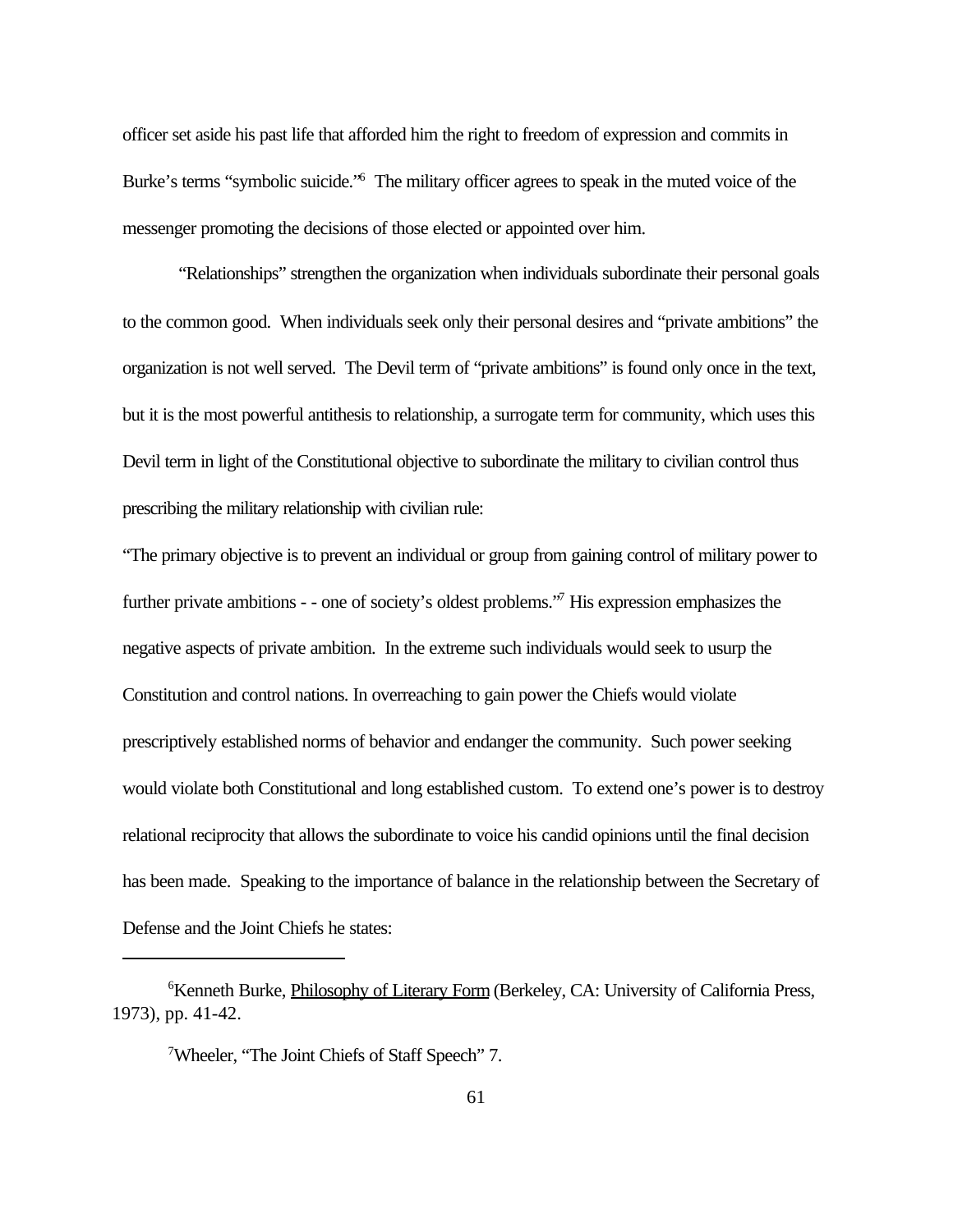officer set aside his past life that afforded him the right to freedom of expression and commits in Burke's terms "symbolic suicide."[6] The military officer agrees to speak in the muted voice of the messenger promoting the decisions of those elected or appointed over him.

"Relationships" strengthen the organization when individuals subordinate their personal goals to the common good. When individuals seek only their personal desires and "private ambitions" the organization is not well served. The Devil term of "private ambitions" is found only once in the text, but it is the most powerful antithesis to relationship, a surrogate term for community, which uses this Devil term in light of the Constitutional objective to subordinate the military to civilian control thus prescribing the military relationship with civilian rule:

"The primary objective is to prevent an individual or group from gaining control of military power to further private ambitions - - one of society's oldest problems."[7] His expression emphasizes the negative aspects of private ambition. In the extreme such individuals would seek to usurp the Constitution and control nations. In overreaching to gain power the Chiefs would violate prescriptively established norms of behavior and endanger the community. Such power seeking would violate both Constitutional and long established custom. To extend one's power is to destroy relational reciprocity that allows the subordinate to voice his candid opinions until the final decision has been made. Speaking to the importance of balance in the relationship between the Secretary of Defense and the Joint Chiefs he states:

---

[6]Kenneth Burke, Philosophy of Literary Form (Berkeley, CA: University of California Press, 1973), pp. 41-42.

[7]Wheeler, "The Joint Chiefs of Staff Speech" 7.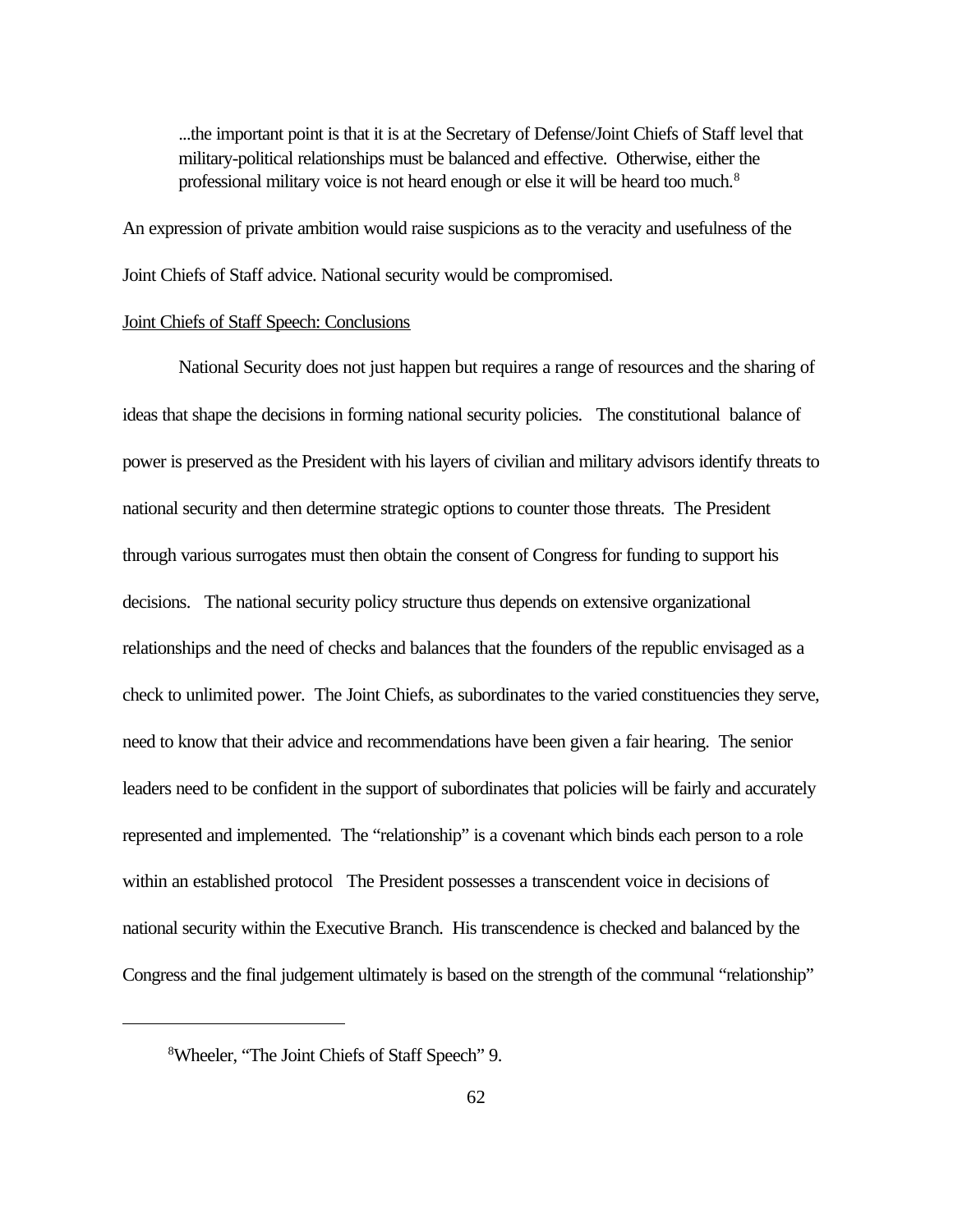> ...the important point is that it is at the Secretary of Defense/Joint Chiefs of Staff level that military-political relationships must be balanced and effective. Otherwise, either the professional military voice is not heard enough or else it will be heard too much.[8]

An expression of private ambition would raise suspicions as to the veracity and usefulness of the Joint Chiefs of Staff advice. National security would be compromised.

Joint Chiefs of Staff Speech: Conclusions

National Security does not just happen but requires a range of resources and the sharing of ideas that shape the decisions in forming national security policies. The constitutional balance of power is preserved as the President with his layers of civilian and military advisors identify threats to national security and then determine strategic options to counter those threats. The President through various surrogates must then obtain the consent of Congress for funding to support his decisions. The national security policy structure thus depends on extensive organizational relationships and the need of checks and balances that the founders of the republic envisaged as a check to unlimited power. The Joint Chiefs, as subordinates to the varied constituencies they serve, need to know that their advice and recommendations have been given a fair hearing. The senior leaders need to be confident in the support of subordinates that policies will be fairly and accurately represented and implemented. The "relationship" is a covenant which binds each person to a role within an established protocol The President possesses a transcendent voice in decisions of national security within the Executive Branch. His transcendence is checked and balanced by the Congress and the final judgement ultimately is based on the strength of the communal "relationship"

---

[8]Wheeler, "The Joint Chiefs of Staff Speech" 9.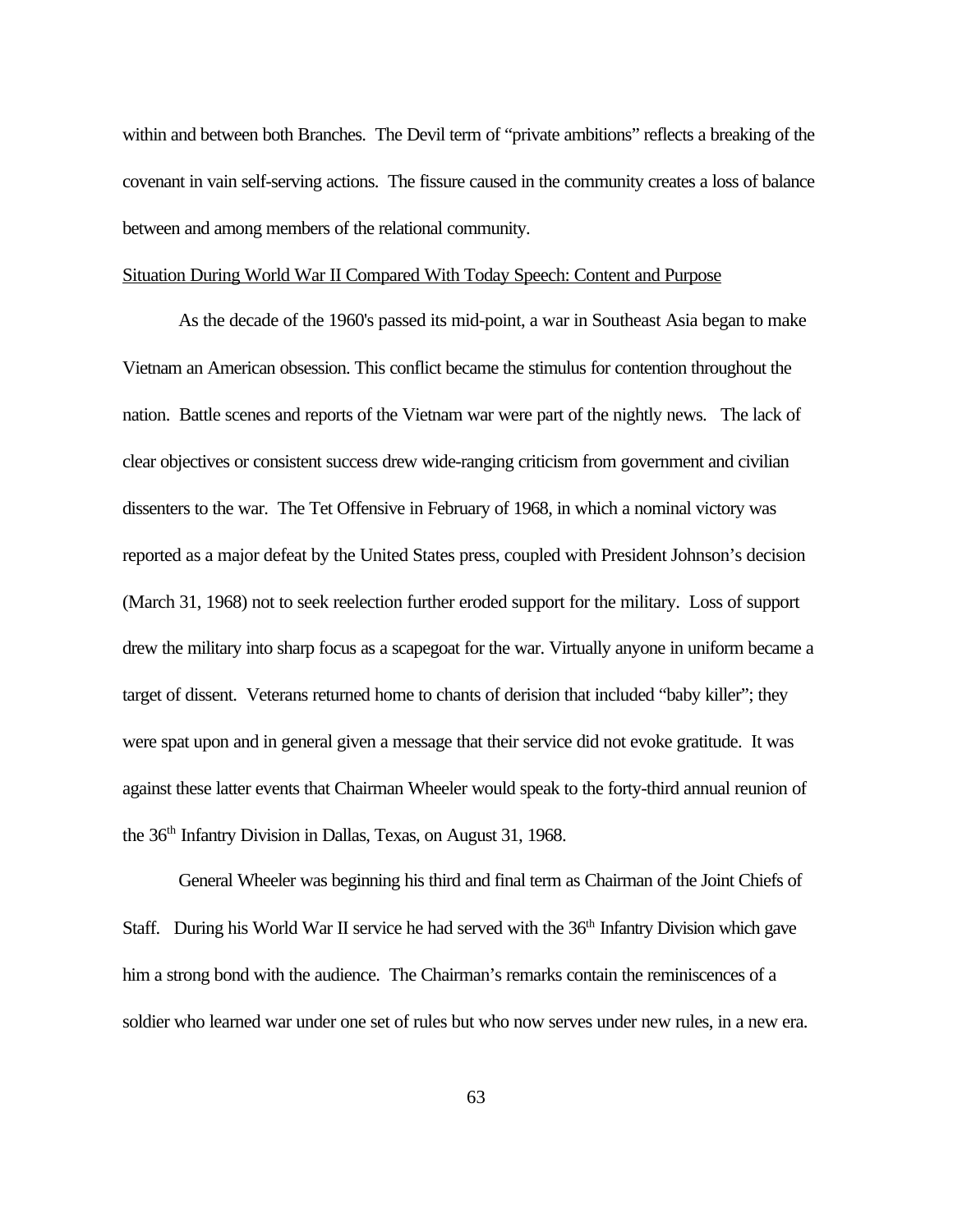within and between both Branches. The Devil term of "private ambitions" reflects a breaking of the covenant in vain self-serving actions. The fissure caused in the community creates a loss of balance between and among members of the relational community.

Situation During World War II Compared With Today Speech: Content and Purpose

As the decade of the 1960's passed its mid-point, a war in Southeast Asia began to make Vietnam an American obsession. This conflict became the stimulus for contention throughout the nation. Battle scenes and reports of the Vietnam war were part of the nightly news. The lack of clear objectives or consistent success drew wide-ranging criticism from government and civilian dissenters to the war. The Tet Offensive in February of 1968, in which a nominal victory was reported as a major defeat by the United States press, coupled with President Johnson's decision (March 31, 1968) not to seek reelection further eroded support for the military. Loss of support drew the military into sharp focus as a scapegoat for the war. Virtually anyone in uniform became a target of dissent. Veterans returned home to chants of derision that included "baby killer"; they were spat upon and in general given a message that their service did not evoke gratitude. It was against these latter events that Chairman Wheeler would speak to the forty-third annual reunion of the 36th Infantry Division in Dallas, Texas, on August 31, 1968.

General Wheeler was beginning his third and final term as Chairman of the Joint Chiefs of Staff. During his World War II service he had served with the 36th Infantry Division which gave him a strong bond with the audience. The Chairman's remarks contain the reminiscences of a soldier who learned war under one set of rules but who now serves under new rules, in a new era.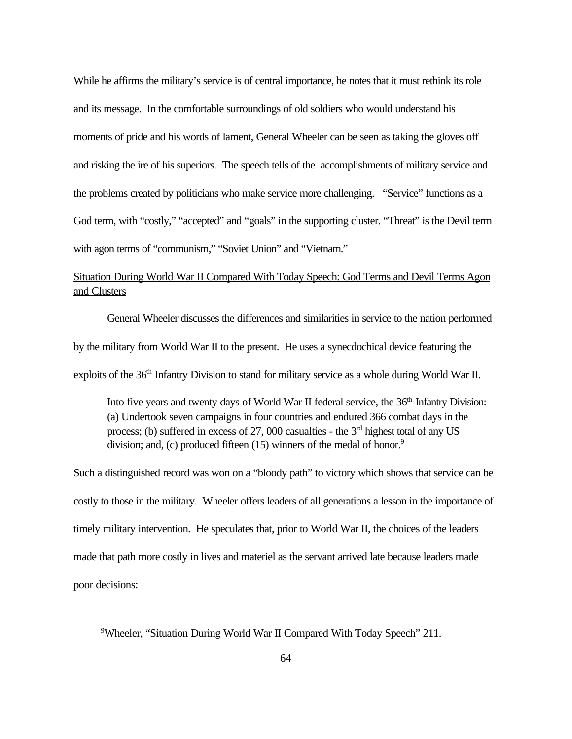While he affirms the military's service is of central importance, he notes that it must rethink its role and its message. In the comfortable surroundings of old soldiers who would understand his moments of pride and his words of lament, General Wheeler can be seen as taking the gloves off and risking the ire of his superiors. The speech tells of the accomplishments of military service and the problems created by politicians who make service more challenging. "Service" functions as a God term, with "costly," "accepted" and "goals" in the supporting cluster. "Threat" is the Devil term with agon terms of "communism," "Soviet Union" and "Vietnam."

<u>Situation During World War II Compared With Today Speech: God Terms and Devil Terms Agon and Clusters</u>

General Wheeler discusses the differences and similarities in service to the nation performed by the military from World War II to the present. He uses a synecdochical device featuring the exploits of the 36th Infantry Division to stand for military service as a whole during World War II.

> Into five years and twenty days of World War II federal service, the 36th Infantry Division: (a) Undertook seven campaigns in four countries and endured 366 combat days in the process; (b) suffered in excess of 27, 000 casualties - the 3rd highest total of any US division; and, (c) produced fifteen (15) winners of the medal of honor.[9]

Such a distinguished record was won on a "bloody path" to victory which shows that service can be costly to those in the military. Wheeler offers leaders of all generations a lesson in the importance of timely military intervention. He speculates that, prior to World War II, the choices of the leaders made that path more costly in lives and materiel as the servant arrived late because leaders made poor decisions:

---

[9]Wheeler, "Situation During World War II Compared With Today Speech" 211.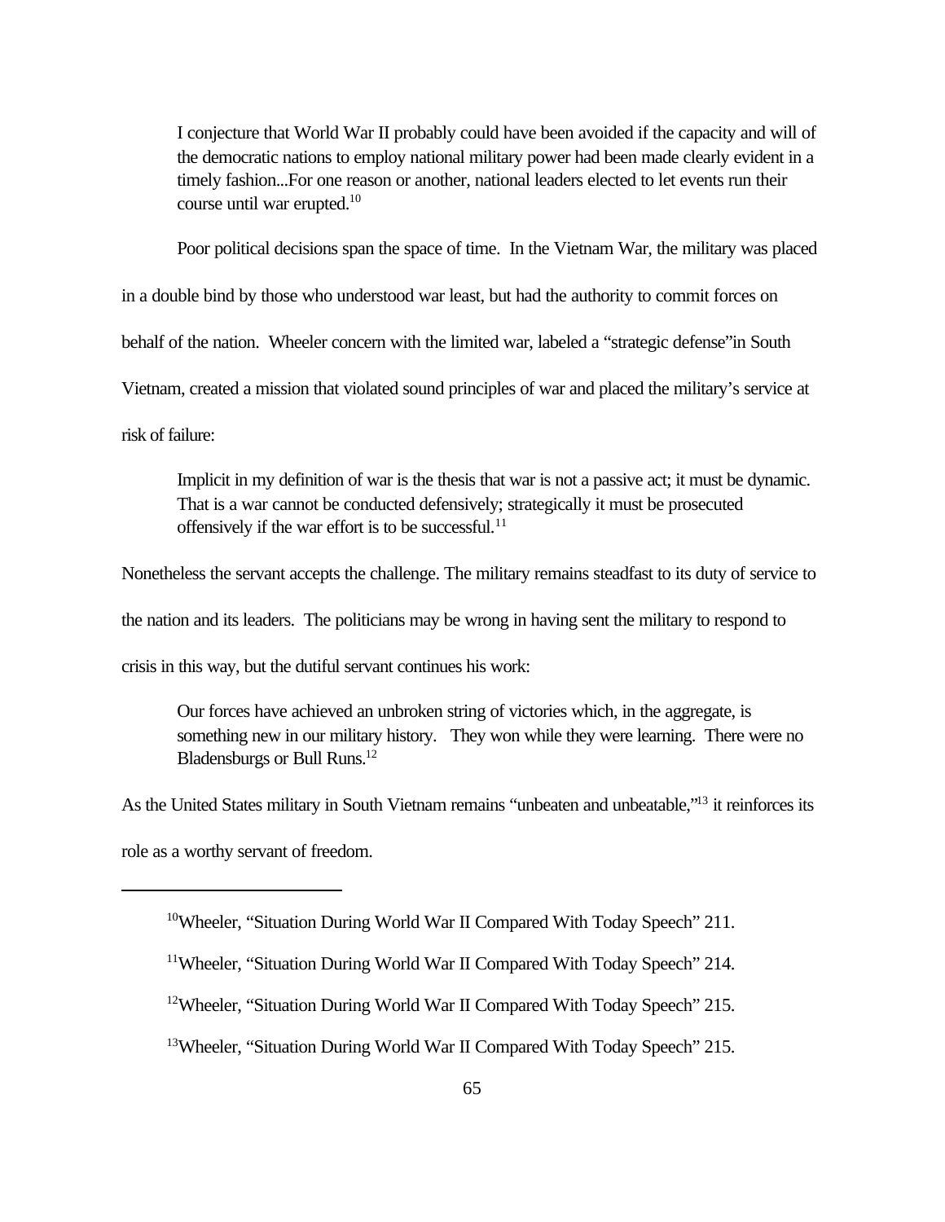> I conjecture that World War II probably could have been avoided if the capacity and will of the democratic nations to employ national military power had been made clearly evident in a timely fashion...For one reason or another, national leaders elected to let events run their course until war erupted.[10]

Poor political decisions span the space of time. In the Vietnam War, the military was placed in a double bind by those who understood war least, but had the authority to commit forces on behalf of the nation. Wheeler concern with the limited war, labeled a "strategic defense"in South Vietnam, created a mission that violated sound principles of war and placed the military's service at risk of failure:

> Implicit in my definition of war is the thesis that war is not a passive act; it must be dynamic. That is a war cannot be conducted defensively; strategically it must be prosecuted offensively if the war effort is to be successful.[11]

Nonetheless the servant accepts the challenge. The military remains steadfast to its duty of service to the nation and its leaders. The politicians may be wrong in having sent the military to respond to crisis in this way, but the dutiful servant continues his work:

> Our forces have achieved an unbroken string of victories which, in the aggregate, is something new in our military history. They won while they were learning. There were no Bladensburgs or Bull Runs.[12]

As the United States military in South Vietnam remains "unbeaten and unbeatable,"[13] it reinforces its role as a worthy servant of freedom.

---

[10]Wheeler, "Situation During World War II Compared With Today Speech" 211.

[11]Wheeler, "Situation During World War II Compared With Today Speech" 214.

[12]Wheeler, "Situation During World War II Compared With Today Speech" 215.

[13]Wheeler, "Situation During World War II Compared With Today Speech" 215.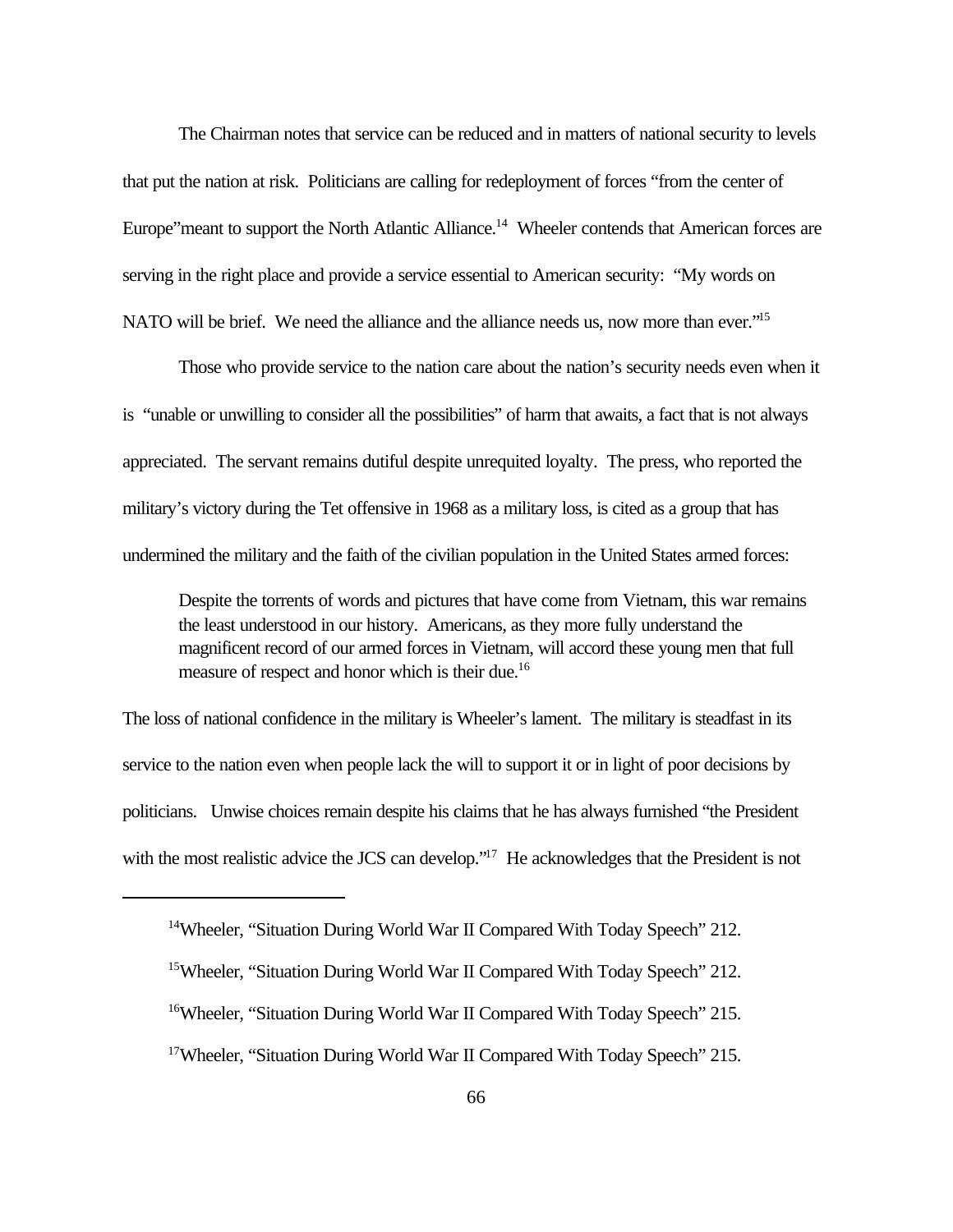The Chairman notes that service can be reduced and in matters of national security to levels that put the nation at risk. Politicians are calling for redeployment of forces "from the center of Europe"meant to support the North Atlantic Alliance.[14] Wheeler contends that American forces are serving in the right place and provide a service essential to American security: "My words on NATO will be brief. We need the alliance and the alliance needs us, now more than ever."[15]

Those who provide service to the nation care about the nation's security needs even when it is "unable or unwilling to consider all the possibilities" of harm that awaits, a fact that is not always appreciated. The servant remains dutiful despite unrequited loyalty. The press, who reported the military's victory during the Tet offensive in 1968 as a military loss, is cited as a group that has undermined the military and the faith of the civilian population in the United States armed forces:

> Despite the torrents of words and pictures that have come from Vietnam, this war remains the least understood in our history. Americans, as they more fully understand the magnificent record of our armed forces in Vietnam, will accord these young men that full measure of respect and honor which is their due.[16]

The loss of national confidence in the military is Wheeler's lament. The military is steadfast in its service to the nation even when people lack the will to support it or in light of poor decisions by politicians. Unwise choices remain despite his claims that he has always furnished "the President with the most realistic advice the JCS can develop."[17] He acknowledges that the President is not

---

[14]Wheeler, "Situation During World War II Compared With Today Speech" 212.

[15]Wheeler, "Situation During World War II Compared With Today Speech" 212.

[16]Wheeler, "Situation During World War II Compared With Today Speech" 215.

[17]Wheeler, "Situation During World War II Compared With Today Speech" 215.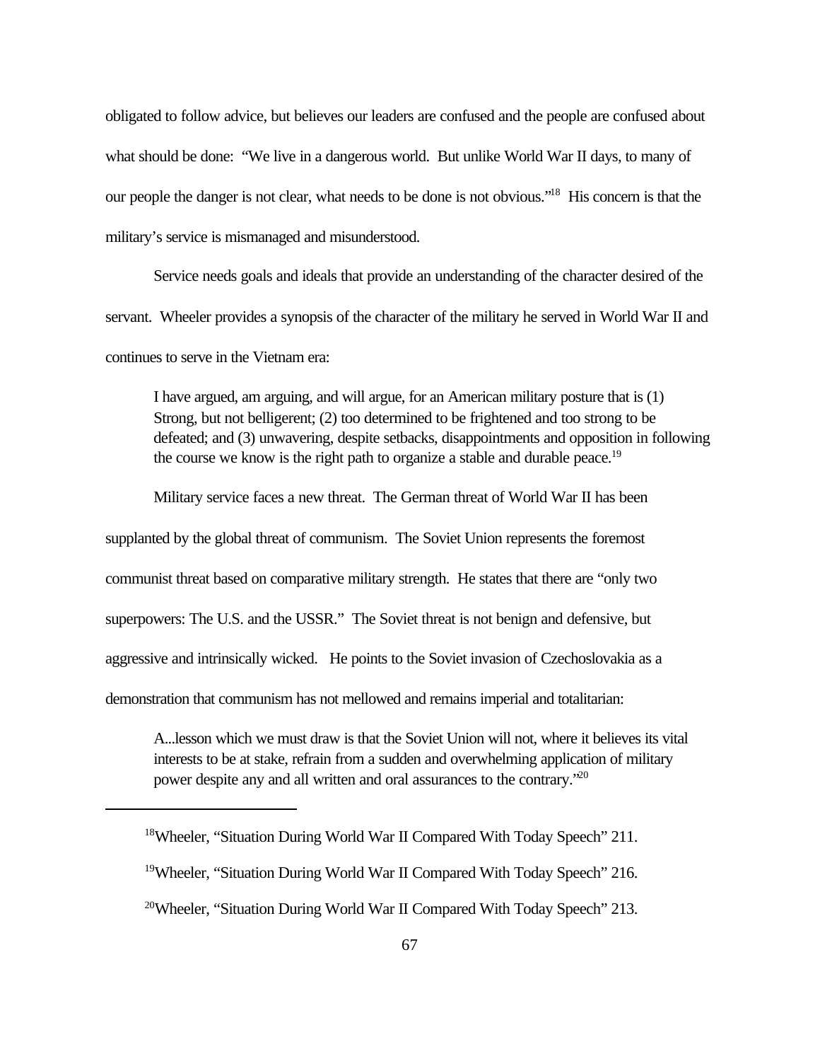obligated to follow advice, but believes our leaders are confused and the people are confused about what should be done: "We live in a dangerous world. But unlike World War II days, to many of our people the danger is not clear, what needs to be done is not obvious."[18] His concern is that the military's service is mismanaged and misunderstood.

Service needs goals and ideals that provide an understanding of the character desired of the servant. Wheeler provides a synopsis of the character of the military he served in World War II and continues to serve in the Vietnam era:

> I have argued, am arguing, and will argue, for an American military posture that is (1) Strong, but not belligerent; (2) too determined to be frightened and too strong to be defeated; and (3) unwavering, despite setbacks, disappointments and opposition in following the course we know is the right path to organize a stable and durable peace.[19]

Military service faces a new threat. The German threat of World War II has been supplanted by the global threat of communism. The Soviet Union represents the foremost communist threat based on comparative military strength. He states that there are "only two superpowers: The U.S. and the USSR." The Soviet threat is not benign and defensive, but aggressive and intrinsically wicked. He points to the Soviet invasion of Czechoslovakia as a demonstration that communism has not mellowed and remains imperial and totalitarian:

> A...lesson which we must draw is that the Soviet Union will not, where it believes its vital interests to be at stake, refrain from a sudden and overwhelming application of military power despite any and all written and oral assurances to the contrary."[20]

---

[18]Wheeler, "Situation During World War II Compared With Today Speech" 211.

[19]Wheeler, "Situation During World War II Compared With Today Speech" 216.

[20]Wheeler, "Situation During World War II Compared With Today Speech" 213.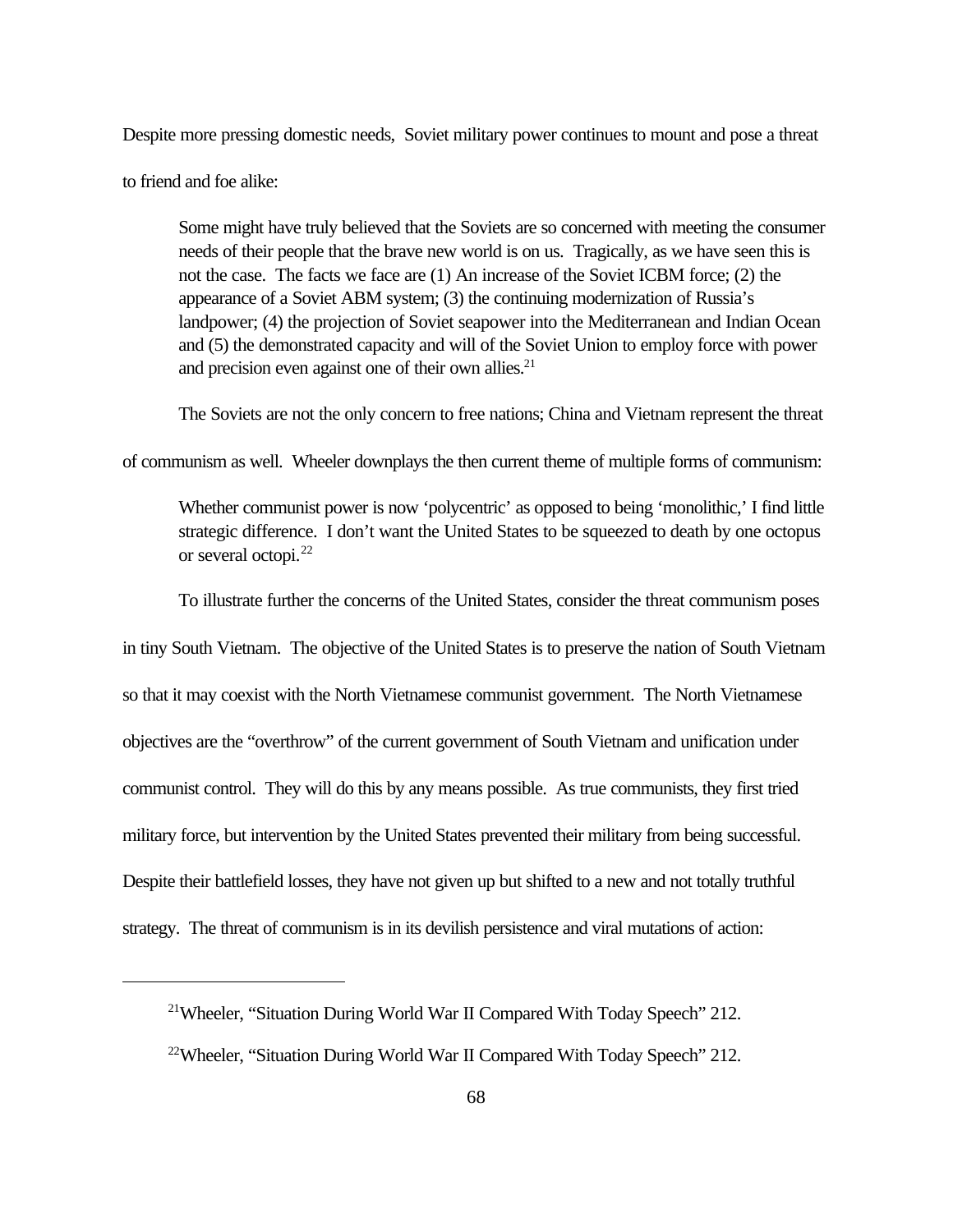Despite more pressing domestic needs,  Soviet military power continues to mount and pose a threat to friend and foe alike:

> Some might have truly believed that the Soviets are so concerned with meeting the consumer needs of their people that the brave new world is on us.  Tragically, as we have seen this is not the case.  The facts we face are (1) An increase of the Soviet ICBM force; (2) the appearance of a Soviet ABM system; (3) the continuing modernization of Russia's landpower; (4) the projection of Soviet seapower into the Mediterranean and Indian Ocean and (5) the demonstrated capacity and will of the Soviet Union to employ force with power and precision even against one of their own allies.[21]

The Soviets are not the only concern to free nations; China and Vietnam represent the threat of communism as well.  Wheeler downplays the then current theme of multiple forms of communism:

> Whether communist power is now 'polycentric' as opposed to being 'monolithic,' I find little strategic difference.  I don't want the United States to be squeezed to death by one octopus or several octopi.[22]

To illustrate further the concerns of the United States, consider the threat communism poses in tiny South Vietnam.  The objective of the United States is to preserve the nation of South Vietnam so that it may coexist with the North Vietnamese communist government.  The North Vietnamese objectives are the "overthrow" of the current government of South Vietnam and unification under communist control.  They will do this by any means possible.  As true communists, they first tried military force, but intervention by the United States prevented their military from being successful. Despite their battlefield losses, they have not given up but shifted to a new and not totally truthful strategy.  The threat of communism is in its devilish persistence and viral mutations of action:

---

[21] Wheeler, "Situation During World War II Compared With Today Speech" 212.

[22] Wheeler, "Situation During World War II Compared With Today Speech" 212.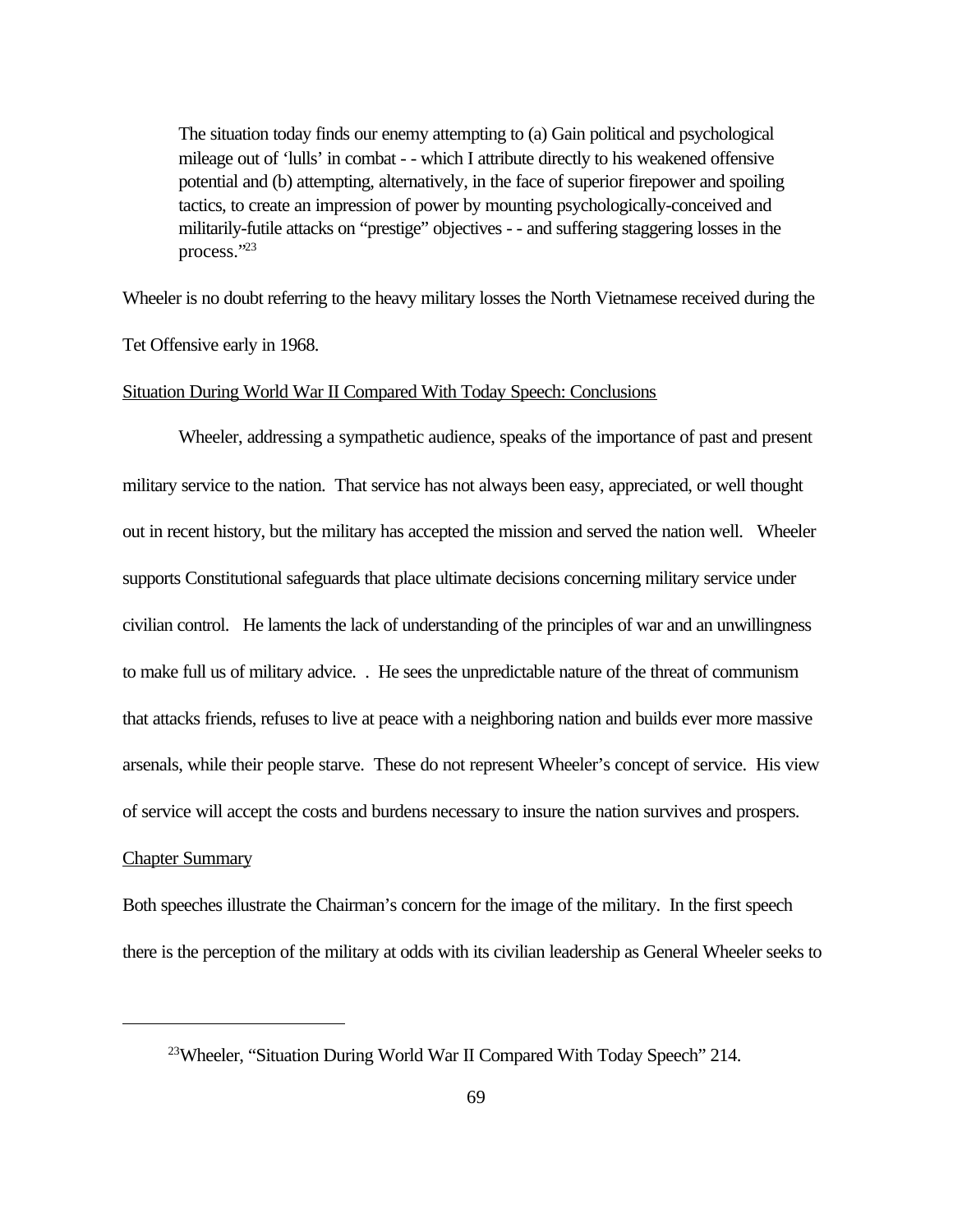> The situation today finds our enemy attempting to (a) Gain political and psychological mileage out of 'lulls' in combat - - which I attribute directly to his weakened offensive potential and (b) attempting, alternatively, in the face of superior firepower and spoiling tactics, to create an impression of power by mounting psychologically-conceived and militarily-futile attacks on "prestige" objectives - - and suffering staggering losses in the process."[23]

Wheeler is no doubt referring to the heavy military losses the North Vietnamese received during the Tet Offensive early in 1968.

Situation During World War II Compared With Today Speech: Conclusions

Wheeler, addressing a sympathetic audience, speaks of the importance of past and present military service to the nation. That service has not always been easy, appreciated, or well thought out in recent history, but the military has accepted the mission and served the nation well. Wheeler supports Constitutional safeguards that place ultimate decisions concerning military service under civilian control. He laments the lack of understanding of the principles of war and an unwillingness to make full us of military advice. . He sees the unpredictable nature of the threat of communism that attacks friends, refuses to live at peace with a neighboring nation and builds ever more massive arsenals, while their people starve. These do not represent Wheeler's concept of service. His view of service will accept the costs and burdens necessary to insure the nation survives and prospers.

Chapter Summary

Both speeches illustrate the Chairman's concern for the image of the military. In the first speech there is the perception of the military at odds with its civilian leadership as General Wheeler seeks to

---

[23]Wheeler, "Situation During World War II Compared With Today Speech" 214.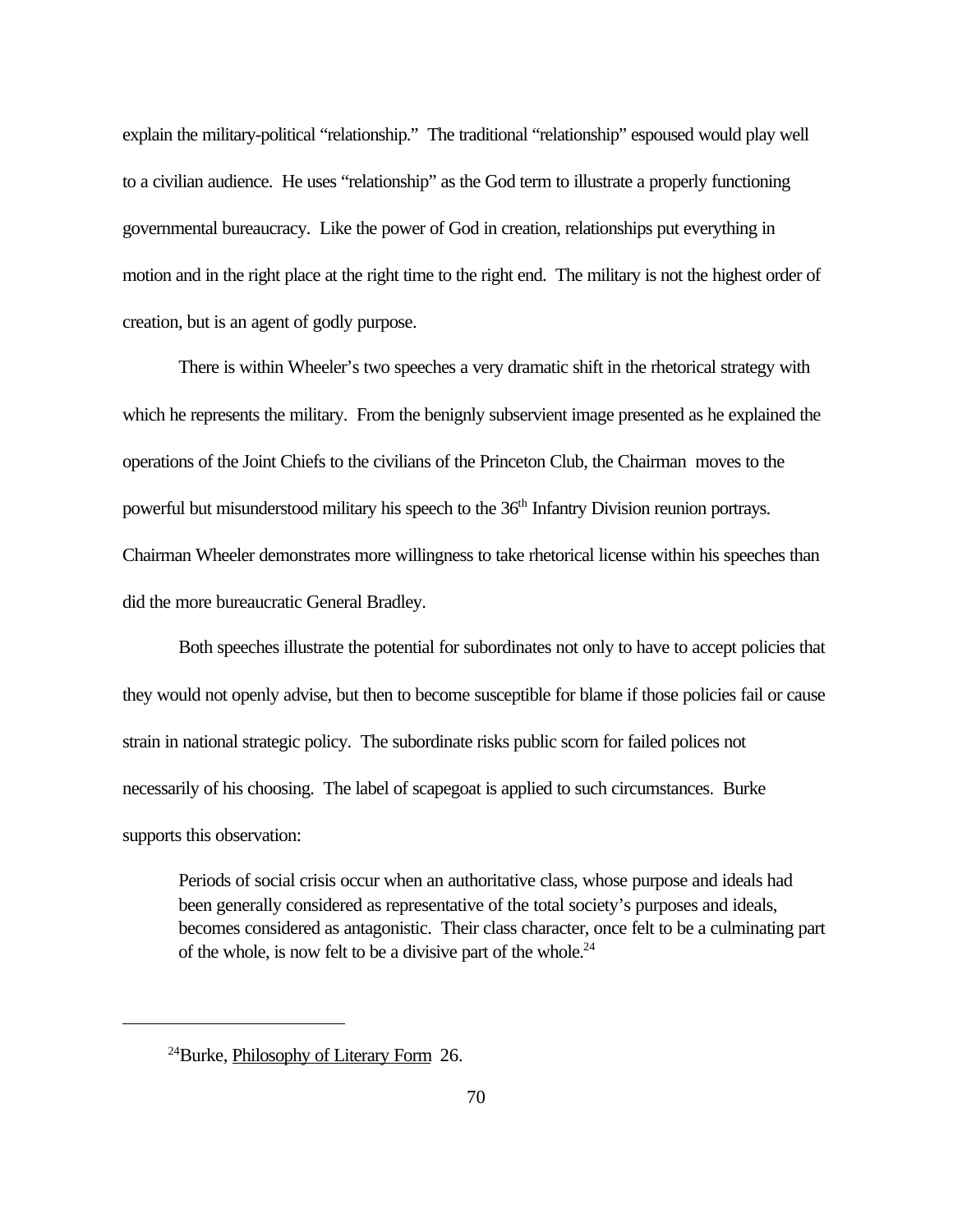explain the military-political "relationship." The traditional "relationship" espoused would play well to a civilian audience. He uses "relationship" as the God term to illustrate a properly functioning governmental bureaucracy. Like the power of God in creation, relationships put everything in motion and in the right place at the right time to the right end. The military is not the highest order of creation, but is an agent of godly purpose.

There is within Wheeler's two speeches a very dramatic shift in the rhetorical strategy with which he represents the military. From the benignly subservient image presented as he explained the operations of the Joint Chiefs to the civilians of the Princeton Club, the Chairman moves to the powerful but misunderstood military his speech to the 36th Infantry Division reunion portrays. Chairman Wheeler demonstrates more willingness to take rhetorical license within his speeches than did the more bureaucratic General Bradley.

Both speeches illustrate the potential for subordinates not only to have to accept policies that they would not openly advise, but then to become susceptible for blame if those policies fail or cause strain in national strategic policy. The subordinate risks public scorn for failed polices not necessarily of his choosing. The label of scapegoat is applied to such circumstances. Burke supports this observation:

> Periods of social crisis occur when an authoritative class, whose purpose and ideals had been generally considered as representative of the total society's purposes and ideals, becomes considered as antagonistic. Their class character, once felt to be a culminating part of the whole, is now felt to be a divisive part of the whole.[24]

---

[24] Burke, Philosophy of Literary Form 26.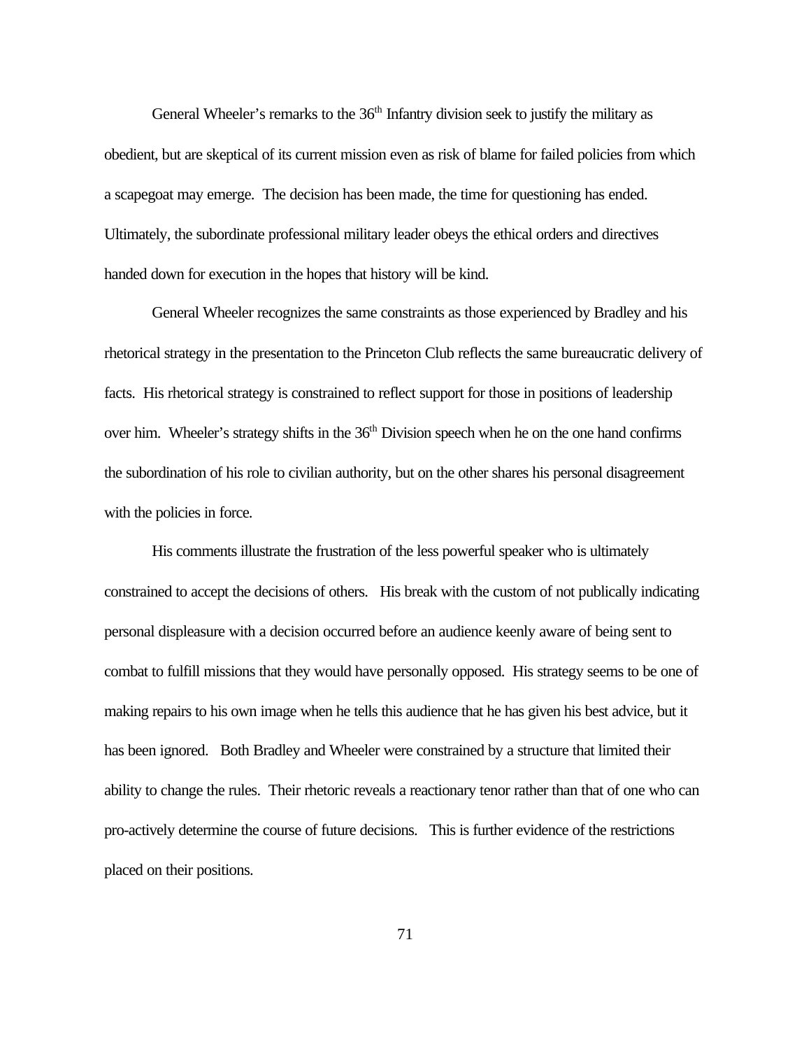General Wheeler's remarks to the 36th Infantry division seek to justify the military as obedient, but are skeptical of its current mission even as risk of blame for failed policies from which a scapegoat may emerge. The decision has been made, the time for questioning has ended. Ultimately, the subordinate professional military leader obeys the ethical orders and directives handed down for execution in the hopes that history will be kind.

General Wheeler recognizes the same constraints as those experienced by Bradley and his rhetorical strategy in the presentation to the Princeton Club reflects the same bureaucratic delivery of facts. His rhetorical strategy is constrained to reflect support for those in positions of leadership over him. Wheeler's strategy shifts in the 36th Division speech when he on the one hand confirms the subordination of his role to civilian authority, but on the other shares his personal disagreement with the policies in force.

His comments illustrate the frustration of the less powerful speaker who is ultimately constrained to accept the decisions of others. His break with the custom of not publically indicating personal displeasure with a decision occurred before an audience keenly aware of being sent to combat to fulfill missions that they would have personally opposed. His strategy seems to be one of making repairs to his own image when he tells this audience that he has given his best advice, but it has been ignored. Both Bradley and Wheeler were constrained by a structure that limited their ability to change the rules. Their rhetoric reveals a reactionary tenor rather than that of one who can pro-actively determine the course of future decisions. This is further evidence of the restrictions placed on their positions.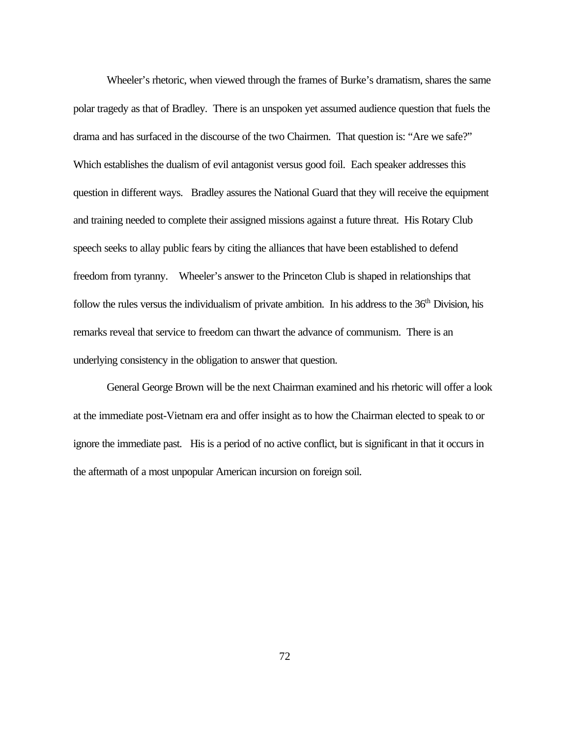Wheeler's rhetoric, when viewed through the frames of Burke's dramatism, shares the same polar tragedy as that of Bradley. There is an unspoken yet assumed audience question that fuels the drama and has surfaced in the discourse of the two Chairmen. That question is: "Are we safe?" Which establishes the dualism of evil antagonist versus good foil. Each speaker addresses this question in different ways. Bradley assures the National Guard that they will receive the equipment and training needed to complete their assigned missions against a future threat. His Rotary Club speech seeks to allay public fears by citing the alliances that have been established to defend freedom from tyranny. Wheeler's answer to the Princeton Club is shaped in relationships that follow the rules versus the individualism of private ambition. In his address to the 36th Division, his remarks reveal that service to freedom can thwart the advance of communism. There is an underlying consistency in the obligation to answer that question.

General George Brown will be the next Chairman examined and his rhetoric will offer a look at the immediate post-Vietnam era and offer insight as to how the Chairman elected to speak to or ignore the immediate past. His is a period of no active conflict, but is significant in that it occurs in the aftermath of a most unpopular American incursion on foreign soil.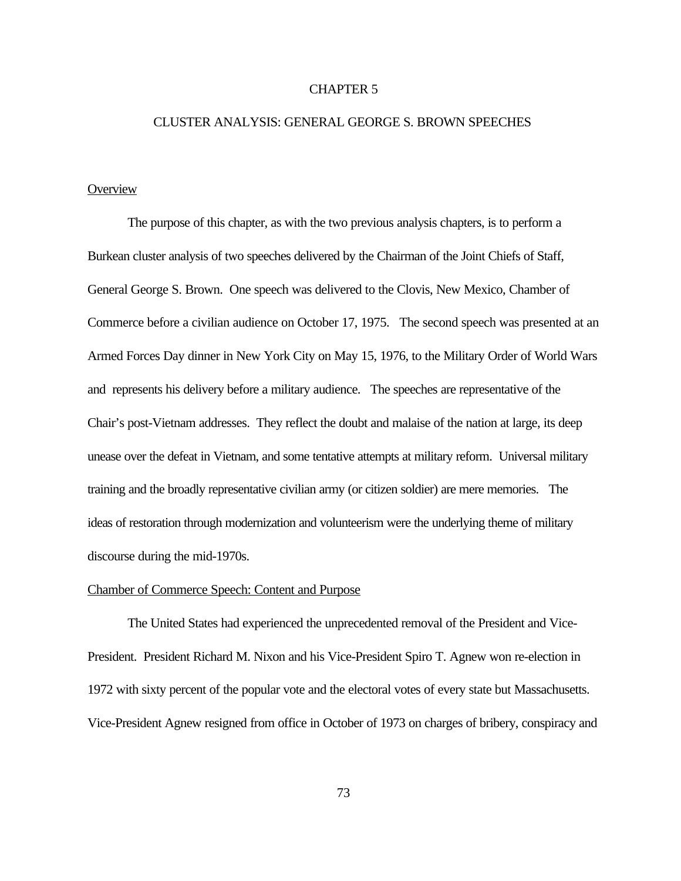# CHAPTER 5

# CLUSTER ANALYSIS: GENERAL GEORGE S. BROWN SPEECHES

## Overview

The purpose of this chapter, as with the two previous analysis chapters, is to perform a Burkean cluster analysis of two speeches delivered by the Chairman of the Joint Chiefs of Staff, General George S. Brown. One speech was delivered to the Clovis, New Mexico, Chamber of Commerce before a civilian audience on October 17, 1975. The second speech was presented at an Armed Forces Day dinner in New York City on May 15, 1976, to the Military Order of World Wars and represents his delivery before a military audience. The speeches are representative of the Chair's post-Vietnam addresses. They reflect the doubt and malaise of the nation at large, its deep unease over the defeat in Vietnam, and some tentative attempts at military reform. Universal military training and the broadly representative civilian army (or citizen soldier) are mere memories. The ideas of restoration through modernization and volunteerism were the underlying theme of military discourse during the mid-1970s.

## Chamber of Commerce Speech: Content and Purpose

The United States had experienced the unprecedented removal of the President and Vice-President. President Richard M. Nixon and his Vice-President Spiro T. Agnew won re-election in 1972 with sixty percent of the popular vote and the electoral votes of every state but Massachusetts. Vice-President Agnew resigned from office in October of 1973 on charges of bribery, conspiracy and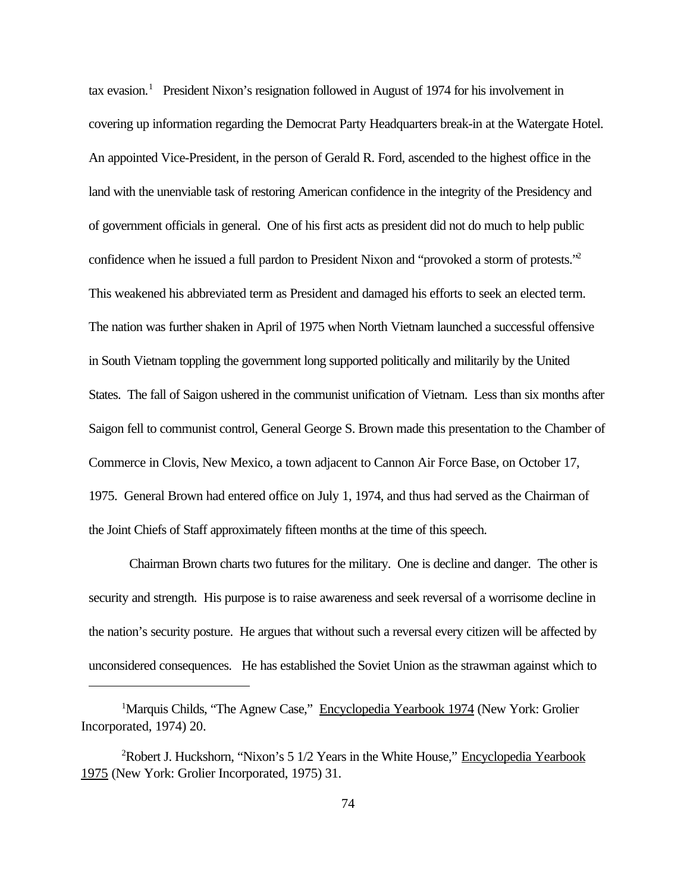tax evasion.[1] President Nixon's resignation followed in August of 1974 for his involvement in covering up information regarding the Democrat Party Headquarters break-in at the Watergate Hotel. An appointed Vice-President, in the person of Gerald R. Ford, ascended to the highest office in the land with the unenviable task of restoring American confidence in the integrity of the Presidency and of government officials in general. One of his first acts as president did not do much to help public confidence when he issued a full pardon to President Nixon and "provoked a storm of protests."[2] This weakened his abbreviated term as President and damaged his efforts to seek an elected term. The nation was further shaken in April of 1975 when North Vietnam launched a successful offensive in South Vietnam toppling the government long supported politically and militarily by the United States. The fall of Saigon ushered in the communist unification of Vietnam. Less than six months after Saigon fell to communist control, General George S. Brown made this presentation to the Chamber of Commerce in Clovis, New Mexico, a town adjacent to Cannon Air Force Base, on October 17, 1975. General Brown had entered office on July 1, 1974, and thus had served as the Chairman of the Joint Chiefs of Staff approximately fifteen months at the time of this speech.

Chairman Brown charts two futures for the military. One is decline and danger. The other is security and strength. His purpose is to raise awareness and seek reversal of a worrisome decline in the nation's security posture. He argues that without such a reversal every citizen will be affected by unconsidered consequences. He has established the Soviet Union as the strawman against which to

---

[1] Marquis Childs, "The Agnew Case," Encyclopedia Yearbook 1974 (New York: Grolier Incorporated, 1974) 20.

[2] Robert J. Huckshorn, "Nixon's 5 1/2 Years in the White House," Encyclopedia Yearbook 1975 (New York: Grolier Incorporated, 1975) 31.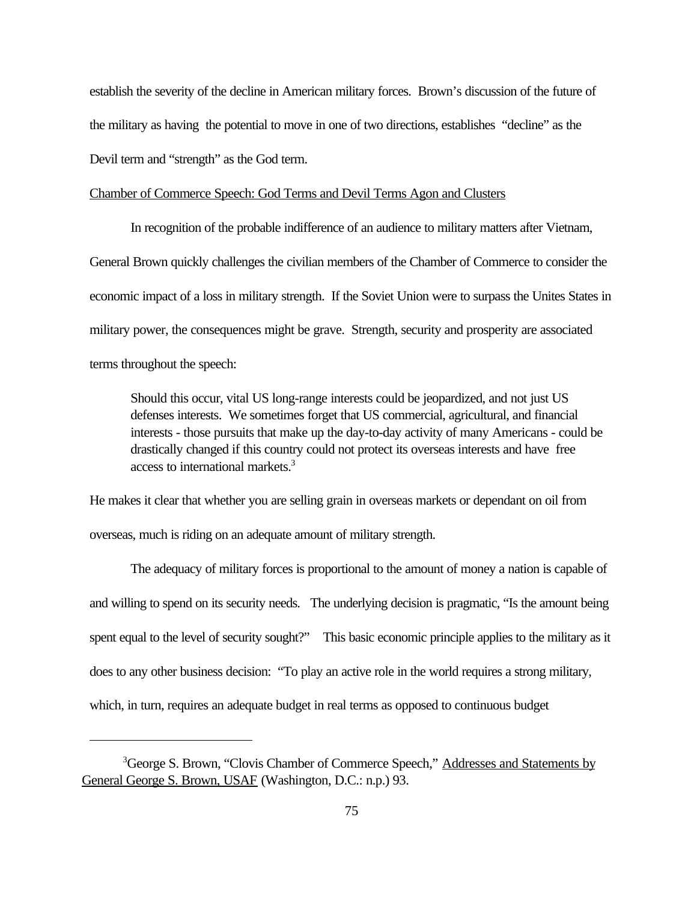establish the severity of the decline in American military forces. Brown's discussion of the future of the military as having the potential to move in one of two directions, establishes "decline" as the Devil term and "strength" as the God term.

Chamber of Commerce Speech: God Terms and Devil Terms Agon and Clusters

In recognition of the probable indifference of an audience to military matters after Vietnam, General Brown quickly challenges the civilian members of the Chamber of Commerce to consider the economic impact of a loss in military strength. If the Soviet Union were to surpass the Unites States in military power, the consequences might be grave. Strength, security and prosperity are associated terms throughout the speech:

> Should this occur, vital US long-range interests could be jeopardized, and not just US defenses interests. We sometimes forget that US commercial, agricultural, and financial interests - those pursuits that make up the day-to-day activity of many Americans - could be drastically changed if this country could not protect its overseas interests and have free access to international markets.[3]

He makes it clear that whether you are selling grain in overseas markets or dependant on oil from overseas, much is riding on an adequate amount of military strength.

The adequacy of military forces is proportional to the amount of money a nation is capable of and willing to spend on its security needs. The underlying decision is pragmatic, "Is the amount being spent equal to the level of security sought?" This basic economic principle applies to the military as it does to any other business decision: "To play an active role in the world requires a strong military, which, in turn, requires an adequate budget in real terms as opposed to continuous budget

---

[3]George S. Brown, "Clovis Chamber of Commerce Speech," Addresses and Statements by General George S. Brown, USAF (Washington, D.C.: n.p.) 93.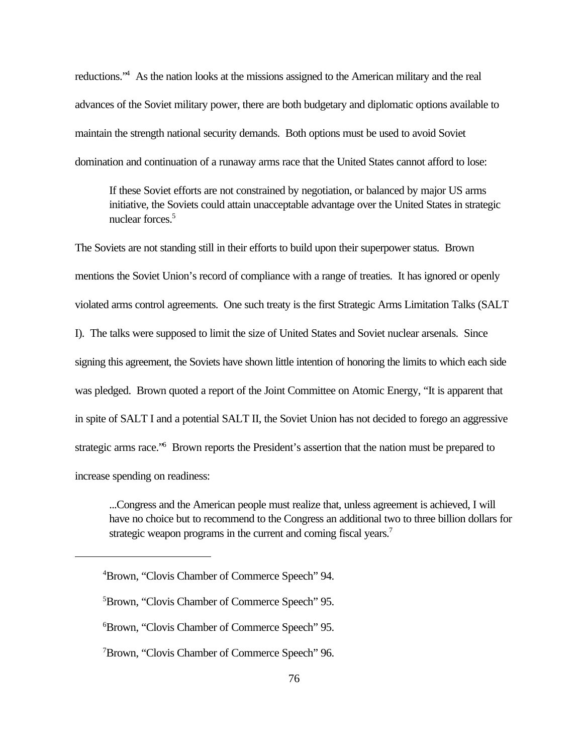reductions."[4] As the nation looks at the missions assigned to the American military and the real advances of the Soviet military power, there are both budgetary and diplomatic options available to maintain the strength national security demands. Both options must be used to avoid Soviet domination and continuation of a runaway arms race that the United States cannot afford to lose:

> If these Soviet efforts are not constrained by negotiation, or balanced by major US arms initiative, the Soviets could attain unacceptable advantage over the United States in strategic nuclear forces.[5]

The Soviets are not standing still in their efforts to build upon their superpower status. Brown mentions the Soviet Union's record of compliance with a range of treaties. It has ignored or openly violated arms control agreements. One such treaty is the first Strategic Arms Limitation Talks (SALT I). The talks were supposed to limit the size of United States and Soviet nuclear arsenals. Since signing this agreement, the Soviets have shown little intention of honoring the limits to which each side was pledged. Brown quoted a report of the Joint Committee on Atomic Energy, "It is apparent that in spite of SALT I and a potential SALT II, the Soviet Union has not decided to forego an aggressive strategic arms race."[6] Brown reports the President's assertion that the nation must be prepared to increase spending on readiness:

> ...Congress and the American people must realize that, unless agreement is achieved, I will have no choice but to recommend to the Congress an additional two to three billion dollars for strategic weapon programs in the current and coming fiscal years.[7]

---

[4]Brown, "Clovis Chamber of Commerce Speech" 94.

[5]Brown, "Clovis Chamber of Commerce Speech" 95.

[6]Brown, "Clovis Chamber of Commerce Speech" 95.

[7]Brown, "Clovis Chamber of Commerce Speech" 96.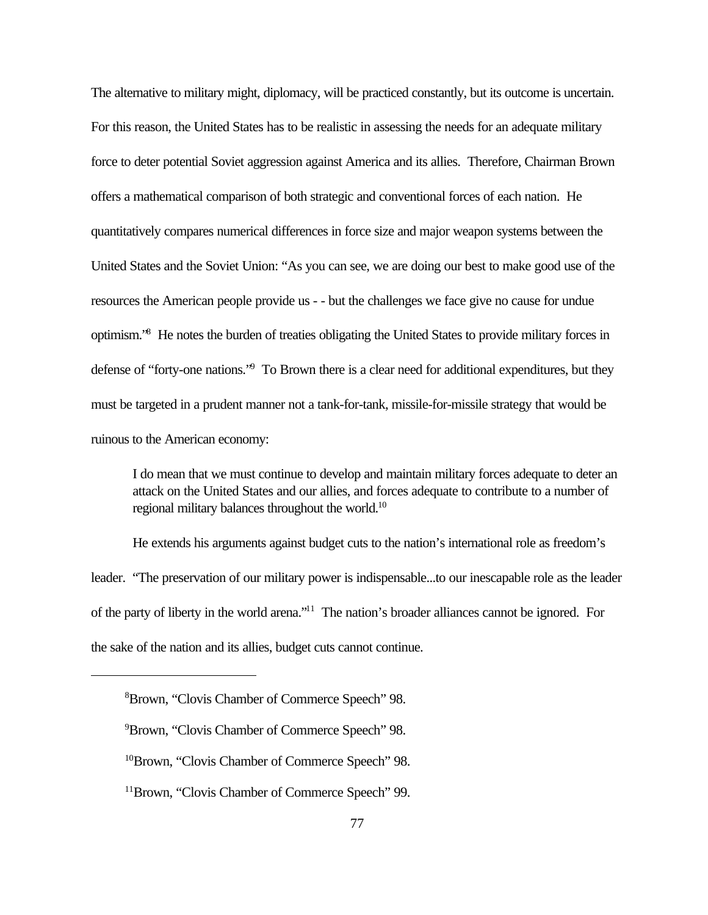The alternative to military might, diplomacy, will be practiced constantly, but its outcome is uncertain. For this reason, the United States has to be realistic in assessing the needs for an adequate military force to deter potential Soviet aggression against America and its allies. Therefore, Chairman Brown offers a mathematical comparison of both strategic and conventional forces of each nation. He quantitatively compares numerical differences in force size and major weapon systems between the United States and the Soviet Union: "As you can see, we are doing our best to make good use of the resources the American people provide us - - but the challenges we face give no cause for undue optimism."[8] He notes the burden of treaties obligating the United States to provide military forces in defense of "forty-one nations."[9] To Brown there is a clear need for additional expenditures, but they must be targeted in a prudent manner not a tank-for-tank, missile-for-missile strategy that would be ruinous to the American economy:

> I do mean that we must continue to develop and maintain military forces adequate to deter an attack on the United States and our allies, and forces adequate to contribute to a number of regional military balances throughout the world.[10]

He extends his arguments against budget cuts to the nation's international role as freedom's leader. "The preservation of our military power is indispensable...to our inescapable role as the leader of the party of liberty in the world arena."[11] The nation's broader alliances cannot be ignored. For the sake of the nation and its allies, budget cuts cannot continue.

---

[8]Brown, "Clovis Chamber of Commerce Speech" 98.

[9]Brown, "Clovis Chamber of Commerce Speech" 98.

[10]Brown, "Clovis Chamber of Commerce Speech" 98.

[11]Brown, "Clovis Chamber of Commerce Speech" 99.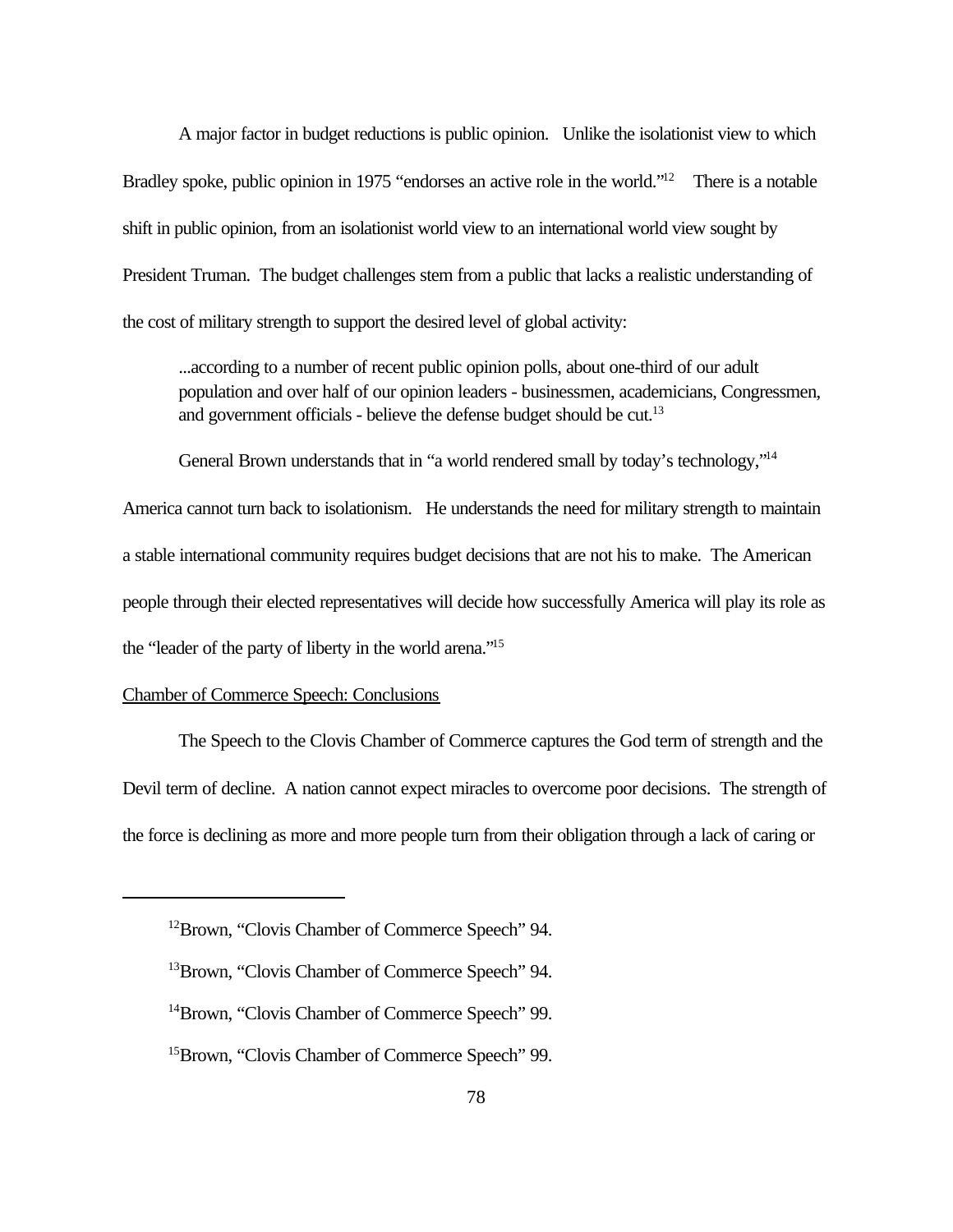A major factor in budget reductions is public opinion. Unlike the isolationist view to which Bradley spoke, public opinion in 1975 "endorses an active role in the world."[12] There is a notable shift in public opinion, from an isolationist world view to an international world view sought by President Truman. The budget challenges stem from a public that lacks a realistic understanding of the cost of military strength to support the desired level of global activity:

> ...according to a number of recent public opinion polls, about one-third of our adult population and over half of our opinion leaders - businessmen, academicians, Congressmen, and government officials - believe the defense budget should be cut.[13]

General Brown understands that in "a world rendered small by today's technology,"[14] America cannot turn back to isolationism. He understands the need for military strength to maintain a stable international community requires budget decisions that are not his to make. The American people through their elected representatives will decide how successfully America will play its role as the "leader of the party of liberty in the world arena."[15]

Chamber of Commerce Speech: Conclusions

The Speech to the Clovis Chamber of Commerce captures the God term of strength and the Devil term of decline. A nation cannot expect miracles to overcome poor decisions. The strength of the force is declining as more and more people turn from their obligation through a lack of caring or

---

[12]Brown, "Clovis Chamber of Commerce Speech" 94.

[13]Brown, "Clovis Chamber of Commerce Speech" 94.

[14]Brown, "Clovis Chamber of Commerce Speech" 99.

[15]Brown, "Clovis Chamber of Commerce Speech" 99.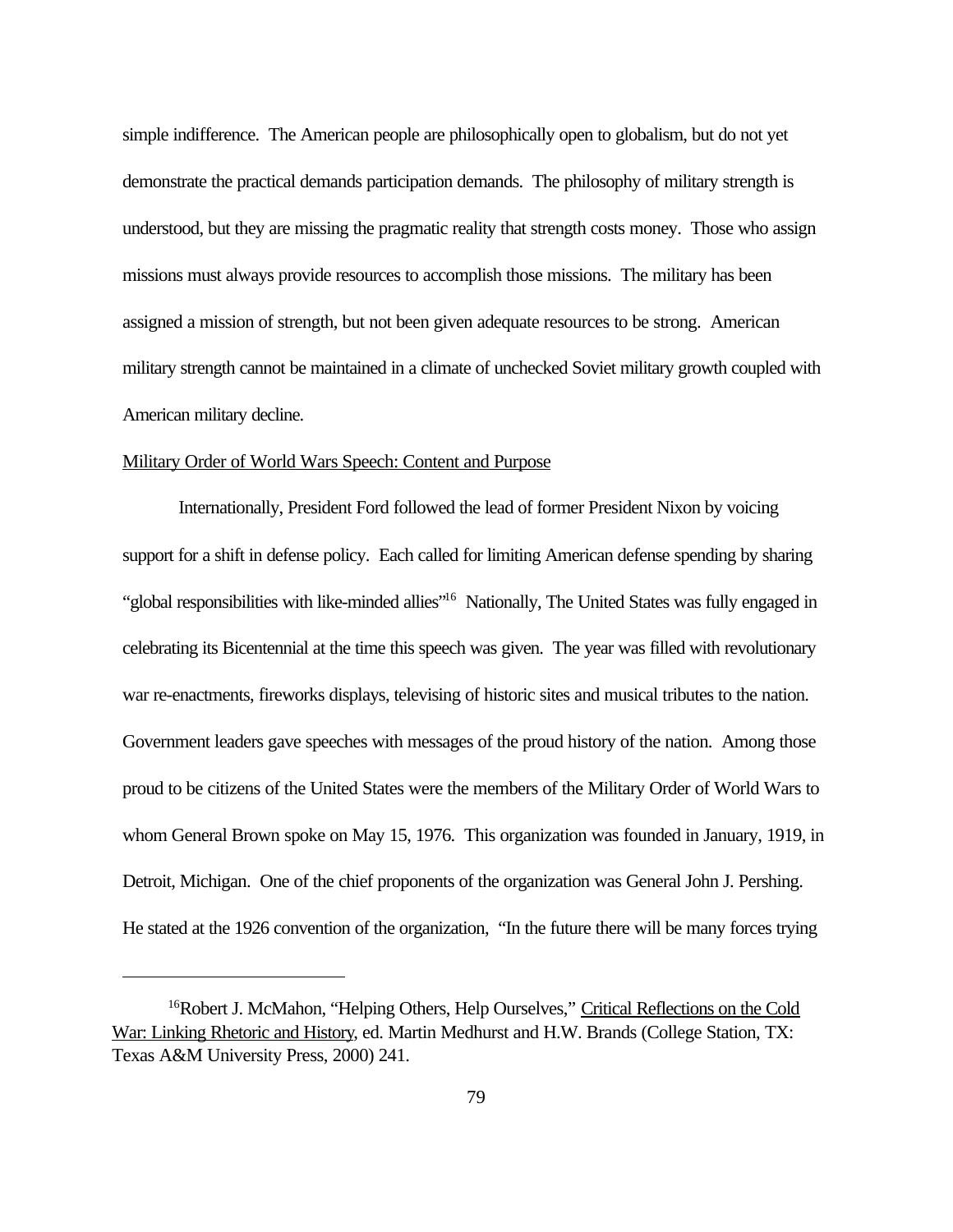simple indifference. The American people are philosophically open to globalism, but do not yet demonstrate the practical demands participation demands. The philosophy of military strength is understood, but they are missing the pragmatic reality that strength costs money. Those who assign missions must always provide resources to accomplish those missions. The military has been assigned a mission of strength, but not been given adequate resources to be strong. American military strength cannot be maintained in a climate of unchecked Soviet military growth coupled with American military decline.

Military Order of World Wars Speech: Content and Purpose

Internationally, President Ford followed the lead of former President Nixon by voicing support for a shift in defense policy. Each called for limiting American defense spending by sharing "global responsibilities with like-minded allies"[16] Nationally, The United States was fully engaged in celebrating its Bicentennial at the time this speech was given. The year was filled with revolutionary war re-enactments, fireworks displays, televising of historic sites and musical tributes to the nation. Government leaders gave speeches with messages of the proud history of the nation. Among those proud to be citizens of the United States were the members of the Military Order of World Wars to whom General Brown spoke on May 15, 1976. This organization was founded in January, 1919, in Detroit, Michigan. One of the chief proponents of the organization was General John J. Pershing. He stated at the 1926 convention of the organization, "In the future there will be many forces trying

---

[16]Robert J. McMahon, "Helping Others, Help Ourselves," Critical Reflections on the Cold War: Linking Rhetoric and History, ed. Martin Medhurst and H.W. Brands (College Station, TX: Texas A&M University Press, 2000) 241.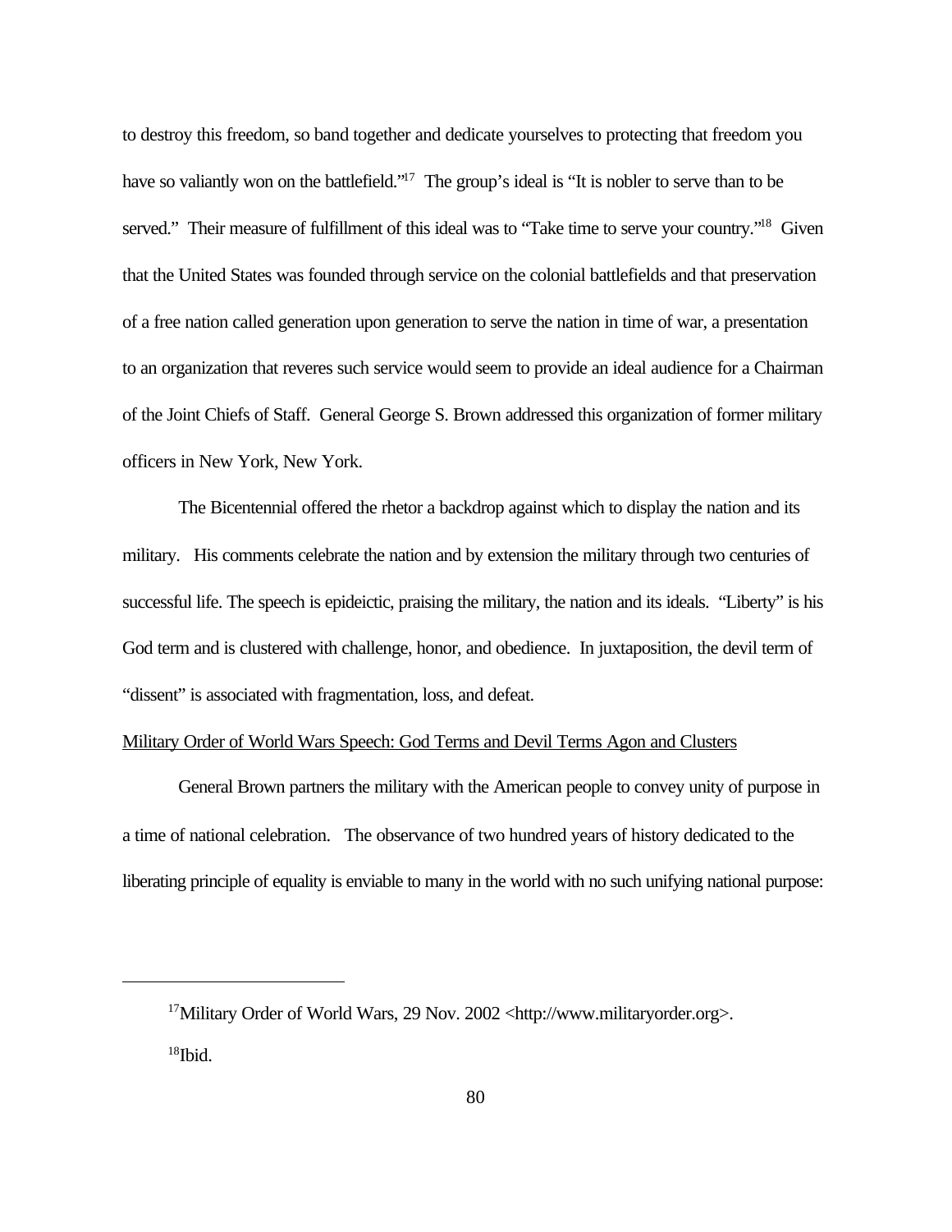to destroy this freedom, so band together and dedicate yourselves to protecting that freedom you have so valiantly won on the battlefield."[17] The group's ideal is "It is nobler to serve than to be served." Their measure of fulfillment of this ideal was to "Take time to serve your country."[18] Given that the United States was founded through service on the colonial battlefields and that preservation of a free nation called generation upon generation to serve the nation in time of war, a presentation to an organization that reveres such service would seem to provide an ideal audience for a Chairman of the Joint Chiefs of Staff. General George S. Brown addressed this organization of former military officers in New York, New York.

The Bicentennial offered the rhetor a backdrop against which to display the nation and its military. His comments celebrate the nation and by extension the military through two centuries of successful life. The speech is epideictic, praising the military, the nation and its ideals. "Liberty" is his God term and is clustered with challenge, honor, and obedience. In juxtaposition, the devil term of "dissent" is associated with fragmentation, loss, and defeat.

<u>Military Order of World Wars Speech: God Terms and Devil Terms Agon and Clusters</u>

General Brown partners the military with the American people to convey unity of purpose in a time of national celebration. The observance of two hundred years of history dedicated to the liberating principle of equality is enviable to many in the world with no such unifying national purpose:

---

[17]Military Order of World Wars, 29 Nov. 2002 <http://www.militaryorder.org>.

[18]Ibid.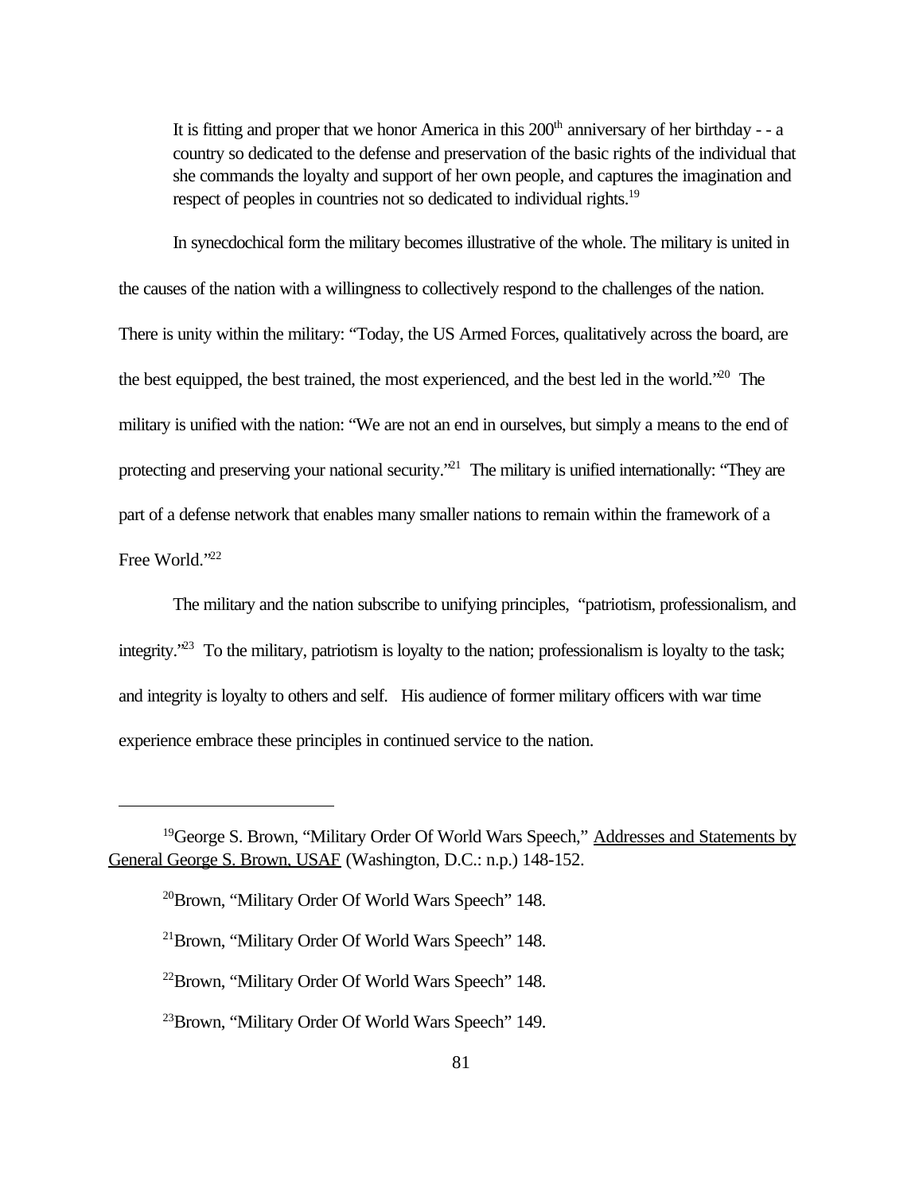> It is fitting and proper that we honor America in this 200$^{th}$ anniversary of her birthday - - a country so dedicated to the defense and preservation of the basic rights of the individual that she commands the loyalty and support of her own people, and captures the imagination and respect of peoples in countries not so dedicated to individual rights.[19]

In synecdochical form the military becomes illustrative of the whole. The military is united in the causes of the nation with a willingness to collectively respond to the challenges of the nation. There is unity within the military: "Today, the US Armed Forces, qualitatively across the board, are the best equipped, the best trained, the most experienced, and the best led in the world."[20] The military is unified with the nation: "We are not an end in ourselves, but simply a means to the end of protecting and preserving your national security."[21] The military is unified internationally: "They are part of a defense network that enables many smaller nations to remain within the framework of a Free World."[22]

The military and the nation subscribe to unifying principles, "patriotism, professionalism, and integrity."[23] To the military, patriotism is loyalty to the nation; professionalism is loyalty to the task; and integrity is loyalty to others and self. His audience of former military officers with war time experience embrace these principles in continued service to the nation.

---

[19] George S. Brown, "Military Order Of World Wars Speech," Addresses and Statements by General George S. Brown, USAF (Washington, D.C.: n.p.) 148-152.

[20] Brown, "Military Order Of World Wars Speech" 148.

[21] Brown, "Military Order Of World Wars Speech" 148.

[22] Brown, "Military Order Of World Wars Speech" 148.

[23] Brown, "Military Order Of World Wars Speech" 149.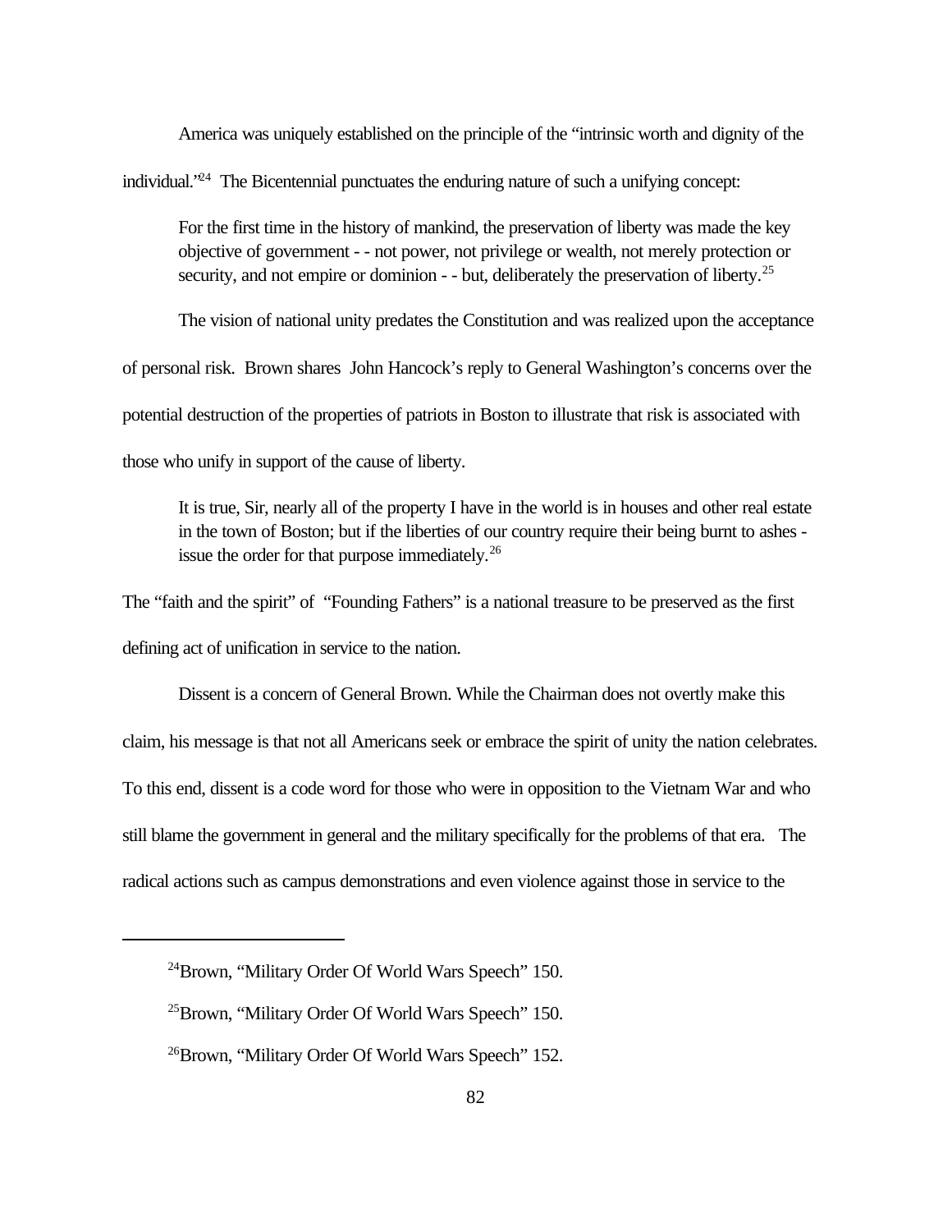America was uniquely established on the principle of the "intrinsic worth and dignity of the individual."[24] The Bicentennial punctuates the enduring nature of such a unifying concept:

> For the first time in the history of mankind, the preservation of liberty was made the key objective of government - - not power, not privilege or wealth, not merely protection or security, and not empire or dominion - - but, deliberately the preservation of liberty.[25]

The vision of national unity predates the Constitution and was realized upon the acceptance of personal risk. Brown shares John Hancock's reply to General Washington's concerns over the potential destruction of the properties of patriots in Boston to illustrate that risk is associated with those who unify in support of the cause of liberty.

> It is true, Sir, nearly all of the property I have in the world is in houses and other real estate in the town of Boston; but if the liberties of our country require their being burnt to ashes - issue the order for that purpose immediately.[26]

The "faith and the spirit" of "Founding Fathers" is a national treasure to be preserved as the first defining act of unification in service to the nation.

Dissent is a concern of General Brown. While the Chairman does not overtly make this claim, his message is that not all Americans seek or embrace the spirit of unity the nation celebrates. To this end, dissent is a code word for those who were in opposition to the Vietnam War and who still blame the government in general and the military specifically for the problems of that era. The radical actions such as campus demonstrations and even violence against those in service to the

---

[24]Brown, "Military Order Of World Wars Speech" 150.

[25]Brown, "Military Order Of World Wars Speech" 150.

[26]Brown, "Military Order Of World Wars Speech" 152.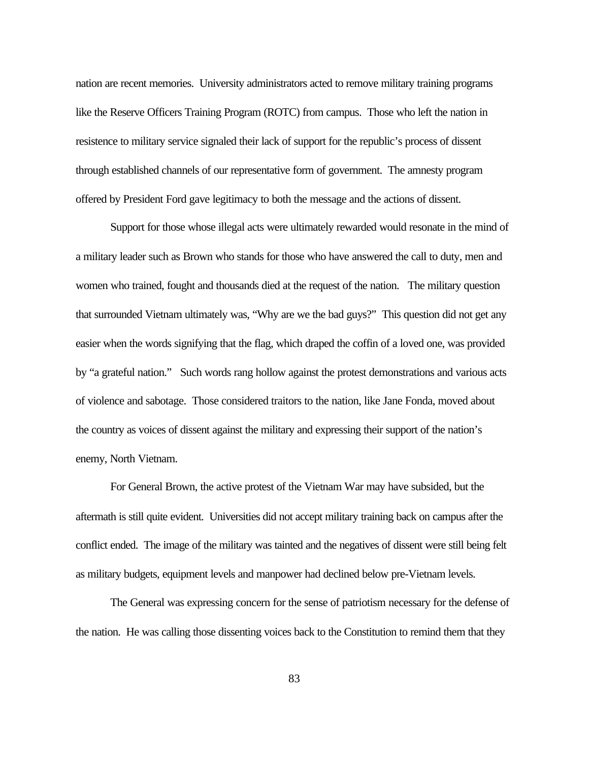nation are recent memories. University administrators acted to remove military training programs like the Reserve Officers Training Program (ROTC) from campus. Those who left the nation in resistence to military service signaled their lack of support for the republic's process of dissent through established channels of our representative form of government. The amnesty program offered by President Ford gave legitimacy to both the message and the actions of dissent.

Support for those whose illegal acts were ultimately rewarded would resonate in the mind of a military leader such as Brown who stands for those who have answered the call to duty, men and women who trained, fought and thousands died at the request of the nation. The military question that surrounded Vietnam ultimately was, "Why are we the bad guys?" This question did not get any easier when the words signifying that the flag, which draped the coffin of a loved one, was provided by "a grateful nation." Such words rang hollow against the protest demonstrations and various acts of violence and sabotage. Those considered traitors to the nation, like Jane Fonda, moved about the country as voices of dissent against the military and expressing their support of the nation's enemy, North Vietnam.

For General Brown, the active protest of the Vietnam War may have subsided, but the aftermath is still quite evident. Universities did not accept military training back on campus after the conflict ended. The image of the military was tainted and the negatives of dissent were still being felt as military budgets, equipment levels and manpower had declined below pre-Vietnam levels.

The General was expressing concern for the sense of patriotism necessary for the defense of the nation. He was calling those dissenting voices back to the Constitution to remind them that they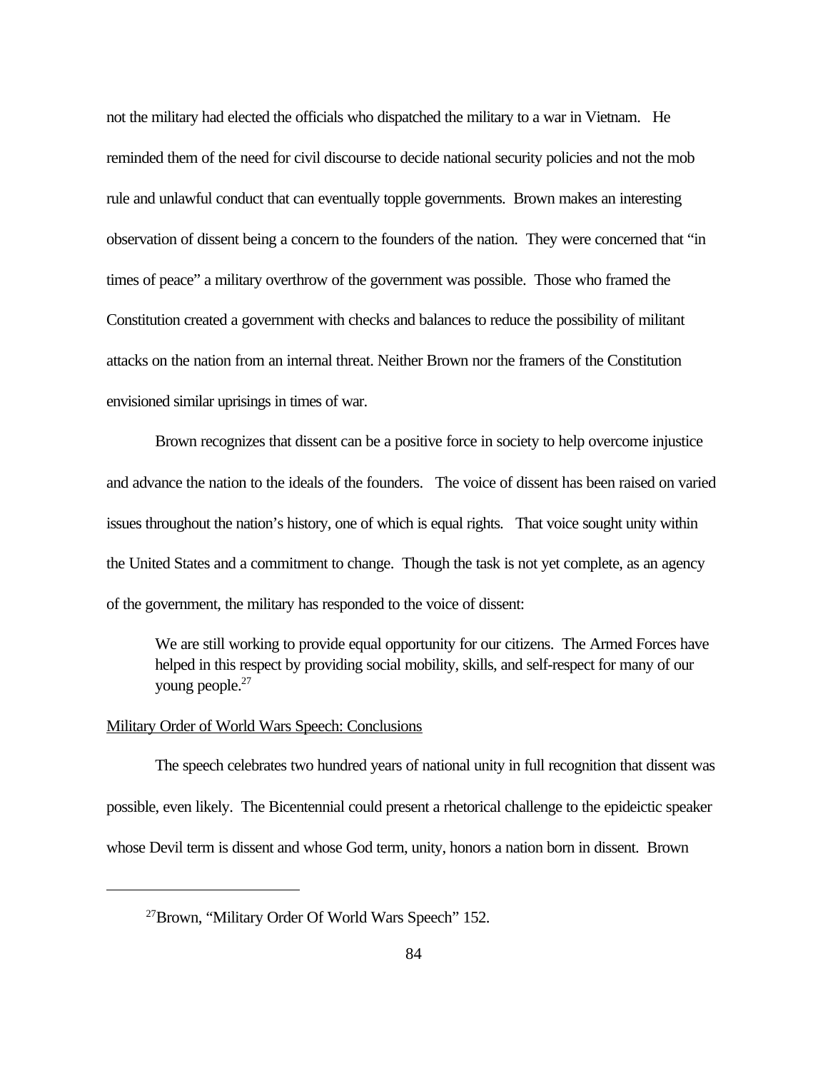not the military had elected the officials who dispatched the military to a war in Vietnam. He reminded them of the need for civil discourse to decide national security policies and not the mob rule and unlawful conduct that can eventually topple governments. Brown makes an interesting observation of dissent being a concern to the founders of the nation. They were concerned that "in times of peace" a military overthrow of the government was possible. Those who framed the Constitution created a government with checks and balances to reduce the possibility of militant attacks on the nation from an internal threat. Neither Brown nor the framers of the Constitution envisioned similar uprisings in times of war.

Brown recognizes that dissent can be a positive force in society to help overcome injustice and advance the nation to the ideals of the founders. The voice of dissent has been raised on varied issues throughout the nation's history, one of which is equal rights. That voice sought unity within the United States and a commitment to change. Though the task is not yet complete, as an agency of the government, the military has responded to the voice of dissent:

> We are still working to provide equal opportunity for our citizens. The Armed Forces have helped in this respect by providing social mobility, skills, and self-respect for many of our young people.[27]

<u>Military Order of World Wars Speech: Conclusions</u>

The speech celebrates two hundred years of national unity in full recognition that dissent was possible, even likely. The Bicentennial could present a rhetorical challenge to the epideictic speaker whose Devil term is dissent and whose God term, unity, honors a nation born in dissent. Brown

---

[27] Brown, "Military Order Of World Wars Speech" 152.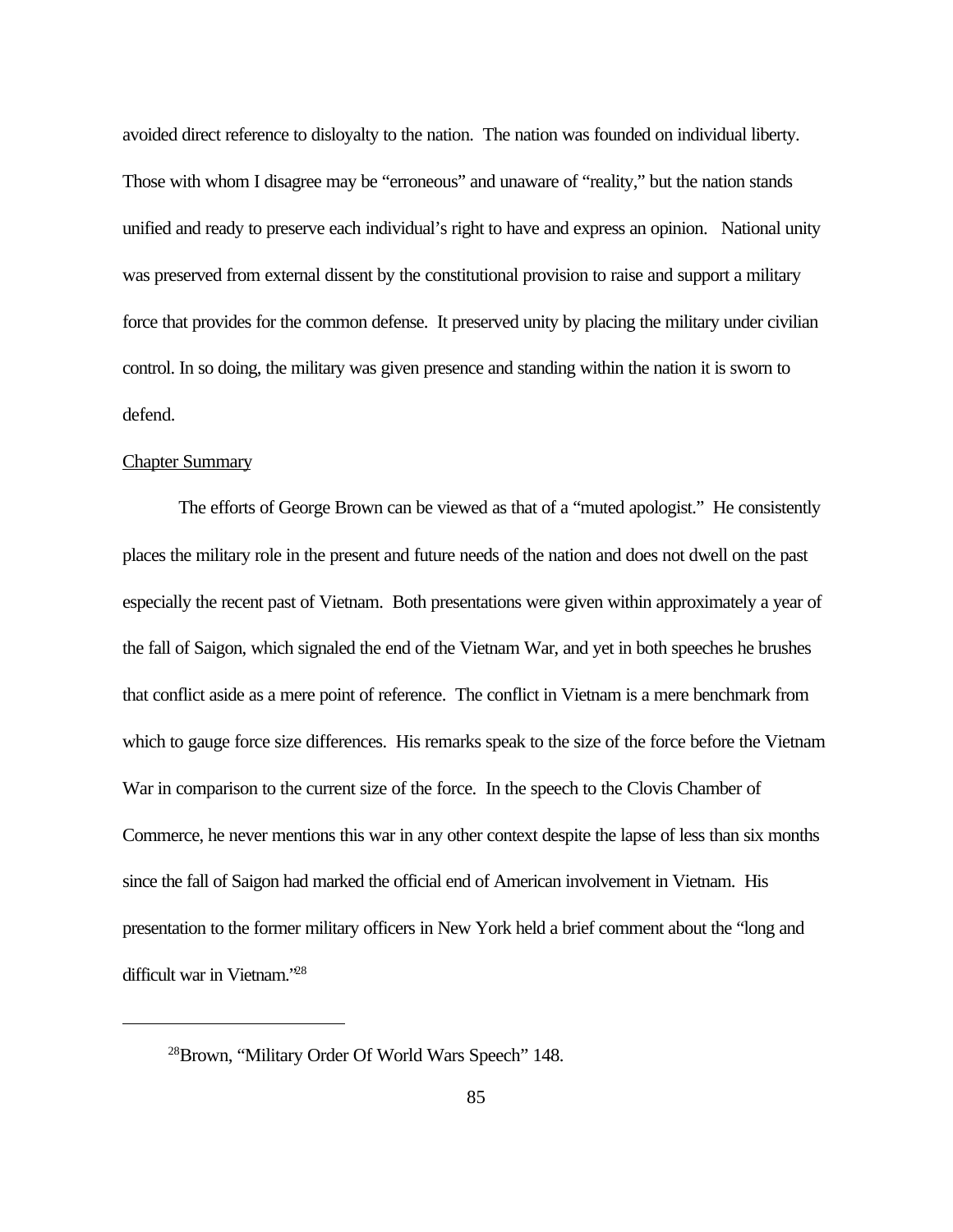avoided direct reference to disloyalty to the nation. The nation was founded on individual liberty. Those with whom I disagree may be "erroneous" and unaware of "reality," but the nation stands unified and ready to preserve each individual's right to have and express an opinion. National unity was preserved from external dissent by the constitutional provision to raise and support a military force that provides for the common defense. It preserved unity by placing the military under civilian control. In so doing, the military was given presence and standing within the nation it is sworn to defend.

## Chapter Summary

The efforts of George Brown can be viewed as that of a "muted apologist." He consistently places the military role in the present and future needs of the nation and does not dwell on the past especially the recent past of Vietnam. Both presentations were given within approximately a year of the fall of Saigon, which signaled the end of the Vietnam War, and yet in both speeches he brushes that conflict aside as a mere point of reference. The conflict in Vietnam is a mere benchmark from which to gauge force size differences. His remarks speak to the size of the force before the Vietnam War in comparison to the current size of the force. In the speech to the Clovis Chamber of Commerce, he never mentions this war in any other context despite the lapse of less than six months since the fall of Saigon had marked the official end of American involvement in Vietnam. His presentation to the former military officers in New York held a brief comment about the "long and difficult war in Vietnam."[28]

---

[28]Brown, "Military Order Of World Wars Speech" 148.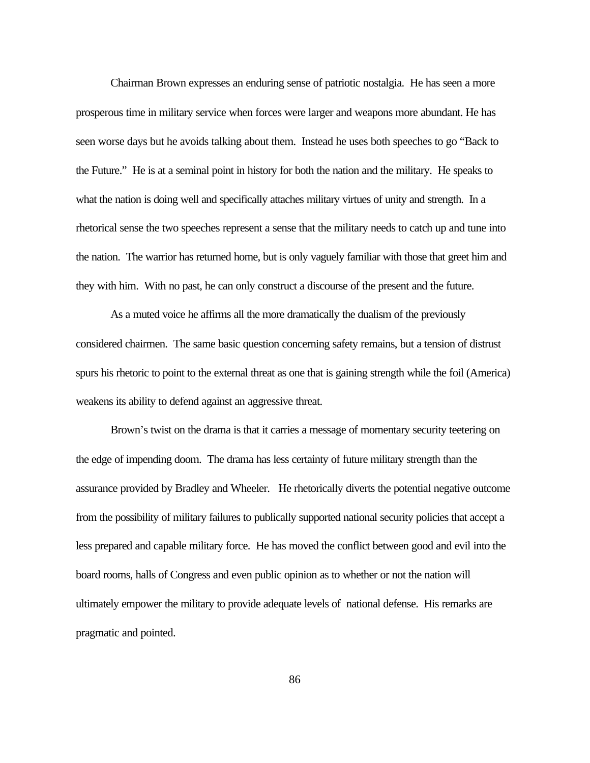Chairman Brown expresses an enduring sense of patriotic nostalgia. He has seen a more prosperous time in military service when forces were larger and weapons more abundant. He has seen worse days but he avoids talking about them. Instead he uses both speeches to go "Back to the Future." He is at a seminal point in history for both the nation and the military. He speaks to what the nation is doing well and specifically attaches military virtues of unity and strength. In a rhetorical sense the two speeches represent a sense that the military needs to catch up and tune into the nation. The warrior has returned home, but is only vaguely familiar with those that greet him and they with him. With no past, he can only construct a discourse of the present and the future.

As a muted voice he affirms all the more dramatically the dualism of the previously considered chairmen. The same basic question concerning safety remains, but a tension of distrust spurs his rhetoric to point to the external threat as one that is gaining strength while the foil (America) weakens its ability to defend against an aggressive threat.

Brown's twist on the drama is that it carries a message of momentary security teetering on the edge of impending doom. The drama has less certainty of future military strength than the assurance provided by Bradley and Wheeler. He rhetorically diverts the potential negative outcome from the possibility of military failures to publically supported national security policies that accept a less prepared and capable military force. He has moved the conflict between good and evil into the board rooms, halls of Congress and even public opinion as to whether or not the nation will ultimately empower the military to provide adequate levels of national defense. His remarks are pragmatic and pointed.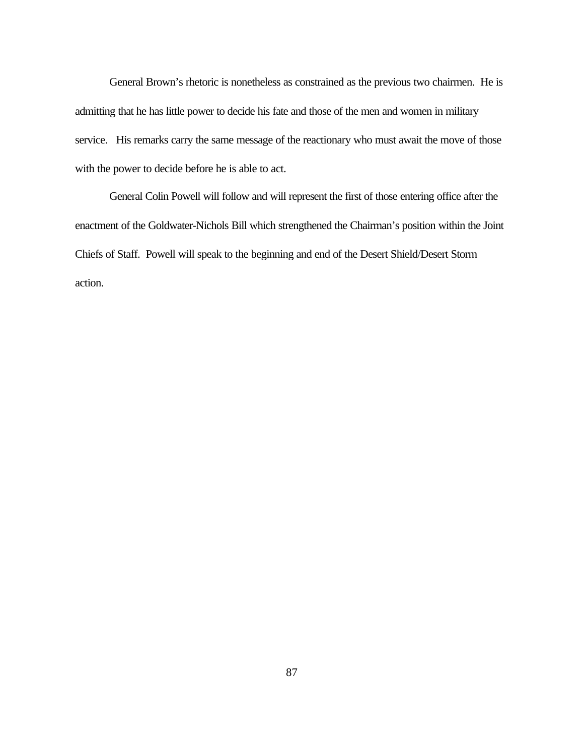General Brown's rhetoric is nonetheless as constrained as the previous two chairmen. He is admitting that he has little power to decide his fate and those of the men and women in military service. His remarks carry the same message of the reactionary who must await the move of those with the power to decide before he is able to act.

General Colin Powell will follow and will represent the first of those entering office after the enactment of the Goldwater-Nichols Bill which strengthened the Chairman's position within the Joint Chiefs of Staff. Powell will speak to the beginning and end of the Desert Shield/Desert Storm action.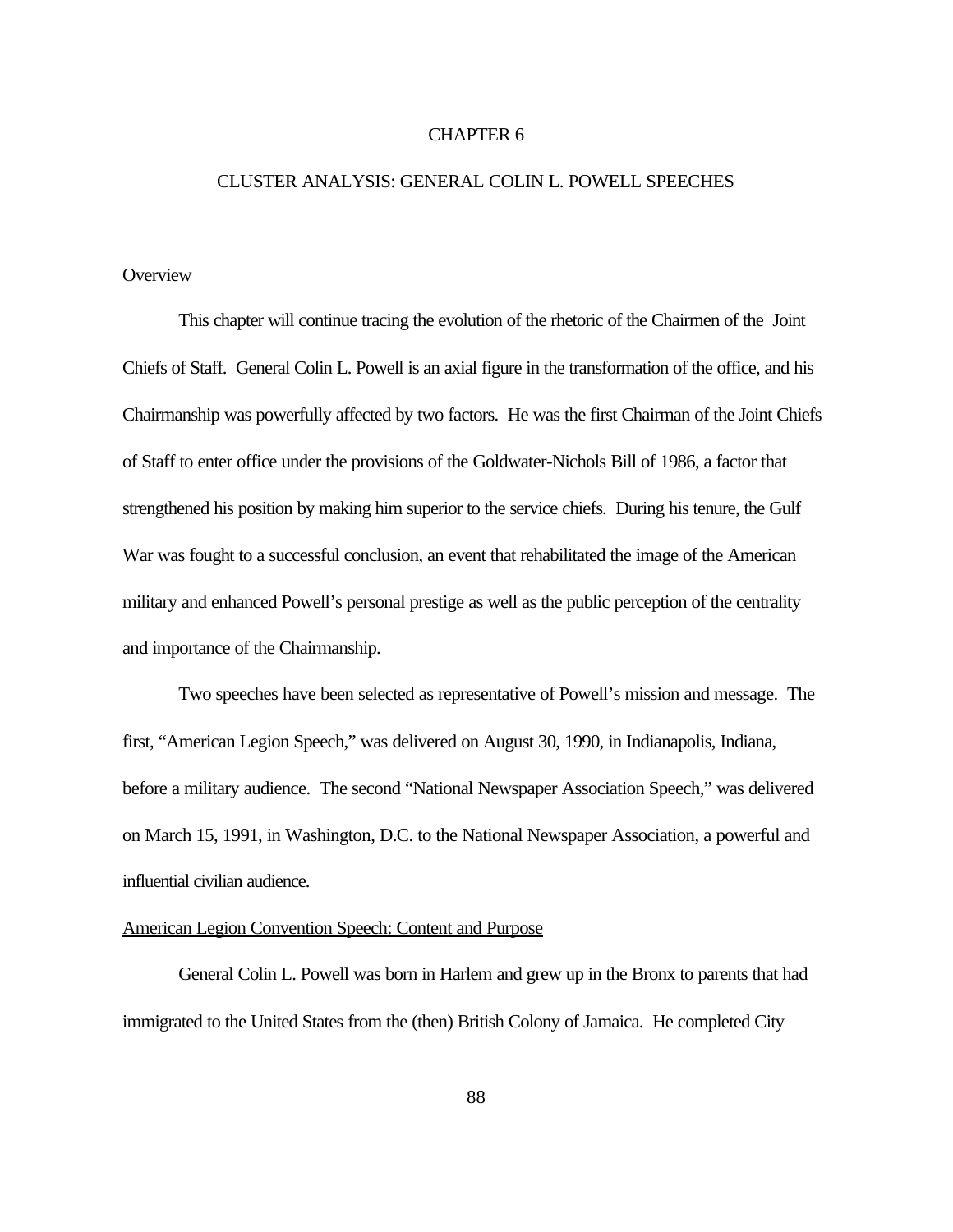# CHAPTER 6

# CLUSTER ANALYSIS: GENERAL COLIN L. POWELL SPEECHES

## Overview

This chapter will continue tracing the evolution of the rhetoric of the Chairmen of the Joint Chiefs of Staff. General Colin L. Powell is an axial figure in the transformation of the office, and his Chairmanship was powerfully affected by two factors. He was the first Chairman of the Joint Chiefs of Staff to enter office under the provisions of the Goldwater-Nichols Bill of 1986, a factor that strengthened his position by making him superior to the service chiefs. During his tenure, the Gulf War was fought to a successful conclusion, an event that rehabilitated the image of the American military and enhanced Powell's personal prestige as well as the public perception of the centrality and importance of the Chairmanship.

Two speeches have been selected as representative of Powell's mission and message. The first, "American Legion Speech," was delivered on August 30, 1990, in Indianapolis, Indiana, before a military audience. The second "National Newspaper Association Speech," was delivered on March 15, 1991, in Washington, D.C. to the National Newspaper Association, a powerful and influential civilian audience.

## American Legion Convention Speech: Content and Purpose

General Colin L. Powell was born in Harlem and grew up in the Bronx to parents that had immigrated to the United States from the (then) British Colony of Jamaica. He completed City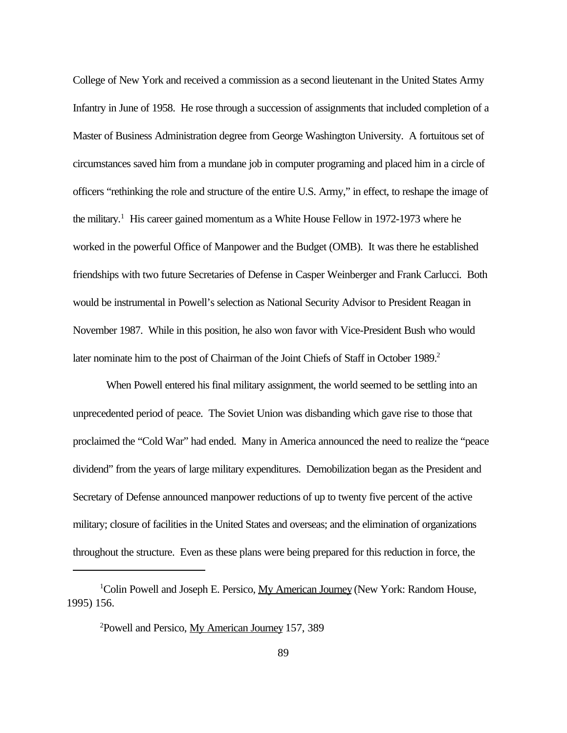College of New York and received a commission as a second lieutenant in the United States Army Infantry in June of 1958. He rose through a succession of assignments that included completion of a Master of Business Administration degree from George Washington University. A fortuitous set of circumstances saved him from a mundane job in computer programing and placed him in a circle of officers "rethinking the role and structure of the entire U.S. Army," in effect, to reshape the image of the military.[1] His career gained momentum as a White House Fellow in 1972-1973 where he worked in the powerful Office of Manpower and the Budget (OMB). It was there he established friendships with two future Secretaries of Defense in Casper Weinberger and Frank Carlucci. Both would be instrumental in Powell's selection as National Security Advisor to President Reagan in November 1987. While in this position, he also won favor with Vice-President Bush who would later nominate him to the post of Chairman of the Joint Chiefs of Staff in October 1989.[2]

When Powell entered his final military assignment, the world seemed to be settling into an unprecedented period of peace. The Soviet Union was disbanding which gave rise to those that proclaimed the "Cold War" had ended. Many in America announced the need to realize the "peace dividend" from the years of large military expenditures. Demobilization began as the President and Secretary of Defense announced manpower reductions of up to twenty five percent of the active military; closure of facilities in the United States and overseas; and the elimination of organizations throughout the structure. Even as these plans were being prepared for this reduction in force, the

---

[1]Colin Powell and Joseph E. Persico, My American Journey (New York: Random House, 1995) 156.

[2]Powell and Persico, My American Journey 157, 389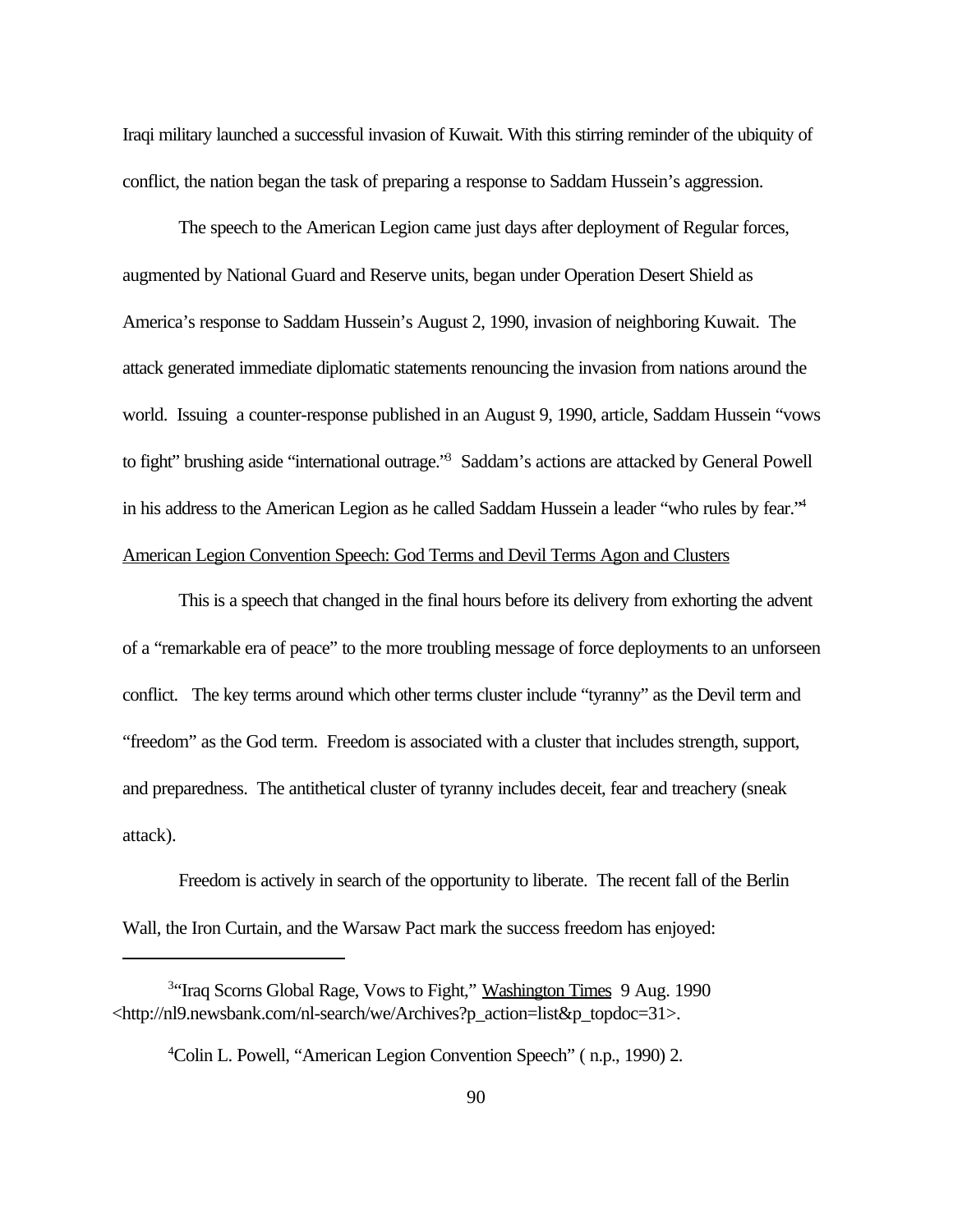Iraqi military launched a successful invasion of Kuwait. With this stirring reminder of the ubiquity of conflict, the nation began the task of preparing a response to Saddam Hussein's aggression.

The speech to the American Legion came just days after deployment of Regular forces, augmented by National Guard and Reserve units, began under Operation Desert Shield as America's response to Saddam Hussein's August 2, 1990, invasion of neighboring Kuwait. The attack generated immediate diplomatic statements renouncing the invasion from nations around the world. Issuing a counter-response published in an August 9, 1990, article, Saddam Hussein "vows to fight" brushing aside "international outrage."[3] Saddam's actions are attacked by General Powell in his address to the American Legion as he called Saddam Hussein a leader "who rules by fear."[4]

American Legion Convention Speech: God Terms and Devil Terms Agon and Clusters

This is a speech that changed in the final hours before its delivery from exhorting the advent of a "remarkable era of peace" to the more troubling message of force deployments to an unforseen conflict. The key terms around which other terms cluster include "tyranny" as the Devil term and "freedom" as the God term. Freedom is associated with a cluster that includes strength, support, and preparedness. The antithetical cluster of tyranny includes deceit, fear and treachery (sneak attack).

Freedom is actively in search of the opportunity to liberate. The recent fall of the Berlin Wall, the Iron Curtain, and the Warsaw Pact mark the success freedom has enjoyed:

---

[3]"Iraq Scorns Global Rage, Vows to Fight," Washington Times 9 Aug. 1990 <http://nl9.newsbank.com/nl-search/we/Archives?p_action=list&p_topdoc=31>.

[4]Colin L. Powell, "American Legion Convention Speech" ( n.p., 1990) 2.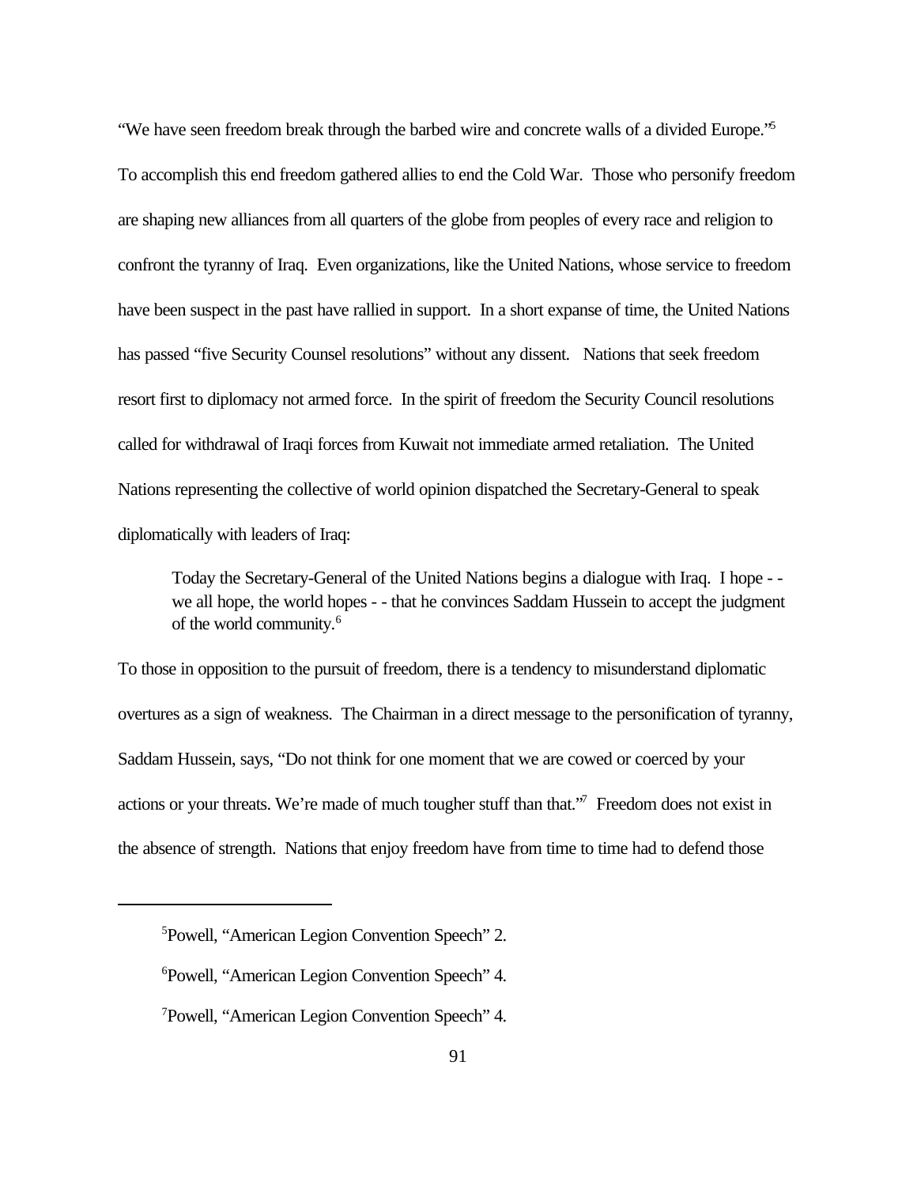"We have seen freedom break through the barbed wire and concrete walls of a divided Europe."[5] To accomplish this end freedom gathered allies to end the Cold War. Those who personify freedom are shaping new alliances from all quarters of the globe from peoples of every race and religion to confront the tyranny of Iraq. Even organizations, like the United Nations, whose service to freedom have been suspect in the past have rallied in support. In a short expanse of time, the United Nations has passed "five Security Counsel resolutions" without any dissent. Nations that seek freedom resort first to diplomacy not armed force. In the spirit of freedom the Security Council resolutions called for withdrawal of Iraqi forces from Kuwait not immediate armed retaliation. The United Nations representing the collective of world opinion dispatched the Secretary-General to speak diplomatically with leaders of Iraq:

> Today the Secretary-General of the United Nations begins a dialogue with Iraq. I hope - - we all hope, the world hopes - - that he convinces Saddam Hussein to accept the judgment of the world community.[6]

To those in opposition to the pursuit of freedom, there is a tendency to misunderstand diplomatic overtures as a sign of weakness. The Chairman in a direct message to the personification of tyranny, Saddam Hussein, says, "Do not think for one moment that we are cowed or coerced by your actions or your threats. We're made of much tougher stuff than that."[7] Freedom does not exist in the absence of strength. Nations that enjoy freedom have from time to time had to defend those

---

[5] Powell, "American Legion Convention Speech" 2.

[6] Powell, "American Legion Convention Speech" 4.

[7] Powell, "American Legion Convention Speech" 4.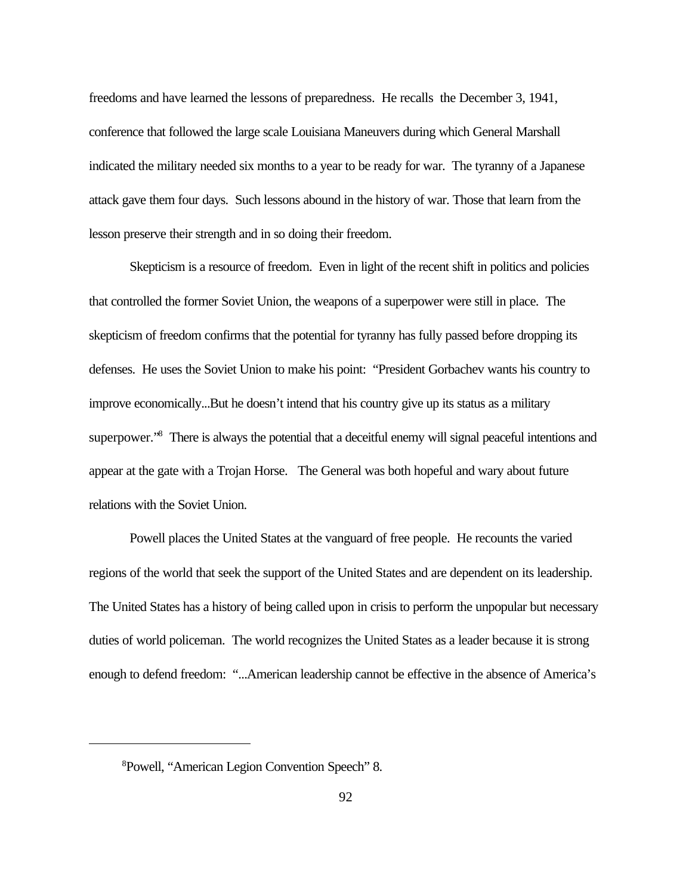freedoms and have learned the lessons of preparedness. He recalls the December 3, 1941, conference that followed the large scale Louisiana Maneuvers during which General Marshall indicated the military needed six months to a year to be ready for war. The tyranny of a Japanese attack gave them four days. Such lessons abound in the history of war. Those that learn from the lesson preserve their strength and in so doing their freedom.

Skepticism is a resource of freedom. Even in light of the recent shift in politics and policies that controlled the former Soviet Union, the weapons of a superpower were still in place. The skepticism of freedom confirms that the potential for tyranny has fully passed before dropping its defenses. He uses the Soviet Union to make his point: "President Gorbachev wants his country to improve economically...But he doesn't intend that his country give up its status as a military superpower."[8] There is always the potential that a deceitful enemy will signal peaceful intentions and appear at the gate with a Trojan Horse. The General was both hopeful and wary about future relations with the Soviet Union.

Powell places the United States at the vanguard of free people. He recounts the varied regions of the world that seek the support of the United States and are dependent on its leadership. The United States has a history of being called upon in crisis to perform the unpopular but necessary duties of world policeman. The world recognizes the United States as a leader because it is strong enough to defend freedom: "...American leadership cannot be effective in the absence of America's

---

[8]Powell, "American Legion Convention Speech" 8.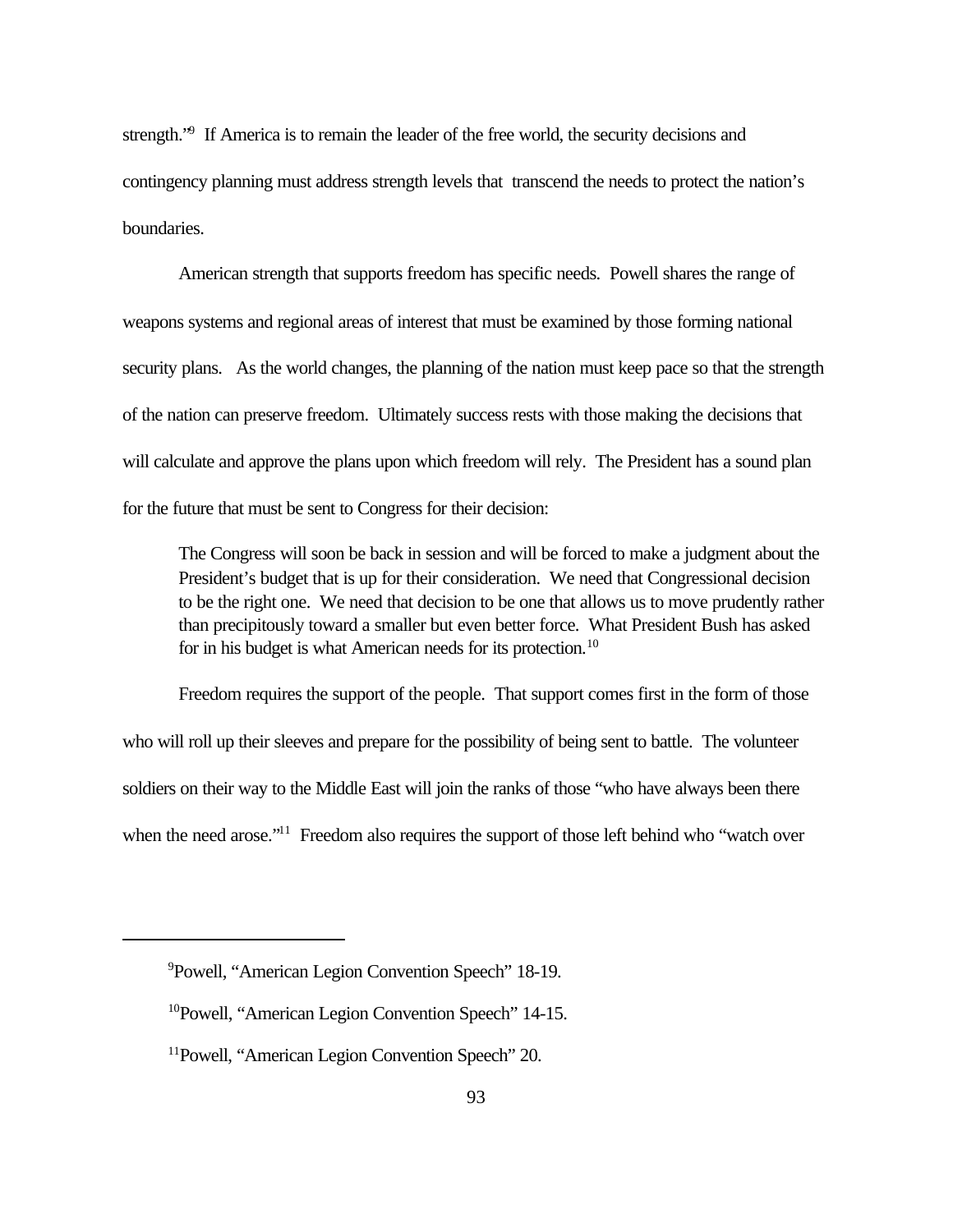strength."[9] If America is to remain the leader of the free world, the security decisions and contingency planning must address strength levels that transcend the needs to protect the nation's boundaries.

American strength that supports freedom has specific needs. Powell shares the range of weapons systems and regional areas of interest that must be examined by those forming national security plans. As the world changes, the planning of the nation must keep pace so that the strength of the nation can preserve freedom. Ultimately success rests with those making the decisions that will calculate and approve the plans upon which freedom will rely. The President has a sound plan for the future that must be sent to Congress for their decision:

> The Congress will soon be back in session and will be forced to make a judgment about the President's budget that is up for their consideration. We need that Congressional decision to be the right one. We need that decision to be one that allows us to move prudently rather than precipitously toward a smaller but even better force. What President Bush has asked for in his budget is what American needs for its protection.[10]

Freedom requires the support of the people. That support comes first in the form of those who will roll up their sleeves and prepare for the possibility of being sent to battle. The volunteer soldiers on their way to the Middle East will join the ranks of those "who have always been there when the need arose."[11] Freedom also requires the support of those left behind who "watch over

---

[9]Powell, "American Legion Convention Speech" 18-19.

[10]Powell, "American Legion Convention Speech" 14-15.

[11]Powell, "American Legion Convention Speech" 20.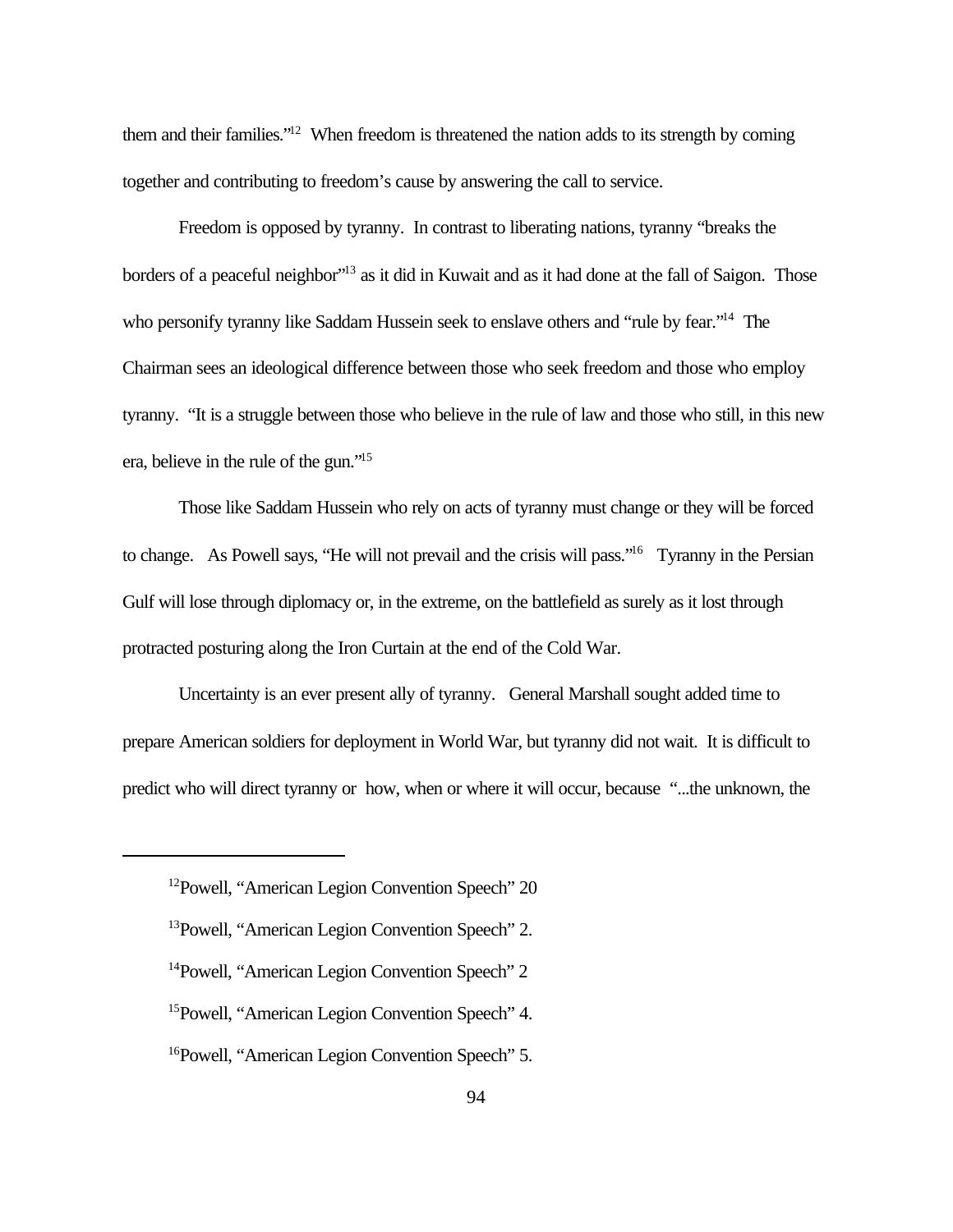them and their families."[12] When freedom is threatened the nation adds to its strength by coming together and contributing to freedom's cause by answering the call to service.

Freedom is opposed by tyranny. In contrast to liberating nations, tyranny "breaks the borders of a peaceful neighbor"[13] as it did in Kuwait and as it had done at the fall of Saigon. Those who personify tyranny like Saddam Hussein seek to enslave others and "rule by fear."[14] The Chairman sees an ideological difference between those who seek freedom and those who employ tyranny. "It is a struggle between those who believe in the rule of law and those who still, in this new era, believe in the rule of the gun."[15]

Those like Saddam Hussein who rely on acts of tyranny must change or they will be forced to change. As Powell says, "He will not prevail and the crisis will pass."[16] Tyranny in the Persian Gulf will lose through diplomacy or, in the extreme, on the battlefield as surely as it lost through protracted posturing along the Iron Curtain at the end of the Cold War.

Uncertainty is an ever present ally of tyranny. General Marshall sought added time to prepare American soldiers for deployment in World War, but tyranny did not wait. It is difficult to predict who will direct tyranny or how, when or where it will occur, because "...the unknown, the

---

[12]Powell, "American Legion Convention Speech" 20

[13]Powell, "American Legion Convention Speech" 2.

[14]Powell, "American Legion Convention Speech" 2

[15]Powell, "American Legion Convention Speech" 4.

[16]Powell, "American Legion Convention Speech" 5.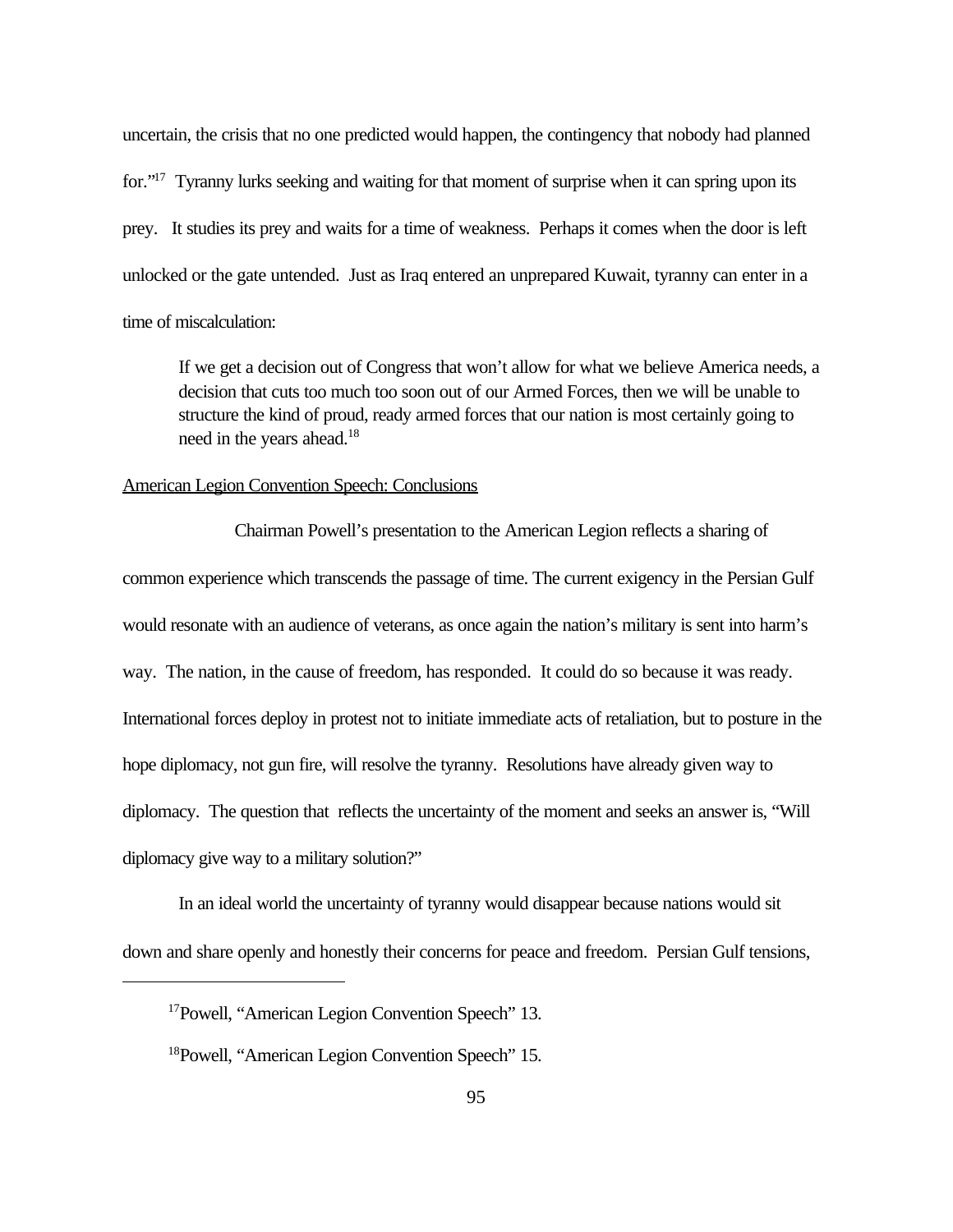uncertain, the crisis that no one predicted would happen, the contingency that nobody had planned for."[17] Tyranny lurks seeking and waiting for that moment of surprise when it can spring upon its prey. It studies its prey and waits for a time of weakness. Perhaps it comes when the door is left unlocked or the gate untended. Just as Iraq entered an unprepared Kuwait, tyranny can enter in a time of miscalculation:

> If we get a decision out of Congress that won't allow for what we believe America needs, a decision that cuts too much too soon out of our Armed Forces, then we will be unable to structure the kind of proud, ready armed forces that our nation is most certainly going to need in the years ahead.[18]

<u>American Legion Convention Speech: Conclusions</u>

Chairman Powell's presentation to the American Legion reflects a sharing of common experience which transcends the passage of time. The current exigency in the Persian Gulf would resonate with an audience of veterans, as once again the nation's military is sent into harm's way. The nation, in the cause of freedom, has responded. It could do so because it was ready. International forces deploy in protest not to initiate immediate acts of retaliation, but to posture in the hope diplomacy, not gun fire, will resolve the tyranny. Resolutions have already given way to diplomacy. The question that reflects the uncertainty of the moment and seeks an answer is, "Will diplomacy give way to a military solution?"

In an ideal world the uncertainty of tyranny would disappear because nations would sit down and share openly and honestly their concerns for peace and freedom. Persian Gulf tensions,

---

[17] Powell, "American Legion Convention Speech" 13.

[18] Powell, "American Legion Convention Speech" 15.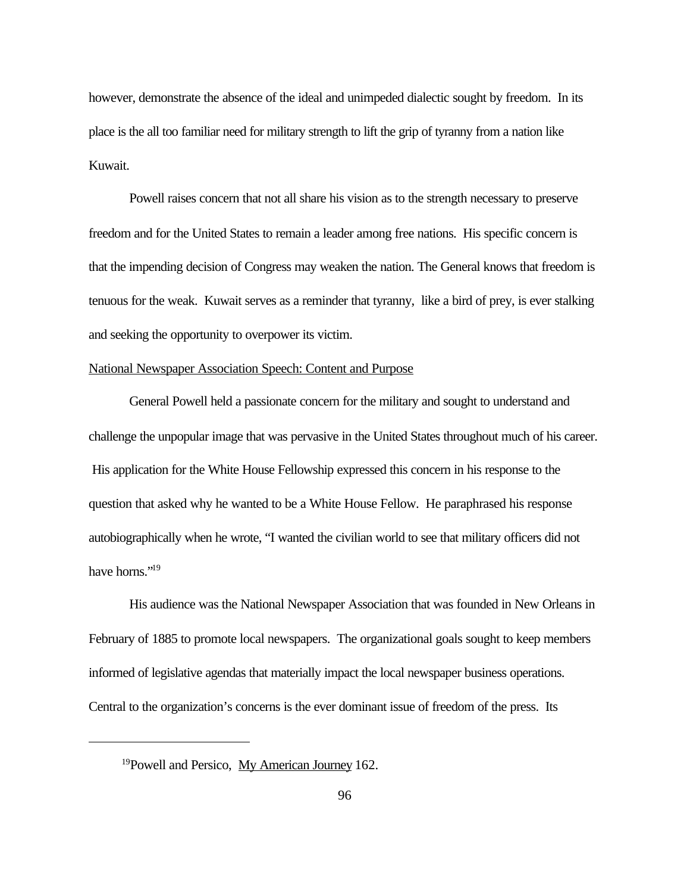however, demonstrate the absence of the ideal and unimpeded dialectic sought by freedom. In its place is the all too familiar need for military strength to lift the grip of tyranny from a nation like Kuwait.

Powell raises concern that not all share his vision as to the strength necessary to preserve freedom and for the United States to remain a leader among free nations. His specific concern is that the impending decision of Congress may weaken the nation. The General knows that freedom is tenuous for the weak. Kuwait serves as a reminder that tyranny, like a bird of prey, is ever stalking and seeking the opportunity to overpower its victim.

National Newspaper Association Speech: Content and Purpose

General Powell held a passionate concern for the military and sought to understand and challenge the unpopular image that was pervasive in the United States throughout much of his career. His application for the White House Fellowship expressed this concern in his response to the question that asked why he wanted to be a White House Fellow. He paraphrased his response autobiographically when he wrote, "I wanted the civilian world to see that military officers did not have horns."[19]

His audience was the National Newspaper Association that was founded in New Orleans in February of 1885 to promote local newspapers. The organizational goals sought to keep members informed of legislative agendas that materially impact the local newspaper business operations. Central to the organization's concerns is the ever dominant issue of freedom of the press. Its

---

[19]Powell and Persico, My American Journey 162.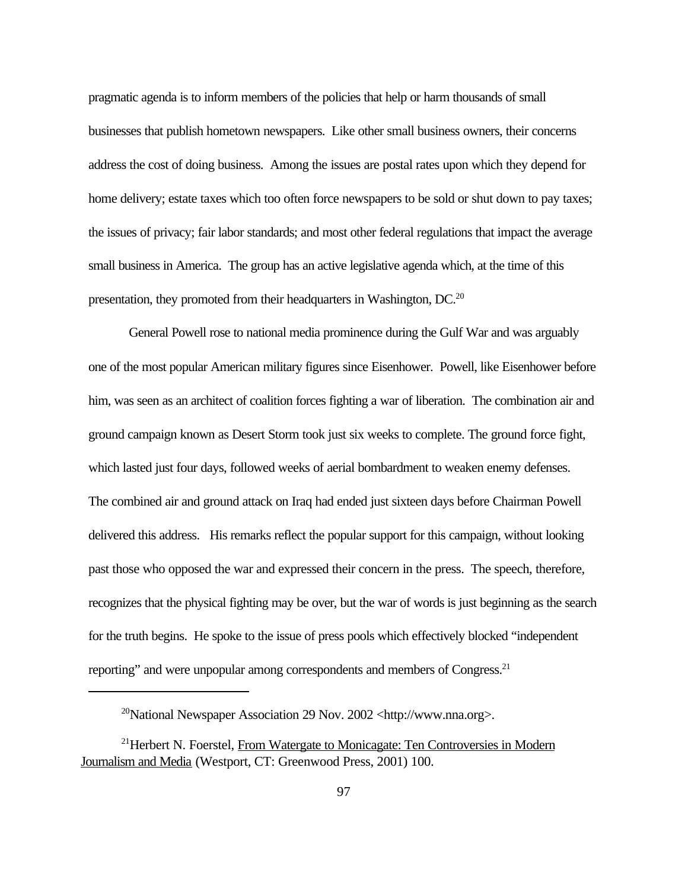pragmatic agenda is to inform members of the policies that help or harm thousands of small businesses that publish hometown newspapers. Like other small business owners, their concerns address the cost of doing business. Among the issues are postal rates upon which they depend for home delivery; estate taxes which too often force newspapers to be sold or shut down to pay taxes; the issues of privacy; fair labor standards; and most other federal regulations that impact the average small business in America. The group has an active legislative agenda which, at the time of this presentation, they promoted from their headquarters in Washington, DC.[20]

General Powell rose to national media prominence during the Gulf War and was arguably one of the most popular American military figures since Eisenhower. Powell, like Eisenhower before him, was seen as an architect of coalition forces fighting a war of liberation. The combination air and ground campaign known as Desert Storm took just six weeks to complete. The ground force fight, which lasted just four days, followed weeks of aerial bombardment to weaken enemy defenses. The combined air and ground attack on Iraq had ended just sixteen days before Chairman Powell delivered this address. His remarks reflect the popular support for this campaign, without looking past those who opposed the war and expressed their concern in the press. The speech, therefore, recognizes that the physical fighting may be over, but the war of words is just beginning as the search for the truth begins. He spoke to the issue of press pools which effectively blocked "independent reporting" and were unpopular among correspondents and members of Congress.[21]

---

[20] National Newspaper Association 29 Nov. 2002 <http://www.nna.org>.

[21] Herbert N. Foerstel, From Watergate to Monicagate: Ten Controversies in Modern Journalism and Media (Westport, CT: Greenwood Press, 2001) 100.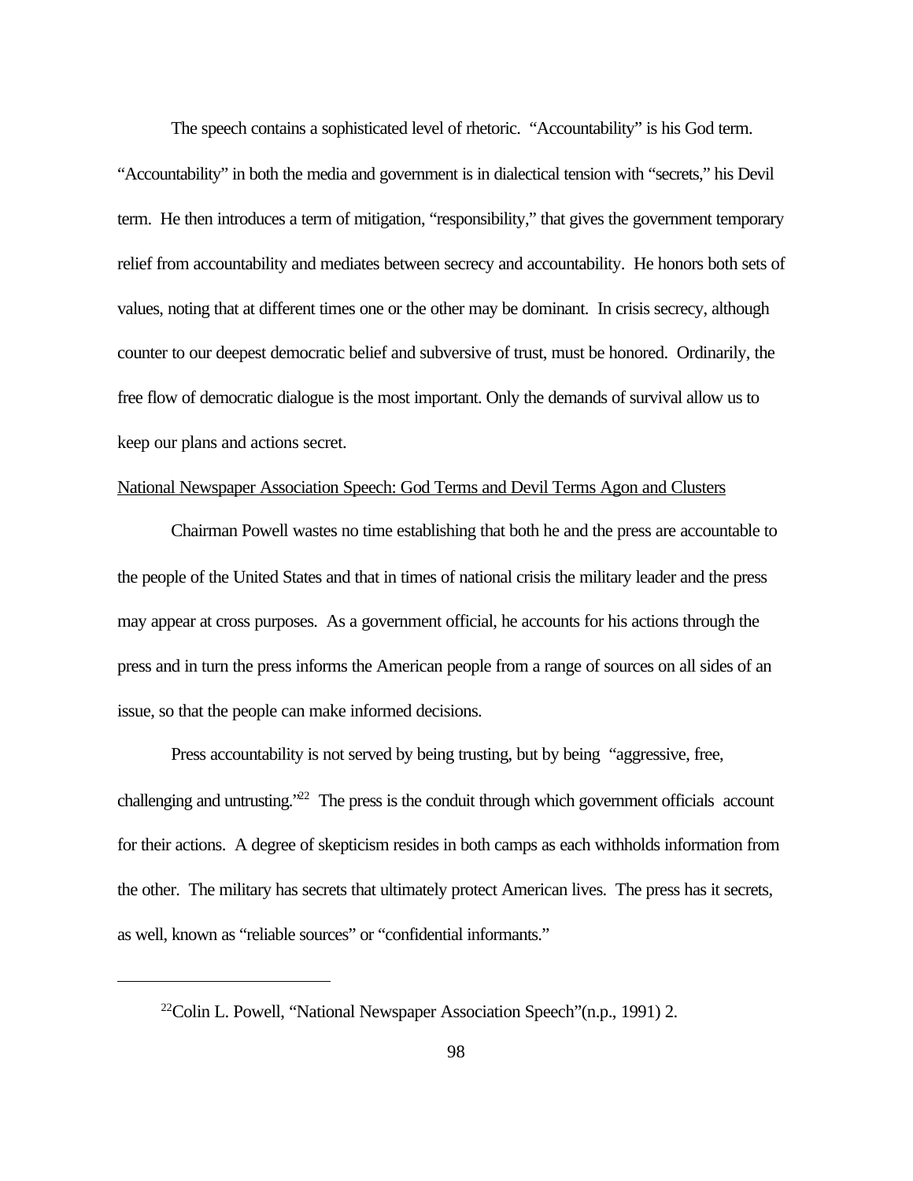The speech contains a sophisticated level of rhetoric. "Accountability" is his God term. "Accountability" in both the media and government is in dialectical tension with "secrets," his Devil term. He then introduces a term of mitigation, "responsibility," that gives the government temporary relief from accountability and mediates between secrecy and accountability. He honors both sets of values, noting that at different times one or the other may be dominant. In crisis secrecy, although counter to our deepest democratic belief and subversive of trust, must be honored. Ordinarily, the free flow of democratic dialogue is the most important. Only the demands of survival allow us to keep our plans and actions secret.

National Newspaper Association Speech: God Terms and Devil Terms Agon and Clusters

Chairman Powell wastes no time establishing that both he and the press are accountable to the people of the United States and that in times of national crisis the military leader and the press may appear at cross purposes. As a government official, he accounts for his actions through the press and in turn the press informs the American people from a range of sources on all sides of an issue, so that the people can make informed decisions.

Press accountability is not served by being trusting, but by being "aggressive, free, challenging and untrusting."[22] The press is the conduit through which government officials account for their actions. A degree of skepticism resides in both camps as each withholds information from the other. The military has secrets that ultimately protect American lives. The press has it secrets, as well, known as "reliable sources" or "confidential informants."

---

[22]Colin L. Powell, "National Newspaper Association Speech"(n.p., 1991) 2.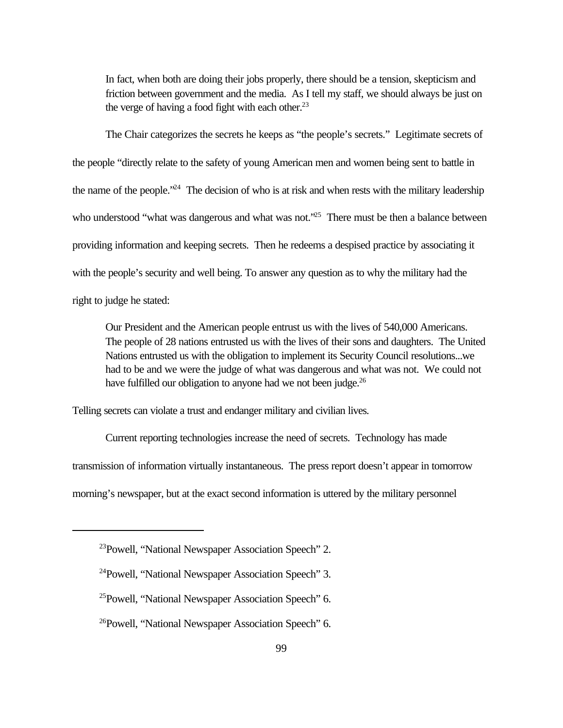> In fact, when both are doing their jobs properly, there should be a tension, skepticism and friction between government and the media. As I tell my staff, we should always be just on the verge of having a food fight with each other.[23]

The Chair categorizes the secrets he keeps as "the people's secrets." Legitimate secrets of the people "directly relate to the safety of young American men and women being sent to battle in the name of the people."[24] The decision of who is at risk and when rests with the military leadership who understood "what was dangerous and what was not."[25] There must be then a balance between providing information and keeping secrets. Then he redeems a despised practice by associating it with the people's security and well being. To answer any question as to why the military had the right to judge he stated:

> Our President and the American people entrust us with the lives of 540,000 Americans. The people of 28 nations entrusted us with the lives of their sons and daughters. The United Nations entrusted us with the obligation to implement its Security Council resolutions...we had to be and we were the judge of what was dangerous and what was not. We could not have fulfilled our obligation to anyone had we not been judge.[26]

Telling secrets can violate a trust and endanger military and civilian lives.

Current reporting technologies increase the need of secrets. Technology has made transmission of information virtually instantaneous. The press report doesn't appear in tomorrow morning's newspaper, but at the exact second information is uttered by the military personnel

---

[23]Powell, "National Newspaper Association Speech" 2.

[24]Powell, "National Newspaper Association Speech" 3.

[25]Powell, "National Newspaper Association Speech" 6.

[26]Powell, "National Newspaper Association Speech" 6.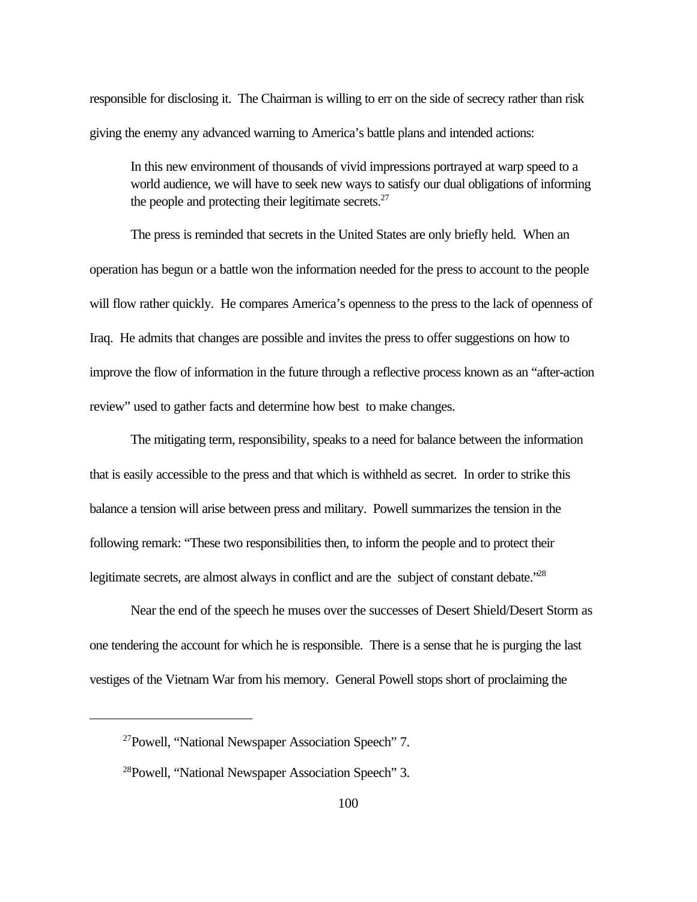responsible for disclosing it. The Chairman is willing to err on the side of secrecy rather than risk giving the enemy any advanced warning to America's battle plans and intended actions:

> In this new environment of thousands of vivid impressions portrayed at warp speed to a world audience, we will have to seek new ways to satisfy our dual obligations of informing the people and protecting their legitimate secrets.[27]

The press is reminded that secrets in the United States are only briefly held. When an operation has begun or a battle won the information needed for the press to account to the people will flow rather quickly. He compares America's openness to the press to the lack of openness of Iraq. He admits that changes are possible and invites the press to offer suggestions on how to improve the flow of information in the future through a reflective process known as an "after-action review" used to gather facts and determine how best to make changes.

The mitigating term, responsibility, speaks to a need for balance between the information that is easily accessible to the press and that which is withheld as secret. In order to strike this balance a tension will arise between press and military. Powell summarizes the tension in the following remark: "These two responsibilities then, to inform the people and to protect their legitimate secrets, are almost always in conflict and are the subject of constant debate."[28]

Near the end of the speech he muses over the successes of Desert Shield/Desert Storm as one tendering the account for which he is responsible. There is a sense that he is purging the last vestiges of the Vietnam War from his memory. General Powell stops short of proclaiming the

---

[27] Powell, "National Newspaper Association Speech" 7.

[28] Powell, "National Newspaper Association Speech" 3.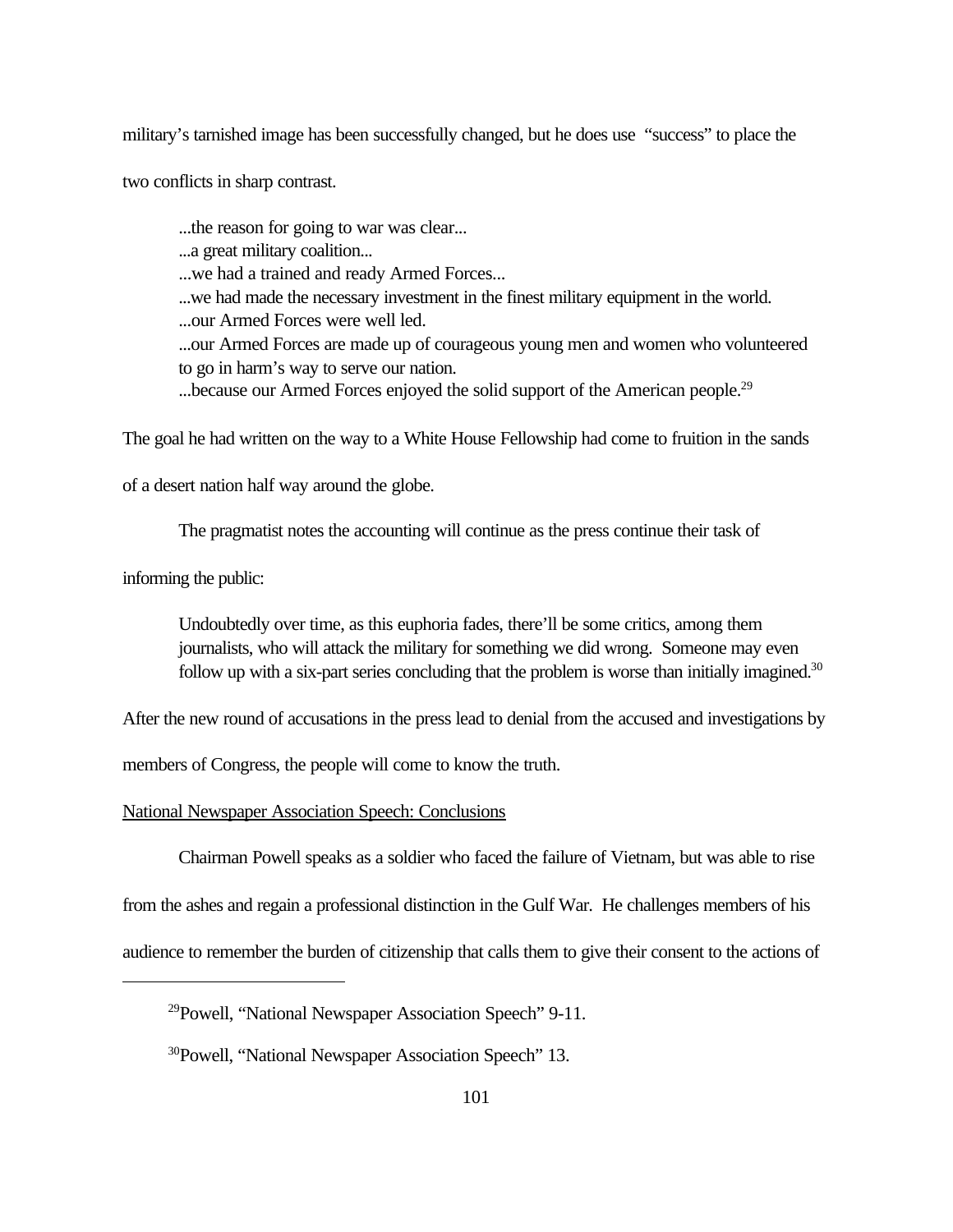military's tarnished image has been successfully changed, but he does use "success" to place the two conflicts in sharp contrast.

> ...the reason for going to war was clear...
> ...a great military coalition...
> ...we had a trained and ready Armed Forces...
> ...we had made the necessary investment in the finest military equipment in the world.
> ...our Armed Forces were well led.
> ...our Armed Forces are made up of courageous young men and women who volunteered to go in harm's way to serve our nation.
> ...because our Armed Forces enjoyed the solid support of the American people.[29]

The goal he had written on the way to a White House Fellowship had come to fruition in the sands of a desert nation half way around the globe.

The pragmatist notes the accounting will continue as the press continue their task of informing the public:

> Undoubtedly over time, as this euphoria fades, there'll be some critics, among them journalists, who will attack the military for something we did wrong. Someone may even follow up with a six-part series concluding that the problem is worse than initially imagined.[30]

After the new round of accusations in the press lead to denial from the accused and investigations by members of Congress, the people will come to know the truth.

National Newspaper Association Speech: Conclusions

Chairman Powell speaks as a soldier who faced the failure of Vietnam, but was able to rise from the ashes and regain a professional distinction in the Gulf War. He challenges members of his audience to remember the burden of citizenship that calls them to give their consent to the actions of

---

[29] Powell, "National Newspaper Association Speech" 9-11.

[30] Powell, "National Newspaper Association Speech" 13.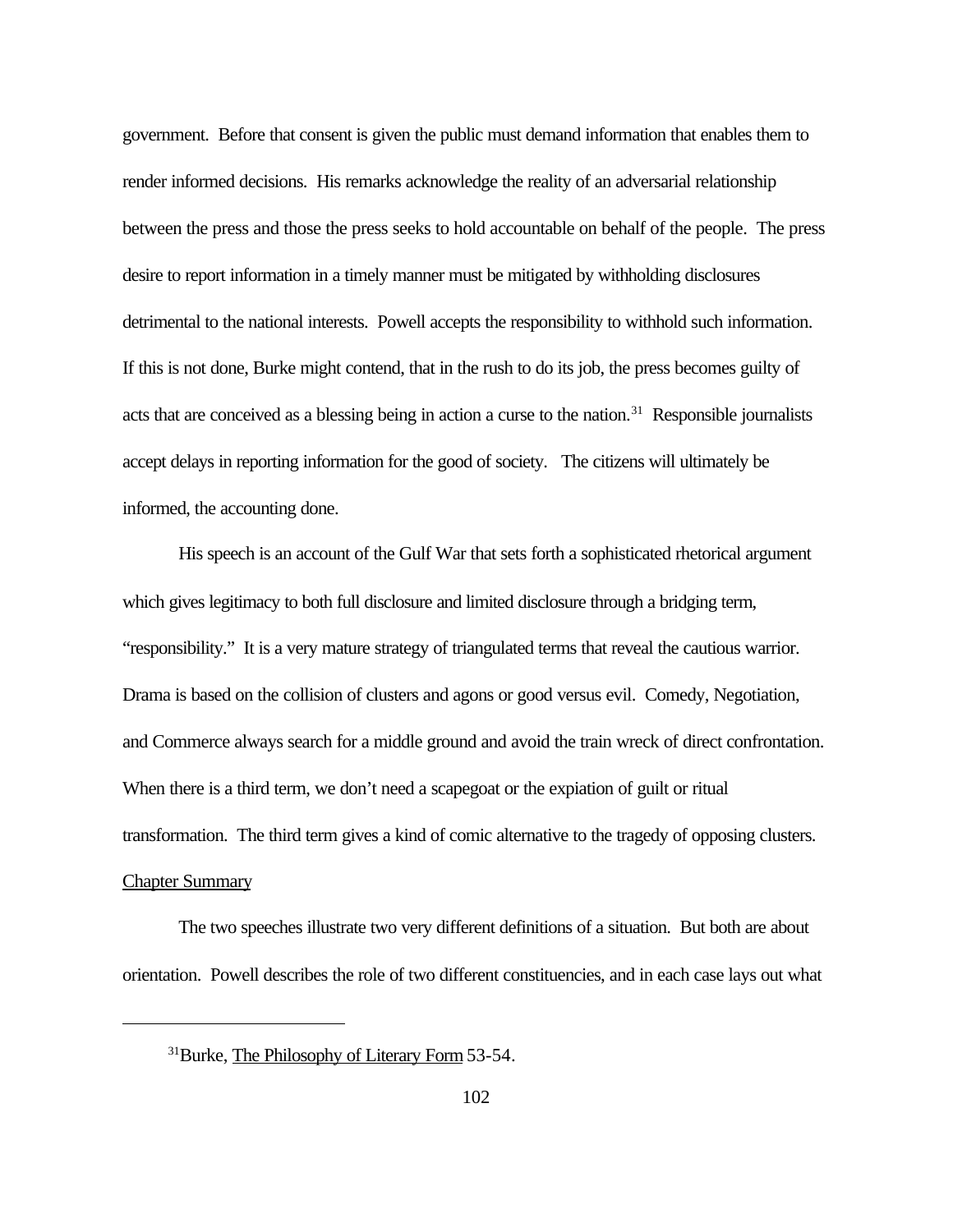government. Before that consent is given the public must demand information that enables them to render informed decisions. His remarks acknowledge the reality of an adversarial relationship between the press and those the press seeks to hold accountable on behalf of the people. The press desire to report information in a timely manner must be mitigated by withholding disclosures detrimental to the national interests. Powell accepts the responsibility to withhold such information. If this is not done, Burke might contend, that in the rush to do its job, the press becomes guilty of acts that are conceived as a blessing being in action a curse to the nation.[31] Responsible journalists accept delays in reporting information for the good of society. The citizens will ultimately be informed, the accounting done.

His speech is an account of the Gulf War that sets forth a sophisticated rhetorical argument which gives legitimacy to both full disclosure and limited disclosure through a bridging term, "responsibility." It is a very mature strategy of triangulated terms that reveal the cautious warrior. Drama is based on the collision of clusters and agons or good versus evil. Comedy, Negotiation, and Commerce always search for a middle ground and avoid the train wreck of direct confrontation. When there is a third term, we don't need a scapegoat or the expiation of guilt or ritual transformation. The third term gives a kind of comic alternative to the tragedy of opposing clusters.

## Chapter Summary

The two speeches illustrate two very different definitions of a situation. But both are about orientation. Powell describes the role of two different constituencies, and in each case lays out what

---

[31]Burke, The Philosophy of Literary Form 53-54.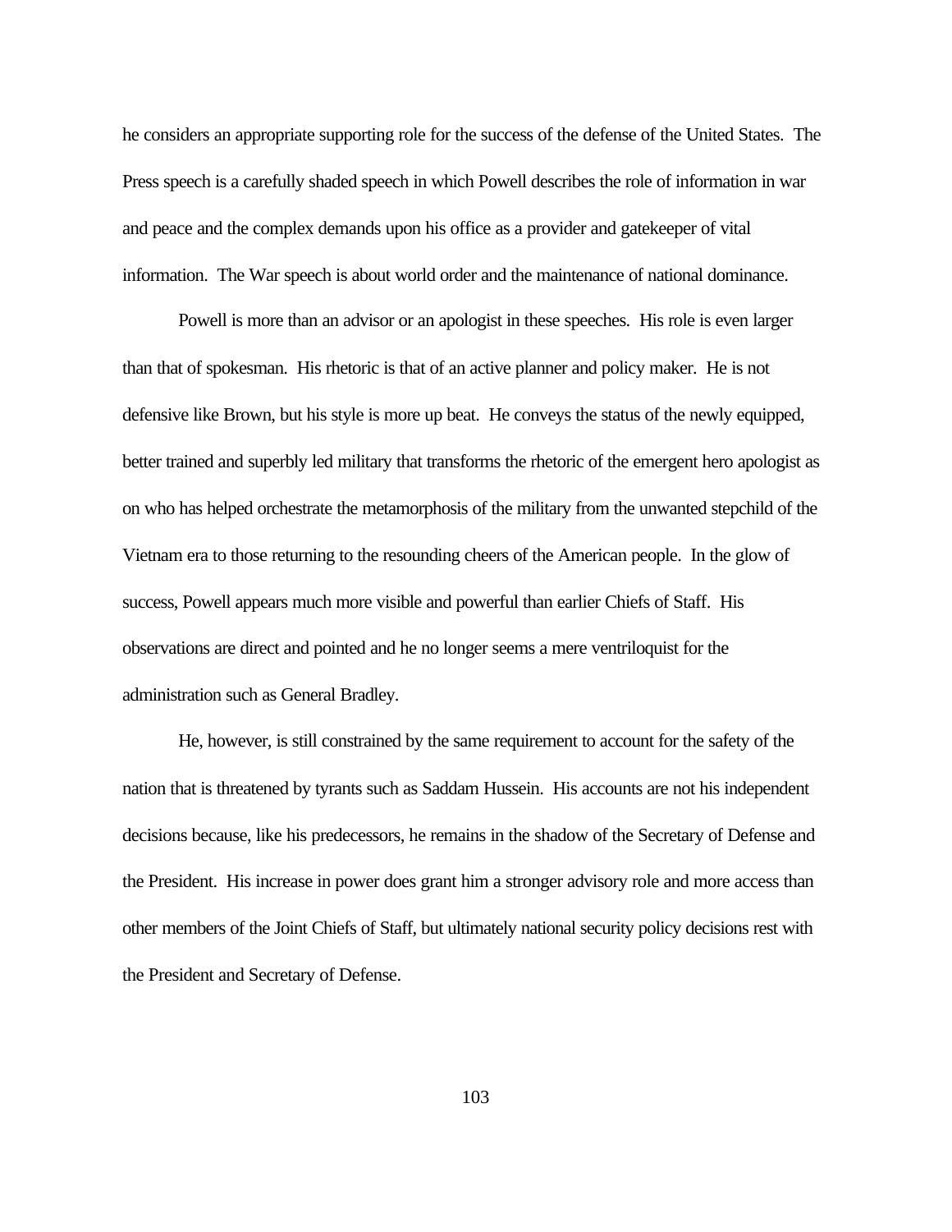he considers an appropriate supporting role for the success of the defense of the United States. The Press speech is a carefully shaded speech in which Powell describes the role of information in war and peace and the complex demands upon his office as a provider and gatekeeper of vital information. The War speech is about world order and the maintenance of national dominance.

Powell is more than an advisor or an apologist in these speeches. His role is even larger than that of spokesman. His rhetoric is that of an active planner and policy maker. He is not defensive like Brown, but his style is more up beat. He conveys the status of the newly equipped, better trained and superbly led military that transforms the rhetoric of the emergent hero apologist as on who has helped orchestrate the metamorphosis of the military from the unwanted stepchild of the Vietnam era to those returning to the resounding cheers of the American people. In the glow of success, Powell appears much more visible and powerful than earlier Chiefs of Staff. His observations are direct and pointed and he no longer seems a mere ventriloquist for the administration such as General Bradley.

He, however, is still constrained by the same requirement to account for the safety of the nation that is threatened by tyrants such as Saddam Hussein. His accounts are not his independent decisions because, like his predecessors, he remains in the shadow of the Secretary of Defense and the President. His increase in power does grant him a stronger advisory role and more access than other members of the Joint Chiefs of Staff, but ultimately national security policy decisions rest with the President and Secretary of Defense.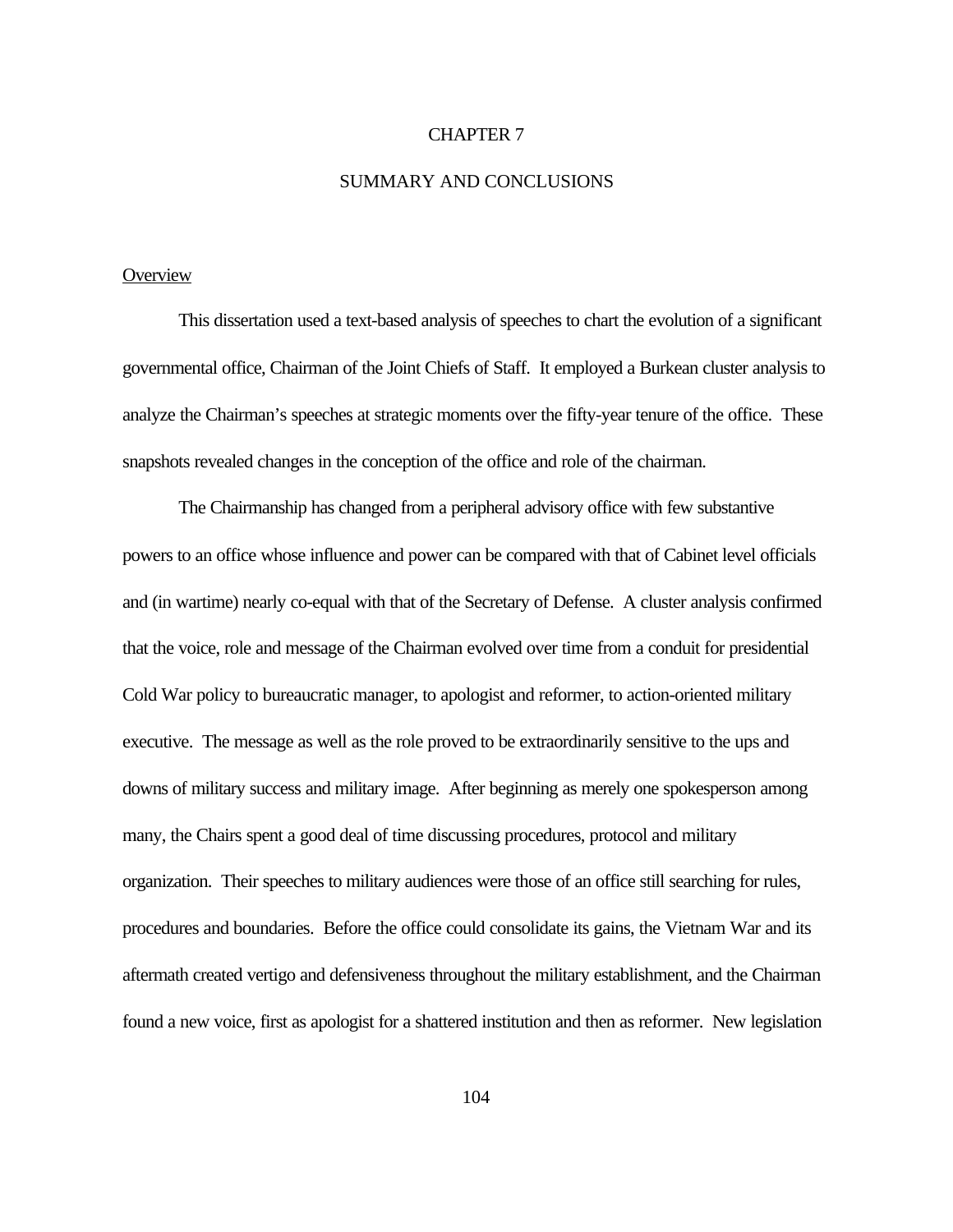# CHAPTER 7

# SUMMARY AND CONCLUSIONS

## Overview

This dissertation used a text-based analysis of speeches to chart the evolution of a significant governmental office, Chairman of the Joint Chiefs of Staff. It employed a Burkean cluster analysis to analyze the Chairman's speeches at strategic moments over the fifty-year tenure of the office. These snapshots revealed changes in the conception of the office and role of the chairman.

The Chairmanship has changed from a peripheral advisory office with few substantive powers to an office whose influence and power can be compared with that of Cabinet level officials and (in wartime) nearly co-equal with that of the Secretary of Defense. A cluster analysis confirmed that the voice, role and message of the Chairman evolved over time from a conduit for presidential Cold War policy to bureaucratic manager, to apologist and reformer, to action-oriented military executive. The message as well as the role proved to be extraordinarily sensitive to the ups and downs of military success and military image. After beginning as merely one spokesperson among many, the Chairs spent a good deal of time discussing procedures, protocol and military organization. Their speeches to military audiences were those of an office still searching for rules, procedures and boundaries. Before the office could consolidate its gains, the Vietnam War and its aftermath created vertigo and defensiveness throughout the military establishment, and the Chairman found a new voice, first as apologist for a shattered institution and then as reformer. New legislation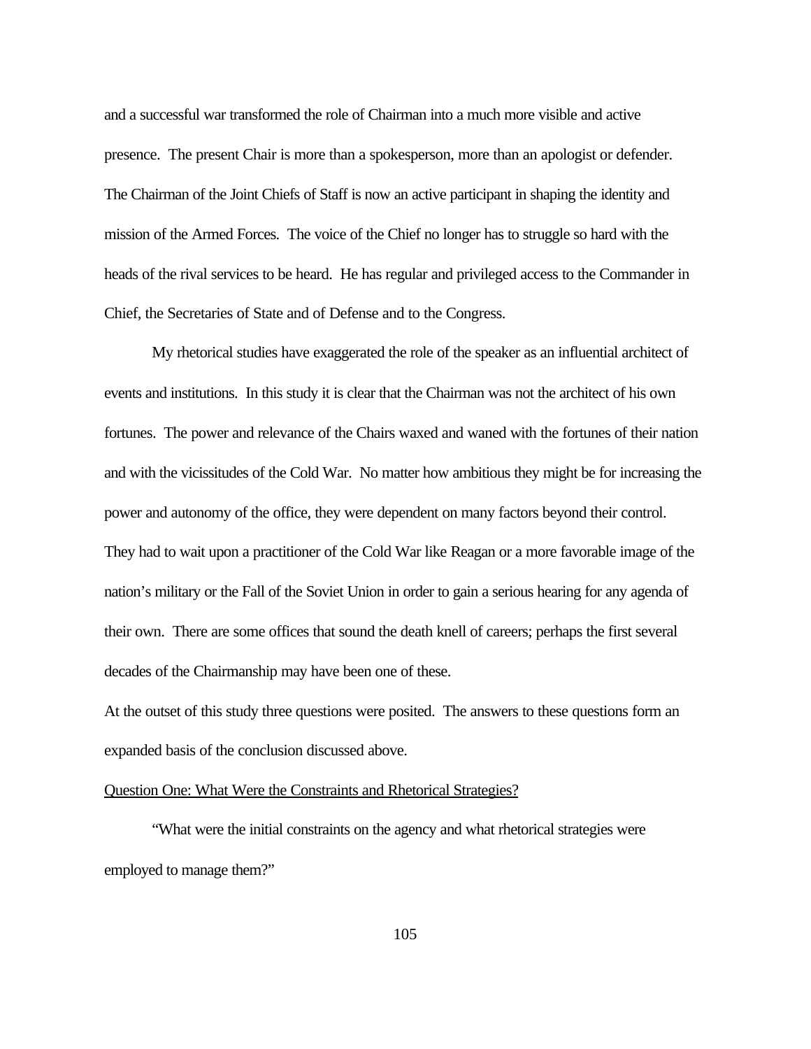and a successful war transformed the role of Chairman into a much more visible and active presence. The present Chair is more than a spokesperson, more than an apologist or defender. The Chairman of the Joint Chiefs of Staff is now an active participant in shaping the identity and mission of the Armed Forces. The voice of the Chief no longer has to struggle so hard with the heads of the rival services to be heard. He has regular and privileged access to the Commander in Chief, the Secretaries of State and of Defense and to the Congress.

My rhetorical studies have exaggerated the role of the speaker as an influential architect of events and institutions. In this study it is clear that the Chairman was not the architect of his own fortunes. The power and relevance of the Chairs waxed and waned with the fortunes of their nation and with the vicissitudes of the Cold War. No matter how ambitious they might be for increasing the power and autonomy of the office, they were dependent on many factors beyond their control. They had to wait upon a practitioner of the Cold War like Reagan or a more favorable image of the nation's military or the Fall of the Soviet Union in order to gain a serious hearing for any agenda of their own. There are some offices that sound the death knell of careers; perhaps the first several decades of the Chairmanship may have been one of these.

At the outset of this study three questions were posited. The answers to these questions form an expanded basis of the conclusion discussed above.

## Question One: What Were the Constraints and Rhetorical Strategies?

"What were the initial constraints on the agency and what rhetorical strategies were employed to manage them?"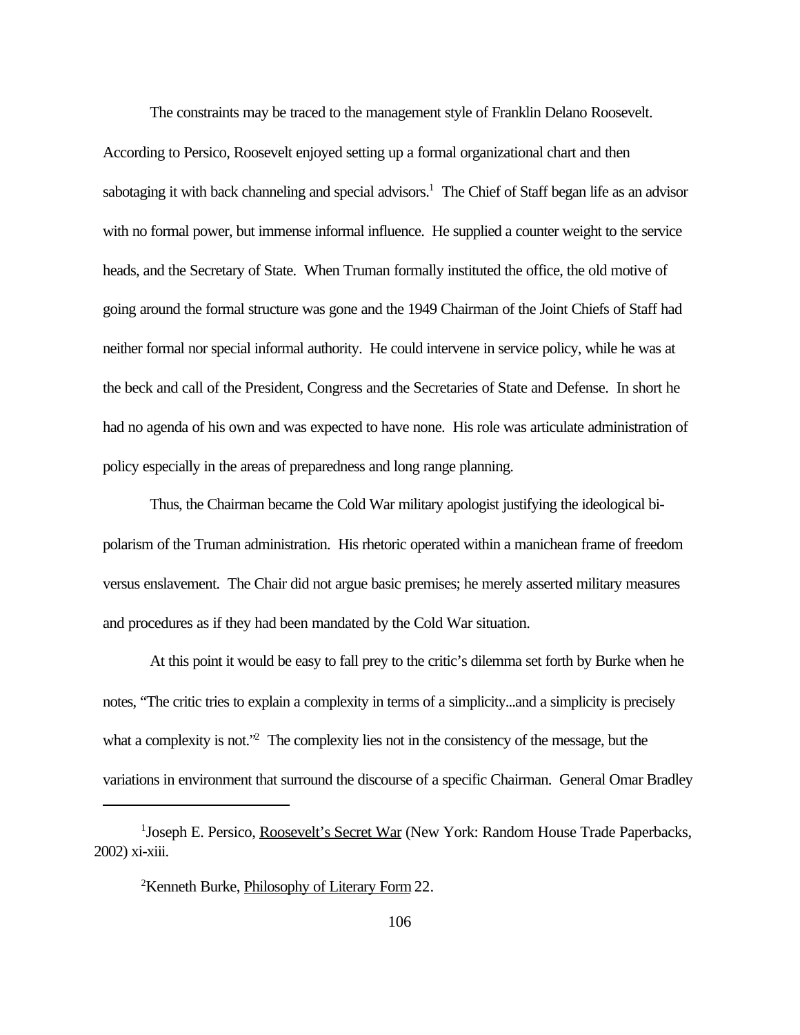The constraints may be traced to the management style of Franklin Delano Roosevelt. According to Persico, Roosevelt enjoyed setting up a formal organizational chart and then sabotaging it with back channeling and special advisors.[1] The Chief of Staff began life as an advisor with no formal power, but immense informal influence. He supplied a counter weight to the service heads, and the Secretary of State. When Truman formally instituted the office, the old motive of going around the formal structure was gone and the 1949 Chairman of the Joint Chiefs of Staff had neither formal nor special informal authority. He could intervene in service policy, while he was at the beck and call of the President, Congress and the Secretaries of State and Defense. In short he had no agenda of his own and was expected to have none. His role was articulate administration of policy especially in the areas of preparedness and long range planning.

Thus, the Chairman became the Cold War military apologist justifying the ideological bi-polarism of the Truman administration. His rhetoric operated within a manichean frame of freedom versus enslavement. The Chair did not argue basic premises; he merely asserted military measures and procedures as if they had been mandated by the Cold War situation.

At this point it would be easy to fall prey to the critic's dilemma set forth by Burke when he notes, "The critic tries to explain a complexity in terms of a simplicity...and a simplicity is precisely what a complexity is not."[2] The complexity lies not in the consistency of the message, but the variations in environment that surround the discourse of a specific Chairman. General Omar Bradley

---

[1]Joseph E. Persico, Roosevelt's Secret War (New York: Random House Trade Paperbacks, 2002) xi-xiii.

[2]Kenneth Burke, Philosophy of Literary Form 22.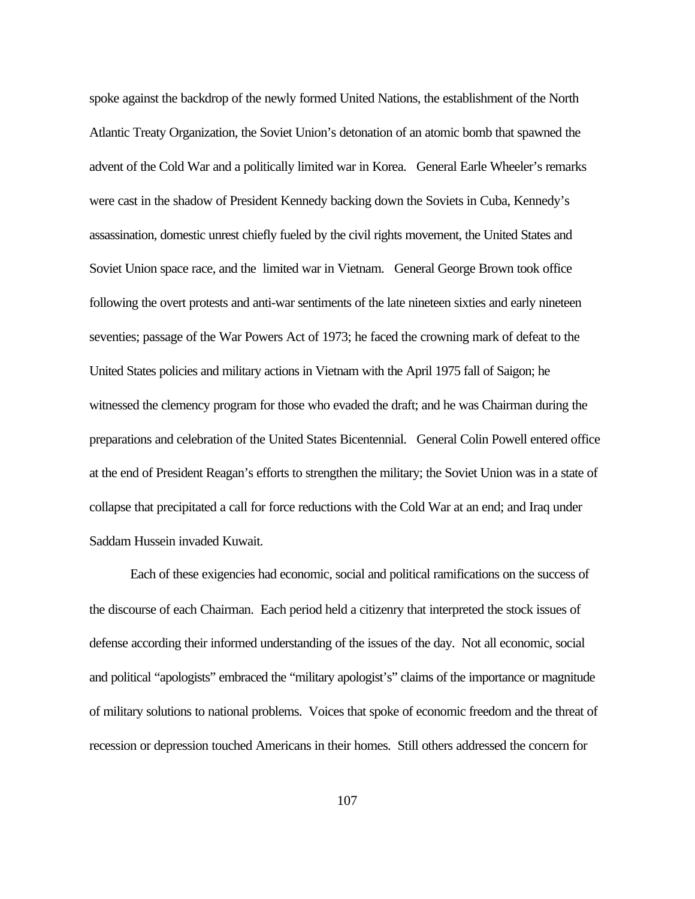spoke against the backdrop of the newly formed United Nations, the establishment of the North Atlantic Treaty Organization, the Soviet Union's detonation of an atomic bomb that spawned the advent of the Cold War and a politically limited war in Korea. General Earle Wheeler's remarks were cast in the shadow of President Kennedy backing down the Soviets in Cuba, Kennedy's assassination, domestic unrest chiefly fueled by the civil rights movement, the United States and Soviet Union space race, and the limited war in Vietnam. General George Brown took office following the overt protests and anti-war sentiments of the late nineteen sixties and early nineteen seventies; passage of the War Powers Act of 1973; he faced the crowning mark of defeat to the United States policies and military actions in Vietnam with the April 1975 fall of Saigon; he witnessed the clemency program for those who evaded the draft; and he was Chairman during the preparations and celebration of the United States Bicentennial. General Colin Powell entered office at the end of President Reagan's efforts to strengthen the military; the Soviet Union was in a state of collapse that precipitated a call for force reductions with the Cold War at an end; and Iraq under Saddam Hussein invaded Kuwait.

Each of these exigencies had economic, social and political ramifications on the success of the discourse of each Chairman. Each period held a citizenry that interpreted the stock issues of defense according their informed understanding of the issues of the day. Not all economic, social and political "apologists" embraced the "military apologist's" claims of the importance or magnitude of military solutions to national problems. Voices that spoke of economic freedom and the threat of recession or depression touched Americans in their homes. Still others addressed the concern for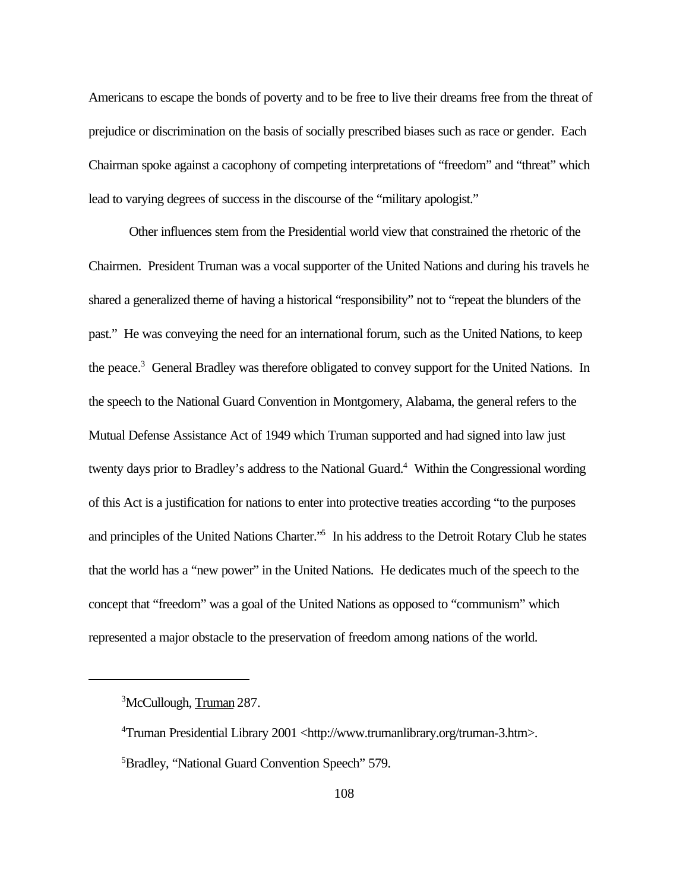Americans to escape the bonds of poverty and to be free to live their dreams free from the threat of prejudice or discrimination on the basis of socially prescribed biases such as race or gender. Each Chairman spoke against a cacophony of competing interpretations of "freedom" and "threat" which lead to varying degrees of success in the discourse of the "military apologist."

Other influences stem from the Presidential world view that constrained the rhetoric of the Chairmen. President Truman was a vocal supporter of the United Nations and during his travels he shared a generalized theme of having a historical "responsibility" not to "repeat the blunders of the past." He was conveying the need for an international forum, such as the United Nations, to keep the peace.[3] General Bradley was therefore obligated to convey support for the United Nations. In the speech to the National Guard Convention in Montgomery, Alabama, the general refers to the Mutual Defense Assistance Act of 1949 which Truman supported and had signed into law just twenty days prior to Bradley's address to the National Guard.[4] Within the Congressional wording of this Act is a justification for nations to enter into protective treaties according "to the purposes and principles of the United Nations Charter."[5] In his address to the Detroit Rotary Club he states that the world has a "new power" in the United Nations. He dedicates much of the speech to the concept that "freedom" was a goal of the United Nations as opposed to "communism" which represented a major obstacle to the preservation of freedom among nations of the world.

---

[3]McCullough, Truman 287.

[4]Truman Presidential Library 2001 <http://www.trumanlibrary.org/truman-3.htm>.

[5]Bradley, "National Guard Convention Speech" 579.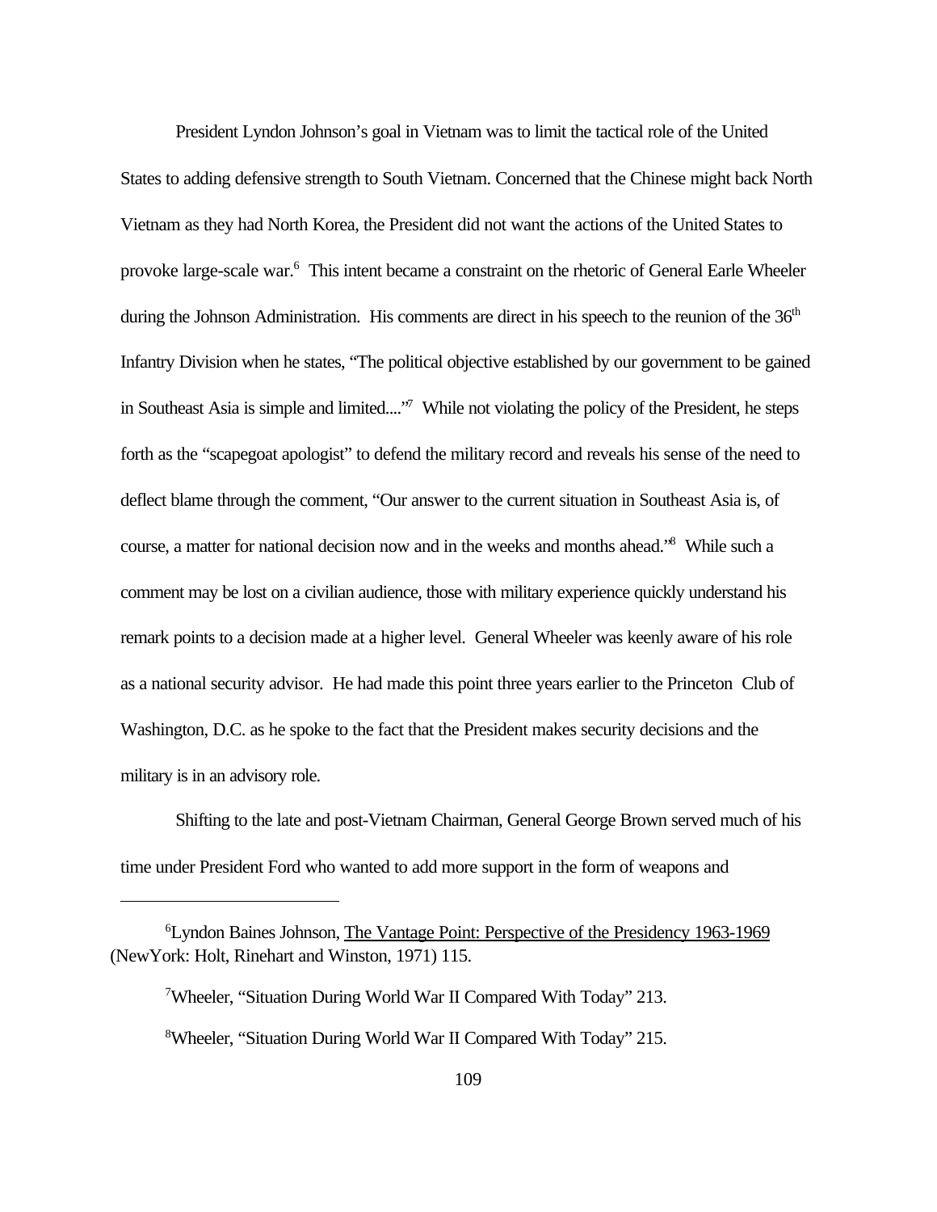President Lyndon Johnson's goal in Vietnam was to limit the tactical role of the United States to adding defensive strength to South Vietnam. Concerned that the Chinese might back North Vietnam as they had North Korea, the President did not want the actions of the United States to provoke large-scale war.[6] This intent became a constraint on the rhetoric of General Earle Wheeler during the Johnson Administration. His comments are direct in his speech to the reunion of the 36th Infantry Division when he states, "The political objective established by our government to be gained in Southeast Asia is simple and limited...."[7] While not violating the policy of the President, he steps forth as the "scapegoat apologist" to defend the military record and reveals his sense of the need to deflect blame through the comment, "Our answer to the current situation in Southeast Asia is, of course, a matter for national decision now and in the weeks and months ahead."[8] While such a comment may be lost on a civilian audience, those with military experience quickly understand his remark points to a decision made at a higher level. General Wheeler was keenly aware of his role as a national security advisor. He had made this point three years earlier to the Princeton Club of Washington, D.C. as he spoke to the fact that the President makes security decisions and the military is in an advisory role.

Shifting to the late and post-Vietnam Chairman, General George Brown served much of his time under President Ford who wanted to add more support in the form of weapons and

---

[6]Lyndon Baines Johnson, The Vantage Point: Perspective of the Presidency 1963-1969 (NewYork: Holt, Rinehart and Winston, 1971) 115.

[7]Wheeler, "Situation During World War II Compared With Today" 213.

[8]Wheeler, "Situation During World War II Compared With Today" 215.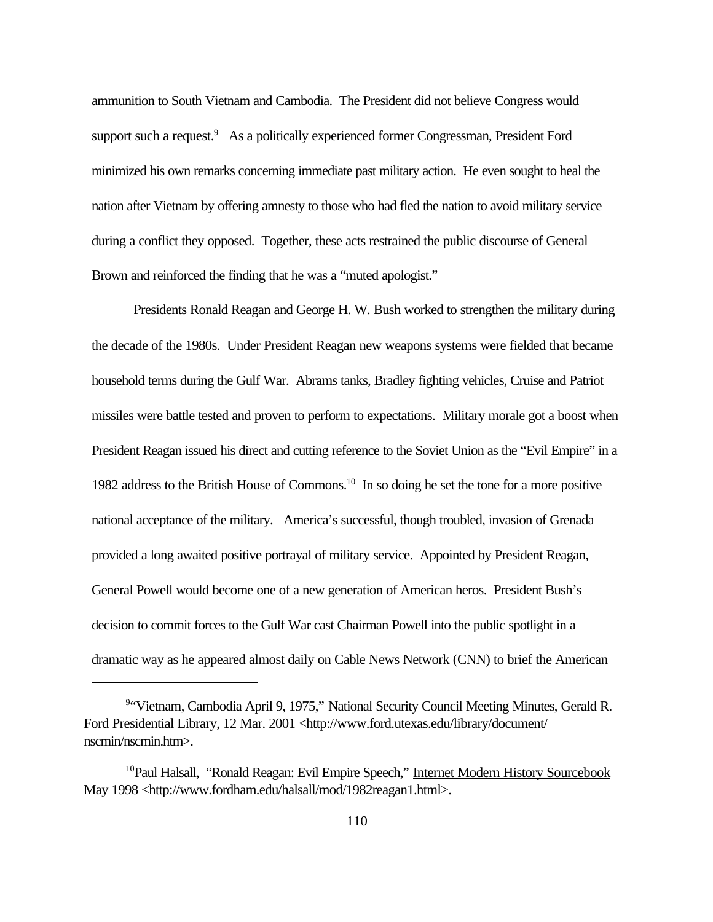ammunition to South Vietnam and Cambodia. The President did not believe Congress would support such a request.[9] As a politically experienced former Congressman, President Ford minimized his own remarks concerning immediate past military action. He even sought to heal the nation after Vietnam by offering amnesty to those who had fled the nation to avoid military service during a conflict they opposed. Together, these acts restrained the public discourse of General Brown and reinforced the finding that he was a "muted apologist."

Presidents Ronald Reagan and George H. W. Bush worked to strengthen the military during the decade of the 1980s. Under President Reagan new weapons systems were fielded that became household terms during the Gulf War. Abrams tanks, Bradley fighting vehicles, Cruise and Patriot missiles were battle tested and proven to perform to expectations. Military morale got a boost when President Reagan issued his direct and cutting reference to the Soviet Union as the "Evil Empire" in a 1982 address to the British House of Commons.[10] In so doing he set the tone for a more positive national acceptance of the military. America's successful, though troubled, invasion of Grenada provided a long awaited positive portrayal of military service. Appointed by President Reagan, General Powell would become one of a new generation of American heros. President Bush's decision to commit forces to the Gulf War cast Chairman Powell into the public spotlight in a dramatic way as he appeared almost daily on Cable News Network (CNN) to brief the American

---

[9]"Vietnam, Cambodia April 9, 1975," National Security Council Meeting Minutes, Gerald R. Ford Presidential Library, 12 Mar. 2001 <http://www.ford.utexas.edu/library/document/nscmin/nscmin.htm>.

[10]Paul Halsall, "Ronald Reagan: Evil Empire Speech," Internet Modern History Sourcebook May 1998 <http://www.fordham.edu/halsall/mod/1982reagan1.html>.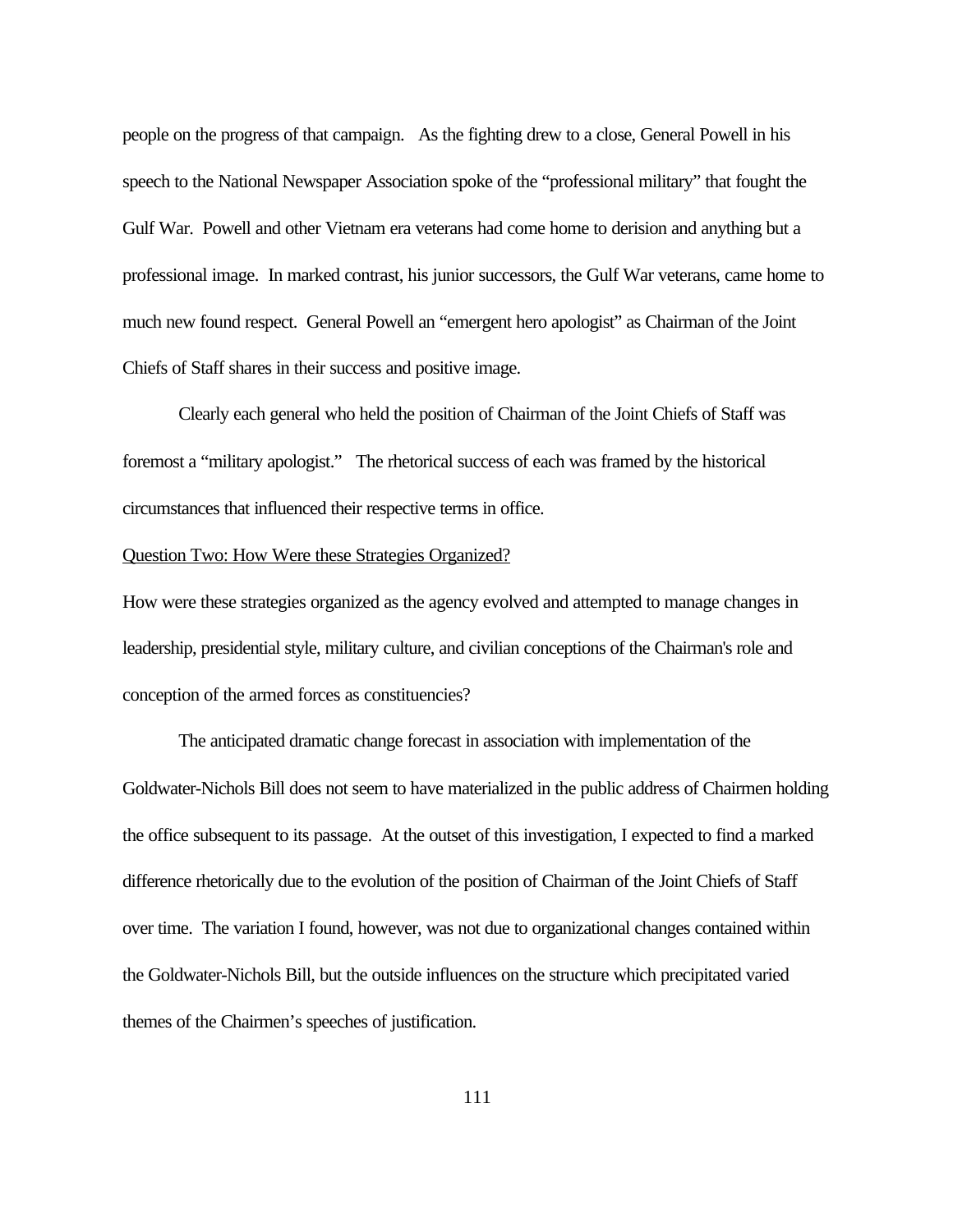people on the progress of that campaign. As the fighting drew to a close, General Powell in his speech to the National Newspaper Association spoke of the "professional military" that fought the Gulf War. Powell and other Vietnam era veterans had come home to derision and anything but a professional image. In marked contrast, his junior successors, the Gulf War veterans, came home to much new found respect. General Powell an "emergent hero apologist" as Chairman of the Joint Chiefs of Staff shares in their success and positive image.

Clearly each general who held the position of Chairman of the Joint Chiefs of Staff was foremost a "military apologist." The rhetorical success of each was framed by the historical circumstances that influenced their respective terms in office.

<u>Question Two: How Were these Strategies Organized?</u>

How were these strategies organized as the agency evolved and attempted to manage changes in leadership, presidential style, military culture, and civilian conceptions of the Chairman's role and conception of the armed forces as constituencies?

The anticipated dramatic change forecast in association with implementation of the Goldwater-Nichols Bill does not seem to have materialized in the public address of Chairmen holding the office subsequent to its passage. At the outset of this investigation, I expected to find a marked difference rhetorically due to the evolution of the position of Chairman of the Joint Chiefs of Staff over time. The variation I found, however, was not due to organizational changes contained within the Goldwater-Nichols Bill, but the outside influences on the structure which precipitated varied themes of the Chairmen's speeches of justification.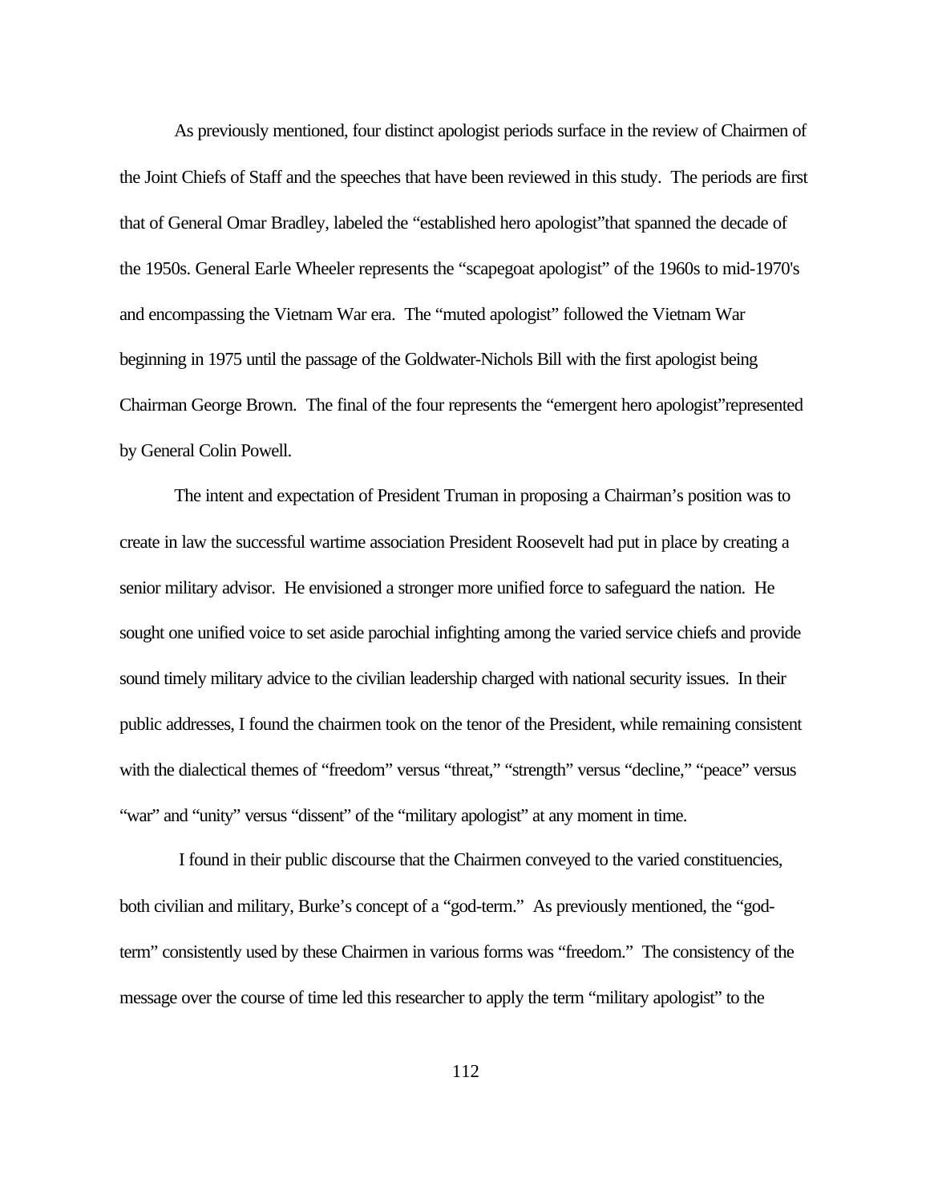As previously mentioned, four distinct apologist periods surface in the review of Chairmen of the Joint Chiefs of Staff and the speeches that have been reviewed in this study. The periods are first that of General Omar Bradley, labeled the "established hero apologist"that spanned the decade of the 1950s. General Earle Wheeler represents the "scapegoat apologist" of the 1960s to mid-1970's and encompassing the Vietnam War era. The "muted apologist" followed the Vietnam War beginning in 1975 until the passage of the Goldwater-Nichols Bill with the first apologist being Chairman George Brown. The final of the four represents the "emergent hero apologist"represented by General Colin Powell.

The intent and expectation of President Truman in proposing a Chairman's position was to create in law the successful wartime association President Roosevelt had put in place by creating a senior military advisor. He envisioned a stronger more unified force to safeguard the nation. He sought one unified voice to set aside parochial infighting among the varied service chiefs and provide sound timely military advice to the civilian leadership charged with national security issues. In their public addresses, I found the chairmen took on the tenor of the President, while remaining consistent with the dialectical themes of "freedom" versus "threat," "strength" versus "decline," "peace" versus "war" and "unity" versus "dissent" of the "military apologist" at any moment in time.

I found in their public discourse that the Chairmen conveyed to the varied constituencies, both civilian and military, Burke's concept of a "god-term." As previously mentioned, the "god-term" consistently used by these Chairmen in various forms was "freedom." The consistency of the message over the course of time led this researcher to apply the term "military apologist" to the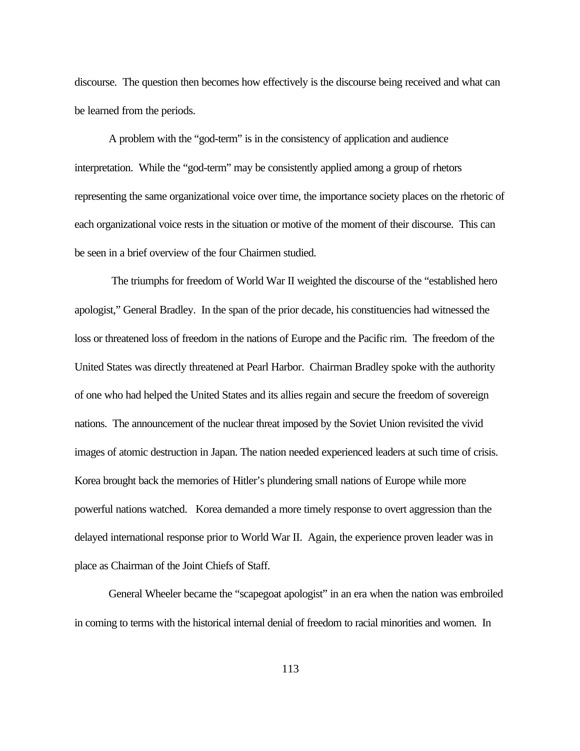discourse. The question then becomes how effectively is the discourse being received and what can be learned from the periods.

A problem with the "god-term" is in the consistency of application and audience interpretation. While the "god-term" may be consistently applied among a group of rhetors representing the same organizational voice over time, the importance society places on the rhetoric of each organizational voice rests in the situation or motive of the moment of their discourse. This can be seen in a brief overview of the four Chairmen studied.

The triumphs for freedom of World War II weighted the discourse of the "established hero apologist," General Bradley. In the span of the prior decade, his constituencies had witnessed the loss or threatened loss of freedom in the nations of Europe and the Pacific rim. The freedom of the United States was directly threatened at Pearl Harbor. Chairman Bradley spoke with the authority of one who had helped the United States and its allies regain and secure the freedom of sovereign nations. The announcement of the nuclear threat imposed by the Soviet Union revisited the vivid images of atomic destruction in Japan. The nation needed experienced leaders at such time of crisis. Korea brought back the memories of Hitler's plundering small nations of Europe while more powerful nations watched. Korea demanded a more timely response to overt aggression than the delayed international response prior to World War II. Again, the experience proven leader was in place as Chairman of the Joint Chiefs of Staff.

General Wheeler became the "scapegoat apologist" in an era when the nation was embroiled in coming to terms with the historical internal denial of freedom to racial minorities and women. In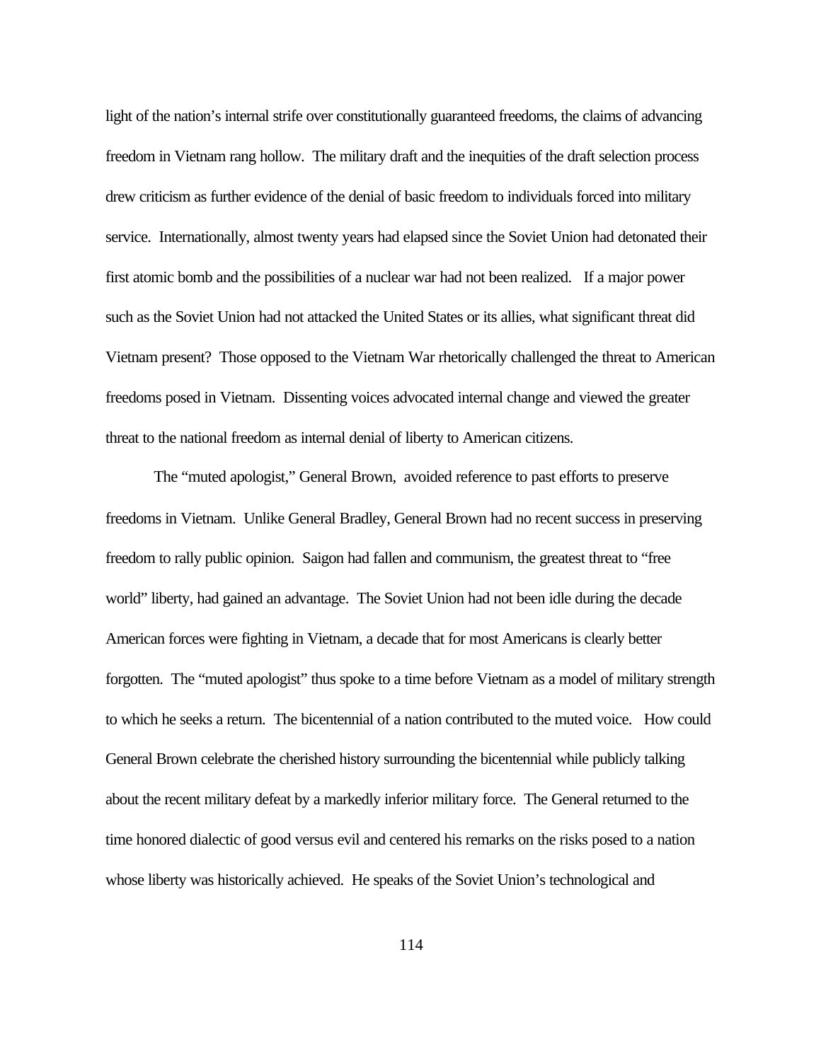light of the nation's internal strife over constitutionally guaranteed freedoms, the claims of advancing freedom in Vietnam rang hollow. The military draft and the inequities of the draft selection process drew criticism as further evidence of the denial of basic freedom to individuals forced into military service. Internationally, almost twenty years had elapsed since the Soviet Union had detonated their first atomic bomb and the possibilities of a nuclear war had not been realized. If a major power such as the Soviet Union had not attacked the United States or its allies, what significant threat did Vietnam present? Those opposed to the Vietnam War rhetorically challenged the threat to American freedoms posed in Vietnam. Dissenting voices advocated internal change and viewed the greater threat to the national freedom as internal denial of liberty to American citizens.

The "muted apologist," General Brown, avoided reference to past efforts to preserve freedoms in Vietnam. Unlike General Bradley, General Brown had no recent success in preserving freedom to rally public opinion. Saigon had fallen and communism, the greatest threat to "free world" liberty, had gained an advantage. The Soviet Union had not been idle during the decade American forces were fighting in Vietnam, a decade that for most Americans is clearly better forgotten. The "muted apologist" thus spoke to a time before Vietnam as a model of military strength to which he seeks a return. The bicentennial of a nation contributed to the muted voice. How could General Brown celebrate the cherished history surrounding the bicentennial while publicly talking about the recent military defeat by a markedly inferior military force. The General returned to the time honored dialectic of good versus evil and centered his remarks on the risks posed to a nation whose liberty was historically achieved. He speaks of the Soviet Union's technological and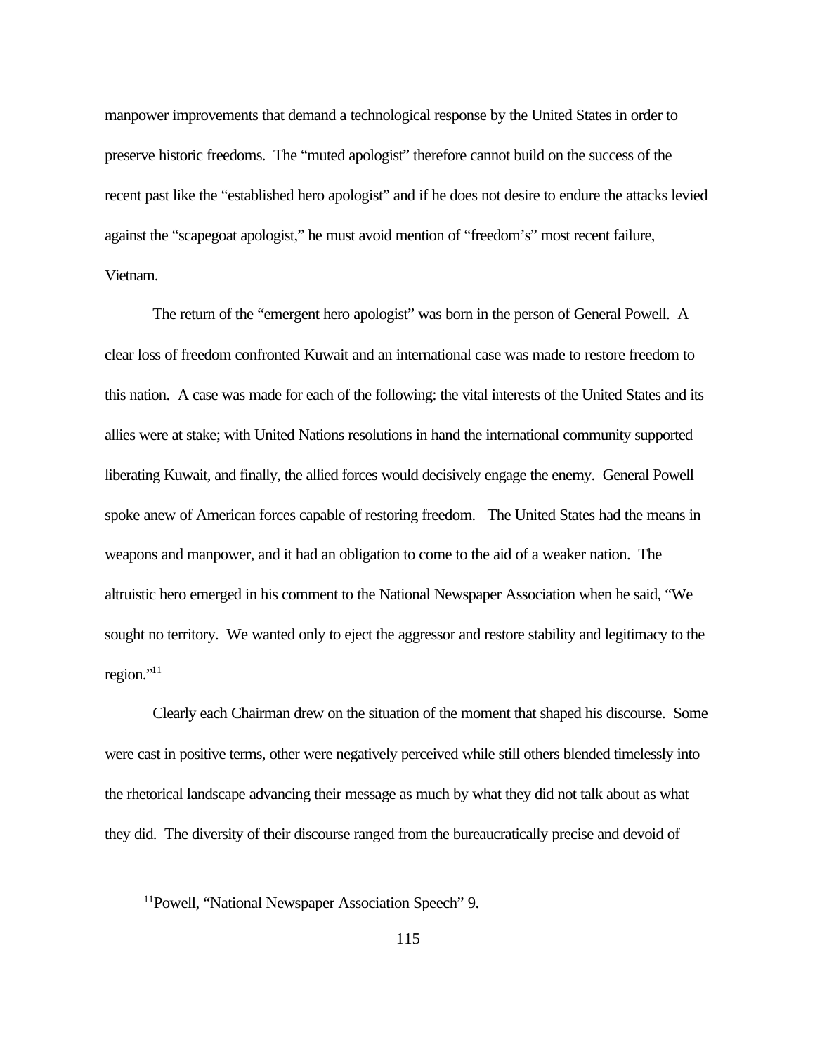manpower improvements that demand a technological response by the United States in order to preserve historic freedoms. The "muted apologist" therefore cannot build on the success of the recent past like the "established hero apologist" and if he does not desire to endure the attacks levied against the "scapegoat apologist," he must avoid mention of "freedom's" most recent failure, Vietnam.

The return of the "emergent hero apologist" was born in the person of General Powell. A clear loss of freedom confronted Kuwait and an international case was made to restore freedom to this nation. A case was made for each of the following: the vital interests of the United States and its allies were at stake; with United Nations resolutions in hand the international community supported liberating Kuwait, and finally, the allied forces would decisively engage the enemy. General Powell spoke anew of American forces capable of restoring freedom. The United States had the means in weapons and manpower, and it had an obligation to come to the aid of a weaker nation. The altruistic hero emerged in his comment to the National Newspaper Association when he said, "We sought no territory. We wanted only to eject the aggressor and restore stability and legitimacy to the region."[11]

Clearly each Chairman drew on the situation of the moment that shaped his discourse. Some were cast in positive terms, other were negatively perceived while still others blended timelessly into the rhetorical landscape advancing their message as much by what they did not talk about as what they did. The diversity of their discourse ranged from the bureaucratically precise and devoid of

---

[11]Powell, "National Newspaper Association Speech" 9.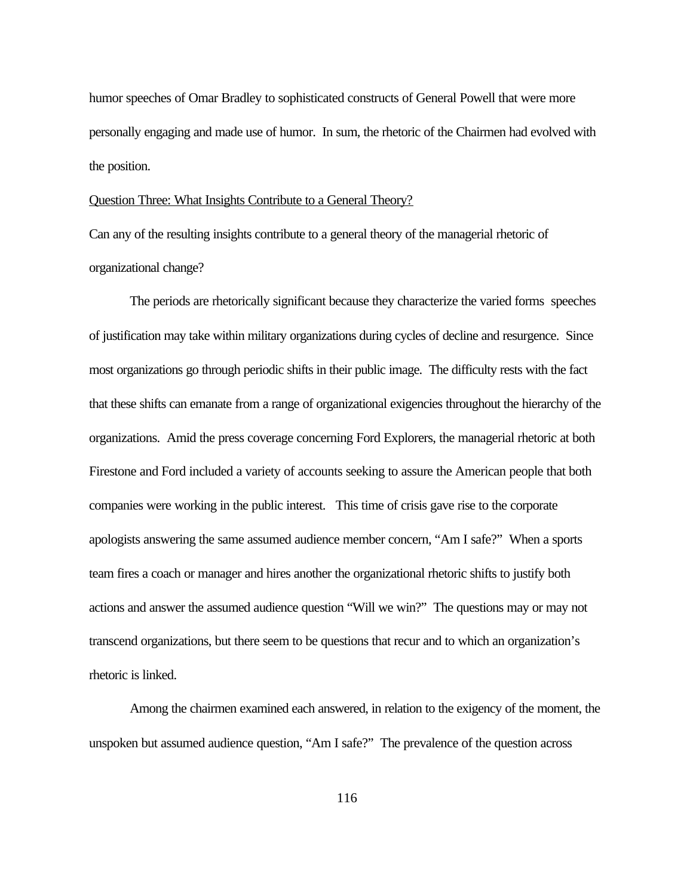humor speeches of Omar Bradley to sophisticated constructs of General Powell that were more personally engaging and made use of humor. In sum, the rhetoric of the Chairmen had evolved with the position.

<u>Question Three: What Insights Contribute to a General Theory?</u>

Can any of the resulting insights contribute to a general theory of the managerial rhetoric of organizational change?

The periods are rhetorically significant because they characterize the varied forms speeches of justification may take within military organizations during cycles of decline and resurgence. Since most organizations go through periodic shifts in their public image. The difficulty rests with the fact that these shifts can emanate from a range of organizational exigencies throughout the hierarchy of the organizations. Amid the press coverage concerning Ford Explorers, the managerial rhetoric at both Firestone and Ford included a variety of accounts seeking to assure the American people that both companies were working in the public interest. This time of crisis gave rise to the corporate apologists answering the same assumed audience member concern, "Am I safe?" When a sports team fires a coach or manager and hires another the organizational rhetoric shifts to justify both actions and answer the assumed audience question "Will we win?" The questions may or may not transcend organizations, but there seem to be questions that recur and to which an organization's rhetoric is linked.

Among the chairmen examined each answered, in relation to the exigency of the moment, the unspoken but assumed audience question, "Am I safe?" The prevalence of the question across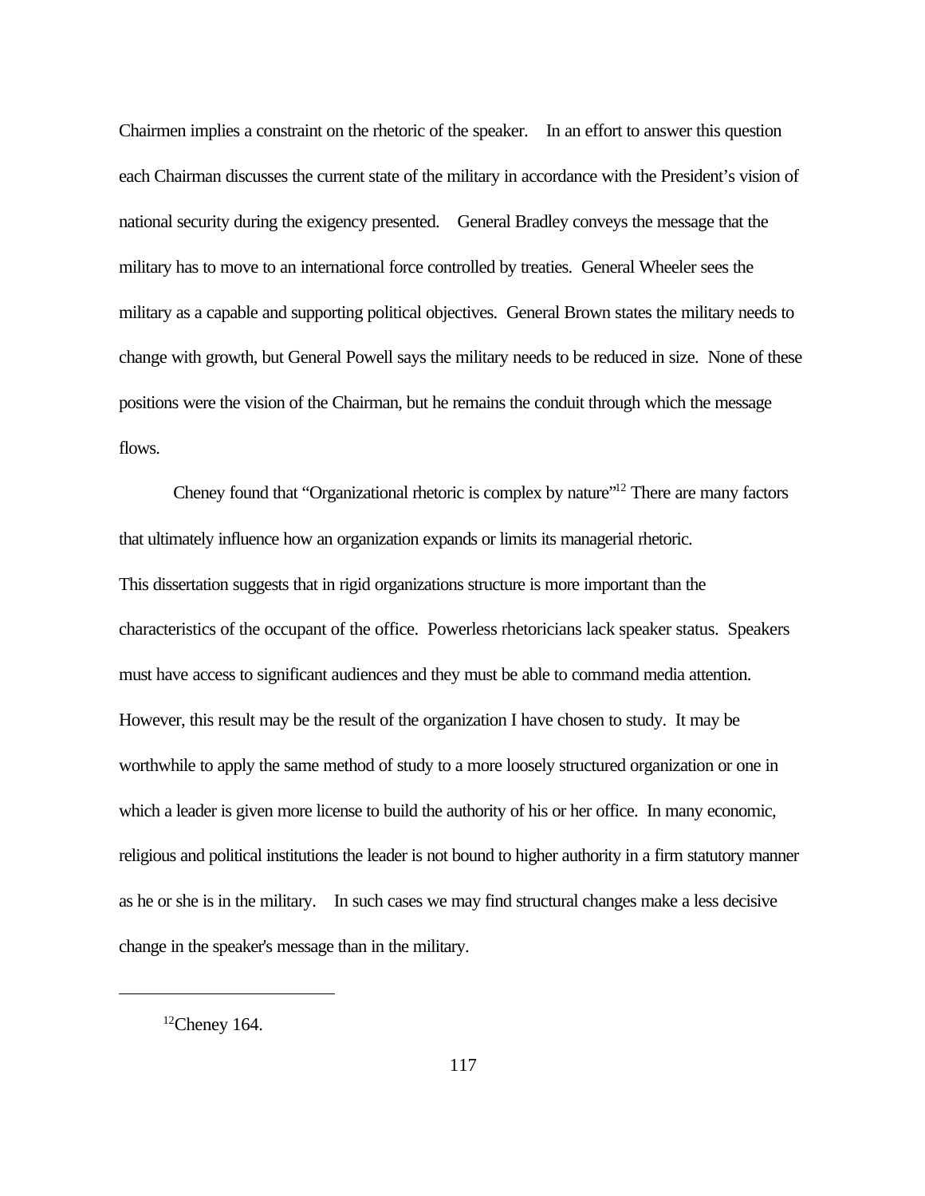Chairmen implies a constraint on the rhetoric of the speaker. In an effort to answer this question each Chairman discusses the current state of the military in accordance with the President's vision of national security during the exigency presented. General Bradley conveys the message that the military has to move to an international force controlled by treaties. General Wheeler sees the military as a capable and supporting political objectives. General Brown states the military needs to change with growth, but General Powell says the military needs to be reduced in size. None of these positions were the vision of the Chairman, but he remains the conduit through which the message flows.

Cheney found that "Organizational rhetoric is complex by nature"[12] There are many factors that ultimately influence how an organization expands or limits its managerial rhetoric. This dissertation suggests that in rigid organizations structure is more important than the characteristics of the occupant of the office. Powerless rhetoricians lack speaker status. Speakers must have access to significant audiences and they must be able to command media attention. However, this result may be the result of the organization I have chosen to study. It may be worthwhile to apply the same method of study to a more loosely structured organization or one in which a leader is given more license to build the authority of his or her office. In many economic, religious and political institutions the leader is not bound to higher authority in a firm statutory manner as he or she is in the military. In such cases we may find structural changes make a less decisive change in the speaker's message than in the military.

---

[12] Cheney 164.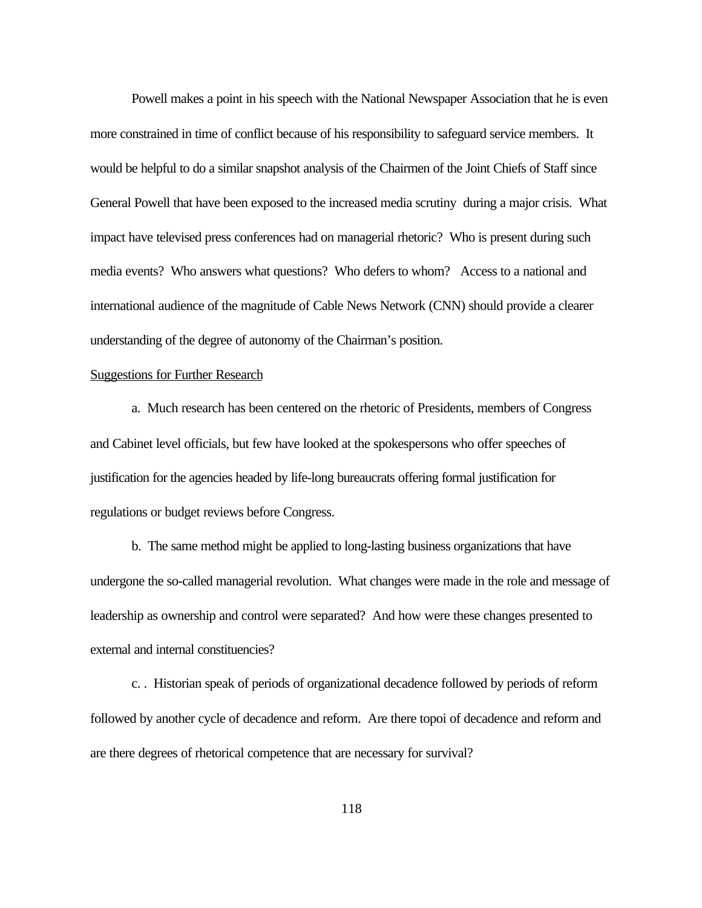Powell makes a point in his speech with the National Newspaper Association that he is even more constrained in time of conflict because of his responsibility to safeguard service members. It would be helpful to do a similar snapshot analysis of the Chairmen of the Joint Chiefs of Staff since General Powell that have been exposed to the increased media scrutiny during a major crisis. What impact have televised press conferences had on managerial rhetoric? Who is present during such media events? Who answers what questions? Who defers to whom? Access to a national and international audience of the magnitude of Cable News Network (CNN) should provide a clearer understanding of the degree of autonomy of the Chairman's position.

Suggestions for Further Research

a. Much research has been centered on the rhetoric of Presidents, members of Congress and Cabinet level officials, but few have looked at the spokespersons who offer speeches of justification for the agencies headed by life-long bureaucrats offering formal justification for regulations or budget reviews before Congress.

b. The same method might be applied to long-lasting business organizations that have undergone the so-called managerial revolution. What changes were made in the role and message of leadership as ownership and control were separated? And how were these changes presented to external and internal constituencies?

c. . Historian speak of periods of organizational decadence followed by periods of reform followed by another cycle of decadence and reform. Are there topoi of decadence and reform and are there degrees of rhetorical competence that are necessary for survival?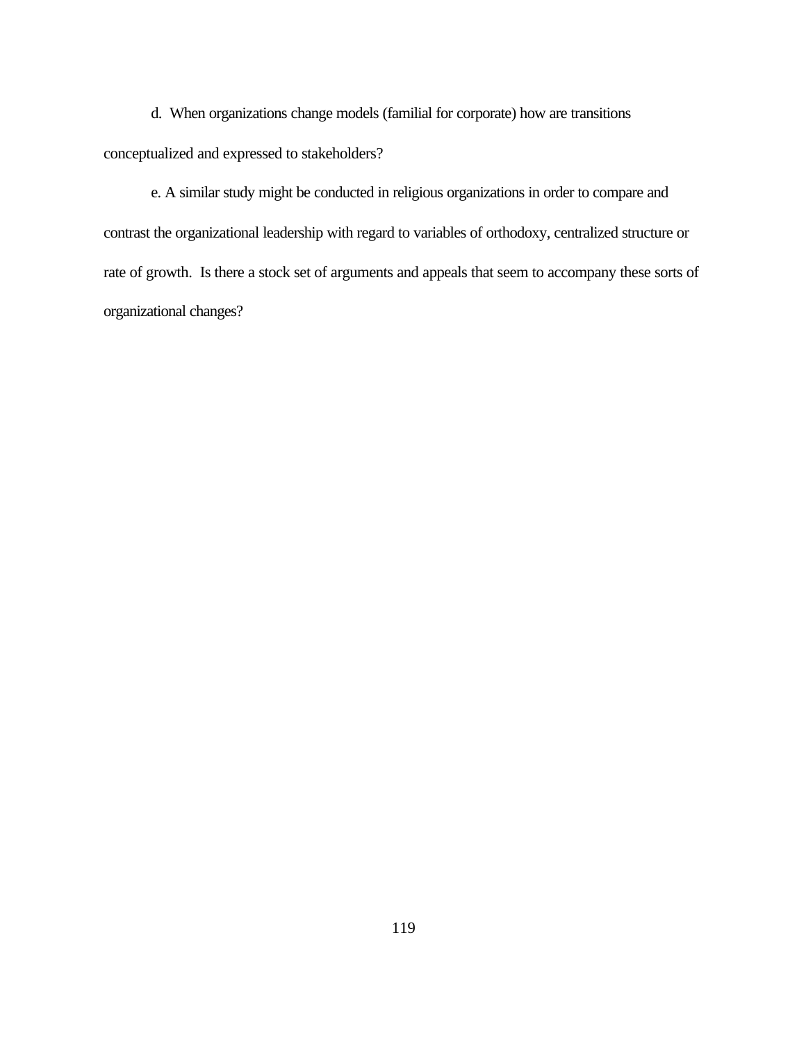d. When organizations change models (familial for corporate) how are transitions conceptualized and expressed to stakeholders?

e. A similar study might be conducted in religious organizations in order to compare and contrast the organizational leadership with regard to variables of orthodoxy, centralized structure or rate of growth. Is there a stock set of arguments and appeals that seem to accompany these sorts of organizational changes?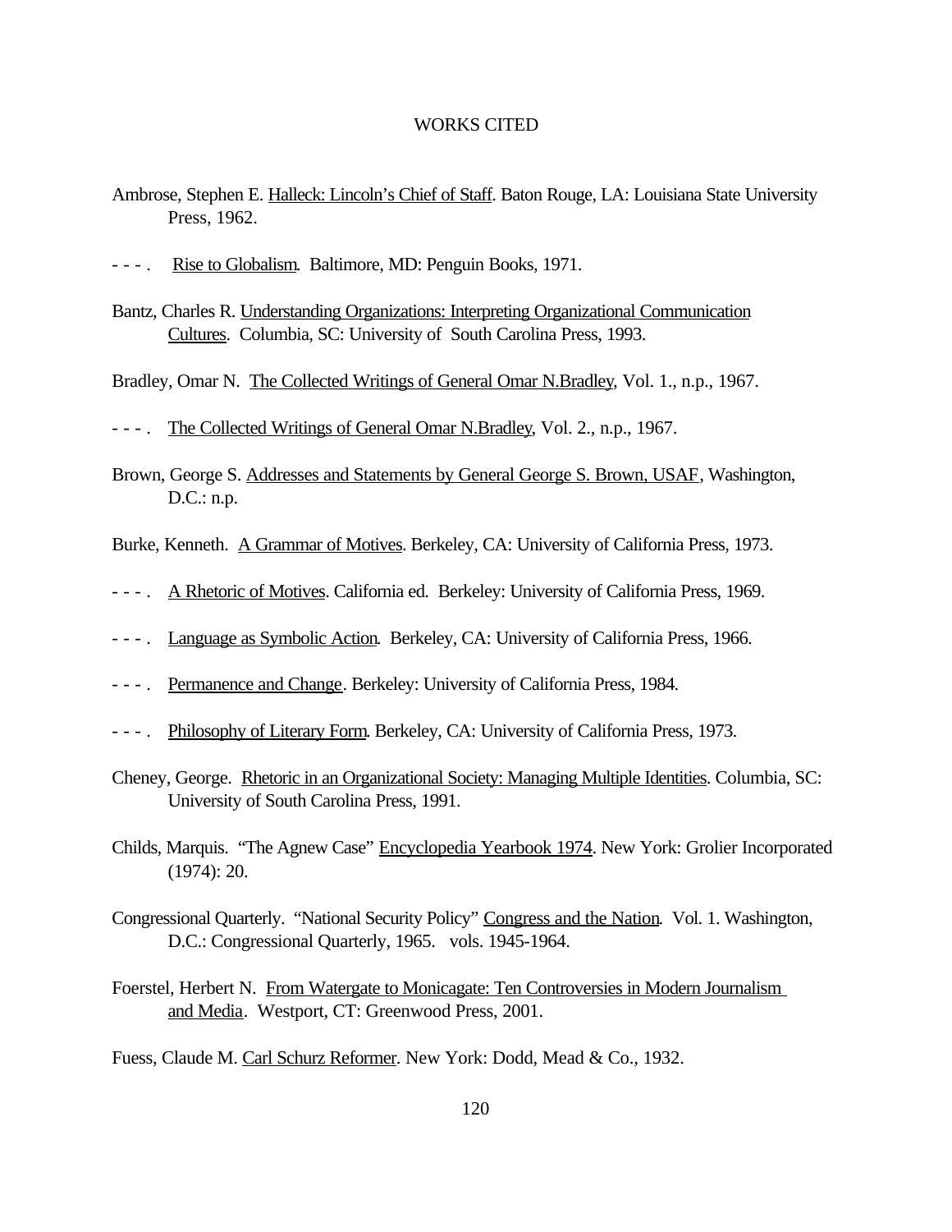# WORKS CITED

Ambrose, Stephen E. Halleck: Lincoln's Chief of Staff. Baton Rouge, LA: Louisiana State University Press, 1962.

- - - . Rise to Globalism. Baltimore, MD: Penguin Books, 1971.

Bantz, Charles R. Understanding Organizations: Interpreting Organizational Communication Cultures. Columbia, SC: University of South Carolina Press, 1993.

Bradley, Omar N. The Collected Writings of General Omar N.Bradley, Vol. 1., n.p., 1967.

- - - . The Collected Writings of General Omar N.Bradley, Vol. 2., n.p., 1967.

Brown, George S. Addresses and Statements by General George S. Brown, USAF, Washington, D.C.: n.p.

Burke, Kenneth. A Grammar of Motives. Berkeley, CA: University of California Press, 1973.

- - - . A Rhetoric of Motives. California ed. Berkeley: University of California Press, 1969.

- - - . Language as Symbolic Action. Berkeley, CA: University of California Press, 1966.

- - - . Permanence and Change. Berkeley: University of California Press, 1984.

- - - . Philosophy of Literary Form. Berkeley, CA: University of California Press, 1973.

Cheney, George. Rhetoric in an Organizational Society: Managing Multiple Identities. Columbia, SC: University of South Carolina Press, 1991.

Childs, Marquis. "The Agnew Case" Encyclopedia Yearbook 1974. New York: Grolier Incorporated (1974): 20.

Congressional Quarterly. "National Security Policy" Congress and the Nation. Vol. 1. Washington, D.C.: Congressional Quarterly, 1965. vols. 1945-1964.

Foerstel, Herbert N. From Watergate to Monicagate: Ten Controversies in Modern Journalism and Media. Westport, CT: Greenwood Press, 2001.

Fuess, Claude M. Carl Schurz Reformer. New York: Dodd, Mead & Co., 1932.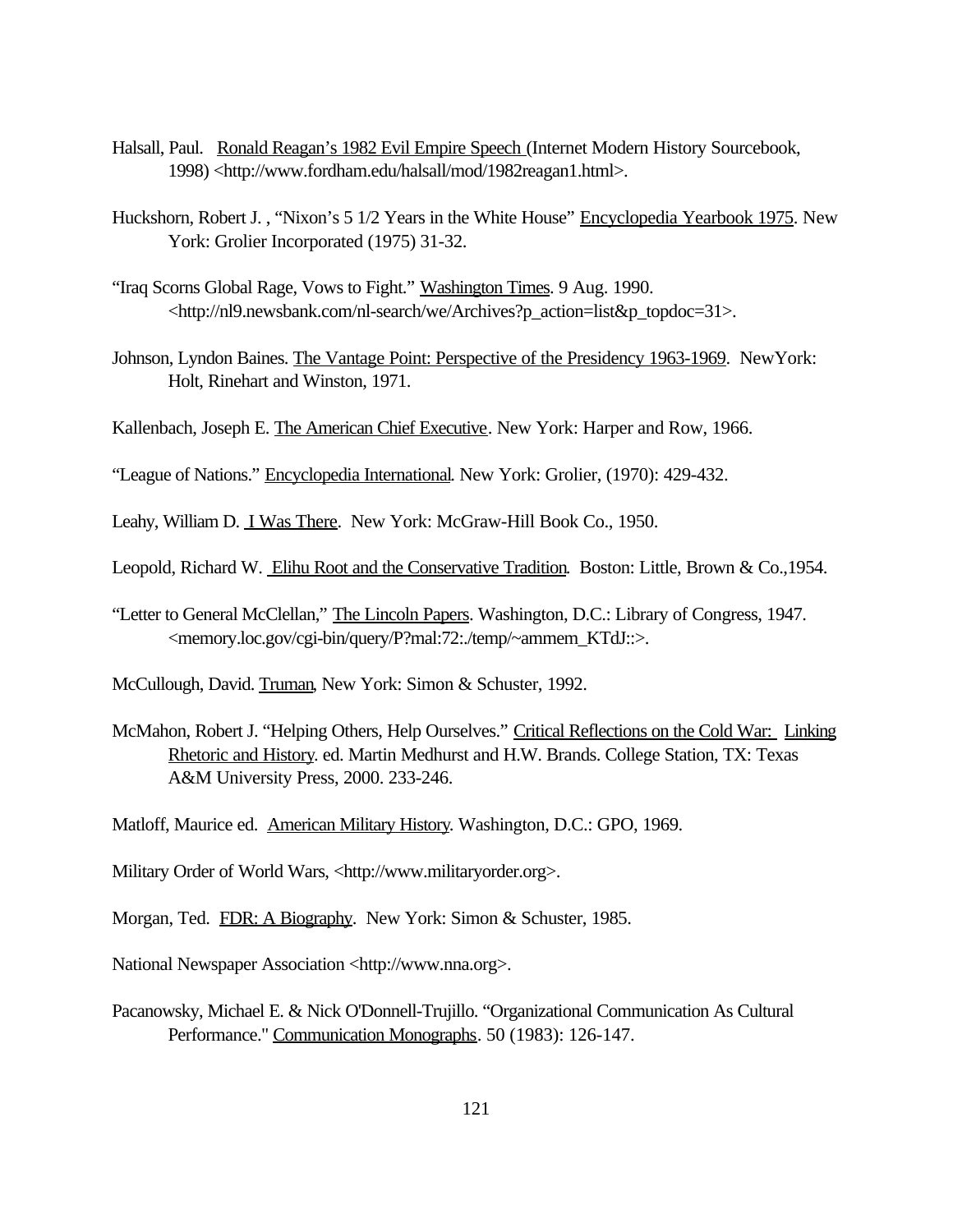Halsall, Paul. Ronald Reagan's 1982 Evil Empire Speech (Internet Modern History Sourcebook, 1998) <http://www.fordham.edu/halsall/mod/1982reagan1.html>.

Huckshorn, Robert J. , "Nixon's 5 1/2 Years in the White House" Encyclopedia Yearbook 1975. New York: Grolier Incorporated (1975) 31-32.

"Iraq Scorns Global Rage, Vows to Fight." Washington Times. 9 Aug. 1990. <http://nl9.newsbank.com/nl-search/we/Archives?p_action=list&p_topdoc=31>.

Johnson, Lyndon Baines. The Vantage Point: Perspective of the Presidency 1963-1969. NewYork: Holt, Rinehart and Winston, 1971.

Kallenbach, Joseph E. The American Chief Executive. New York: Harper and Row, 1966.

"League of Nations." Encyclopedia International. New York: Grolier, (1970): 429-432.

Leahy, William D. I Was There. New York: McGraw-Hill Book Co., 1950.

Leopold, Richard W. Elihu Root and the Conservative Tradition. Boston: Little, Brown & Co.,1954.

"Letter to General McClellan," The Lincoln Papers. Washington, D.C.: Library of Congress, 1947. <memory.loc.gov/cgi-bin/query/P?mal:72:./temp/~ammem_KTdJ::>.

McCullough, David. Truman, New York: Simon & Schuster, 1992.

McMahon, Robert J. "Helping Others, Help Ourselves." Critical Reflections on the Cold War: Linking Rhetoric and History. ed. Martin Medhurst and H.W. Brands. College Station, TX: Texas A&M University Press, 2000. 233-246.

Matloff, Maurice ed. American Military History. Washington, D.C.: GPO, 1969.

Military Order of World Wars, <http://www.militaryorder.org>.

Morgan, Ted. FDR: A Biography. New York: Simon & Schuster, 1985.

National Newspaper Association <http://www.nna.org>.

Pacanowsky, Michael E. & Nick O'Donnell-Trujillo. "Organizational Communication As Cultural Performance." Communication Monographs. 50 (1983): 126-147.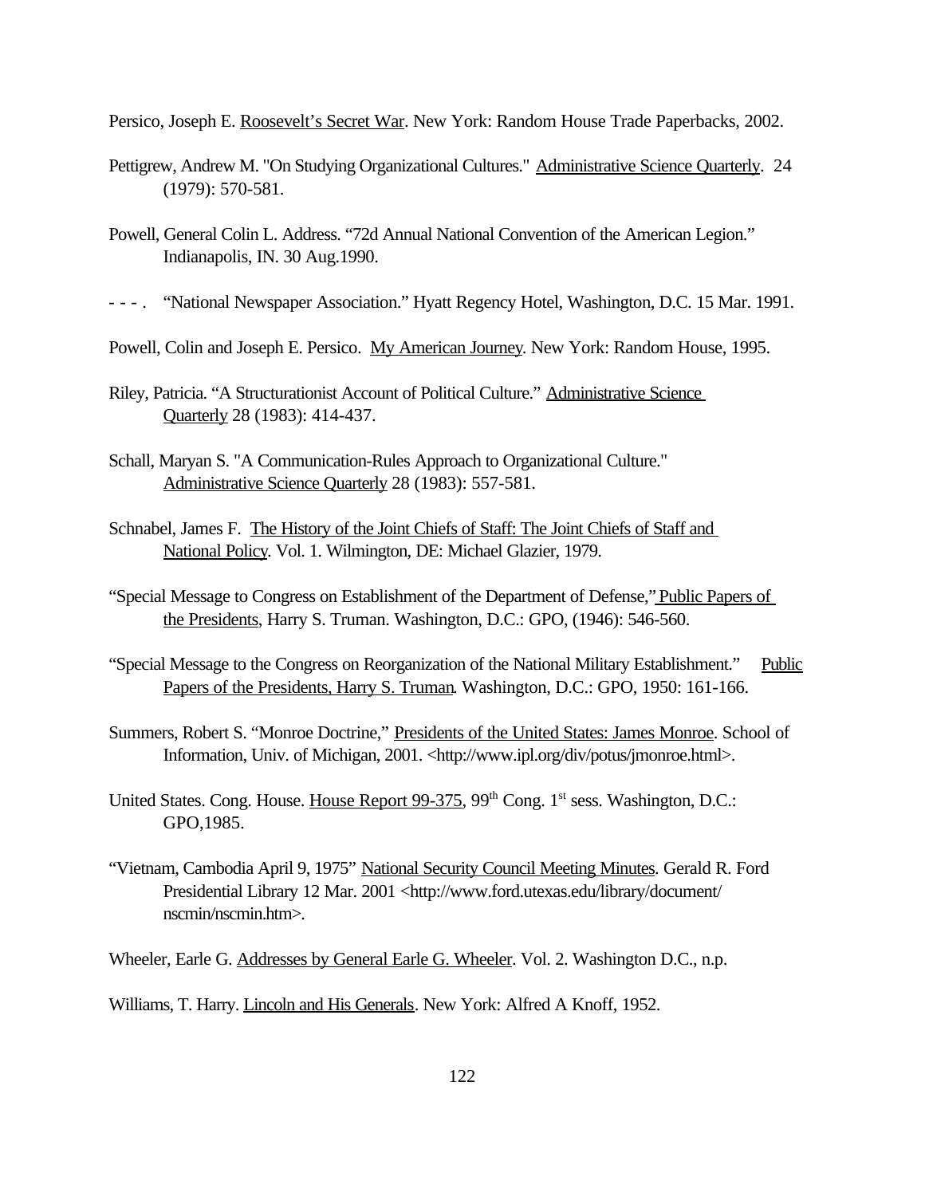Persico, Joseph E. Roosevelt's Secret War. New York: Random House Trade Paperbacks, 2002.

Pettigrew, Andrew M. "On Studying Organizational Cultures." Administrative Science Quarterly. 24 (1979): 570-581.

Powell, General Colin L. Address. "72d Annual National Convention of the American Legion." Indianapolis, IN. 30 Aug.1990.

- - - . "National Newspaper Association." Hyatt Regency Hotel, Washington, D.C. 15 Mar. 1991.

Powell, Colin and Joseph E. Persico. My American Journey. New York: Random House, 1995.

Riley, Patricia. "A Structurationist Account of Political Culture." Administrative Science Quarterly 28 (1983): 414-437.

Schall, Maryan S. "A Communication-Rules Approach to Organizational Culture." Administrative Science Quarterly 28 (1983): 557-581.

Schnabel, James F. The History of the Joint Chiefs of Staff: The Joint Chiefs of Staff and National Policy. Vol. 1. Wilmington, DE: Michael Glazier, 1979.

"Special Message to Congress on Establishment of the Department of Defense," Public Papers of the Presidents, Harry S. Truman. Washington, D.C.: GPO, (1946): 546-560.

"Special Message to the Congress on Reorganization of the National Military Establishment." Public Papers of the Presidents, Harry S. Truman. Washington, D.C.: GPO, 1950: 161-166.

Summers, Robert S. "Monroe Doctrine," Presidents of the United States: James Monroe. School of Information, Univ. of Michigan, 2001. <http://www.ipl.org/div/potus/jmonroe.html>.

United States. Cong. House. House Report 99-375, 99th Cong. 1st sess. Washington, D.C.: GPO,1985.

"Vietnam, Cambodia April 9, 1975" National Security Council Meeting Minutes. Gerald R. Ford Presidential Library 12 Mar. 2001 <http://www.ford.utexas.edu/library/document/nscmin/nscmin.htm>.

Wheeler, Earle G. Addresses by General Earle G. Wheeler. Vol. 2. Washington D.C., n.p.

Williams, T. Harry. Lincoln and His Generals. New York: Alfred A Knoff, 1952.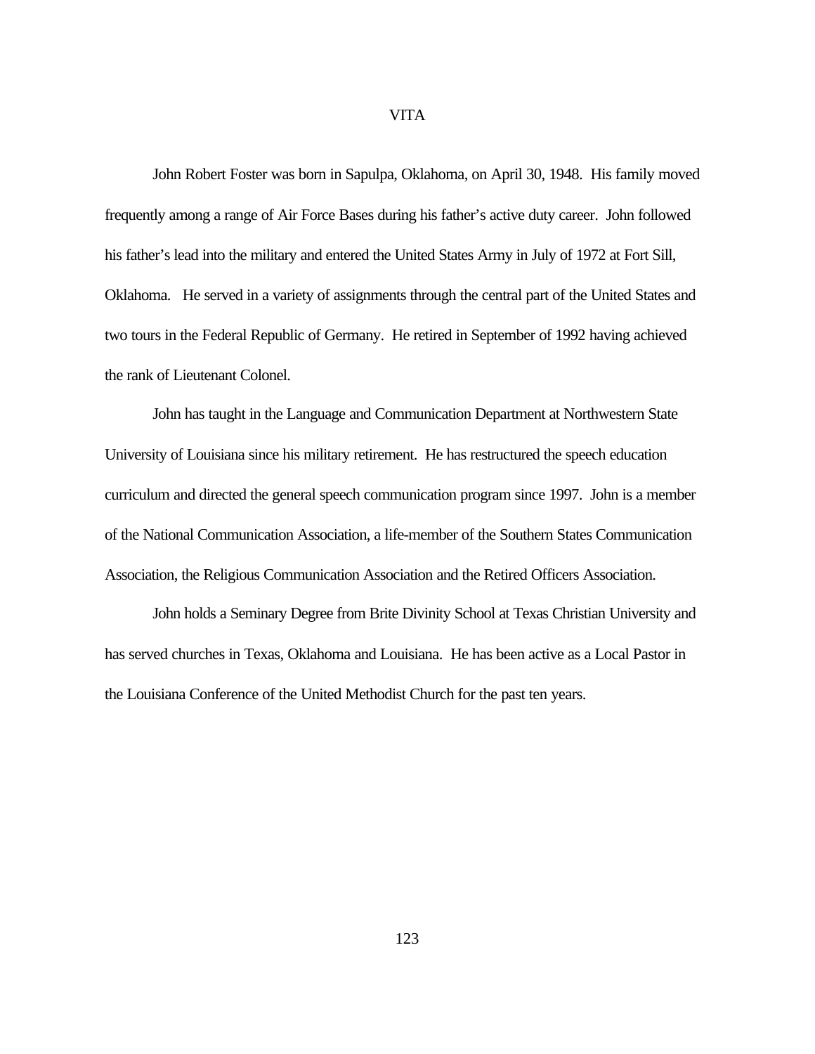# VITA

John Robert Foster was born in Sapulpa, Oklahoma, on April 30, 1948. His family moved frequently among a range of Air Force Bases during his father's active duty career. John followed his father's lead into the military and entered the United States Army in July of 1972 at Fort Sill, Oklahoma. He served in a variety of assignments through the central part of the United States and two tours in the Federal Republic of Germany. He retired in September of 1992 having achieved the rank of Lieutenant Colonel.

John has taught in the Language and Communication Department at Northwestern State University of Louisiana since his military retirement. He has restructured the speech education curriculum and directed the general speech communication program since 1997. John is a member of the National Communication Association, a life-member of the Southern States Communication Association, the Religious Communication Association and the Retired Officers Association.

John holds a Seminary Degree from Brite Divinity School at Texas Christian University and has served churches in Texas, Oklahoma and Louisiana. He has been active as a Local Pastor in the Louisiana Conference of the United Methodist Church for the past ten years.